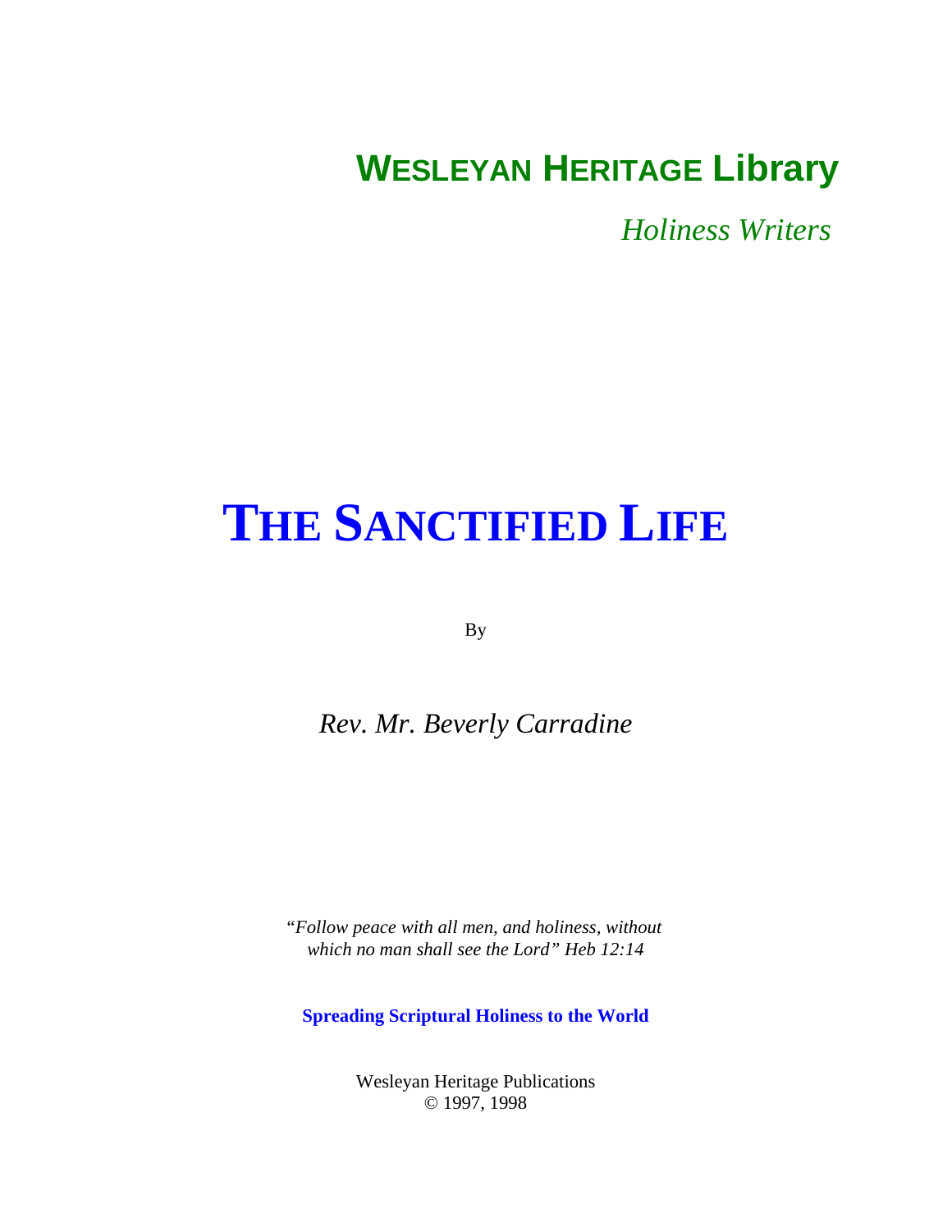# WESLEYAN HERITAGE Library

*Holiness Writers*

# THE SANCTIFIED LIFE

By

*Rev. Mr. Beverly Carradine*

*"Follow peace with all men, and holiness, without which no man shall see the Lord" Heb 12:14*

**Spreading Scriptural Holiness to the World**

Wesleyan Heritage Publications
© 1997, 1998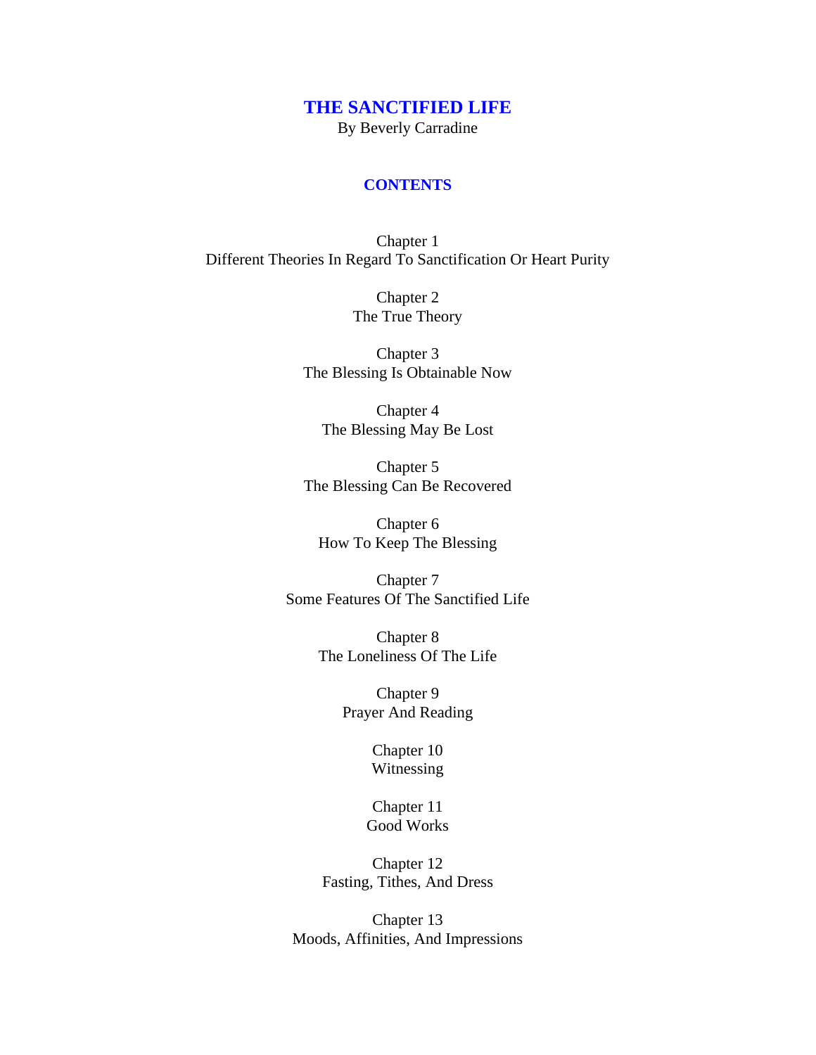# THE SANCTIFIED LIFE

By Beverly Carradine

## CONTENTS

Chapter 1
Different Theories In Regard To Sanctification Or Heart Purity

Chapter 2
The True Theory

Chapter 3
The Blessing Is Obtainable Now

Chapter 4
The Blessing May Be Lost

Chapter 5
The Blessing Can Be Recovered

Chapter 6
How To Keep The Blessing

Chapter 7
Some Features Of The Sanctified Life

Chapter 8
The Loneliness Of The Life

Chapter 9
Prayer And Reading

Chapter 10
Witnessing

Chapter 11
Good Works

Chapter 12
Fasting, Tithes, And Dress

Chapter 13
Moods, Affinities, And Impressions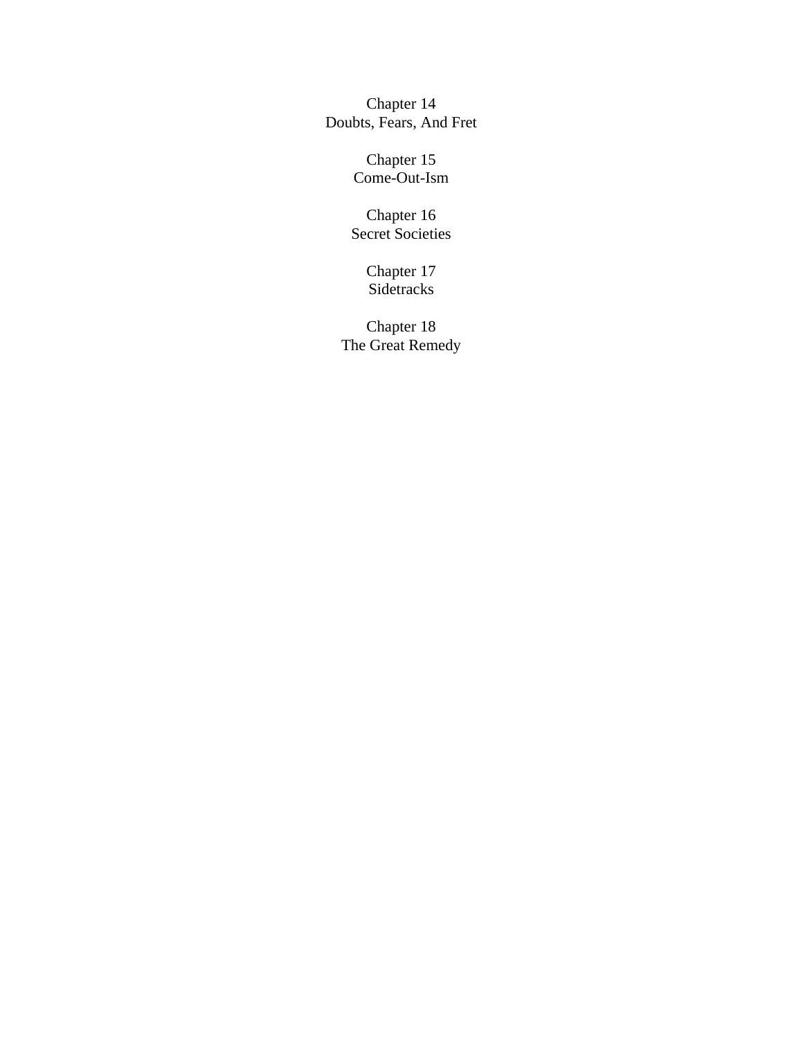Chapter 14
Doubts, Fears, And Fret

Chapter 15
Come-Out-Ism

Chapter 16
Secret Societies

Chapter 17
Sidetracks

Chapter 18
The Great Remedy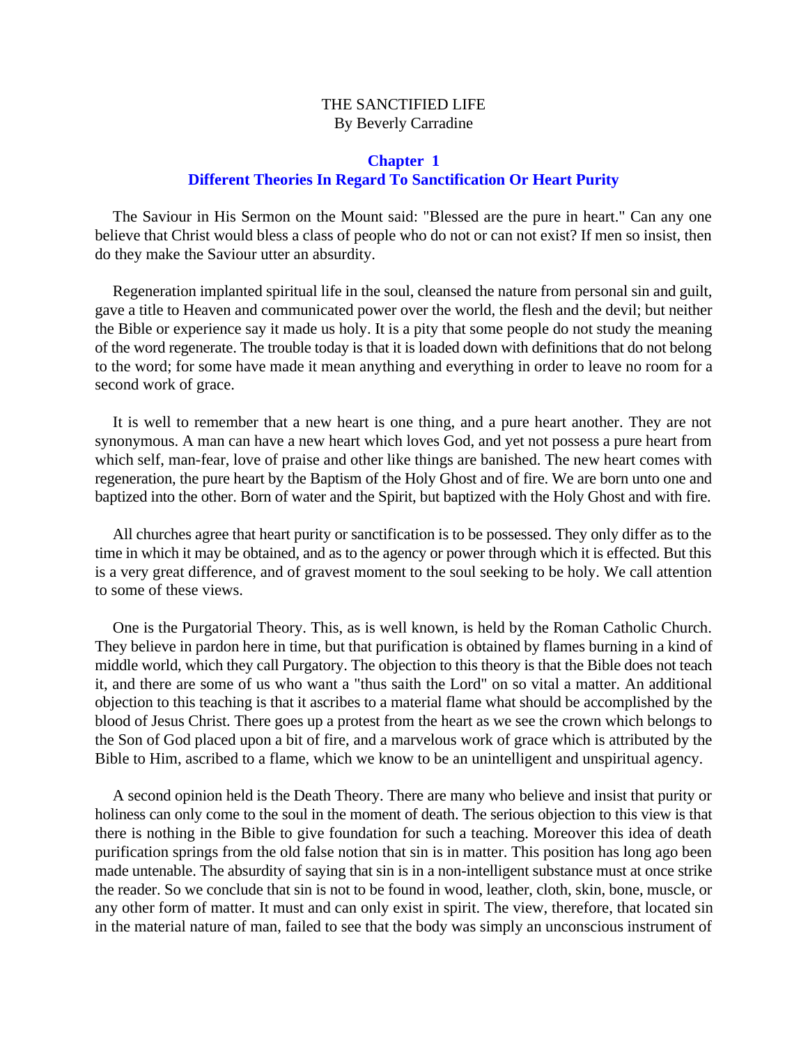THE SANCTIFIED LIFE
By Beverly Carradine

## Chapter 1
## Different Theories In Regard To Sanctification Or Heart Purity

The Saviour in His Sermon on the Mount said: "Blessed are the pure in heart." Can any one believe that Christ would bless a class of people who do not or can not exist? If men so insist, then do they make the Saviour utter an absurdity.

Regeneration implanted spiritual life in the soul, cleansed the nature from personal sin and guilt, gave a title to Heaven and communicated power over the world, the flesh and the devil; but neither the Bible or experience say it made us holy. It is a pity that some people do not study the meaning of the word regenerate. The trouble today is that it is loaded down with definitions that do not belong to the word; for some have made it mean anything and everything in order to leave no room for a second work of grace.

It is well to remember that a new heart is one thing, and a pure heart another. They are not synonymous. A man can have a new heart which loves God, and yet not possess a pure heart from which self, man-fear, love of praise and other like things are banished. The new heart comes with regeneration, the pure heart by the Baptism of the Holy Ghost and of fire. We are born unto one and baptized into the other. Born of water and the Spirit, but baptized with the Holy Ghost and with fire.

All churches agree that heart purity or sanctification is to be possessed. They only differ as to the time in which it may be obtained, and as to the agency or power through which it is effected. But this is a very great difference, and of gravest moment to the soul seeking to be holy. We call attention to some of these views.

One is the Purgatorial Theory. This, as is well known, is held by the Roman Catholic Church. They believe in pardon here in time, but that purification is obtained by flames burning in a kind of middle world, which they call Purgatory. The objection to this theory is that the Bible does not teach it, and there are some of us who want a "thus saith the Lord" on so vital a matter. An additional objection to this teaching is that it ascribes to a material flame what should be accomplished by the blood of Jesus Christ. There goes up a protest from the heart as we see the crown which belongs to the Son of God placed upon a bit of fire, and a marvelous work of grace which is attributed by the Bible to Him, ascribed to a flame, which we know to be an unintelligent and unspiritual agency.

A second opinion held is the Death Theory. There are many who believe and insist that purity or holiness can only come to the soul in the moment of death. The serious objection to this view is that there is nothing in the Bible to give foundation for such a teaching. Moreover this idea of death purification springs from the old false notion that sin is in matter. This position has long ago been made untenable. The absurdity of saying that sin is in a non-intelligent substance must at once strike the reader. So we conclude that sin is not to be found in wood, leather, cloth, skin, bone, muscle, or any other form of matter. It must and can only exist in spirit. The view, therefore, that located sin in the material nature of man, failed to see that the body was simply an unconscious instrument of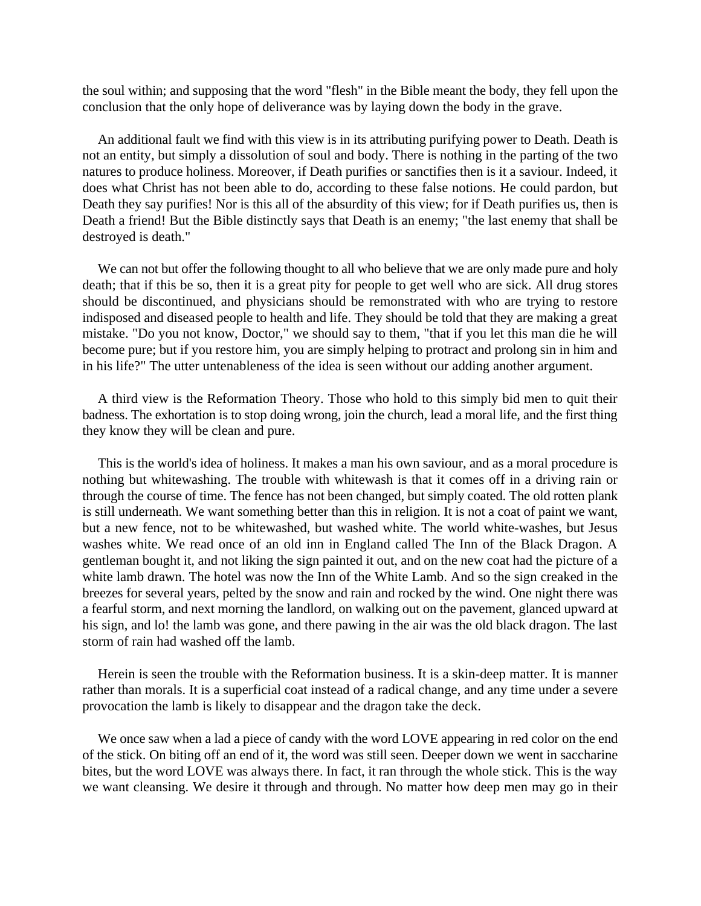the soul within; and supposing that the word "flesh" in the Bible meant the body, they fell upon the conclusion that the only hope of deliverance was by laying down the body in the grave.

An additional fault we find with this view is in its attributing purifying power to Death. Death is not an entity, but simply a dissolution of soul and body. There is nothing in the parting of the two natures to produce holiness. Moreover, if Death purifies or sanctifies then is it a saviour. Indeed, it does what Christ has not been able to do, according to these false notions. He could pardon, but Death they say purifies! Nor is this all of the absurdity of this view; for if Death purifies us, then is Death a friend! But the Bible distinctly says that Death is an enemy; "the last enemy that shall be destroyed is death."

We can not but offer the following thought to all who believe that we are only made pure and holy death; that if this be so, then it is a great pity for people to get well who are sick. All drug stores should be discontinued, and physicians should be remonstrated with who are trying to restore indisposed and diseased people to health and life. They should be told that they are making a great mistake. "Do you not know, Doctor," we should say to them, "that if you let this man die he will become pure; but if you restore him, you are simply helping to protract and prolong sin in him and in his life?" The utter untenableness of the idea is seen without our adding another argument.

A third view is the Reformation Theory. Those who hold to this simply bid men to quit their badness. The exhortation is to stop doing wrong, join the church, lead a moral life, and the first thing they know they will be clean and pure.

This is the world's idea of holiness. It makes a man his own saviour, and as a moral procedure is nothing but whitewashing. The trouble with whitewash is that it comes off in a driving rain or through the course of time. The fence has not been changed, but simply coated. The old rotten plank is still underneath. We want something better than this in religion. It is not a coat of paint we want, but a new fence, not to be whitewashed, but washed white. The world white-washes, but Jesus washes white. We read once of an old inn in England called The Inn of the Black Dragon. A gentleman bought it, and not liking the sign painted it out, and on the new coat had the picture of a white lamb drawn. The hotel was now the Inn of the White Lamb. And so the sign creaked in the breezes for several years, pelted by the snow and rain and rocked by the wind. One night there was a fearful storm, and next morning the landlord, on walking out on the pavement, glanced upward at his sign, and lo! the lamb was gone, and there pawing in the air was the old black dragon. The last storm of rain had washed off the lamb.

Herein is seen the trouble with the Reformation business. It is a skin-deep matter. It is manner rather than morals. It is a superficial coat instead of a radical change, and any time under a severe provocation the lamb is likely to disappear and the dragon take the deck.

We once saw when a lad a piece of candy with the word LOVE appearing in red color on the end of the stick. On biting off an end of it, the word was still seen. Deeper down we went in saccharine bites, but the word LOVE was always there. In fact, it ran through the whole stick. This is the way we want cleansing. We desire it through and through. No matter how deep men may go in their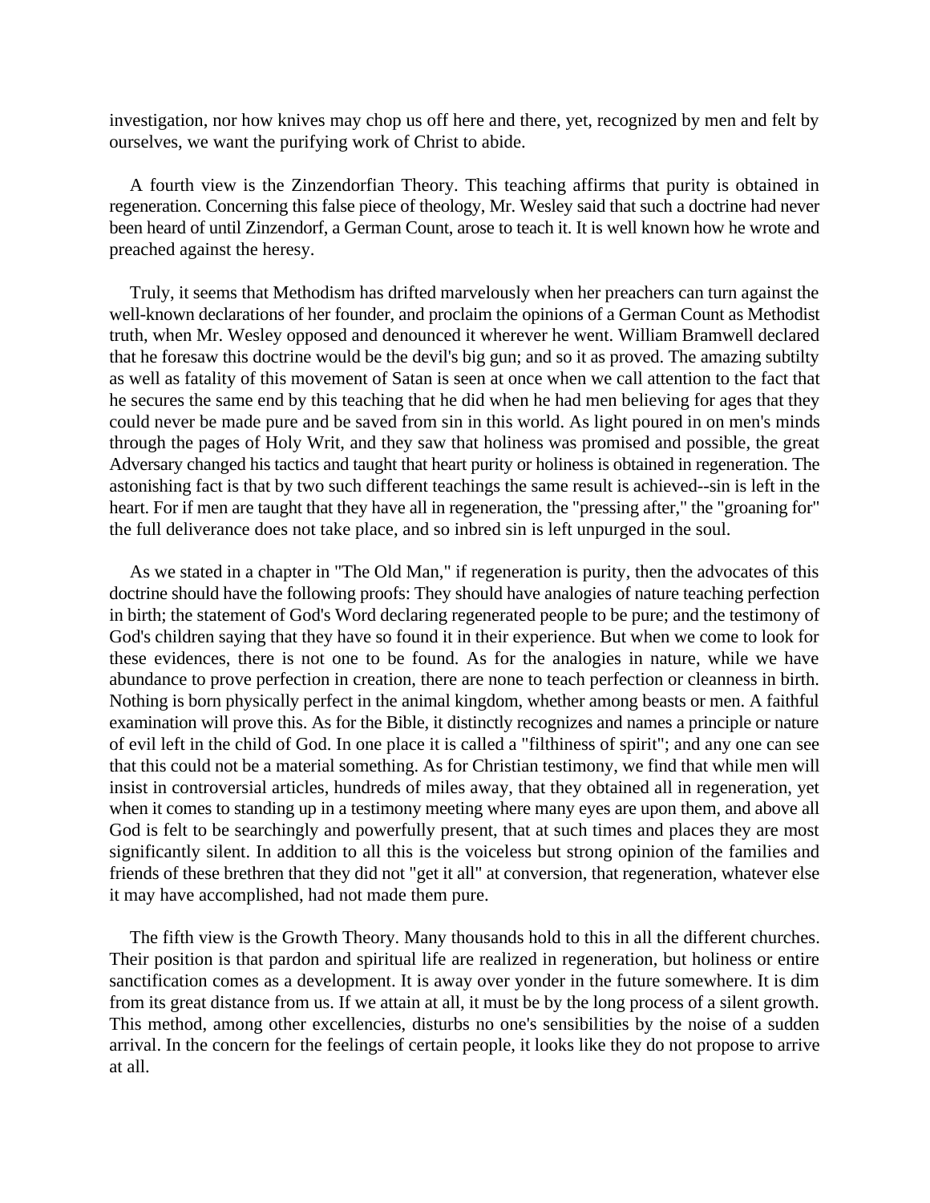investigation, nor how knives may chop us off here and there, yet, recognized by men and felt by ourselves, we want the purifying work of Christ to abide.

A fourth view is the Zinzendorfian Theory. This teaching affirms that purity is obtained in regeneration. Concerning this false piece of theology, Mr. Wesley said that such a doctrine had never been heard of until Zinzendorf, a German Count, arose to teach it. It is well known how he wrote and preached against the heresy.

Truly, it seems that Methodism has drifted marvelously when her preachers can turn against the well-known declarations of her founder, and proclaim the opinions of a German Count as Methodist truth, when Mr. Wesley opposed and denounced it wherever he went. William Bramwell declared that he foresaw this doctrine would be the devil's big gun; and so it as proved. The amazing subtilty as well as fatality of this movement of Satan is seen at once when we call attention to the fact that he secures the same end by this teaching that he did when he had men believing for ages that they could never be made pure and be saved from sin in this world. As light poured in on men's minds through the pages of Holy Writ, and they saw that holiness was promised and possible, the great Adversary changed his tactics and taught that heart purity or holiness is obtained in regeneration. The astonishing fact is that by two such different teachings the same result is achieved--sin is left in the heart. For if men are taught that they have all in regeneration, the "pressing after," the "groaning for" the full deliverance does not take place, and so inbred sin is left unpurged in the soul.

As we stated in a chapter in "The Old Man," if regeneration is purity, then the advocates of this doctrine should have the following proofs: They should have analogies of nature teaching perfection in birth; the statement of God's Word declaring regenerated people to be pure; and the testimony of God's children saying that they have so found it in their experience. But when we come to look for these evidences, there is not one to be found. As for the analogies in nature, while we have abundance to prove perfection in creation, there are none to teach perfection or cleanness in birth. Nothing is born physically perfect in the animal kingdom, whether among beasts or men. A faithful examination will prove this. As for the Bible, it distinctly recognizes and names a principle or nature of evil left in the child of God. In one place it is called a "filthiness of spirit"; and any one can see that this could not be a material something. As for Christian testimony, we find that while men will insist in controversial articles, hundreds of miles away, that they obtained all in regeneration, yet when it comes to standing up in a testimony meeting where many eyes are upon them, and above all God is felt to be searchingly and powerfully present, that at such times and places they are most significantly silent. In addition to all this is the voiceless but strong opinion of the families and friends of these brethren that they did not "get it all" at conversion, that regeneration, whatever else it may have accomplished, had not made them pure.

The fifth view is the Growth Theory. Many thousands hold to this in all the different churches. Their position is that pardon and spiritual life are realized in regeneration, but holiness or entire sanctification comes as a development. It is away over yonder in the future somewhere. It is dim from its great distance from us. If we attain at all, it must be by the long process of a silent growth. This method, among other excellencies, disturbs no one's sensibilities by the noise of a sudden arrival. In the concern for the feelings of certain people, it looks like they do not propose to arrive at all.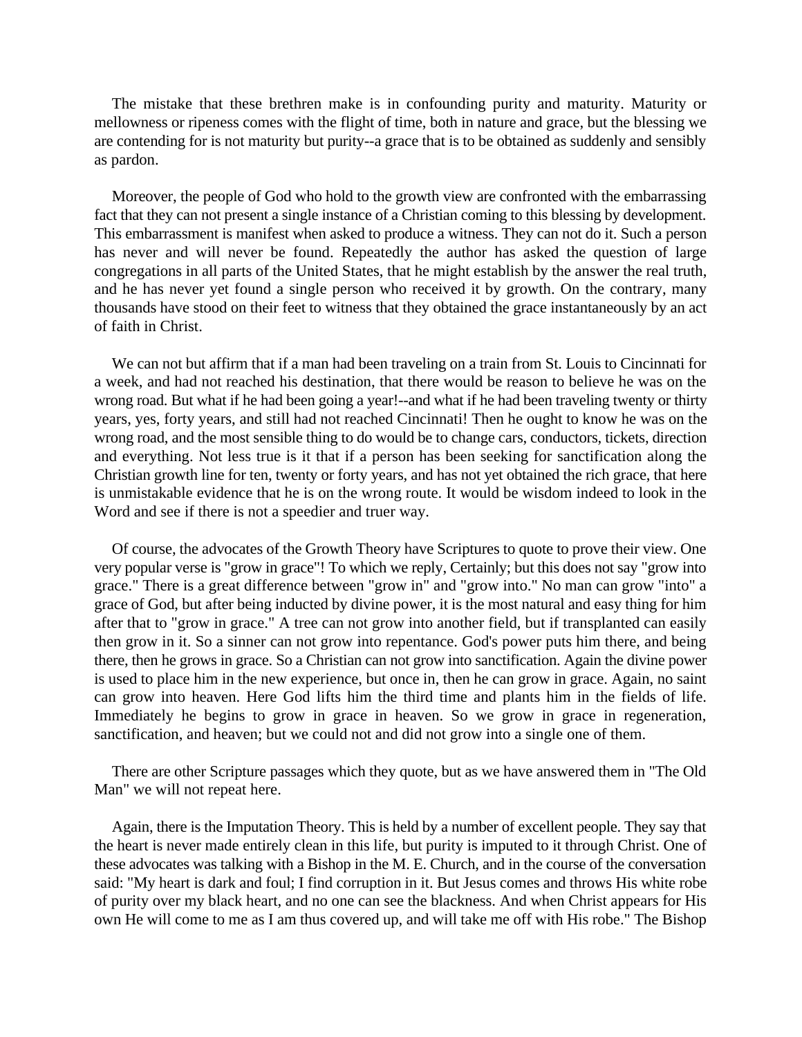The mistake that these brethren make is in confounding purity and maturity. Maturity or mellowness or ripeness comes with the flight of time, both in nature and grace, but the blessing we are contending for is not maturity but purity--a grace that is to be obtained as suddenly and sensibly as pardon.

Moreover, the people of God who hold to the growth view are confronted with the embarrassing fact that they can not present a single instance of a Christian coming to this blessing by development. This embarrassment is manifest when asked to produce a witness. They can not do it. Such a person has never and will never be found. Repeatedly the author has asked the question of large congregations in all parts of the United States, that he might establish by the answer the real truth, and he has never yet found a single person who received it by growth. On the contrary, many thousands have stood on their feet to witness that they obtained the grace instantaneously by an act of faith in Christ.

We can not but affirm that if a man had been traveling on a train from St. Louis to Cincinnati for a week, and had not reached his destination, that there would be reason to believe he was on the wrong road. But what if he had been going a year!--and what if he had been traveling twenty or thirty years, yes, forty years, and still had not reached Cincinnati! Then he ought to know he was on the wrong road, and the most sensible thing to do would be to change cars, conductors, tickets, direction and everything. Not less true is it that if a person has been seeking for sanctification along the Christian growth line for ten, twenty or forty years, and has not yet obtained the rich grace, that here is unmistakable evidence that he is on the wrong route. It would be wisdom indeed to look in the Word and see if there is not a speedier and truer way.

Of course, the advocates of the Growth Theory have Scriptures to quote to prove their view. One very popular verse is "grow in grace"! To which we reply, Certainly; but this does not say "grow into grace." There is a great difference between "grow in" and "grow into." No man can grow "into" a grace of God, but after being inducted by divine power, it is the most natural and easy thing for him after that to "grow in grace." A tree can not grow into another field, but if transplanted can easily then grow in it. So a sinner can not grow into repentance. God's power puts him there, and being there, then he grows in grace. So a Christian can not grow into sanctification. Again the divine power is used to place him in the new experience, but once in, then he can grow in grace. Again, no saint can grow into heaven. Here God lifts him the third time and plants him in the fields of life. Immediately he begins to grow in grace in heaven. So we grow in grace in regeneration, sanctification, and heaven; but we could not and did not grow into a single one of them.

There are other Scripture passages which they quote, but as we have answered them in "The Old Man" we will not repeat here.

Again, there is the Imputation Theory. This is held by a number of excellent people. They say that the heart is never made entirely clean in this life, but purity is imputed to it through Christ. One of these advocates was talking with a Bishop in the M. E. Church, and in the course of the conversation said: "My heart is dark and foul; I find corruption in it. But Jesus comes and throws His white robe of purity over my black heart, and no one can see the blackness. And when Christ appears for His own He will come to me as I am thus covered up, and will take me off with His robe." The Bishop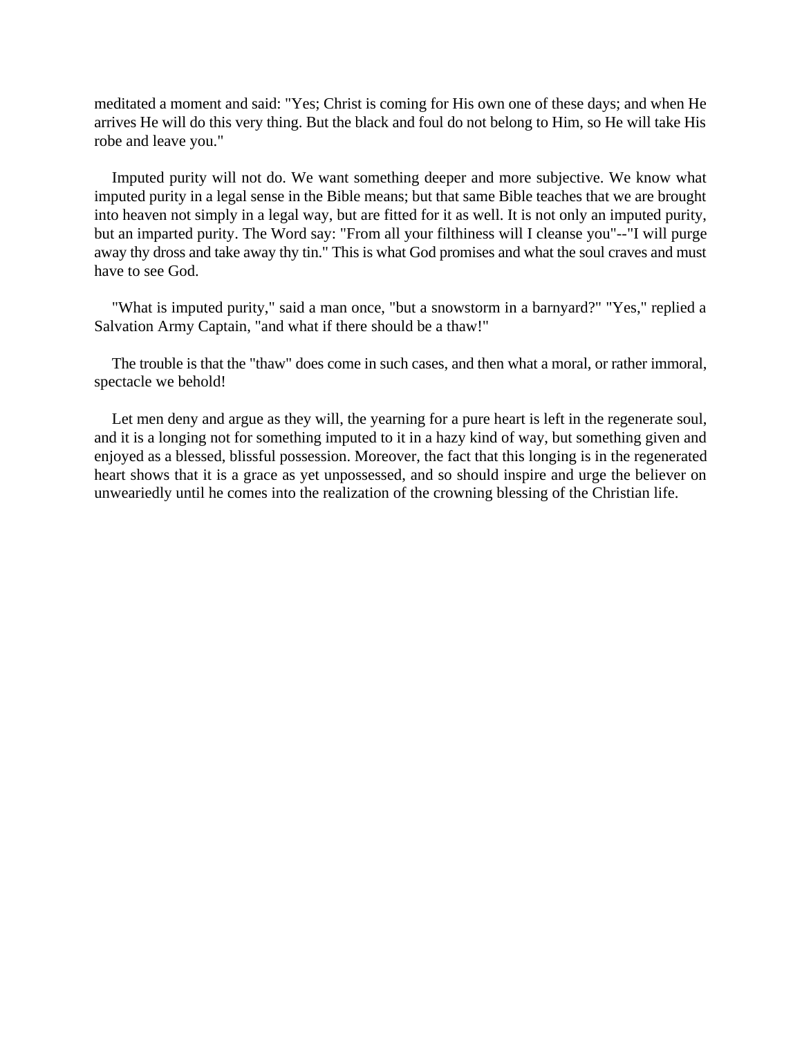meditated a moment and said: "Yes; Christ is coming for His own one of these days; and when He arrives He will do this very thing. But the black and foul do not belong to Him, so He will take His robe and leave you."

Imputed purity will not do. We want something deeper and more subjective. We know what imputed purity in a legal sense in the Bible means; but that same Bible teaches that we are brought into heaven not simply in a legal way, but are fitted for it as well. It is not only an imputed purity, but an imparted purity. The Word say: "From all your filthiness will I cleanse you"--"I will purge away thy dross and take away thy tin." This is what God promises and what the soul craves and must have to see God.

"What is imputed purity," said a man once, "but a snowstorm in a barnyard?" "Yes," replied a Salvation Army Captain, "and what if there should be a thaw!"

The trouble is that the "thaw" does come in such cases, and then what a moral, or rather immoral, spectacle we behold!

Let men deny and argue as they will, the yearning for a pure heart is left in the regenerate soul, and it is a longing not for something imputed to it in a hazy kind of way, but something given and enjoyed as a blessed, blissful possession. Moreover, the fact that this longing is in the regenerated heart shows that it is a grace as yet unpossessed, and so should inspire and urge the believer on unweariedly until he comes into the realization of the crowning blessing of the Christian life.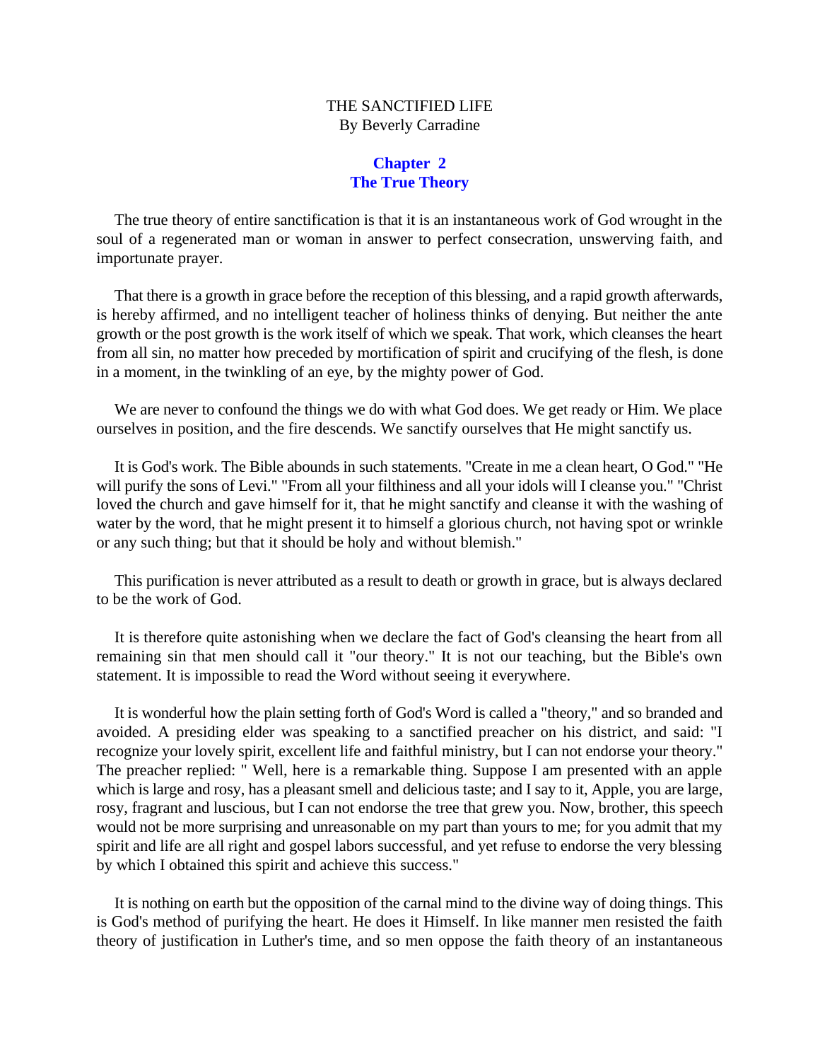THE SANCTIFIED LIFE
By Beverly Carradine

## Chapter 2
## The True Theory

The true theory of entire sanctification is that it is an instantaneous work of God wrought in the soul of a regenerated man or woman in answer to perfect consecration, unswerving faith, and importunate prayer.

That there is a growth in grace before the reception of this blessing, and a rapid growth afterwards, is hereby affirmed, and no intelligent teacher of holiness thinks of denying. But neither the ante growth or the post growth is the work itself of which we speak. That work, which cleanses the heart from all sin, no matter how preceded by mortification of spirit and crucifying of the flesh, is done in a moment, in the twinkling of an eye, by the mighty power of God.

We are never to confound the things we do with what God does. We get ready or Him. We place ourselves in position, and the fire descends. We sanctify ourselves that He might sanctify us.

It is God's work. The Bible abounds in such statements. "Create in me a clean heart, O God." "He will purify the sons of Levi." "From all your filthiness and all your idols will I cleanse you." "Christ loved the church and gave himself for it, that he might sanctify and cleanse it with the washing of water by the word, that he might present it to himself a glorious church, not having spot or wrinkle or any such thing; but that it should be holy and without blemish."

This purification is never attributed as a result to death or growth in grace, but is always declared to be the work of God.

It is therefore quite astonishing when we declare the fact of God's cleansing the heart from all remaining sin that men should call it "our theory." It is not our teaching, but the Bible's own statement. It is impossible to read the Word without seeing it everywhere.

It is wonderful how the plain setting forth of God's Word is called a "theory," and so branded and avoided. A presiding elder was speaking to a sanctified preacher on his district, and said: "I recognize your lovely spirit, excellent life and faithful ministry, but I can not endorse your theory." The preacher replied: " Well, here is a remarkable thing. Suppose I am presented with an apple which is large and rosy, has a pleasant smell and delicious taste; and I say to it, Apple, you are large, rosy, fragrant and luscious, but I can not endorse the tree that grew you. Now, brother, this speech would not be more surprising and unreasonable on my part than yours to me; for you admit that my spirit and life are all right and gospel labors successful, and yet refuse to endorse the very blessing by which I obtained this spirit and achieve this success."

It is nothing on earth but the opposition of the carnal mind to the divine way of doing things. This is God's method of purifying the heart. He does it Himself. In like manner men resisted the faith theory of justification in Luther's time, and so men oppose the faith theory of an instantaneous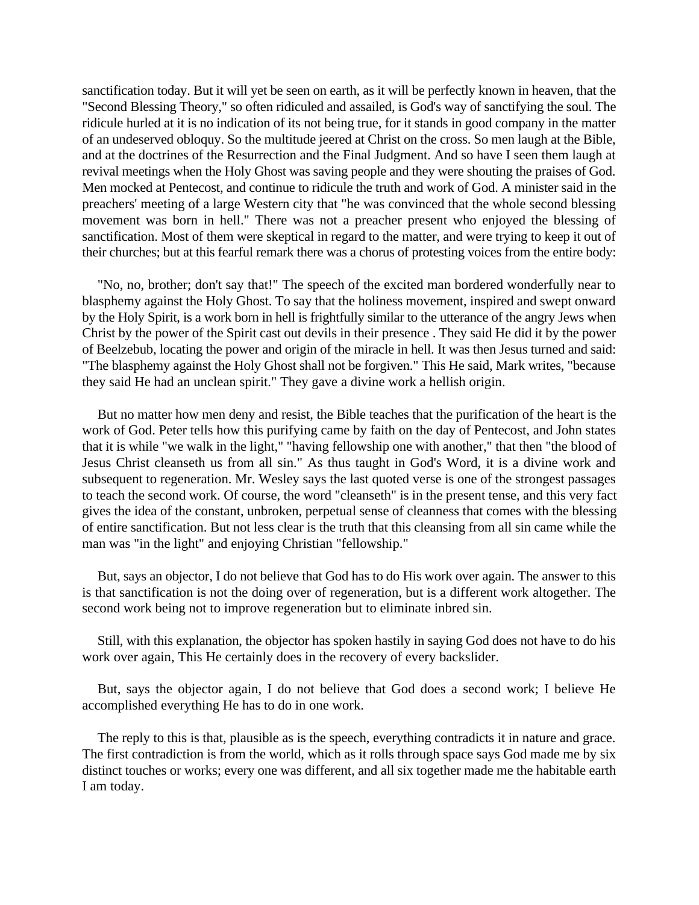sanctification today. But it will yet be seen on earth, as it will be perfectly known in heaven, that the "Second Blessing Theory," so often ridiculed and assailed, is God's way of sanctifying the soul. The ridicule hurled at it is no indication of its not being true, for it stands in good company in the matter of an undeserved obloquy. So the multitude jeered at Christ on the cross. So men laugh at the Bible, and at the doctrines of the Resurrection and the Final Judgment. And so have I seen them laugh at revival meetings when the Holy Ghost was saving people and they were shouting the praises of God. Men mocked at Pentecost, and continue to ridicule the truth and work of God. A minister said in the preachers' meeting of a large Western city that "he was convinced that the whole second blessing movement was born in hell." There was not a preacher present who enjoyed the blessing of sanctification. Most of them were skeptical in regard to the matter, and were trying to keep it out of their churches; but at this fearful remark there was a chorus of protesting voices from the entire body:

"No, no, brother; don't say that!" The speech of the excited man bordered wonderfully near to blasphemy against the Holy Ghost. To say that the holiness movement, inspired and swept onward by the Holy Spirit, is a work born in hell is frightfully similar to the utterance of the angry Jews when Christ by the power of the Spirit cast out devils in their presence . They said He did it by the power of Beelzebub, locating the power and origin of the miracle in hell. It was then Jesus turned and said: "The blasphemy against the Holy Ghost shall not be forgiven." This He said, Mark writes, "because they said He had an unclean spirit." They gave a divine work a hellish origin.

But no matter how men deny and resist, the Bible teaches that the purification of the heart is the work of God. Peter tells how this purifying came by faith on the day of Pentecost, and John states that it is while "we walk in the light," "having fellowship one with another," that then "the blood of Jesus Christ cleanseth us from all sin." As thus taught in God's Word, it is a divine work and subsequent to regeneration. Mr. Wesley says the last quoted verse is one of the strongest passages to teach the second work. Of course, the word "cleanseth" is in the present tense, and this very fact gives the idea of the constant, unbroken, perpetual sense of cleanness that comes with the blessing of entire sanctification. But not less clear is the truth that this cleansing from all sin came while the man was "in the light" and enjoying Christian "fellowship."

But, says an objector, I do not believe that God has to do His work over again. The answer to this is that sanctification is not the doing over of regeneration, but is a different work altogether. The second work being not to improve regeneration but to eliminate inbred sin.

Still, with this explanation, the objector has spoken hastily in saying God does not have to do his work over again, This He certainly does in the recovery of every backslider.

But, says the objector again, I do not believe that God does a second work; I believe He accomplished everything He has to do in one work.

The reply to this is that, plausible as is the speech, everything contradicts it in nature and grace. The first contradiction is from the world, which as it rolls through space says God made me by six distinct touches or works; every one was different, and all six together made me the habitable earth I am today.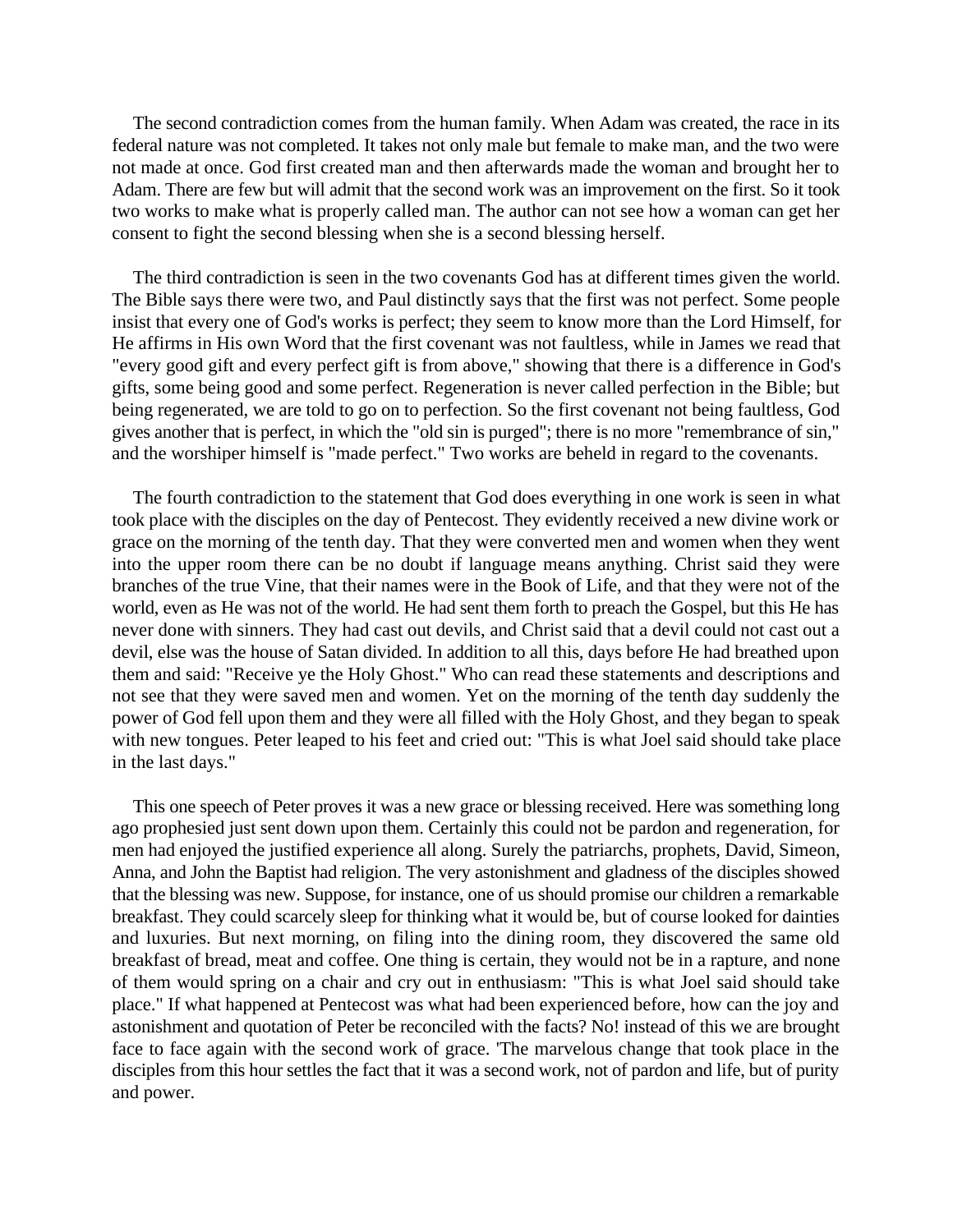The second contradiction comes from the human family. When Adam was created, the race in its federal nature was not completed. It takes not only male but female to make man, and the two were not made at once. God first created man and then afterwards made the woman and brought her to Adam. There are few but will admit that the second work was an improvement on the first. So it took two works to make what is properly called man. The author can not see how a woman can get her consent to fight the second blessing when she is a second blessing herself.

The third contradiction is seen in the two covenants God has at different times given the world. The Bible says there were two, and Paul distinctly says that the first was not perfect. Some people insist that every one of God's works is perfect; they seem to know more than the Lord Himself, for He affirms in His own Word that the first covenant was not faultless, while in James we read that "every good gift and every perfect gift is from above," showing that there is a difference in God's gifts, some being good and some perfect. Regeneration is never called perfection in the Bible; but being regenerated, we are told to go on to perfection. So the first covenant not being faultless, God gives another that is perfect, in which the "old sin is purged"; there is no more "remembrance of sin," and the worshiper himself is "made perfect." Two works are beheld in regard to the covenants.

The fourth contradiction to the statement that God does everything in one work is seen in what took place with the disciples on the day of Pentecost. They evidently received a new divine work or grace on the morning of the tenth day. That they were converted men and women when they went into the upper room there can be no doubt if language means anything. Christ said they were branches of the true Vine, that their names were in the Book of Life, and that they were not of the world, even as He was not of the world. He had sent them forth to preach the Gospel, but this He has never done with sinners. They had cast out devils, and Christ said that a devil could not cast out a devil, else was the house of Satan divided. In addition to all this, days before He had breathed upon them and said: "Receive ye the Holy Ghost." Who can read these statements and descriptions and not see that they were saved men and women. Yet on the morning of the tenth day suddenly the power of God fell upon them and they were all filled with the Holy Ghost, and they began to speak with new tongues. Peter leaped to his feet and cried out: "This is what Joel said should take place in the last days."

This one speech of Peter proves it was a new grace or blessing received. Here was something long ago prophesied just sent down upon them. Certainly this could not be pardon and regeneration, for men had enjoyed the justified experience all along. Surely the patriarchs, prophets, David, Simeon, Anna, and John the Baptist had religion. The very astonishment and gladness of the disciples showed that the blessing was new. Suppose, for instance, one of us should promise our children a remarkable breakfast. They could scarcely sleep for thinking what it would be, but of course looked for dainties and luxuries. But next morning, on filing into the dining room, they discovered the same old breakfast of bread, meat and coffee. One thing is certain, they would not be in a rapture, and none of them would spring on a chair and cry out in enthusiasm: "This is what Joel said should take place." If what happened at Pentecost was what had been experienced before, how can the joy and astonishment and quotation of Peter be reconciled with the facts? No! instead of this we are brought face to face again with the second work of grace. 'The marvelous change that took place in the disciples from this hour settles the fact that it was a second work, not of pardon and life, but of purity and power.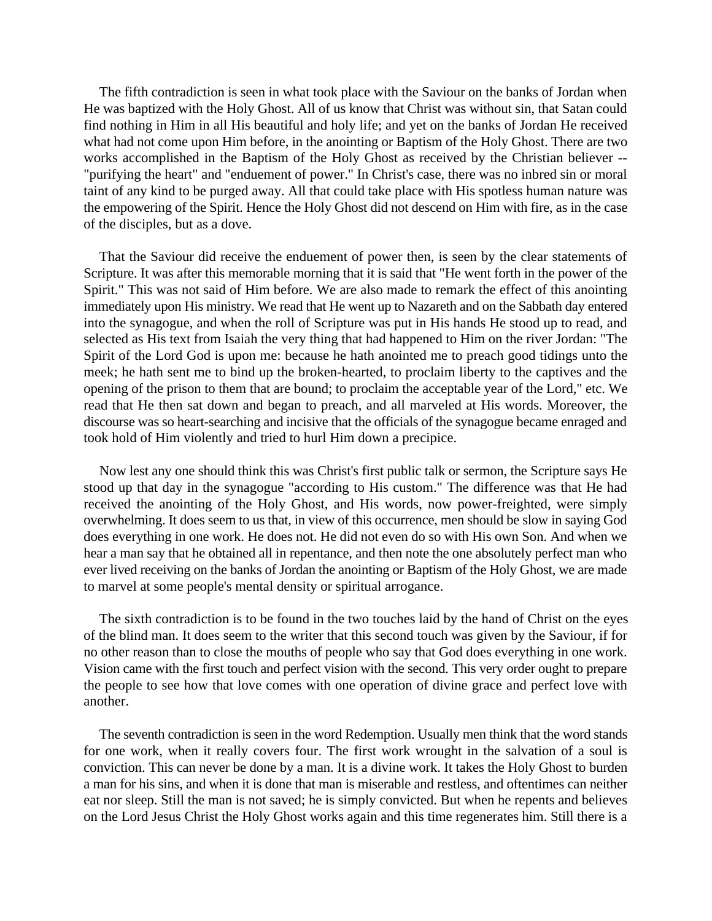The fifth contradiction is seen in what took place with the Saviour on the banks of Jordan when He was baptized with the Holy Ghost. All of us know that Christ was without sin, that Satan could find nothing in Him in all His beautiful and holy life; and yet on the banks of Jordan He received what had not come upon Him before, in the anointing or Baptism of the Holy Ghost. There are two works accomplished in the Baptism of the Holy Ghost as received by the Christian believer -- "purifying the heart" and "enduement of power." In Christ's case, there was no inbred sin or moral taint of any kind to be purged away. All that could take place with His spotless human nature was the empowering of the Spirit. Hence the Holy Ghost did not descend on Him with fire, as in the case of the disciples, but as a dove.

That the Saviour did receive the enduement of power then, is seen by the clear statements of Scripture. It was after this memorable morning that it is said that "He went forth in the power of the Spirit." This was not said of Him before. We are also made to remark the effect of this anointing immediately upon His ministry. We read that He went up to Nazareth and on the Sabbath day entered into the synagogue, and when the roll of Scripture was put in His hands He stood up to read, and selected as His text from Isaiah the very thing that had happened to Him on the river Jordan: "The Spirit of the Lord God is upon me: because he hath anointed me to preach good tidings unto the meek; he hath sent me to bind up the broken-hearted, to proclaim liberty to the captives and the opening of the prison to them that are bound; to proclaim the acceptable year of the Lord," etc. We read that He then sat down and began to preach, and all marveled at His words. Moreover, the discourse was so heart-searching and incisive that the officials of the synagogue became enraged and took hold of Him violently and tried to hurl Him down a precipice.

Now lest any one should think this was Christ's first public talk or sermon, the Scripture says He stood up that day in the synagogue "according to His custom." The difference was that He had received the anointing of the Holy Ghost, and His words, now power-freighted, were simply overwhelming. It does seem to us that, in view of this occurrence, men should be slow in saying God does everything in one work. He does not. He did not even do so with His own Son. And when we hear a man say that he obtained all in repentance, and then note the one absolutely perfect man who ever lived receiving on the banks of Jordan the anointing or Baptism of the Holy Ghost, we are made to marvel at some people's mental density or spiritual arrogance.

The sixth contradiction is to be found in the two touches laid by the hand of Christ on the eyes of the blind man. It does seem to the writer that this second touch was given by the Saviour, if for no other reason than to close the mouths of people who say that God does everything in one work. Vision came with the first touch and perfect vision with the second. This very order ought to prepare the people to see how that love comes with one operation of divine grace and perfect love with another.

The seventh contradiction is seen in the word Redemption. Usually men think that the word stands for one work, when it really covers four. The first work wrought in the salvation of a soul is conviction. This can never be done by a man. It is a divine work. It takes the Holy Ghost to burden a man for his sins, and when it is done that man is miserable and restless, and oftentimes can neither eat nor sleep. Still the man is not saved; he is simply convicted. But when he repents and believes on the Lord Jesus Christ the Holy Ghost works again and this time regenerates him. Still there is a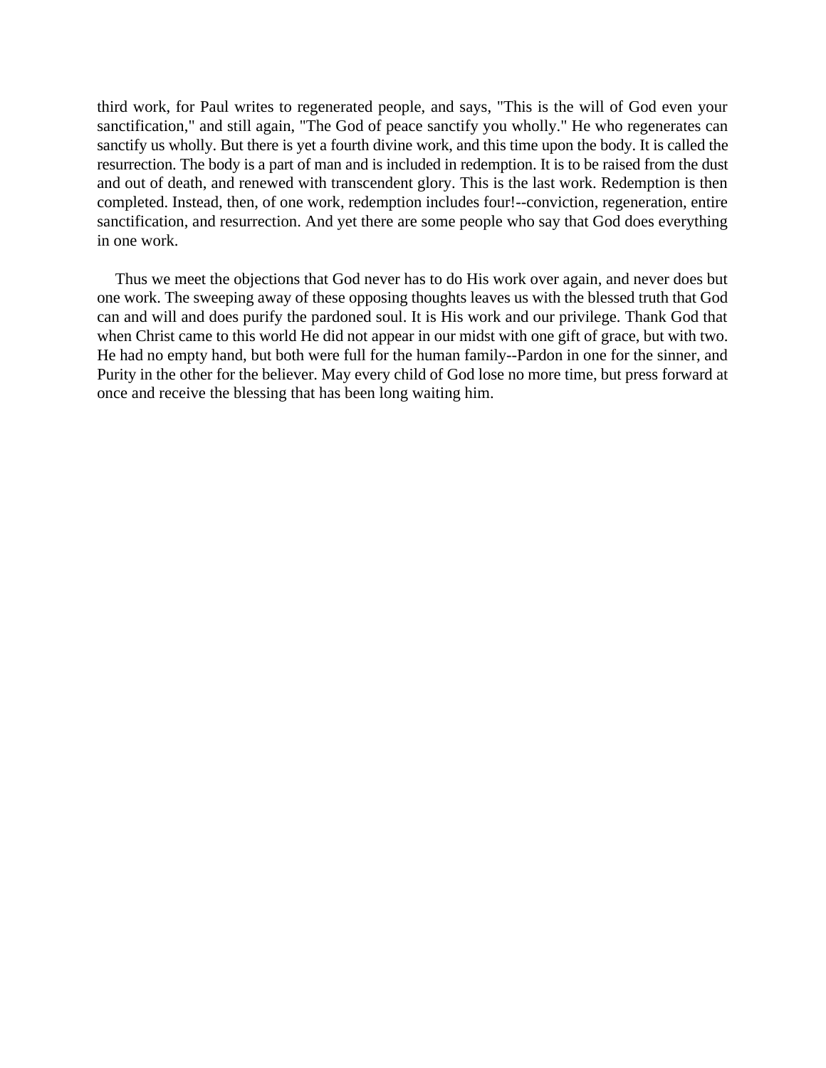third work, for Paul writes to regenerated people, and says, "This is the will of God even your sanctification," and still again, "The God of peace sanctify you wholly." He who regenerates can sanctify us wholly. But there is yet a fourth divine work, and this time upon the body. It is called the resurrection. The body is a part of man and is included in redemption. It is to be raised from the dust and out of death, and renewed with transcendent glory. This is the last work. Redemption is then completed. Instead, then, of one work, redemption includes four!--conviction, regeneration, entire sanctification, and resurrection. And yet there are some people who say that God does everything in one work.

Thus we meet the objections that God never has to do His work over again, and never does but one work. The sweeping away of these opposing thoughts leaves us with the blessed truth that God can and will and does purify the pardoned soul. It is His work and our privilege. Thank God that when Christ came to this world He did not appear in our midst with one gift of grace, but with two. He had no empty hand, but both were full for the human family--Pardon in one for the sinner, and Purity in the other for the believer. May every child of God lose no more time, but press forward at once and receive the blessing that has been long waiting him.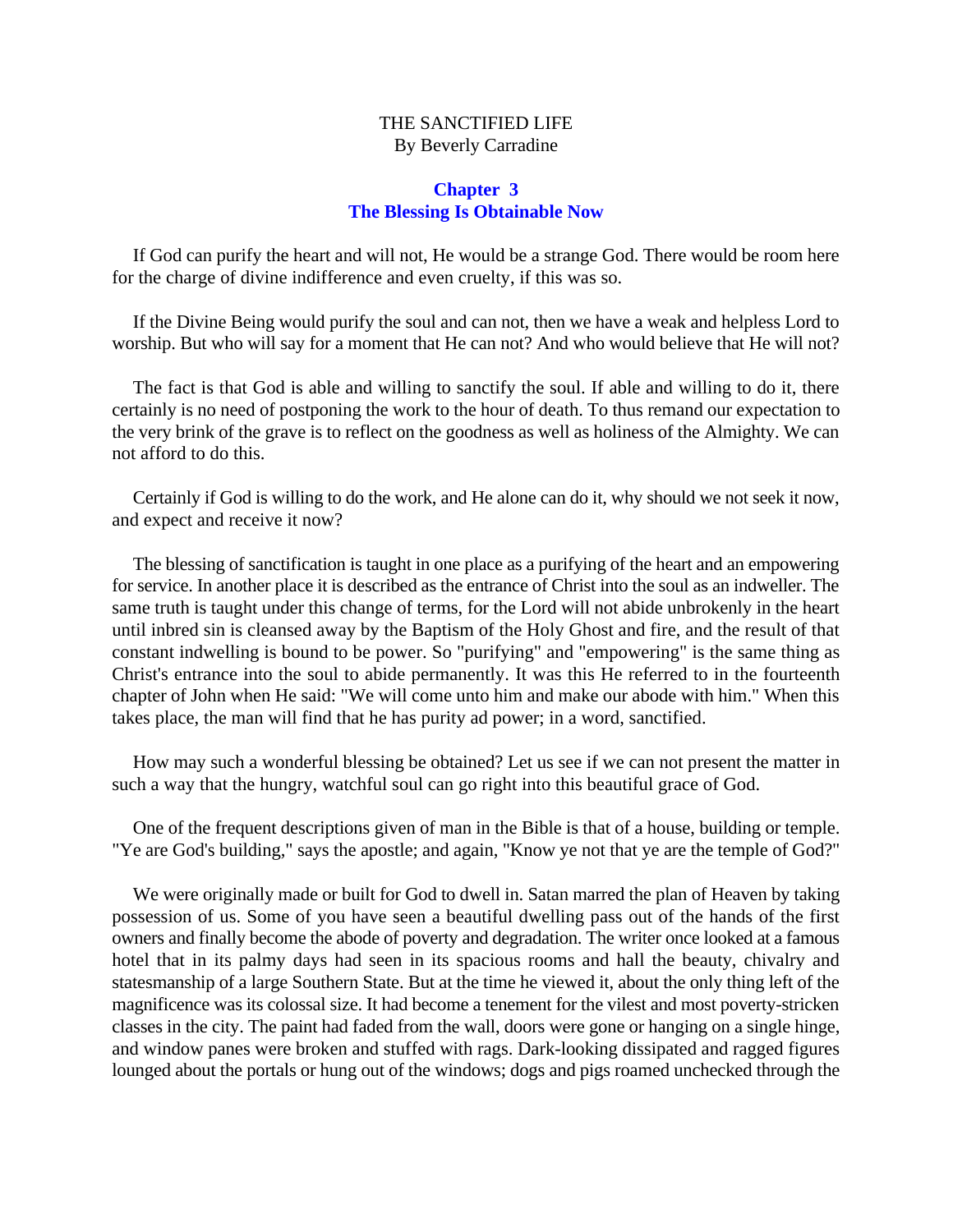THE SANCTIFIED LIFE
By Beverly Carradine

## Chapter 3
## The Blessing Is Obtainable Now

If God can purify the heart and will not, He would be a strange God. There would be room here for the charge of divine indifference and even cruelty, if this was so.

If the Divine Being would purify the soul and can not, then we have a weak and helpless Lord to worship. But who will say for a moment that He can not? And who would believe that He will not?

The fact is that God is able and willing to sanctify the soul. If able and willing to do it, there certainly is no need of postponing the work to the hour of death. To thus remand our expectation to the very brink of the grave is to reflect on the goodness as well as holiness of the Almighty. We can not afford to do this.

Certainly if God is willing to do the work, and He alone can do it, why should we not seek it now, and expect and receive it now?

The blessing of sanctification is taught in one place as a purifying of the heart and an empowering for service. In another place it is described as the entrance of Christ into the soul as an indweller. The same truth is taught under this change of terms, for the Lord will not abide unbrokenly in the heart until inbred sin is cleansed away by the Baptism of the Holy Ghost and fire, and the result of that constant indwelling is bound to be power. So "purifying" and "empowering" is the same thing as Christ's entrance into the soul to abide permanently. It was this He referred to in the fourteenth chapter of John when He said: "We will come unto him and make our abode with him." When this takes place, the man will find that he has purity ad power; in a word, sanctified.

How may such a wonderful blessing be obtained? Let us see if we can not present the matter in such a way that the hungry, watchful soul can go right into this beautiful grace of God.

One of the frequent descriptions given of man in the Bible is that of a house, building or temple. "Ye are God's building," says the apostle; and again, "Know ye not that ye are the temple of God?"

We were originally made or built for God to dwell in. Satan marred the plan of Heaven by taking possession of us. Some of you have seen a beautiful dwelling pass out of the hands of the first owners and finally become the abode of poverty and degradation. The writer once looked at a famous hotel that in its palmy days had seen in its spacious rooms and hall the beauty, chivalry and statesmanship of a large Southern State. But at the time he viewed it, about the only thing left of the magnificence was its colossal size. It had become a tenement for the vilest and most poverty-stricken classes in the city. The paint had faded from the wall, doors were gone or hanging on a single hinge, and window panes were broken and stuffed with rags. Dark-looking dissipated and ragged figures lounged about the portals or hung out of the windows; dogs and pigs roamed unchecked through the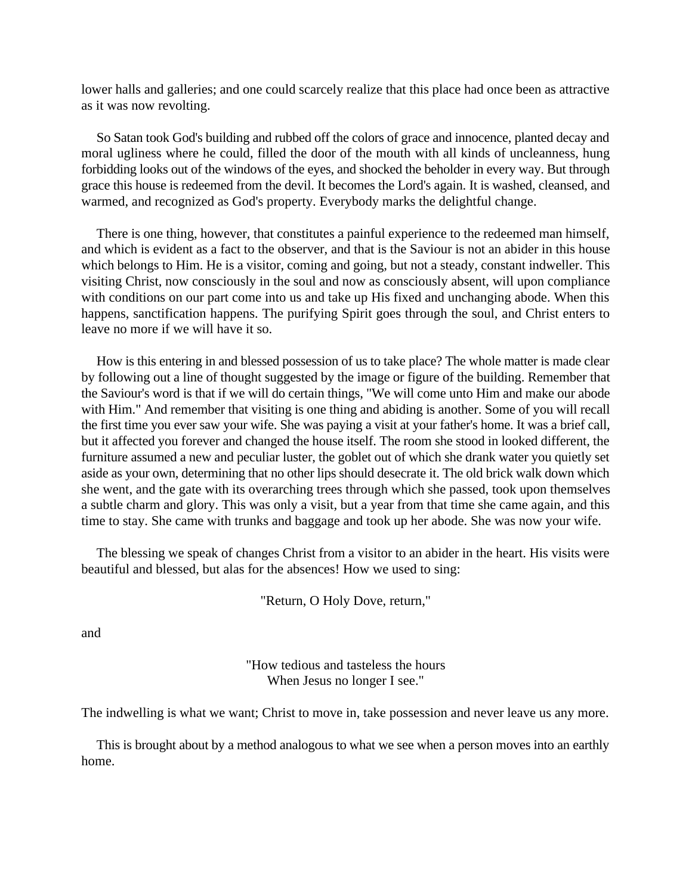lower halls and galleries; and one could scarcely realize that this place had once been as attractive as it was now revolting.

So Satan took God's building and rubbed off the colors of grace and innocence, planted decay and moral ugliness where he could, filled the door of the mouth with all kinds of uncleanness, hung forbidding looks out of the windows of the eyes, and shocked the beholder in every way. But through grace this house is redeemed from the devil. It becomes the Lord's again. It is washed, cleansed, and warmed, and recognized as God's property. Everybody marks the delightful change.

There is one thing, however, that constitutes a painful experience to the redeemed man himself, and which is evident as a fact to the observer, and that is the Saviour is not an abider in this house which belongs to Him. He is a visitor, coming and going, but not a steady, constant indweller. This visiting Christ, now consciously in the soul and now as consciously absent, will upon compliance with conditions on our part come into us and take up His fixed and unchanging abode. When this happens, sanctification happens. The purifying Spirit goes through the soul, and Christ enters to leave no more if we will have it so.

How is this entering in and blessed possession of us to take place? The whole matter is made clear by following out a line of thought suggested by the image or figure of the building. Remember that the Saviour's word is that if we will do certain things, "We will come unto Him and make our abode with Him." And remember that visiting is one thing and abiding is another. Some of you will recall the first time you ever saw your wife. She was paying a visit at your father's home. It was a brief call, but it affected you forever and changed the house itself. The room she stood in looked different, the furniture assumed a new and peculiar luster, the goblet out of which she drank water you quietly set aside as your own, determining that no other lips should desecrate it. The old brick walk down which she went, and the gate with its overarching trees through which she passed, took upon themselves a subtle charm and glory. This was only a visit, but a year from that time she came again, and this time to stay. She came with trunks and baggage and took up her abode. She was now your wife.

The blessing we speak of changes Christ from a visitor to an abider in the heart. His visits were beautiful and blessed, but alas for the absences! How we used to sing:

"Return, O Holy Dove, return,"

and

"How tedious and tasteless the hours
When Jesus no longer I see."

The indwelling is what we want; Christ to move in, take possession and never leave us any more.

This is brought about by a method analogous to what we see when a person moves into an earthly home.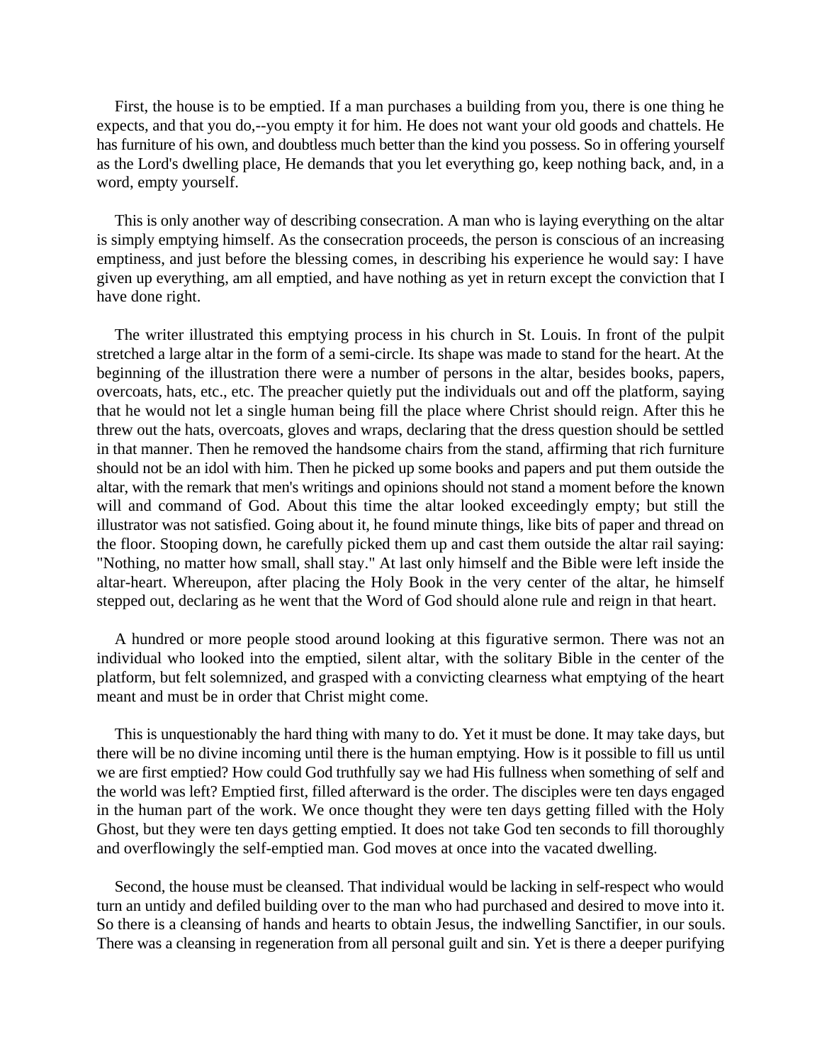First, the house is to be emptied. If a man purchases a building from you, there is one thing he expects, and that you do,--you empty it for him. He does not want your old goods and chattels. He has furniture of his own, and doubtless much better than the kind you possess. So in offering yourself as the Lord's dwelling place, He demands that you let everything go, keep nothing back, and, in a word, empty yourself.

This is only another way of describing consecration. A man who is laying everything on the altar is simply emptying himself. As the consecration proceeds, the person is conscious of an increasing emptiness, and just before the blessing comes, in describing his experience he would say: I have given up everything, am all emptied, and have nothing as yet in return except the conviction that I have done right.

The writer illustrated this emptying process in his church in St. Louis. In front of the pulpit stretched a large altar in the form of a semi-circle. Its shape was made to stand for the heart. At the beginning of the illustration there were a number of persons in the altar, besides books, papers, overcoats, hats, etc., etc. The preacher quietly put the individuals out and off the platform, saying that he would not let a single human being fill the place where Christ should reign. After this he threw out the hats, overcoats, gloves and wraps, declaring that the dress question should be settled in that manner. Then he removed the handsome chairs from the stand, affirming that rich furniture should not be an idol with him. Then he picked up some books and papers and put them outside the altar, with the remark that men's writings and opinions should not stand a moment before the known will and command of God. About this time the altar looked exceedingly empty; but still the illustrator was not satisfied. Going about it, he found minute things, like bits of paper and thread on the floor. Stooping down, he carefully picked them up and cast them outside the altar rail saying: "Nothing, no matter how small, shall stay." At last only himself and the Bible were left inside the altar-heart. Whereupon, after placing the Holy Book in the very center of the altar, he himself stepped out, declaring as he went that the Word of God should alone rule and reign in that heart.

A hundred or more people stood around looking at this figurative sermon. There was not an individual who looked into the emptied, silent altar, with the solitary Bible in the center of the platform, but felt solemnized, and grasped with a convicting clearness what emptying of the heart meant and must be in order that Christ might come.

This is unquestionably the hard thing with many to do. Yet it must be done. It may take days, but there will be no divine incoming until there is the human emptying. How is it possible to fill us until we are first emptied? How could God truthfully say we had His fullness when something of self and the world was left? Emptied first, filled afterward is the order. The disciples were ten days engaged in the human part of the work. We once thought they were ten days getting filled with the Holy Ghost, but they were ten days getting emptied. It does not take God ten seconds to fill thoroughly and overflowingly the self-emptied man. God moves at once into the vacated dwelling.

Second, the house must be cleansed. That individual would be lacking in self-respect who would turn an untidy and defiled building over to the man who had purchased and desired to move into it. So there is a cleansing of hands and hearts to obtain Jesus, the indwelling Sanctifier, in our souls. There was a cleansing in regeneration from all personal guilt and sin. Yet is there a deeper purifying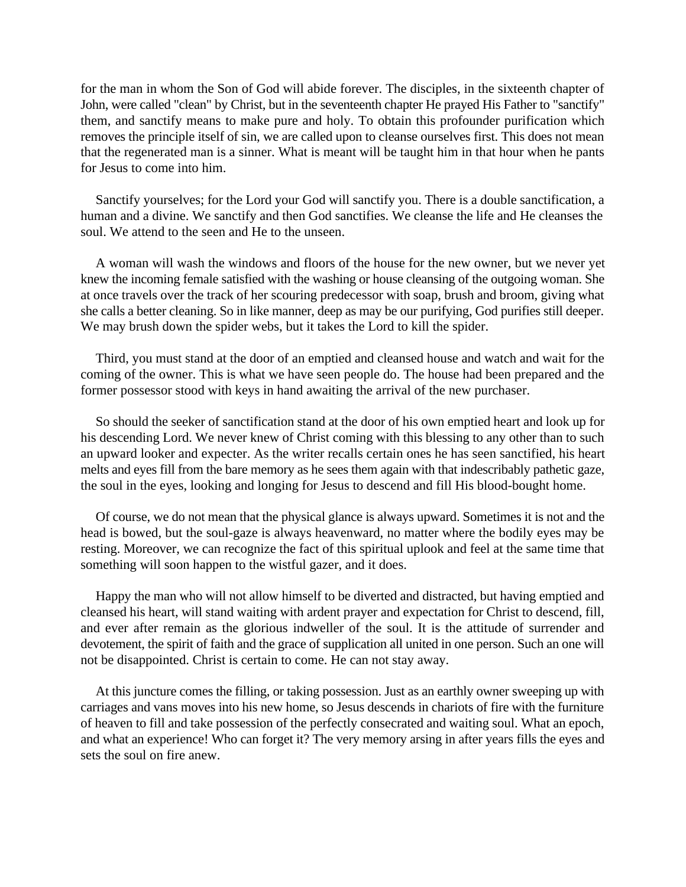for the man in whom the Son of God will abide forever. The disciples, in the sixteenth chapter of John, were called "clean" by Christ, but in the seventeenth chapter He prayed His Father to "sanctify" them, and sanctify means to make pure and holy. To obtain this profounder purification which removes the principle itself of sin, we are called upon to cleanse ourselves first. This does not mean that the regenerated man is a sinner. What is meant will be taught him in that hour when he pants for Jesus to come into him.

Sanctify yourselves; for the Lord your God will sanctify you. There is a double sanctification, a human and a divine. We sanctify and then God sanctifies. We cleanse the life and He cleanses the soul. We attend to the seen and He to the unseen.

A woman will wash the windows and floors of the house for the new owner, but we never yet knew the incoming female satisfied with the washing or house cleansing of the outgoing woman. She at once travels over the track of her scouring predecessor with soap, brush and broom, giving what she calls a better cleaning. So in like manner, deep as may be our purifying, God purifies still deeper. We may brush down the spider webs, but it takes the Lord to kill the spider.

Third, you must stand at the door of an emptied and cleansed house and watch and wait for the coming of the owner. This is what we have seen people do. The house had been prepared and the former possessor stood with keys in hand awaiting the arrival of the new purchaser.

So should the seeker of sanctification stand at the door of his own emptied heart and look up for his descending Lord. We never knew of Christ coming with this blessing to any other than to such an upward looker and expecter. As the writer recalls certain ones he has seen sanctified, his heart melts and eyes fill from the bare memory as he sees them again with that indescribably pathetic gaze, the soul in the eyes, looking and longing for Jesus to descend and fill His blood-bought home.

Of course, we do not mean that the physical glance is always upward. Sometimes it is not and the head is bowed, but the soul-gaze is always heavenward, no matter where the bodily eyes may be resting. Moreover, we can recognize the fact of this spiritual uplook and feel at the same time that something will soon happen to the wistful gazer, and it does.

Happy the man who will not allow himself to be diverted and distracted, but having emptied and cleansed his heart, will stand waiting with ardent prayer and expectation for Christ to descend, fill, and ever after remain as the glorious indweller of the soul. It is the attitude of surrender and devotement, the spirit of faith and the grace of supplication all united in one person. Such an one will not be disappointed. Christ is certain to come. He can not stay away.

At this juncture comes the filling, or taking possession. Just as an earthly owner sweeping up with carriages and vans moves into his new home, so Jesus descends in chariots of fire with the furniture of heaven to fill and take possession of the perfectly consecrated and waiting soul. What an epoch, and what an experience! Who can forget it? The very memory arsing in after years fills the eyes and sets the soul on fire anew.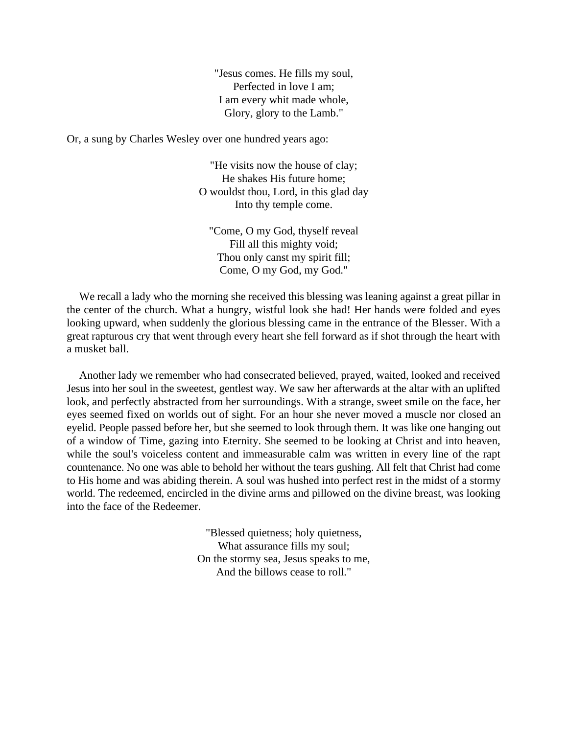"Jesus comes. He fills my soul,  
Perfected in love I am;  
I am every whit made whole,  
Glory, glory to the Lamb."

Or, a sung by Charles Wesley over one hundred years ago:

"He visits now the house of clay;  
He shakes His future home;  
O wouldst thou, Lord, in this glad day  
Into thy temple come.

"Come, O my God, thyself reveal  
Fill all this mighty void;  
Thou only canst my spirit fill;  
Come, O my God, my God."

We recall a lady who the morning she received this blessing was leaning against a great pillar in the center of the church. What a hungry, wistful look she had! Her hands were folded and eyes looking upward, when suddenly the glorious blessing came in the entrance of the Blesser. With a great rapturous cry that went through every heart she fell forward as if shot through the heart with a musket ball.

Another lady we remember who had consecrated believed, prayed, waited, looked and received Jesus into her soul in the sweetest, gentlest way. We saw her afterwards at the altar with an uplifted look, and perfectly abstracted from her surroundings. With a strange, sweet smile on the face, her eyes seemed fixed on worlds out of sight. For an hour she never moved a muscle nor closed an eyelid. People passed before her, but she seemed to look through them. It was like one hanging out of a window of Time, gazing into Eternity. She seemed to be looking at Christ and into heaven, while the soul's voiceless content and immeasurable calm was written in every line of the rapt countenance. No one was able to behold her without the tears gushing. All felt that Christ had come to His home and was abiding therein. A soul was hushed into perfect rest in the midst of a stormy world. The redeemed, encircled in the divine arms and pillowed on the divine breast, was looking into the face of the Redeemer.

"Blessed quietness; holy quietness,  
What assurance fills my soul;  
On the stormy sea, Jesus speaks to me,  
And the billows cease to roll."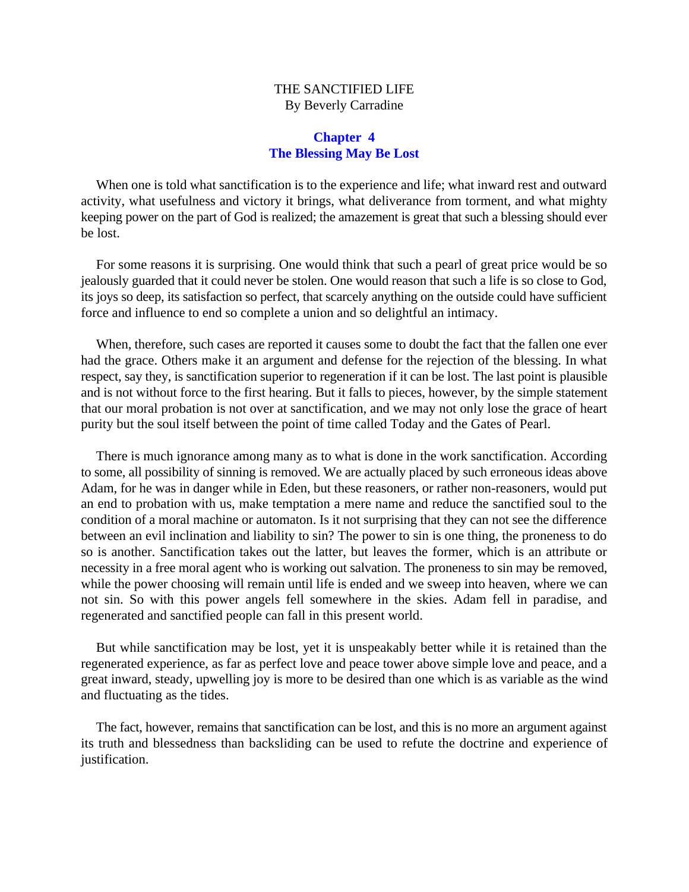THE SANCTIFIED LIFE
By Beverly Carradine

## Chapter 4
## The Blessing May Be Lost

When one is told what sanctification is to the experience and life; what inward rest and outward activity, what usefulness and victory it brings, what deliverance from torment, and what mighty keeping power on the part of God is realized; the amazement is great that such a blessing should ever be lost.

For some reasons it is surprising. One would think that such a pearl of great price would be so jealously guarded that it could never be stolen. One would reason that such a life is so close to God, its joys so deep, its satisfaction so perfect, that scarcely anything on the outside could have sufficient force and influence to end so complete a union and so delightful an intimacy.

When, therefore, such cases are reported it causes some to doubt the fact that the fallen one ever had the grace. Others make it an argument and defense for the rejection of the blessing. In what respect, say they, is sanctification superior to regeneration if it can be lost. The last point is plausible and is not without force to the first hearing. But it falls to pieces, however, by the simple statement that our moral probation is not over at sanctification, and we may not only lose the grace of heart purity but the soul itself between the point of time called Today and the Gates of Pearl.

There is much ignorance among many as to what is done in the work sanctification. According to some, all possibility of sinning is removed. We are actually placed by such erroneous ideas above Adam, for he was in danger while in Eden, but these reasoners, or rather non-reasoners, would put an end to probation with us, make temptation a mere name and reduce the sanctified soul to the condition of a moral machine or automaton. Is it not surprising that they can not see the difference between an evil inclination and liability to sin? The power to sin is one thing, the proneness to do so is another. Sanctification takes out the latter, but leaves the former, which is an attribute or necessity in a free moral agent who is working out salvation. The proneness to sin may be removed, while the power choosing will remain until life is ended and we sweep into heaven, where we can not sin. So with this power angels fell somewhere in the skies. Adam fell in paradise, and regenerated and sanctified people can fall in this present world.

But while sanctification may be lost, yet it is unspeakably better while it is retained than the regenerated experience, as far as perfect love and peace tower above simple love and peace, and a great inward, steady, upwelling joy is more to be desired than one which is as variable as the wind and fluctuating as the tides.

The fact, however, remains that sanctification can be lost, and this is no more an argument against its truth and blessedness than backsliding can be used to refute the doctrine and experience of justification.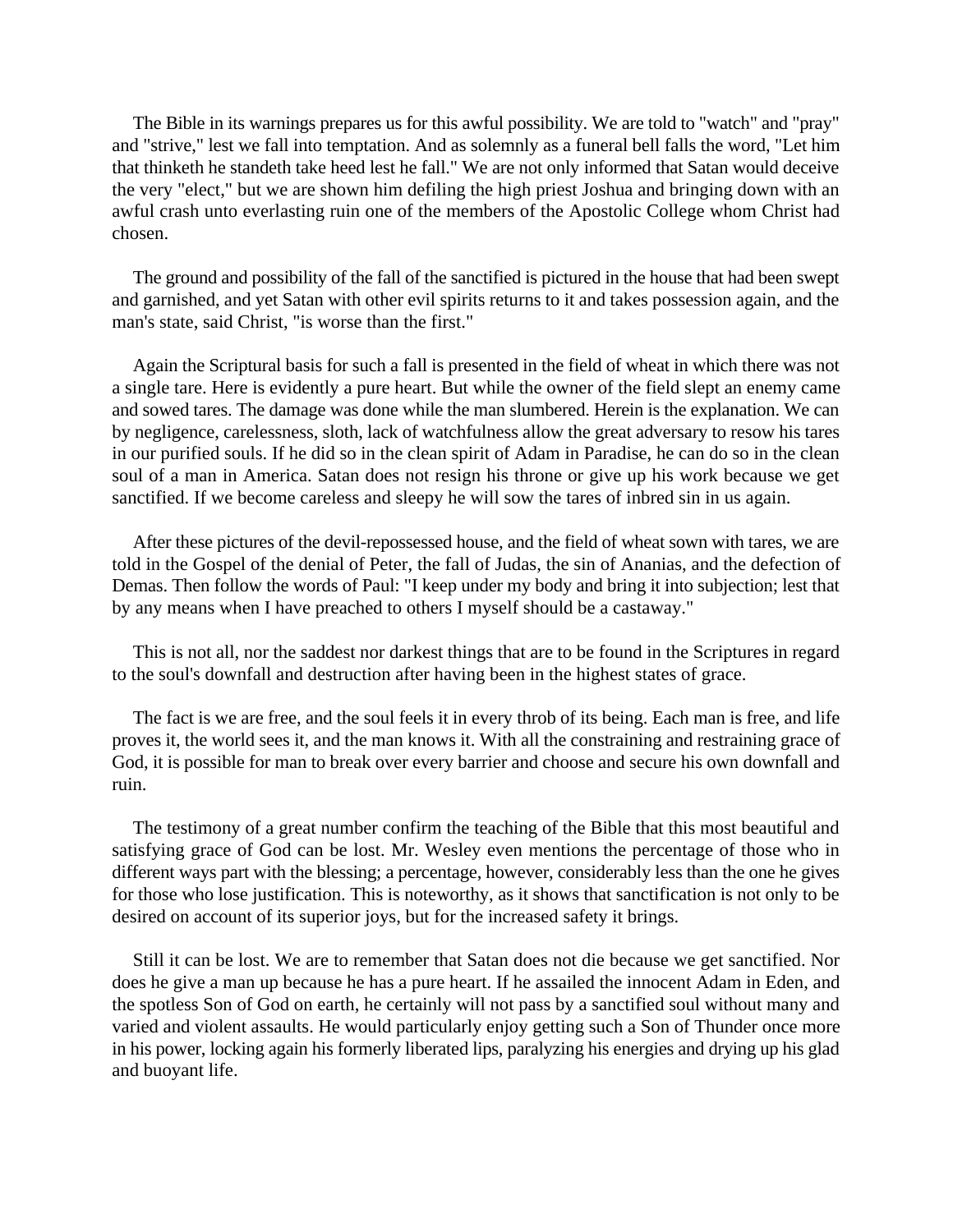The Bible in its warnings prepares us for this awful possibility. We are told to "watch" and "pray" and "strive," lest we fall into temptation. And as solemnly as a funeral bell falls the word, "Let him that thinketh he standeth take heed lest he fall." We are not only informed that Satan would deceive the very "elect," but we are shown him defiling the high priest Joshua and bringing down with an awful crash unto everlasting ruin one of the members of the Apostolic College whom Christ had chosen.

The ground and possibility of the fall of the sanctified is pictured in the house that had been swept and garnished, and yet Satan with other evil spirits returns to it and takes possession again, and the man's state, said Christ, "is worse than the first."

Again the Scriptural basis for such a fall is presented in the field of wheat in which there was not a single tare. Here is evidently a pure heart. But while the owner of the field slept an enemy came and sowed tares. The damage was done while the man slumbered. Herein is the explanation. We can by negligence, carelessness, sloth, lack of watchfulness allow the great adversary to resow his tares in our purified souls. If he did so in the clean spirit of Adam in Paradise, he can do so in the clean soul of a man in America. Satan does not resign his throne or give up his work because we get sanctified. If we become careless and sleepy he will sow the tares of inbred sin in us again.

After these pictures of the devil-repossessed house, and the field of wheat sown with tares, we are told in the Gospel of the denial of Peter, the fall of Judas, the sin of Ananias, and the defection of Demas. Then follow the words of Paul: "I keep under my body and bring it into subjection; lest that by any means when I have preached to others I myself should be a castaway."

This is not all, nor the saddest nor darkest things that are to be found in the Scriptures in regard to the soul's downfall and destruction after having been in the highest states of grace.

The fact is we are free, and the soul feels it in every throb of its being. Each man is free, and life proves it, the world sees it, and the man knows it. With all the constraining and restraining grace of God, it is possible for man to break over every barrier and choose and secure his own downfall and ruin.

The testimony of a great number confirm the teaching of the Bible that this most beautiful and satisfying grace of God can be lost. Mr. Wesley even mentions the percentage of those who in different ways part with the blessing; a percentage, however, considerably less than the one he gives for those who lose justification. This is noteworthy, as it shows that sanctification is not only to be desired on account of its superior joys, but for the increased safety it brings.

Still it can be lost. We are to remember that Satan does not die because we get sanctified. Nor does he give a man up because he has a pure heart. If he assailed the innocent Adam in Eden, and the spotless Son of God on earth, he certainly will not pass by a sanctified soul without many and varied and violent assaults. He would particularly enjoy getting such a Son of Thunder once more in his power, locking again his formerly liberated lips, paralyzing his energies and drying up his glad and buoyant life.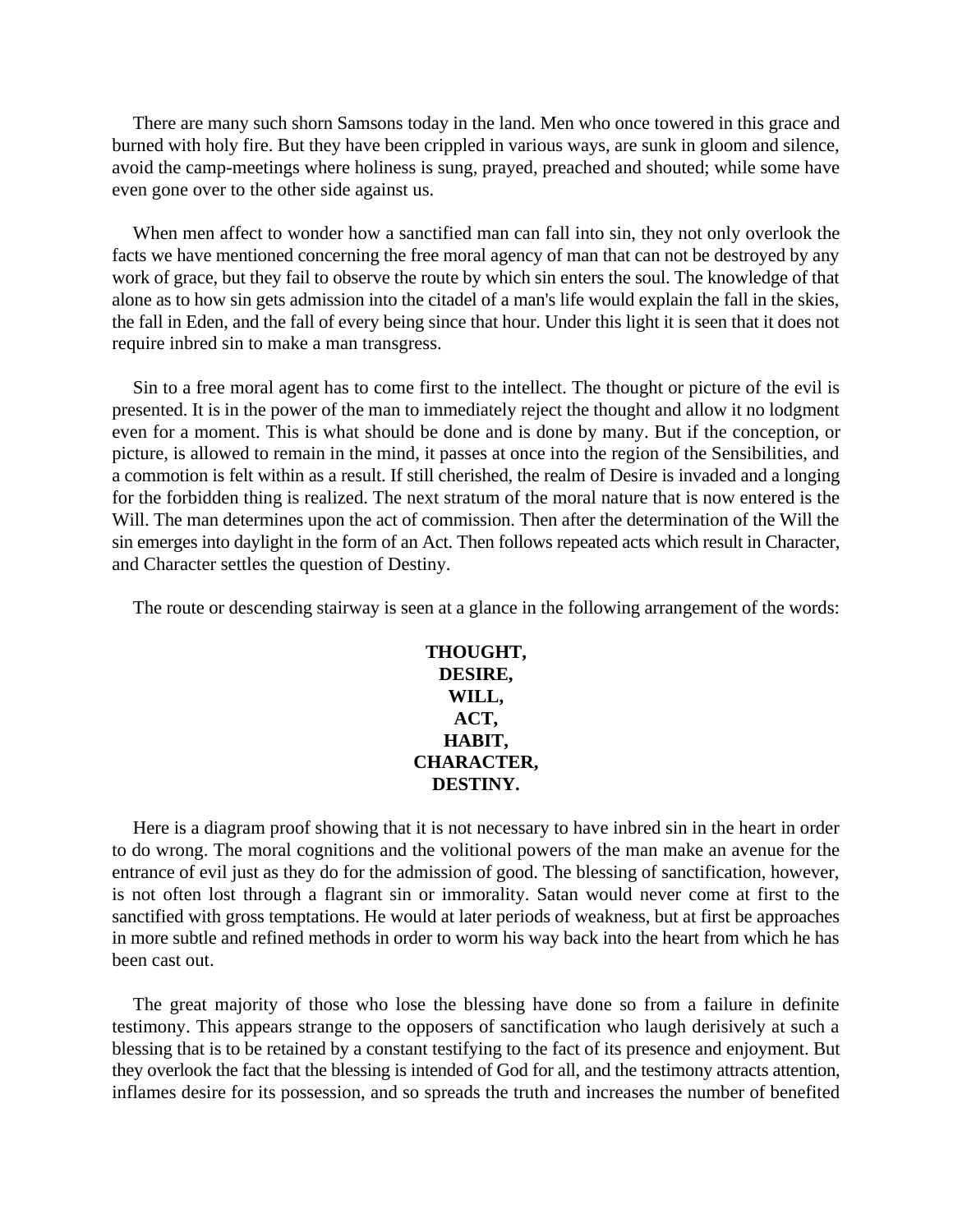There are many such shorn Samsons today in the land. Men who once towered in this grace and burned with holy fire. But they have been crippled in various ways, are sunk in gloom and silence, avoid the camp-meetings where holiness is sung, prayed, preached and shouted; while some have even gone over to the other side against us.

When men affect to wonder how a sanctified man can fall into sin, they not only overlook the facts we have mentioned concerning the free moral agency of man that can not be destroyed by any work of grace, but they fail to observe the route by which sin enters the soul. The knowledge of that alone as to how sin gets admission into the citadel of a man's life would explain the fall in the skies, the fall in Eden, and the fall of every being since that hour. Under this light it is seen that it does not require inbred sin to make a man transgress.

Sin to a free moral agent has to come first to the intellect. The thought or picture of the evil is presented. It is in the power of the man to immediately reject the thought and allow it no lodgment even for a moment. This is what should be done and is done by many. But if the conception, or picture, is allowed to remain in the mind, it passes at once into the region of the Sensibilities, and a commotion is felt within as a result. If still cherished, the realm of Desire is invaded and a longing for the forbidden thing is realized. The next stratum of the moral nature that is now entered is the Will. The man determines upon the act of commission. Then after the determination of the Will the sin emerges into daylight in the form of an Act. Then follows repeated acts which result in Character, and Character settles the question of Destiny.

The route or descending stairway is seen at a glance in the following arrangement of the words:

**THOUGHT,**
**DESIRE,**
**WILL,**
**ACT,**
**HABIT,**
**CHARACTER,**
**DESTINY.**

Here is a diagram proof showing that it is not necessary to have inbred sin in the heart in order to do wrong. The moral cognitions and the volitional powers of the man make an avenue for the entrance of evil just as they do for the admission of good. The blessing of sanctification, however, is not often lost through a flagrant sin or immorality. Satan would never come at first to the sanctified with gross temptations. He would at later periods of weakness, but at first be approaches in more subtle and refined methods in order to worm his way back into the heart from which he has been cast out.

The great majority of those who lose the blessing have done so from a failure in definite testimony. This appears strange to the opposers of sanctification who laugh derisively at such a blessing that is to be retained by a constant testifying to the fact of its presence and enjoyment. But they overlook the fact that the blessing is intended of God for all, and the testimony attracts attention, inflames desire for its possession, and so spreads the truth and increases the number of benefited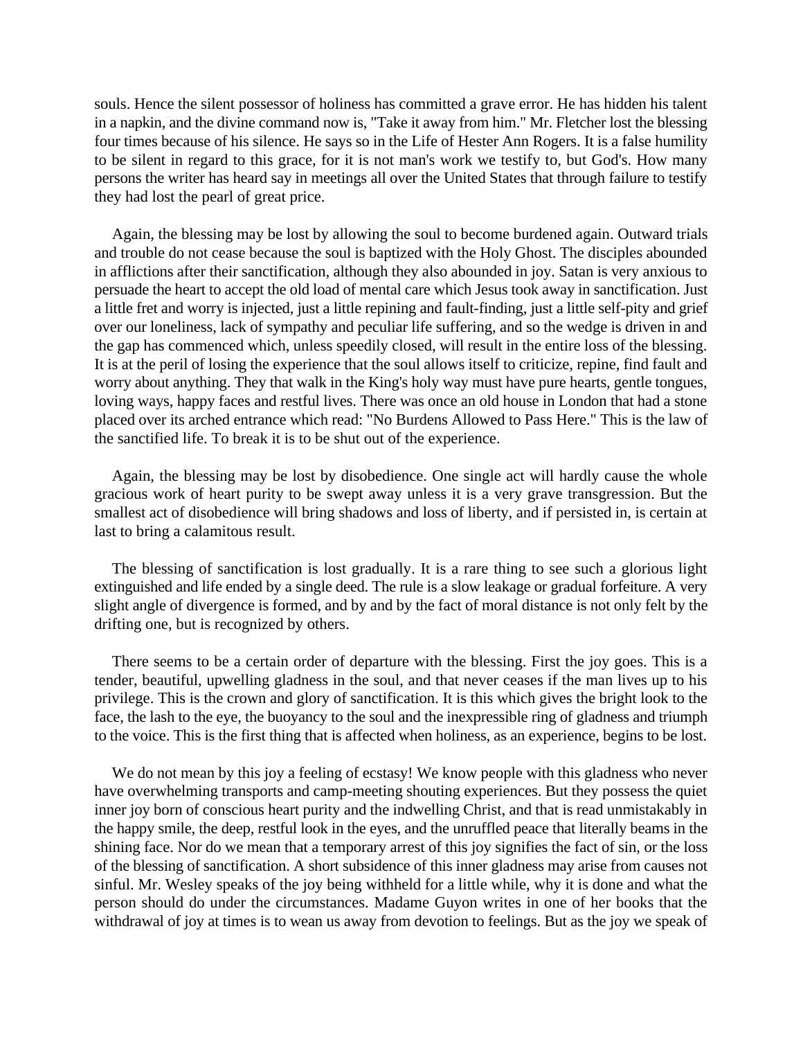souls. Hence the silent possessor of holiness has committed a grave error. He has hidden his talent in a napkin, and the divine command now is, "Take it away from him." Mr. Fletcher lost the blessing four times because of his silence. He says so in the Life of Hester Ann Rogers. It is a false humility to be silent in regard to this grace, for it is not man's work we testify to, but God's. How many persons the writer has heard say in meetings all over the United States that through failure to testify they had lost the pearl of great price.

Again, the blessing may be lost by allowing the soul to become burdened again. Outward trials and trouble do not cease because the soul is baptized with the Holy Ghost. The disciples abounded in afflictions after their sanctification, although they also abounded in joy. Satan is very anxious to persuade the heart to accept the old load of mental care which Jesus took away in sanctification. Just a little fret and worry is injected, just a little repining and fault-finding, just a little self-pity and grief over our loneliness, lack of sympathy and peculiar life suffering, and so the wedge is driven in and the gap has commenced which, unless speedily closed, will result in the entire loss of the blessing. It is at the peril of losing the experience that the soul allows itself to criticize, repine, find fault and worry about anything. They that walk in the King's holy way must have pure hearts, gentle tongues, loving ways, happy faces and restful lives. There was once an old house in London that had a stone placed over its arched entrance which read: "No Burdens Allowed to Pass Here." This is the law of the sanctified life. To break it is to be shut out of the experience.

Again, the blessing may be lost by disobedience. One single act will hardly cause the whole gracious work of heart purity to be swept away unless it is a very grave transgression. But the smallest act of disobedience will bring shadows and loss of liberty, and if persisted in, is certain at last to bring a calamitous result.

The blessing of sanctification is lost gradually. It is a rare thing to see such a glorious light extinguished and life ended by a single deed. The rule is a slow leakage or gradual forfeiture. A very slight angle of divergence is formed, and by and by the fact of moral distance is not only felt by the drifting one, but is recognized by others.

There seems to be a certain order of departure with the blessing. First the joy goes. This is a tender, beautiful, upwelling gladness in the soul, and that never ceases if the man lives up to his privilege. This is the crown and glory of sanctification. It is this which gives the bright look to the face, the lash to the eye, the buoyancy to the soul and the inexpressible ring of gladness and triumph to the voice. This is the first thing that is affected when holiness, as an experience, begins to be lost.

We do not mean by this joy a feeling of ecstasy! We know people with this gladness who never have overwhelming transports and camp-meeting shouting experiences. But they possess the quiet inner joy born of conscious heart purity and the indwelling Christ, and that is read unmistakably in the happy smile, the deep, restful look in the eyes, and the unruffled peace that literally beams in the shining face. Nor do we mean that a temporary arrest of this joy signifies the fact of sin, or the loss of the blessing of sanctification. A short subsidence of this inner gladness may arise from causes not sinful. Mr. Wesley speaks of the joy being withheld for a little while, why it is done and what the person should do under the circumstances. Madame Guyon writes in one of her books that the withdrawal of joy at times is to wean us away from devotion to feelings. But as the joy we speak of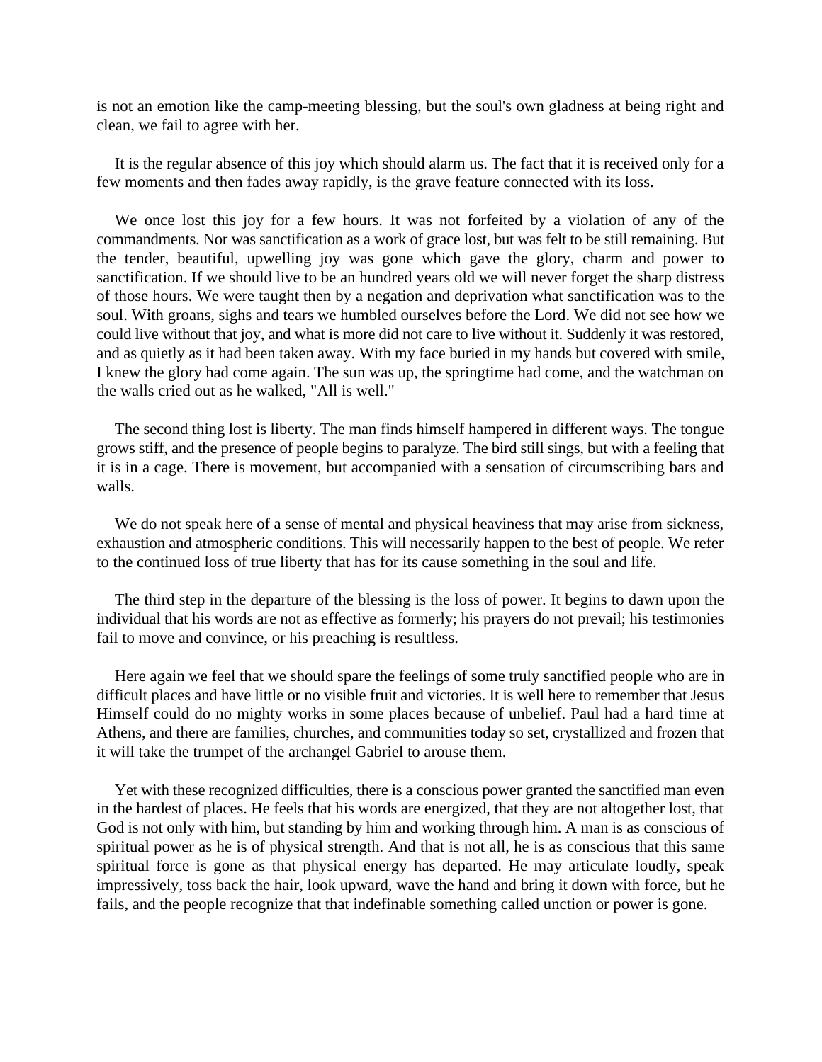is not an emotion like the camp-meeting blessing, but the soul's own gladness at being right and clean, we fail to agree with her.

It is the regular absence of this joy which should alarm us. The fact that it is received only for a few moments and then fades away rapidly, is the grave feature connected with its loss.

We once lost this joy for a few hours. It was not forfeited by a violation of any of the commandments. Nor was sanctification as a work of grace lost, but was felt to be still remaining. But the tender, beautiful, upwelling joy was gone which gave the glory, charm and power to sanctification. If we should live to be an hundred years old we will never forget the sharp distress of those hours. We were taught then by a negation and deprivation what sanctification was to the soul. With groans, sighs and tears we humbled ourselves before the Lord. We did not see how we could live without that joy, and what is more did not care to live without it. Suddenly it was restored, and as quietly as it had been taken away. With my face buried in my hands but covered with smile, I knew the glory had come again. The sun was up, the springtime had come, and the watchman on the walls cried out as he walked, "All is well."

The second thing lost is liberty. The man finds himself hampered in different ways. The tongue grows stiff, and the presence of people begins to paralyze. The bird still sings, but with a feeling that it is in a cage. There is movement, but accompanied with a sensation of circumscribing bars and walls.

We do not speak here of a sense of mental and physical heaviness that may arise from sickness, exhaustion and atmospheric conditions. This will necessarily happen to the best of people. We refer to the continued loss of true liberty that has for its cause something in the soul and life.

The third step in the departure of the blessing is the loss of power. It begins to dawn upon the individual that his words are not as effective as formerly; his prayers do not prevail; his testimonies fail to move and convince, or his preaching is resultless.

Here again we feel that we should spare the feelings of some truly sanctified people who are in difficult places and have little or no visible fruit and victories. It is well here to remember that Jesus Himself could do no mighty works in some places because of unbelief. Paul had a hard time at Athens, and there are families, churches, and communities today so set, crystallized and frozen that it will take the trumpet of the archangel Gabriel to arouse them.

Yet with these recognized difficulties, there is a conscious power granted the sanctified man even in the hardest of places. He feels that his words are energized, that they are not altogether lost, that God is not only with him, but standing by him and working through him. A man is as conscious of spiritual power as he is of physical strength. And that is not all, he is as conscious that this same spiritual force is gone as that physical energy has departed. He may articulate loudly, speak impressively, toss back the hair, look upward, wave the hand and bring it down with force, but he fails, and the people recognize that that indefinable something called unction or power is gone.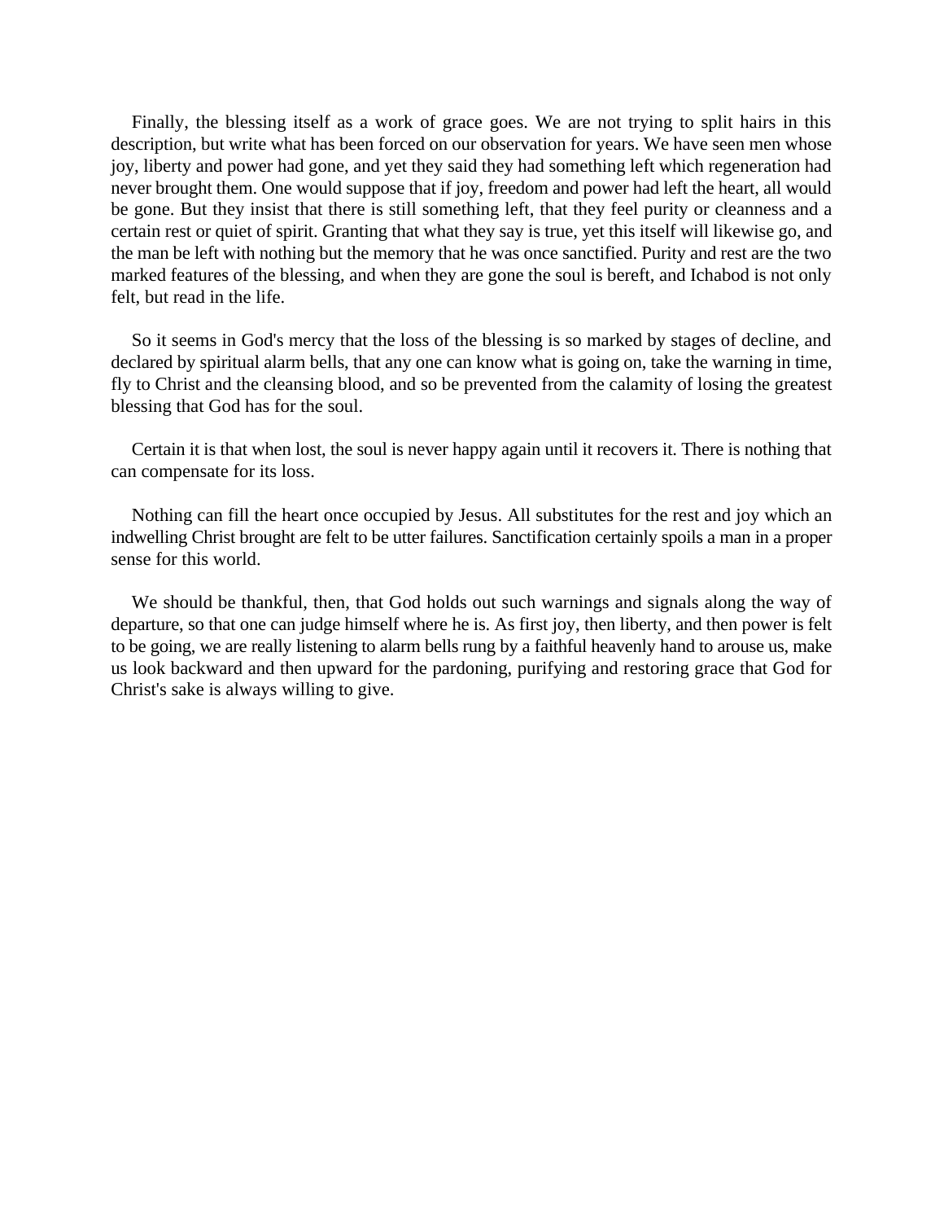Finally, the blessing itself as a work of grace goes. We are not trying to split hairs in this description, but write what has been forced on our observation for years. We have seen men whose joy, liberty and power had gone, and yet they said they had something left which regeneration had never brought them. One would suppose that if joy, freedom and power had left the heart, all would be gone. But they insist that there is still something left, that they feel purity or cleanness and a certain rest or quiet of spirit. Granting that what they say is true, yet this itself will likewise go, and the man be left with nothing but the memory that he was once sanctified. Purity and rest are the two marked features of the blessing, and when they are gone the soul is bereft, and Ichabod is not only felt, but read in the life.

So it seems in God's mercy that the loss of the blessing is so marked by stages of decline, and declared by spiritual alarm bells, that any one can know what is going on, take the warning in time, fly to Christ and the cleansing blood, and so be prevented from the calamity of losing the greatest blessing that God has for the soul.

Certain it is that when lost, the soul is never happy again until it recovers it. There is nothing that can compensate for its loss.

Nothing can fill the heart once occupied by Jesus. All substitutes for the rest and joy which an indwelling Christ brought are felt to be utter failures. Sanctification certainly spoils a man in a proper sense for this world.

We should be thankful, then, that God holds out such warnings and signals along the way of departure, so that one can judge himself where he is. As first joy, then liberty, and then power is felt to be going, we are really listening to alarm bells rung by a faithful heavenly hand to arouse us, make us look backward and then upward for the pardoning, purifying and restoring grace that God for Christ's sake is always willing to give.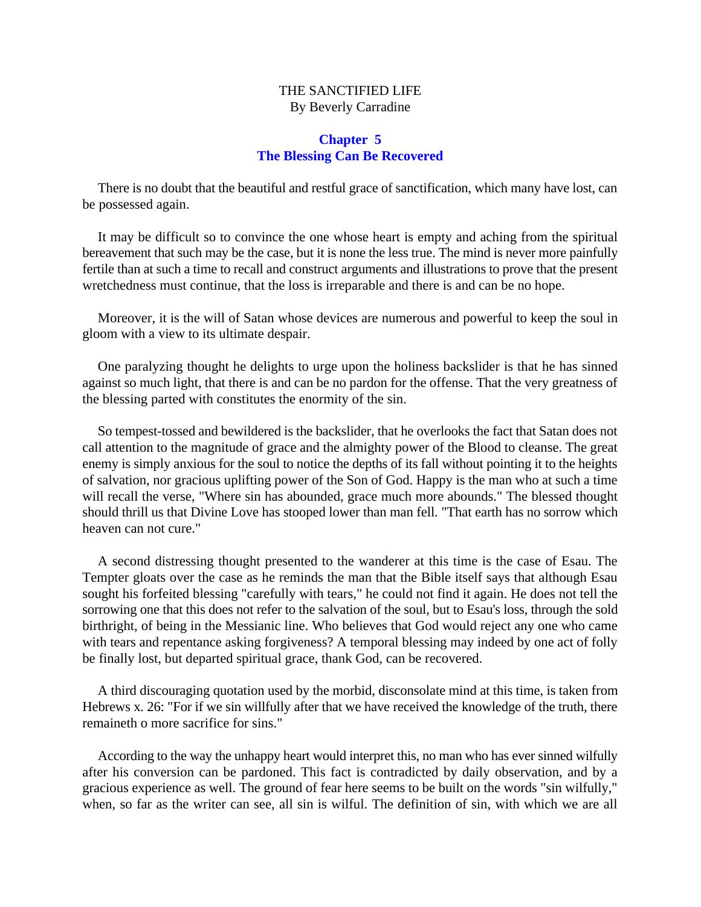THE SANCTIFIED LIFE
By Beverly Carradine

## Chapter 5
## The Blessing Can Be Recovered

There is no doubt that the beautiful and restful grace of sanctification, which many have lost, can be possessed again.

It may be difficult so to convince the one whose heart is empty and aching from the spiritual bereavement that such may be the case, but it is none the less true. The mind is never more painfully fertile than at such a time to recall and construct arguments and illustrations to prove that the present wretchedness must continue, that the loss is irreparable and there is and can be no hope.

Moreover, it is the will of Satan whose devices are numerous and powerful to keep the soul in gloom with a view to its ultimate despair.

One paralyzing thought he delights to urge upon the holiness backslider is that he has sinned against so much light, that there is and can be no pardon for the offense. That the very greatness of the blessing parted with constitutes the enormity of the sin.

So tempest-tossed and bewildered is the backslider, that he overlooks the fact that Satan does not call attention to the magnitude of grace and the almighty power of the Blood to cleanse. The great enemy is simply anxious for the soul to notice the depths of its fall without pointing it to the heights of salvation, nor gracious uplifting power of the Son of God. Happy is the man who at such a time will recall the verse, "Where sin has abounded, grace much more abounds." The blessed thought should thrill us that Divine Love has stooped lower than man fell. "That earth has no sorrow which heaven can not cure."

A second distressing thought presented to the wanderer at this time is the case of Esau. The Tempter gloats over the case as he reminds the man that the Bible itself says that although Esau sought his forfeited blessing "carefully with tears," he could not find it again. He does not tell the sorrowing one that this does not refer to the salvation of the soul, but to Esau's loss, through the sold birthright, of being in the Messianic line. Who believes that God would reject any one who came with tears and repentance asking forgiveness? A temporal blessing may indeed by one act of folly be finally lost, but departed spiritual grace, thank God, can be recovered.

A third discouraging quotation used by the morbid, disconsolate mind at this time, is taken from Hebrews x. 26: "For if we sin willfully after that we have received the knowledge of the truth, there remaineth o more sacrifice for sins."

According to the way the unhappy heart would interpret this, no man who has ever sinned wilfully after his conversion can be pardoned. This fact is contradicted by daily observation, and by a gracious experience as well. The ground of fear here seems to be built on the words "sin wilfully," when, so far as the writer can see, all sin is wilful. The definition of sin, with which we are all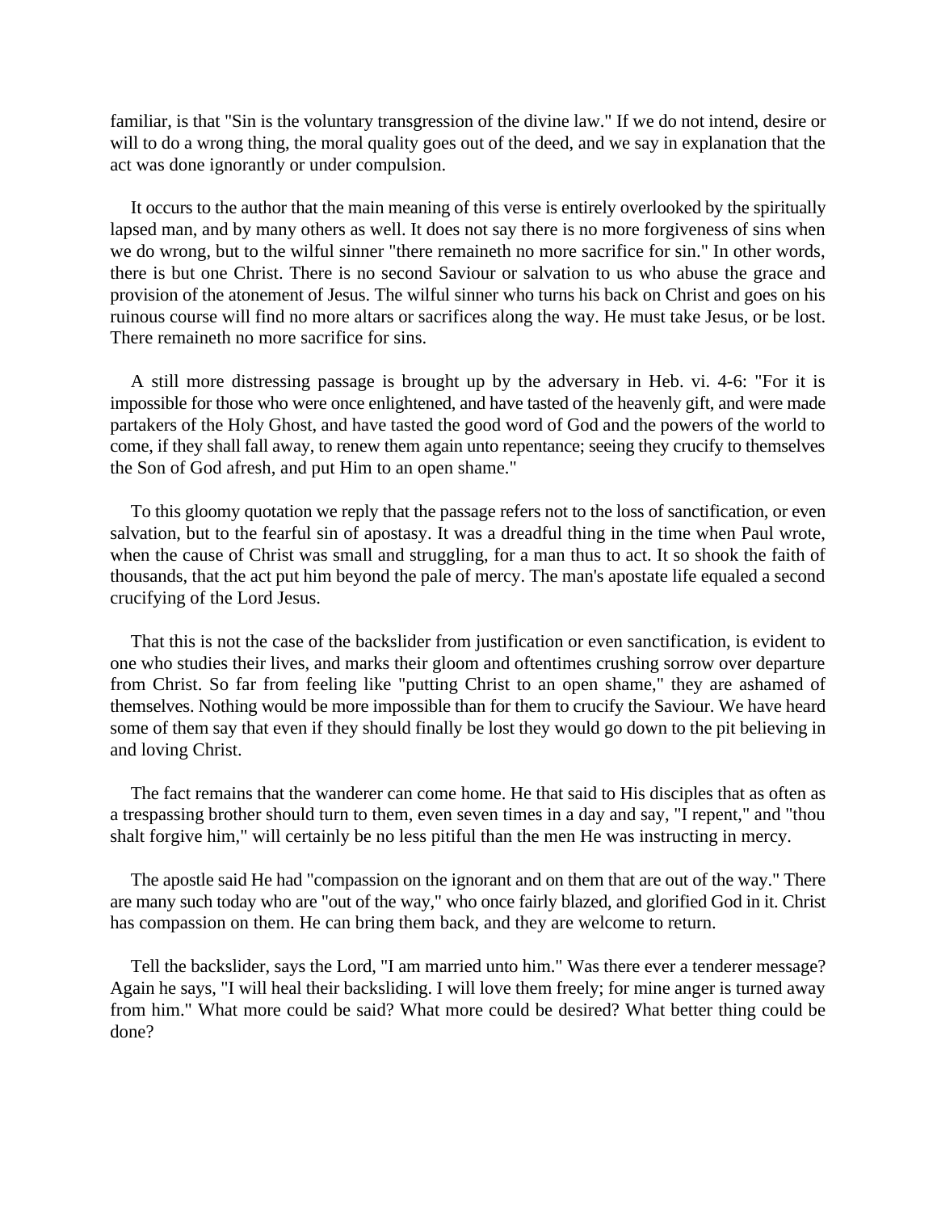familiar, is that "Sin is the voluntary transgression of the divine law." If we do not intend, desire or will to do a wrong thing, the moral quality goes out of the deed, and we say in explanation that the act was done ignorantly or under compulsion.

It occurs to the author that the main meaning of this verse is entirely overlooked by the spiritually lapsed man, and by many others as well. It does not say there is no more forgiveness of sins when we do wrong, but to the wilful sinner "there remaineth no more sacrifice for sin." In other words, there is but one Christ. There is no second Saviour or salvation to us who abuse the grace and provision of the atonement of Jesus. The wilful sinner who turns his back on Christ and goes on his ruinous course will find no more altars or sacrifices along the way. He must take Jesus, or be lost. There remaineth no more sacrifice for sins.

A still more distressing passage is brought up by the adversary in Heb. vi. 4-6: "For it is impossible for those who were once enlightened, and have tasted of the heavenly gift, and were made partakers of the Holy Ghost, and have tasted the good word of God and the powers of the world to come, if they shall fall away, to renew them again unto repentance; seeing they crucify to themselves the Son of God afresh, and put Him to an open shame."

To this gloomy quotation we reply that the passage refers not to the loss of sanctification, or even salvation, but to the fearful sin of apostasy. It was a dreadful thing in the time when Paul wrote, when the cause of Christ was small and struggling, for a man thus to act. It so shook the faith of thousands, that the act put him beyond the pale of mercy. The man's apostate life equaled a second crucifying of the Lord Jesus.

That this is not the case of the backslider from justification or even sanctification, is evident to one who studies their lives, and marks their gloom and oftentimes crushing sorrow over departure from Christ. So far from feeling like "putting Christ to an open shame," they are ashamed of themselves. Nothing would be more impossible than for them to crucify the Saviour. We have heard some of them say that even if they should finally be lost they would go down to the pit believing in and loving Christ.

The fact remains that the wanderer can come home. He that said to His disciples that as often as a trespassing brother should turn to them, even seven times in a day and say, "I repent," and "thou shalt forgive him," will certainly be no less pitiful than the men He was instructing in mercy.

The apostle said He had "compassion on the ignorant and on them that are out of the way." There are many such today who are "out of the way," who once fairly blazed, and glorified God in it. Christ has compassion on them. He can bring them back, and they are welcome to return.

Tell the backslider, says the Lord, "I am married unto him." Was there ever a tenderer message? Again he says, "I will heal their backsliding. I will love them freely; for mine anger is turned away from him." What more could be said? What more could be desired? What better thing could be done?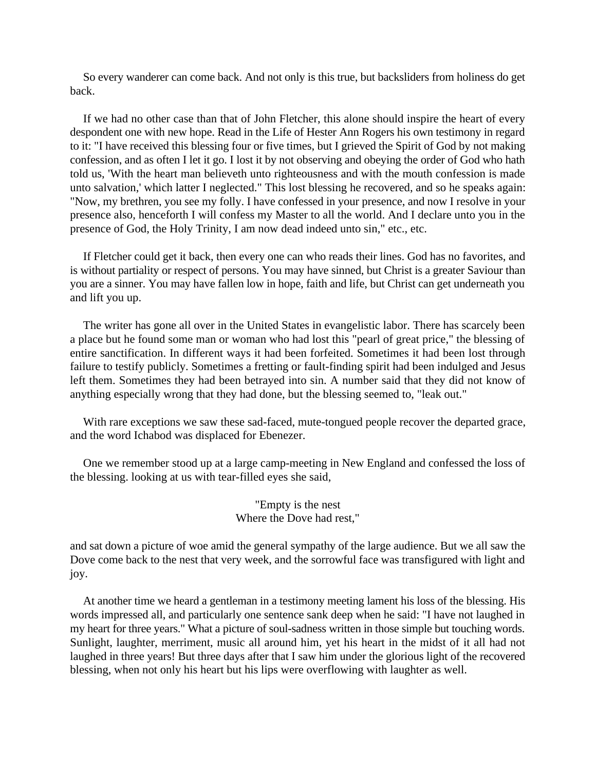So every wanderer can come back. And not only is this true, but backsliders from holiness do get back.

If we had no other case than that of John Fletcher, this alone should inspire the heart of every despondent one with new hope. Read in the Life of Hester Ann Rogers his own testimony in regard to it: "I have received this blessing four or five times, but I grieved the Spirit of God by not making confession, and as often I let it go. I lost it by not observing and obeying the order of God who hath told us, 'With the heart man believeth unto righteousness and with the mouth confession is made unto salvation,' which latter I neglected." This lost blessing he recovered, and so he speaks again: "Now, my brethren, you see my folly. I have confessed in your presence, and now I resolve in your presence also, henceforth I will confess my Master to all the world. And I declare unto you in the presence of God, the Holy Trinity, I am now dead indeed unto sin," etc., etc.

If Fletcher could get it back, then every one can who reads their lines. God has no favorites, and is without partiality or respect of persons. You may have sinned, but Christ is a greater Saviour than you are a sinner. You may have fallen low in hope, faith and life, but Christ can get underneath you and lift you up.

The writer has gone all over in the United States in evangelistic labor. There has scarcely been a place but he found some man or woman who had lost this "pearl of great price," the blessing of entire sanctification. In different ways it had been forfeited. Sometimes it had been lost through failure to testify publicly. Sometimes a fretting or fault-finding spirit had been indulged and Jesus left them. Sometimes they had been betrayed into sin. A number said that they did not know of anything especially wrong that they had done, but the blessing seemed to, "leak out."

With rare exceptions we saw these sad-faced, mute-tongued people recover the departed grace, and the word Ichabod was displaced for Ebenezer.

One we remember stood up at a large camp-meeting in New England and confessed the loss of the blessing. looking at us with tear-filled eyes she said,

"Empty is the nest  
Where the Dove had rest,"

and sat down a picture of woe amid the general sympathy of the large audience. But we all saw the Dove come back to the nest that very week, and the sorrowful face was transfigured with light and joy.

At another time we heard a gentleman in a testimony meeting lament his loss of the blessing. His words impressed all, and particularly one sentence sank deep when he said: "I have not laughed in my heart for three years." What a picture of soul-sadness written in those simple but touching words. Sunlight, laughter, merriment, music all around him, yet his heart in the midst of it all had not laughed in three years! But three days after that I saw him under the glorious light of the recovered blessing, when not only his heart but his lips were overflowing with laughter as well.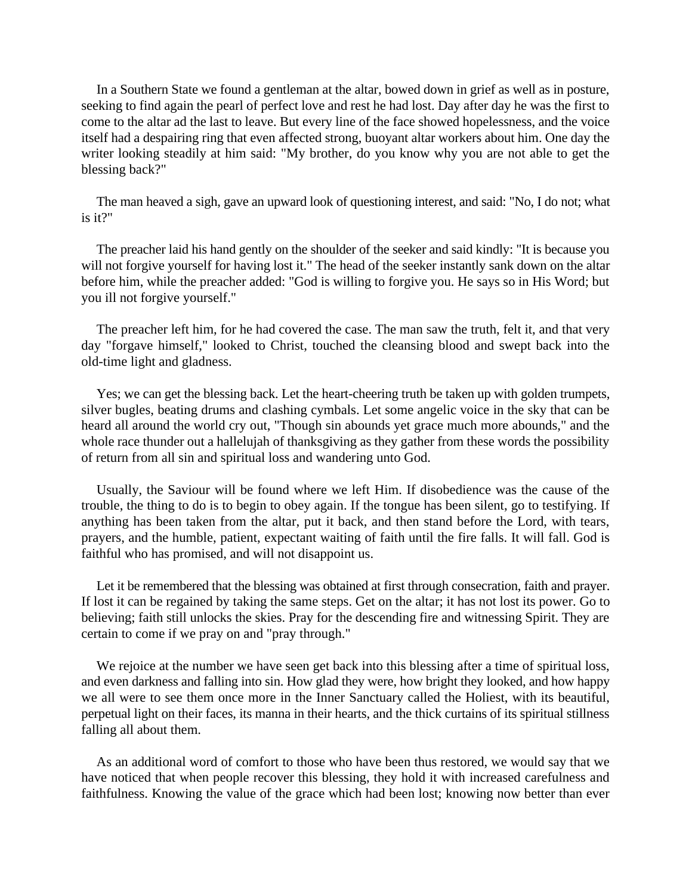In a Southern State we found a gentleman at the altar, bowed down in grief as well as in posture, seeking to find again the pearl of perfect love and rest he had lost. Day after day he was the first to come to the altar ad the last to leave. But every line of the face showed hopelessness, and the voice itself had a despairing ring that even affected strong, buoyant altar workers about him. One day the writer looking steadily at him said: "My brother, do you know why you are not able to get the blessing back?"

The man heaved a sigh, gave an upward look of questioning interest, and said: "No, I do not; what is it?"

The preacher laid his hand gently on the shoulder of the seeker and said kindly: "It is because you will not forgive yourself for having lost it." The head of the seeker instantly sank down on the altar before him, while the preacher added: "God is willing to forgive you. He says so in His Word; but you ill not forgive yourself."

The preacher left him, for he had covered the case. The man saw the truth, felt it, and that very day "forgave himself," looked to Christ, touched the cleansing blood and swept back into the old-time light and gladness.

Yes; we can get the blessing back. Let the heart-cheering truth be taken up with golden trumpets, silver bugles, beating drums and clashing cymbals. Let some angelic voice in the sky that can be heard all around the world cry out, "Though sin abounds yet grace much more abounds," and the whole race thunder out a hallelujah of thanksgiving as they gather from these words the possibility of return from all sin and spiritual loss and wandering unto God.

Usually, the Saviour will be found where we left Him. If disobedience was the cause of the trouble, the thing to do is to begin to obey again. If the tongue has been silent, go to testifying. If anything has been taken from the altar, put it back, and then stand before the Lord, with tears, prayers, and the humble, patient, expectant waiting of faith until the fire falls. It will fall. God is faithful who has promised, and will not disappoint us.

Let it be remembered that the blessing was obtained at first through consecration, faith and prayer. If lost it can be regained by taking the same steps. Get on the altar; it has not lost its power. Go to believing; faith still unlocks the skies. Pray for the descending fire and witnessing Spirit. They are certain to come if we pray on and "pray through."

We rejoice at the number we have seen get back into this blessing after a time of spiritual loss, and even darkness and falling into sin. How glad they were, how bright they looked, and how happy we all were to see them once more in the Inner Sanctuary called the Holiest, with its beautiful, perpetual light on their faces, its manna in their hearts, and the thick curtains of its spiritual stillness falling all about them.

As an additional word of comfort to those who have been thus restored, we would say that we have noticed that when people recover this blessing, they hold it with increased carefulness and faithfulness. Knowing the value of the grace which had been lost; knowing now better than ever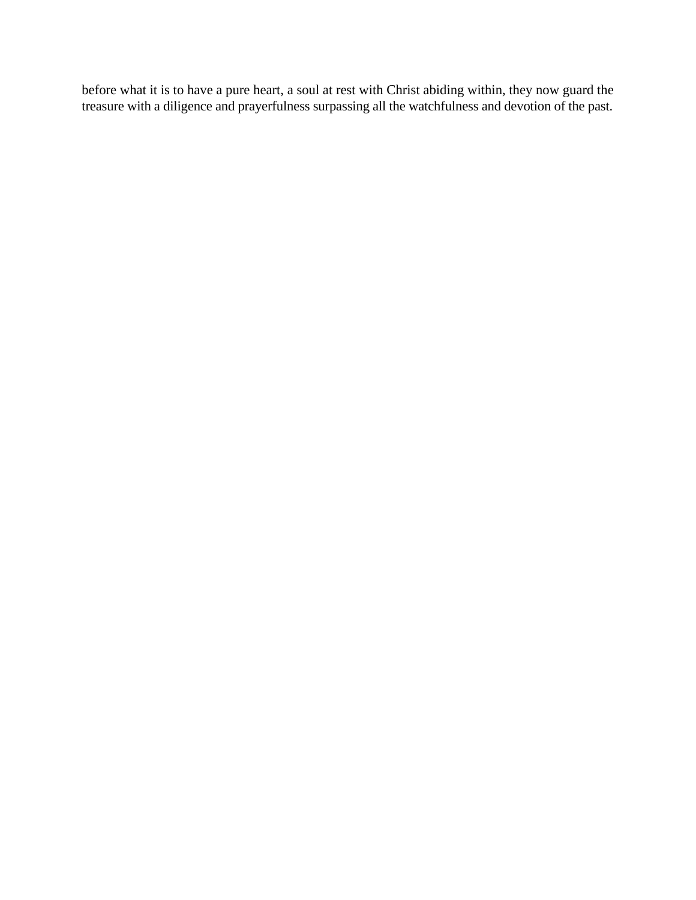before what it is to have a pure heart, a soul at rest with Christ abiding within, they now guard the treasure with a diligence and prayerfulness surpassing all the watchfulness and devotion of the past.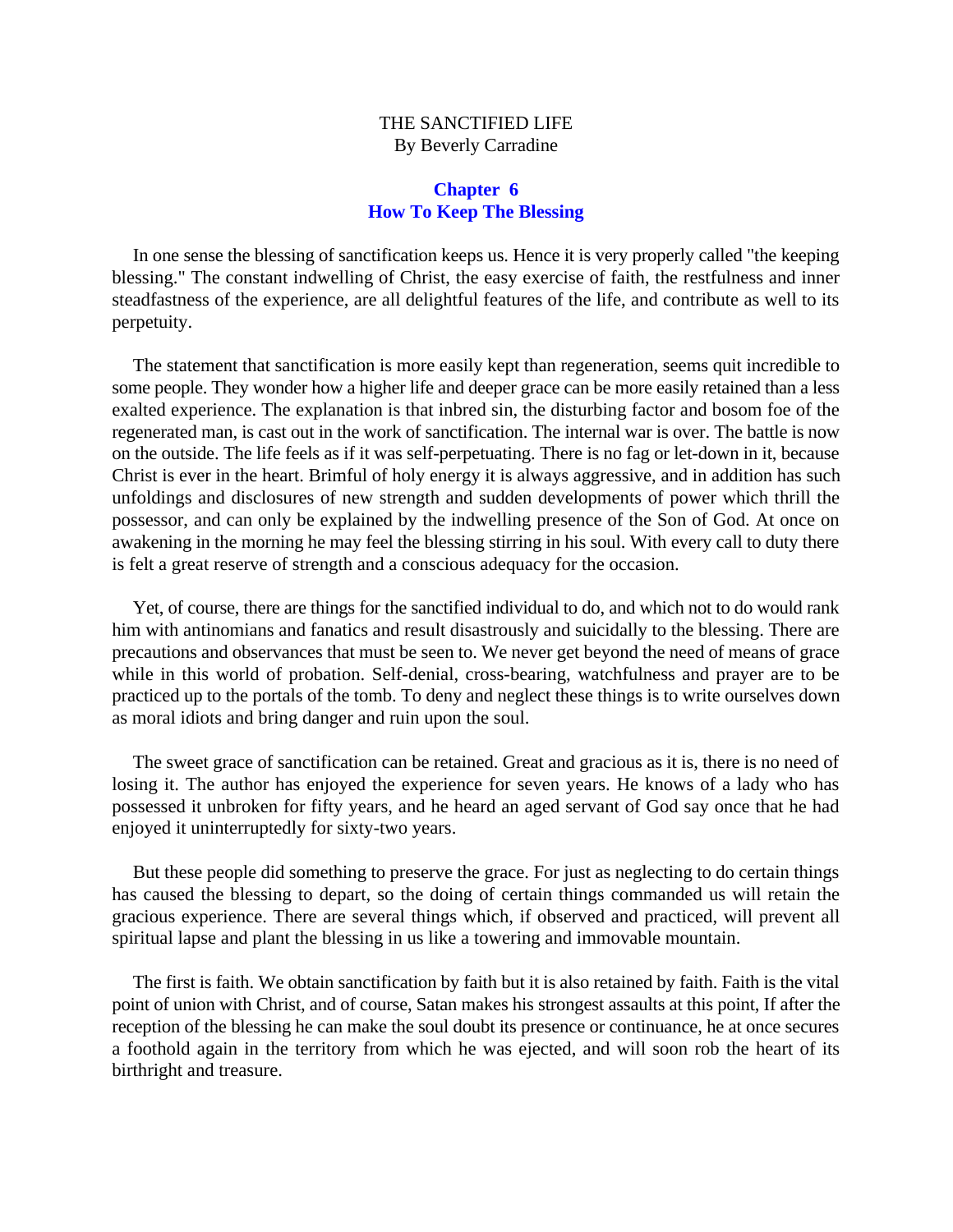THE SANCTIFIED LIFE
By Beverly Carradine

## Chapter 6
## How To Keep The Blessing

In one sense the blessing of sanctification keeps us. Hence it is very properly called "the keeping blessing." The constant indwelling of Christ, the easy exercise of faith, the restfulness and inner steadfastness of the experience, are all delightful features of the life, and contribute as well to its perpetuity.

The statement that sanctification is more easily kept than regeneration, seems quit incredible to some people. They wonder how a higher life and deeper grace can be more easily retained than a less exalted experience. The explanation is that inbred sin, the disturbing factor and bosom foe of the regenerated man, is cast out in the work of sanctification. The internal war is over. The battle is now on the outside. The life feels as if it was self-perpetuating. There is no fag or let-down in it, because Christ is ever in the heart. Brimful of holy energy it is always aggressive, and in addition has such unfoldings and disclosures of new strength and sudden developments of power which thrill the possessor, and can only be explained by the indwelling presence of the Son of God. At once on awakening in the morning he may feel the blessing stirring in his soul. With every call to duty there is felt a great reserve of strength and a conscious adequacy for the occasion.

Yet, of course, there are things for the sanctified individual to do, and which not to do would rank him with antinomians and fanatics and result disastrously and suicidally to the blessing. There are precautions and observances that must be seen to. We never get beyond the need of means of grace while in this world of probation. Self-denial, cross-bearing, watchfulness and prayer are to be practiced up to the portals of the tomb. To deny and neglect these things is to write ourselves down as moral idiots and bring danger and ruin upon the soul.

The sweet grace of sanctification can be retained. Great and gracious as it is, there is no need of losing it. The author has enjoyed the experience for seven years. He knows of a lady who has possessed it unbroken for fifty years, and he heard an aged servant of God say once that he had enjoyed it uninterruptedly for sixty-two years.

But these people did something to preserve the grace. For just as neglecting to do certain things has caused the blessing to depart, so the doing of certain things commanded us will retain the gracious experience. There are several things which, if observed and practiced, will prevent all spiritual lapse and plant the blessing in us like a towering and immovable mountain.

The first is faith. We obtain sanctification by faith but it is also retained by faith. Faith is the vital point of union with Christ, and of course, Satan makes his strongest assaults at this point, If after the reception of the blessing he can make the soul doubt its presence or continuance, he at once secures a foothold again in the territory from which he was ejected, and will soon rob the heart of its birthright and treasure.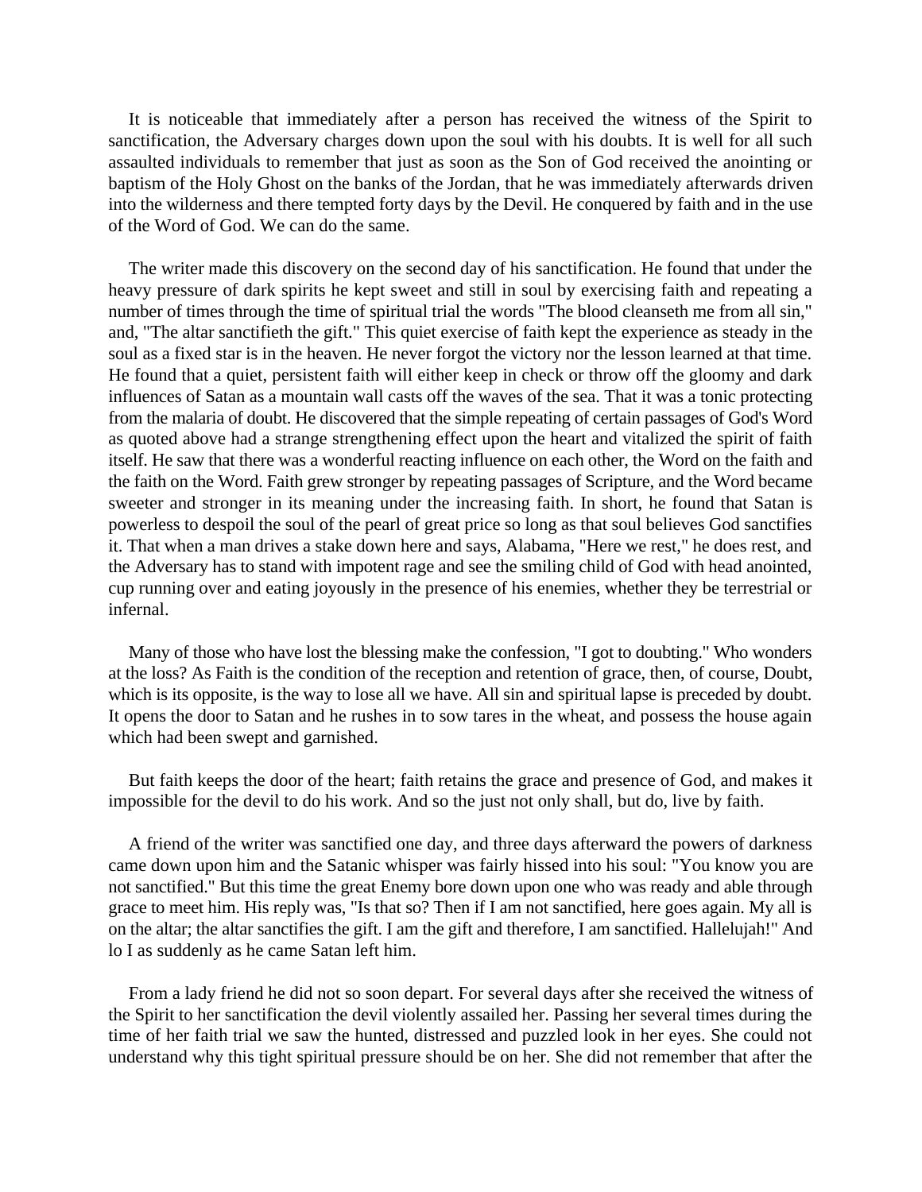It is noticeable that immediately after a person has received the witness of the Spirit to sanctification, the Adversary charges down upon the soul with his doubts. It is well for all such assaulted individuals to remember that just as soon as the Son of God received the anointing or baptism of the Holy Ghost on the banks of the Jordan, that he was immediately afterwards driven into the wilderness and there tempted forty days by the Devil. He conquered by faith and in the use of the Word of God. We can do the same.

The writer made this discovery on the second day of his sanctification. He found that under the heavy pressure of dark spirits he kept sweet and still in soul by exercising faith and repeating a number of times through the time of spiritual trial the words "The blood cleanseth me from all sin," and, "The altar sanctifieth the gift." This quiet exercise of faith kept the experience as steady in the soul as a fixed star is in the heaven. He never forgot the victory nor the lesson learned at that time. He found that a quiet, persistent faith will either keep in check or throw off the gloomy and dark influences of Satan as a mountain wall casts off the waves of the sea. That it was a tonic protecting from the malaria of doubt. He discovered that the simple repeating of certain passages of God's Word as quoted above had a strange strengthening effect upon the heart and vitalized the spirit of faith itself. He saw that there was a wonderful reacting influence on each other, the Word on the faith and the faith on the Word. Faith grew stronger by repeating passages of Scripture, and the Word became sweeter and stronger in its meaning under the increasing faith. In short, he found that Satan is powerless to despoil the soul of the pearl of great price so long as that soul believes God sanctifies it. That when a man drives a stake down here and says, Alabama, "Here we rest," he does rest, and the Adversary has to stand with impotent rage and see the smiling child of God with head anointed, cup running over and eating joyously in the presence of his enemies, whether they be terrestrial or infernal.

Many of those who have lost the blessing make the confession, "I got to doubting." Who wonders at the loss? As Faith is the condition of the reception and retention of grace, then, of course, Doubt, which is its opposite, is the way to lose all we have. All sin and spiritual lapse is preceded by doubt. It opens the door to Satan and he rushes in to sow tares in the wheat, and possess the house again which had been swept and garnished.

But faith keeps the door of the heart; faith retains the grace and presence of God, and makes it impossible for the devil to do his work. And so the just not only shall, but do, live by faith.

A friend of the writer was sanctified one day, and three days afterward the powers of darkness came down upon him and the Satanic whisper was fairly hissed into his soul: "You know you are not sanctified." But this time the great Enemy bore down upon one who was ready and able through grace to meet him. His reply was, "Is that so? Then if I am not sanctified, here goes again. My all is on the altar; the altar sanctifies the gift. I am the gift and therefore, I am sanctified. Hallelujah!" And lo I as suddenly as he came Satan left him.

From a lady friend he did not so soon depart. For several days after she received the witness of the Spirit to her sanctification the devil violently assailed her. Passing her several times during the time of her faith trial we saw the hunted, distressed and puzzled look in her eyes. She could not understand why this tight spiritual pressure should be on her. She did not remember that after the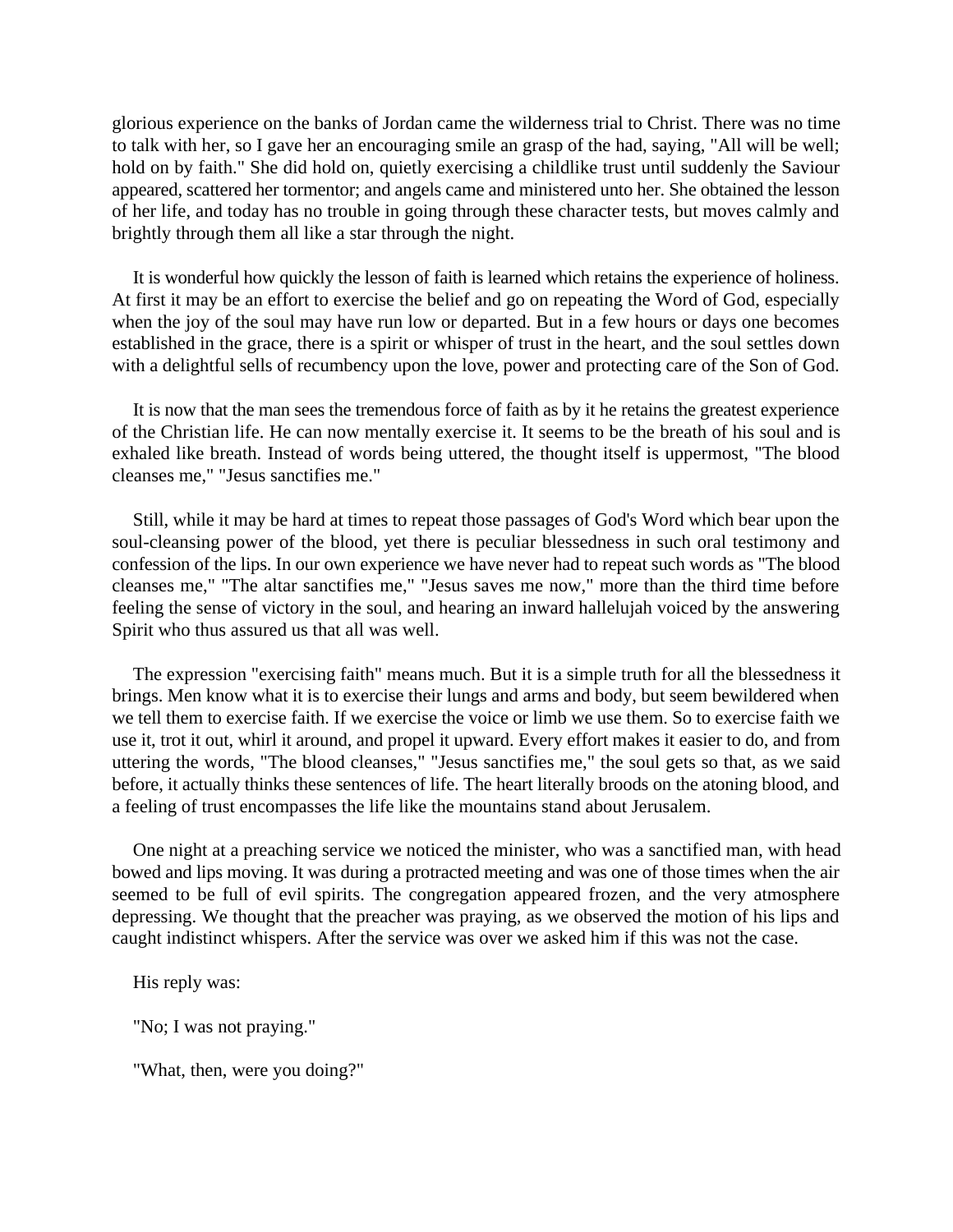glorious experience on the banks of Jordan came the wilderness trial to Christ. There was no time to talk with her, so I gave her an encouraging smile an grasp of the had, saying, "All will be well; hold on by faith." She did hold on, quietly exercising a childlike trust until suddenly the Saviour appeared, scattered her tormentor; and angels came and ministered unto her. She obtained the lesson of her life, and today has no trouble in going through these character tests, but moves calmly and brightly through them all like a star through the night.

It is wonderful how quickly the lesson of faith is learned which retains the experience of holiness. At first it may be an effort to exercise the belief and go on repeating the Word of God, especially when the joy of the soul may have run low or departed. But in a few hours or days one becomes established in the grace, there is a spirit or whisper of trust in the heart, and the soul settles down with a delightful sells of recumbency upon the love, power and protecting care of the Son of God.

It is now that the man sees the tremendous force of faith as by it he retains the greatest experience of the Christian life. He can now mentally exercise it. It seems to be the breath of his soul and is exhaled like breath. Instead of words being uttered, the thought itself is uppermost, "The blood cleanses me," "Jesus sanctifies me."

Still, while it may be hard at times to repeat those passages of God's Word which bear upon the soul-cleansing power of the blood, yet there is peculiar blessedness in such oral testimony and confession of the lips. In our own experience we have never had to repeat such words as "The blood cleanses me," "The altar sanctifies me," "Jesus saves me now," more than the third time before feeling the sense of victory in the soul, and hearing an inward hallelujah voiced by the answering Spirit who thus assured us that all was well.

The expression "exercising faith" means much. But it is a simple truth for all the blessedness it brings. Men know what it is to exercise their lungs and arms and body, but seem bewildered when we tell them to exercise faith. If we exercise the voice or limb we use them. So to exercise faith we use it, trot it out, whirl it around, and propel it upward. Every effort makes it easier to do, and from uttering the words, "The blood cleanses," "Jesus sanctifies me," the soul gets so that, as we said before, it actually thinks these sentences of life. The heart literally broods on the atoning blood, and a feeling of trust encompasses the life like the mountains stand about Jerusalem.

One night at a preaching service we noticed the minister, who was a sanctified man, with head bowed and lips moving. It was during a protracted meeting and was one of those times when the air seemed to be full of evil spirits. The congregation appeared frozen, and the very atmosphere depressing. We thought that the preacher was praying, as we observed the motion of his lips and caught indistinct whispers. After the service was over we asked him if this was not the case.

His reply was:

"No; I was not praying."

"What, then, were you doing?"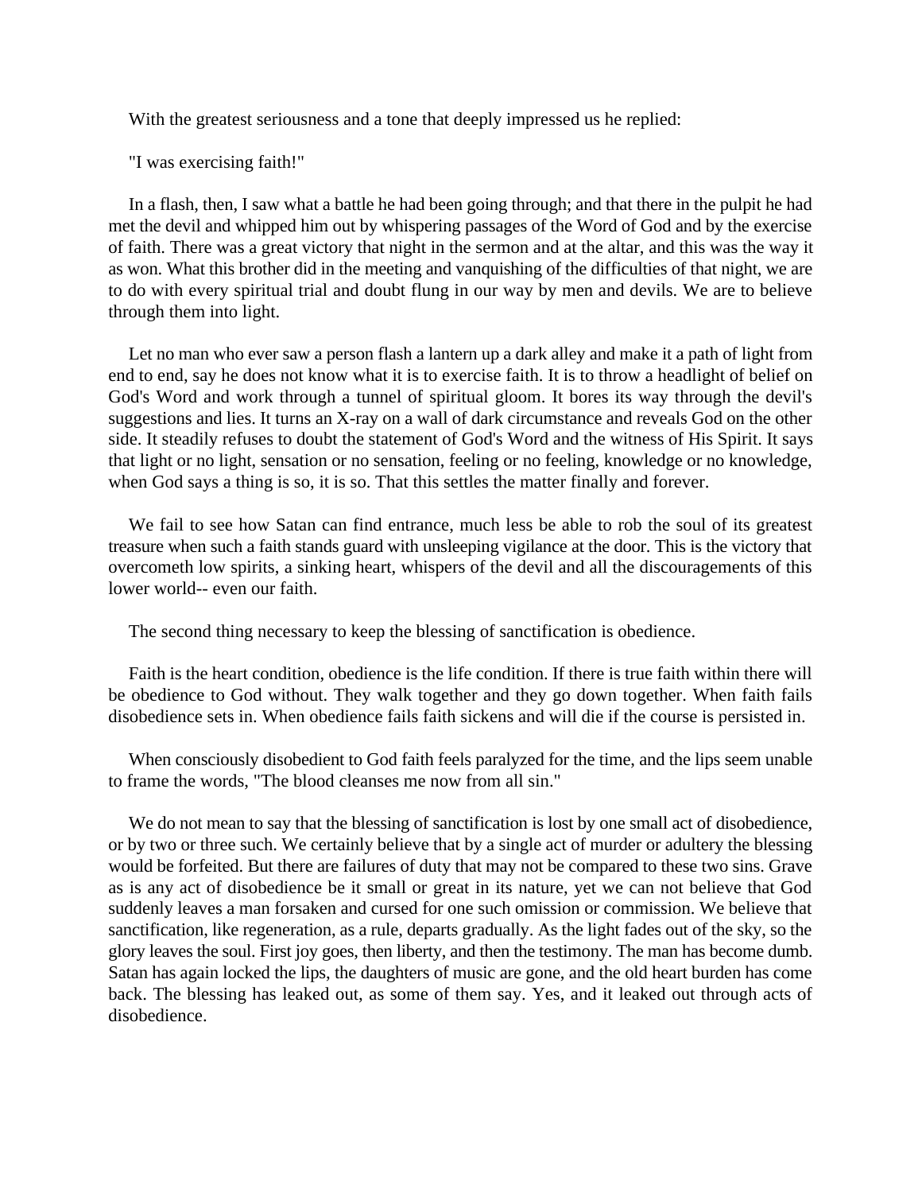With the greatest seriousness and a tone that deeply impressed us he replied:

"I was exercising faith!"

In a flash, then, I saw what a battle he had been going through; and that there in the pulpit he had met the devil and whipped him out by whispering passages of the Word of God and by the exercise of faith. There was a great victory that night in the sermon and at the altar, and this was the way it as won. What this brother did in the meeting and vanquishing of the difficulties of that night, we are to do with every spiritual trial and doubt flung in our way by men and devils. We are to believe through them into light.

Let no man who ever saw a person flash a lantern up a dark alley and make it a path of light from end to end, say he does not know what it is to exercise faith. It is to throw a headlight of belief on God's Word and work through a tunnel of spiritual gloom. It bores its way through the devil's suggestions and lies. It turns an X-ray on a wall of dark circumstance and reveals God on the other side. It steadily refuses to doubt the statement of God's Word and the witness of His Spirit. It says that light or no light, sensation or no sensation, feeling or no feeling, knowledge or no knowledge, when God says a thing is so, it is so. That this settles the matter finally and forever.

We fail to see how Satan can find entrance, much less be able to rob the soul of its greatest treasure when such a faith stands guard with unsleeping vigilance at the door. This is the victory that overcometh low spirits, a sinking heart, whispers of the devil and all the discouragements of this lower world-- even our faith.

The second thing necessary to keep the blessing of sanctification is obedience.

Faith is the heart condition, obedience is the life condition. If there is true faith within there will be obedience to God without. They walk together and they go down together. When faith fails disobedience sets in. When obedience fails faith sickens and will die if the course is persisted in.

When consciously disobedient to God faith feels paralyzed for the time, and the lips seem unable to frame the words, "The blood cleanses me now from all sin."

We do not mean to say that the blessing of sanctification is lost by one small act of disobedience, or by two or three such. We certainly believe that by a single act of murder or adultery the blessing would be forfeited. But there are failures of duty that may not be compared to these two sins. Grave as is any act of disobedience be it small or great in its nature, yet we can not believe that God suddenly leaves a man forsaken and cursed for one such omission or commission. We believe that sanctification, like regeneration, as a rule, departs gradually. As the light fades out of the sky, so the glory leaves the soul. First joy goes, then liberty, and then the testimony. The man has become dumb. Satan has again locked the lips, the daughters of music are gone, and the old heart burden has come back. The blessing has leaked out, as some of them say. Yes, and it leaked out through acts of disobedience.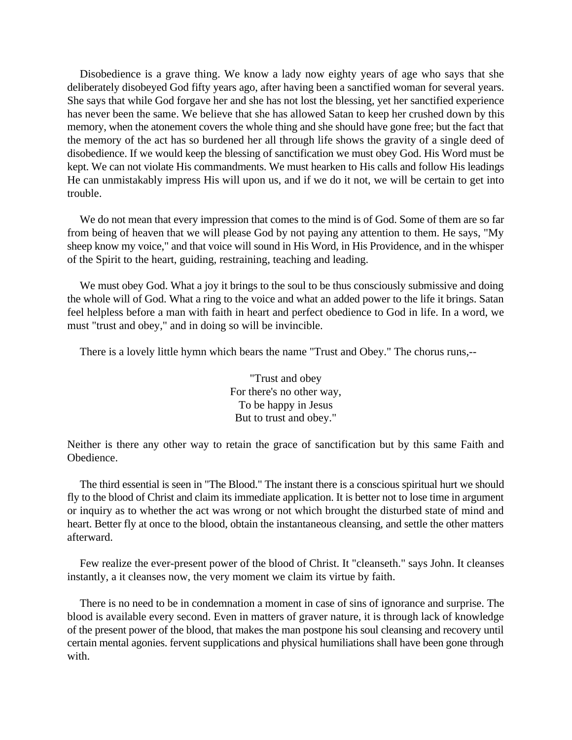Disobedience is a grave thing. We know a lady now eighty years of age who says that she deliberately disobeyed God fifty years ago, after having been a sanctified woman for several years. She says that while God forgave her and she has not lost the blessing, yet her sanctified experience has never been the same. We believe that she has allowed Satan to keep her crushed down by this memory, when the atonement covers the whole thing and she should have gone free; but the fact that the memory of the act has so burdened her all through life shows the gravity of a single deed of disobedience. If we would keep the blessing of sanctification we must obey God. His Word must be kept. We can not violate His commandments. We must hearken to His calls and follow His leadings He can unmistakably impress His will upon us, and if we do it not, we will be certain to get into trouble.

We do not mean that every impression that comes to the mind is of God. Some of them are so far from being of heaven that we will please God by not paying any attention to them. He says, "My sheep know my voice," and that voice will sound in His Word, in His Providence, and in the whisper of the Spirit to the heart, guiding, restraining, teaching and leading.

We must obey God. What a joy it brings to the soul to be thus consciously submissive and doing the whole will of God. What a ring to the voice and what an added power to the life it brings. Satan feel helpless before a man with faith in heart and perfect obedience to God in life. In a word, we must "trust and obey," and in doing so will be invincible.

There is a lovely little hymn which bears the name "Trust and Obey." The chorus runs,--

> "Trust and obey
> For there's no other way,
> To be happy in Jesus
> But to trust and obey."

Neither is there any other way to retain the grace of sanctification but by this same Faith and Obedience.

The third essential is seen in "The Blood." The instant there is a conscious spiritual hurt we should fly to the blood of Christ and claim its immediate application. It is better not to lose time in argument or inquiry as to whether the act was wrong or not which brought the disturbed state of mind and heart. Better fly at once to the blood, obtain the instantaneous cleansing, and settle the other matters afterward.

Few realize the ever-present power of the blood of Christ. It "cleanseth." says John. It cleanses instantly, a it cleanses now, the very moment we claim its virtue by faith.

There is no need to be in condemnation a moment in case of sins of ignorance and surprise. The blood is available every second. Even in matters of graver nature, it is through lack of knowledge of the present power of the blood, that makes the man postpone his soul cleansing and recovery until certain mental agonies. fervent supplications and physical humiliations shall have been gone through with.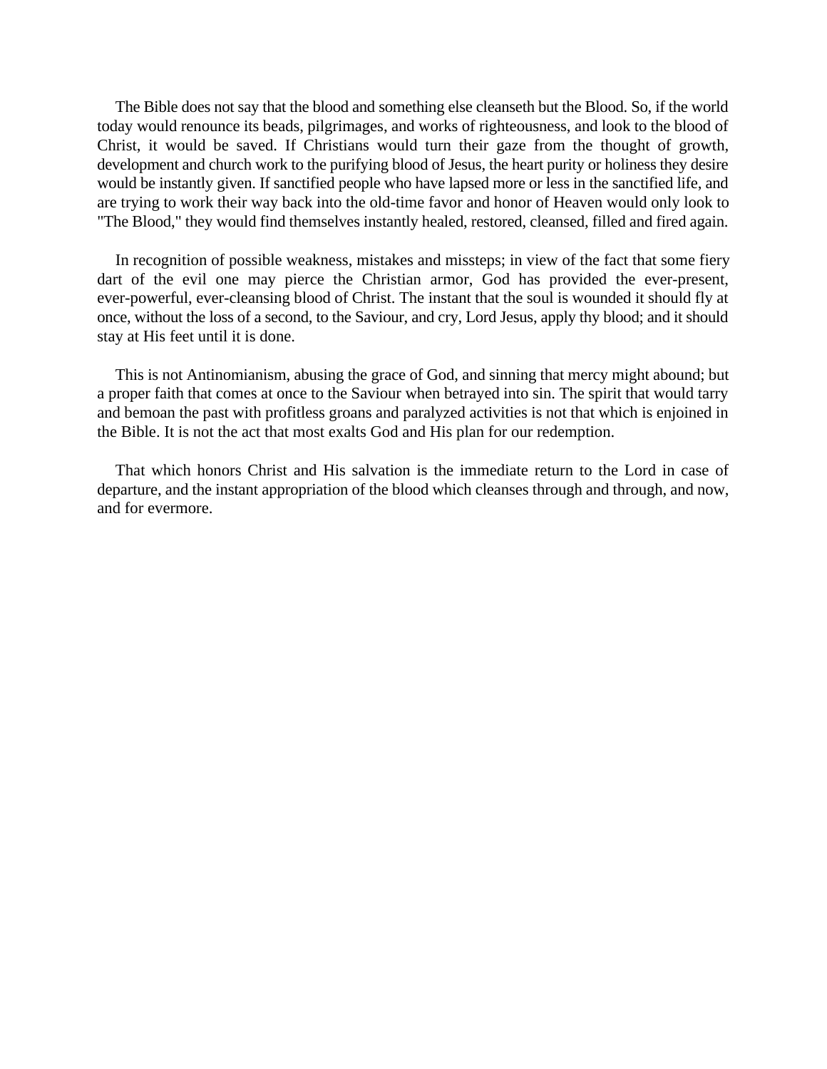The Bible does not say that the blood and something else cleanseth but the Blood. So, if the world today would renounce its beads, pilgrimages, and works of righteousness, and look to the blood of Christ, it would be saved. If Christians would turn their gaze from the thought of growth, development and church work to the purifying blood of Jesus, the heart purity or holiness they desire would be instantly given. If sanctified people who have lapsed more or less in the sanctified life, and are trying to work their way back into the old-time favor and honor of Heaven would only look to "The Blood," they would find themselves instantly healed, restored, cleansed, filled and fired again.

In recognition of possible weakness, mistakes and missteps; in view of the fact that some fiery dart of the evil one may pierce the Christian armor, God has provided the ever-present, ever-powerful, ever-cleansing blood of Christ. The instant that the soul is wounded it should fly at once, without the loss of a second, to the Saviour, and cry, Lord Jesus, apply thy blood; and it should stay at His feet until it is done.

This is not Antinomianism, abusing the grace of God, and sinning that mercy might abound; but a proper faith that comes at once to the Saviour when betrayed into sin. The spirit that would tarry and bemoan the past with profitless groans and paralyzed activities is not that which is enjoined in the Bible. It is not the act that most exalts God and His plan for our redemption.

That which honors Christ and His salvation is the immediate return to the Lord in case of departure, and the instant appropriation of the blood which cleanses through and through, and now, and for evermore.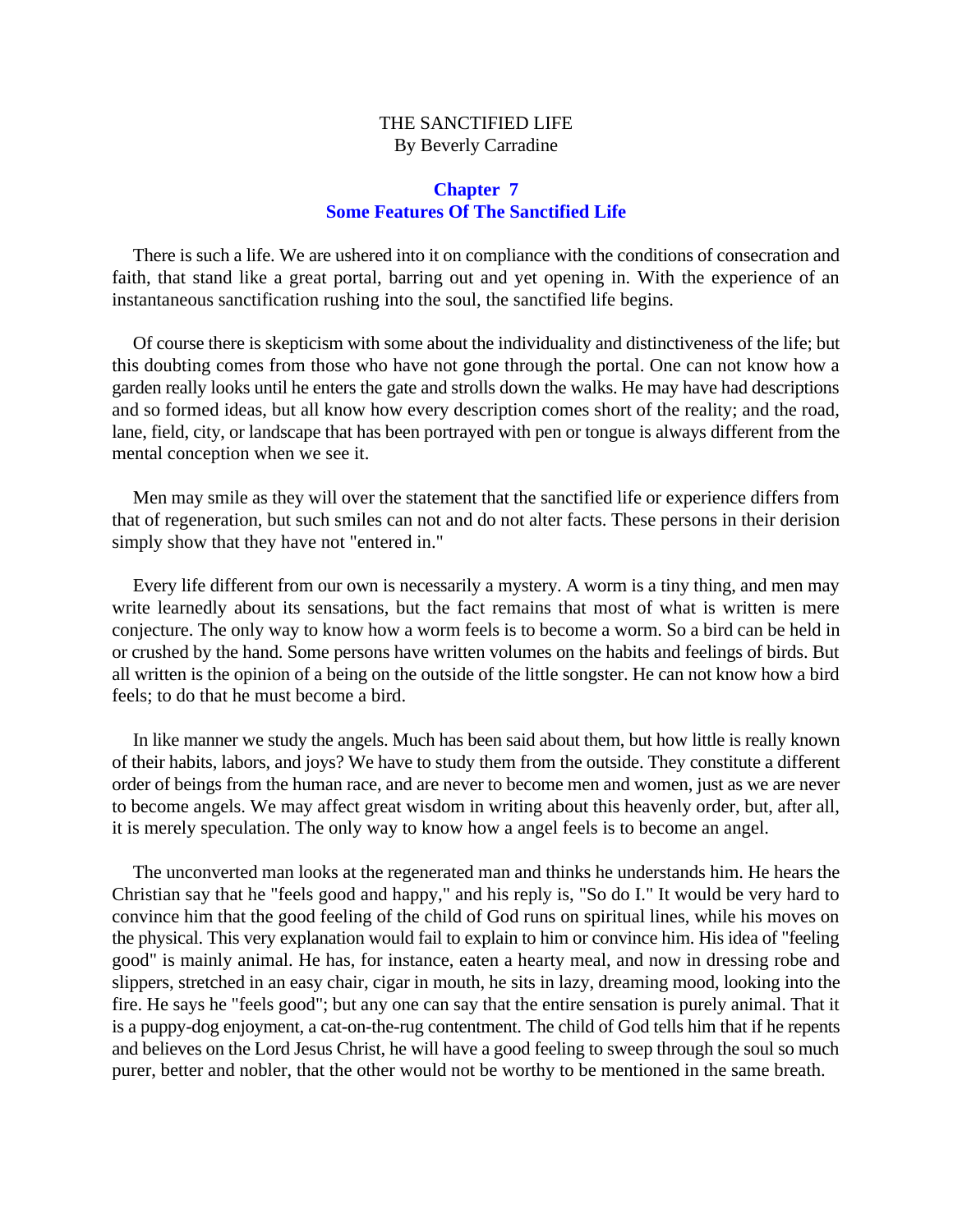THE SANCTIFIED LIFE
By Beverly Carradine

## Chapter 7
## Some Features Of The Sanctified Life

There is such a life. We are ushered into it on compliance with the conditions of consecration and faith, that stand like a great portal, barring out and yet opening in. With the experience of an instantaneous sanctification rushing into the soul, the sanctified life begins.

Of course there is skepticism with some about the individuality and distinctiveness of the life; but this doubting comes from those who have not gone through the portal. One can not know how a garden really looks until he enters the gate and strolls down the walks. He may have had descriptions and so formed ideas, but all know how every description comes short of the reality; and the road, lane, field, city, or landscape that has been portrayed with pen or tongue is always different from the mental conception when we see it.

Men may smile as they will over the statement that the sanctified life or experience differs from that of regeneration, but such smiles can not and do not alter facts. These persons in their derision simply show that they have not "entered in."

Every life different from our own is necessarily a mystery. A worm is a tiny thing, and men may write learnedly about its sensations, but the fact remains that most of what is written is mere conjecture. The only way to know how a worm feels is to become a worm. So a bird can be held in or crushed by the hand. Some persons have written volumes on the habits and feelings of birds. But all written is the opinion of a being on the outside of the little songster. He can not know how a bird feels; to do that he must become a bird.

In like manner we study the angels. Much has been said about them, but how little is really known of their habits, labors, and joys? We have to study them from the outside. They constitute a different order of beings from the human race, and are never to become men and women, just as we are never to become angels. We may affect great wisdom in writing about this heavenly order, but, after all, it is merely speculation. The only way to know how a angel feels is to become an angel.

The unconverted man looks at the regenerated man and thinks he understands him. He hears the Christian say that he "feels good and happy," and his reply is, "So do I." It would be very hard to convince him that the good feeling of the child of God runs on spiritual lines, while his moves on the physical. This very explanation would fail to explain to him or convince him. His idea of "feeling good" is mainly animal. He has, for instance, eaten a hearty meal, and now in dressing robe and slippers, stretched in an easy chair, cigar in mouth, he sits in lazy, dreaming mood, looking into the fire. He says he "feels good"; but any one can say that the entire sensation is purely animal. That it is a puppy-dog enjoyment, a cat-on-the-rug contentment. The child of God tells him that if he repents and believes on the Lord Jesus Christ, he will have a good feeling to sweep through the soul so much purer, better and nobler, that the other would not be worthy to be mentioned in the same breath.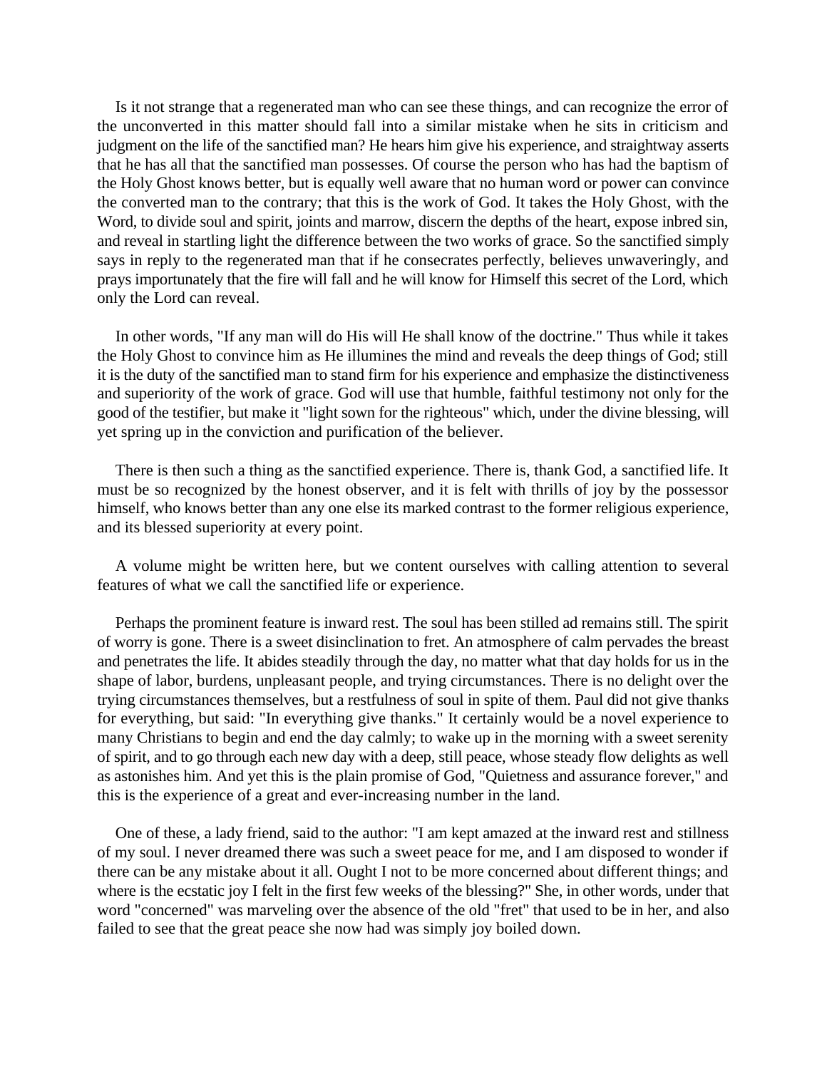Is it not strange that a regenerated man who can see these things, and can recognize the error of the unconverted in this matter should fall into a similar mistake when he sits in criticism and judgment on the life of the sanctified man? He hears him give his experience, and straightway asserts that he has all that the sanctified man possesses. Of course the person who has had the baptism of the Holy Ghost knows better, but is equally well aware that no human word or power can convince the converted man to the contrary; that this is the work of God. It takes the Holy Ghost, with the Word, to divide soul and spirit, joints and marrow, discern the depths of the heart, expose inbred sin, and reveal in startling light the difference between the two works of grace. So the sanctified simply says in reply to the regenerated man that if he consecrates perfectly, believes unwaveringly, and prays importunately that the fire will fall and he will know for Himself this secret of the Lord, which only the Lord can reveal.

In other words, "If any man will do His will He shall know of the doctrine." Thus while it takes the Holy Ghost to convince him as He illumines the mind and reveals the deep things of God; still it is the duty of the sanctified man to stand firm for his experience and emphasize the distinctiveness and superiority of the work of grace. God will use that humble, faithful testimony not only for the good of the testifier, but make it "light sown for the righteous" which, under the divine blessing, will yet spring up in the conviction and purification of the believer.

There is then such a thing as the sanctified experience. There is, thank God, a sanctified life. It must be so recognized by the honest observer, and it is felt with thrills of joy by the possessor himself, who knows better than any one else its marked contrast to the former religious experience, and its blessed superiority at every point.

A volume might be written here, but we content ourselves with calling attention to several features of what we call the sanctified life or experience.

Perhaps the prominent feature is inward rest. The soul has been stilled ad remains still. The spirit of worry is gone. There is a sweet disinclination to fret. An atmosphere of calm pervades the breast and penetrates the life. It abides steadily through the day, no matter what that day holds for us in the shape of labor, burdens, unpleasant people, and trying circumstances. There is no delight over the trying circumstances themselves, but a restfulness of soul in spite of them. Paul did not give thanks for everything, but said: "In everything give thanks." It certainly would be a novel experience to many Christians to begin and end the day calmly; to wake up in the morning with a sweet serenity of spirit, and to go through each new day with a deep, still peace, whose steady flow delights as well as astonishes him. And yet this is the plain promise of God, "Quietness and assurance forever," and this is the experience of a great and ever-increasing number in the land.

One of these, a lady friend, said to the author: "I am kept amazed at the inward rest and stillness of my soul. I never dreamed there was such a sweet peace for me, and I am disposed to wonder if there can be any mistake about it all. Ought I not to be more concerned about different things; and where is the ecstatic joy I felt in the first few weeks of the blessing?" She, in other words, under that word "concerned" was marveling over the absence of the old "fret" that used to be in her, and also failed to see that the great peace she now had was simply joy boiled down.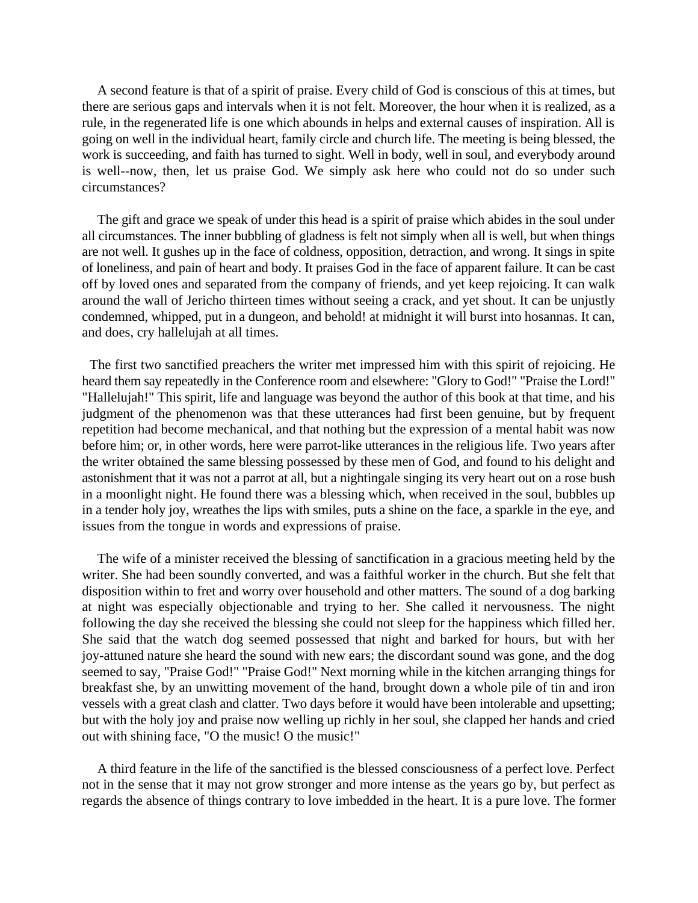A second feature is that of a spirit of praise. Every child of God is conscious of this at times, but there are serious gaps and intervals when it is not felt. Moreover, the hour when it is realized, as a rule, in the regenerated life is one which abounds in helps and external causes of inspiration. All is going on well in the individual heart, family circle and church life. The meeting is being blessed, the work is succeeding, and faith has turned to sight. Well in body, well in soul, and everybody around is well--now, then, let us praise God. We simply ask here who could not do so under such circumstances?

The gift and grace we speak of under this head is a spirit of praise which abides in the soul under all circumstances. The inner bubbling of gladness is felt not simply when all is well, but when things are not well. It gushes up in the face of coldness, opposition, detraction, and wrong. It sings in spite of loneliness, and pain of heart and body. It praises God in the face of apparent failure. It can be cast off by loved ones and separated from the company of friends, and yet keep rejoicing. It can walk around the wall of Jericho thirteen times without seeing a crack, and yet shout. It can be unjustly condemned, whipped, put in a dungeon, and behold! at midnight it will burst into hosannas. It can, and does, cry hallelujah at all times.

The first two sanctified preachers the writer met impressed him with this spirit of rejoicing. He heard them say repeatedly in the Conference room and elsewhere: "Glory to God!" "Praise the Lord!" "Hallelujah!" This spirit, life and language was beyond the author of this book at that time, and his judgment of the phenomenon was that these utterances had first been genuine, but by frequent repetition had become mechanical, and that nothing but the expression of a mental habit was now before him; or, in other words, here were parrot-like utterances in the religious life. Two years after the writer obtained the same blessing possessed by these men of God, and found to his delight and astonishment that it was not a parrot at all, but a nightingale singing its very heart out on a rose bush in a moonlight night. He found there was a blessing which, when received in the soul, bubbles up in a tender holy joy, wreathes the lips with smiles, puts a shine on the face, a sparkle in the eye, and issues from the tongue in words and expressions of praise.

The wife of a minister received the blessing of sanctification in a gracious meeting held by the writer. She had been soundly converted, and was a faithful worker in the church. But she felt that disposition within to fret and worry over household and other matters. The sound of a dog barking at night was especially objectionable and trying to her. She called it nervousness. The night following the day she received the blessing she could not sleep for the happiness which filled her. She said that the watch dog seemed possessed that night and barked for hours, but with her joy-attuned nature she heard the sound with new ears; the discordant sound was gone, and the dog seemed to say, "Praise God!" "Praise God!" Next morning while in the kitchen arranging things for breakfast she, by an unwitting movement of the hand, brought down a whole pile of tin and iron vessels with a great clash and clatter. Two days before it would have been intolerable and upsetting; but with the holy joy and praise now welling up richly in her soul, she clapped her hands and cried out with shining face, "O the music! O the music!"

A third feature in the life of the sanctified is the blessed consciousness of a perfect love. Perfect not in the sense that it may not grow stronger and more intense as the years go by, but perfect as regards the absence of things contrary to love imbedded in the heart. It is a pure love. The former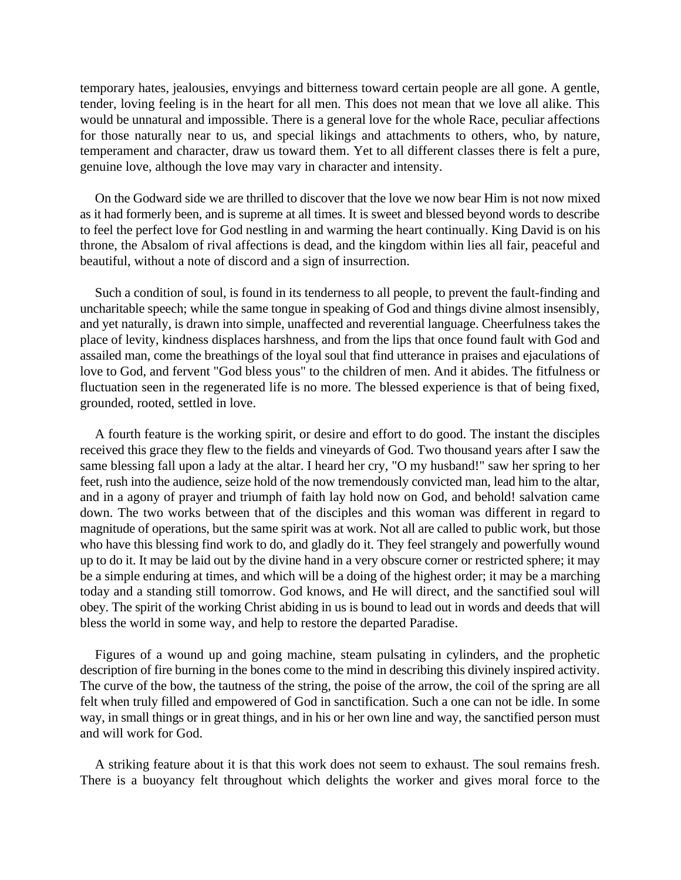temporary hates, jealousies, envyings and bitterness toward certain people are all gone. A gentle, tender, loving feeling is in the heart for all men. This does not mean that we love all alike. This would be unnatural and impossible. There is a general love for the whole Race, peculiar affections for those naturally near to us, and special likings and attachments to others, who, by nature, temperament and character, draw us toward them. Yet to all different classes there is felt a pure, genuine love, although the love may vary in character and intensity.

On the Godward side we are thrilled to discover that the love we now bear Him is not now mixed as it had formerly been, and is supreme at all times. It is sweet and blessed beyond words to describe to feel the perfect love for God nestling in and warming the heart continually. King David is on his throne, the Absalom of rival affections is dead, and the kingdom within lies all fair, peaceful and beautiful, without a note of discord and a sign of insurrection.

Such a condition of soul, is found in its tenderness to all people, to prevent the fault-finding and uncharitable speech; while the same tongue in speaking of God and things divine almost insensibly, and yet naturally, is drawn into simple, unaffected and reverential language. Cheerfulness takes the place of levity, kindness displaces harshness, and from the lips that once found fault with God and assailed man, come the breathings of the loyal soul that find utterance in praises and ejaculations of love to God, and fervent "God bless yous" to the children of men. And it abides. The fitfulness or fluctuation seen in the regenerated life is no more. The blessed experience is that of being fixed, grounded, rooted, settled in love.

A fourth feature is the working spirit, or desire and effort to do good. The instant the disciples received this grace they flew to the fields and vineyards of God. Two thousand years after I saw the same blessing fall upon a lady at the altar. I heard her cry, "O my husband!" saw her spring to her feet, rush into the audience, seize hold of the now tremendously convicted man, lead him to the altar, and in a agony of prayer and triumph of faith lay hold now on God, and behold! salvation came down. The two works between that of the disciples and this woman was different in regard to magnitude of operations, but the same spirit was at work. Not all are called to public work, but those who have this blessing find work to do, and gladly do it. They feel strangely and powerfully wound up to do it. It may be laid out by the divine hand in a very obscure corner or restricted sphere; it may be a simple enduring at times, and which will be a doing of the highest order; it may be a marching today and a standing still tomorrow. God knows, and He will direct, and the sanctified soul will obey. The spirit of the working Christ abiding in us is bound to lead out in words and deeds that will bless the world in some way, and help to restore the departed Paradise.

Figures of a wound up and going machine, steam pulsating in cylinders, and the prophetic description of fire burning in the bones come to the mind in describing this divinely inspired activity. The curve of the bow, the tautness of the string, the poise of the arrow, the coil of the spring are all felt when truly filled and empowered of God in sanctification. Such a one can not be idle. In some way, in small things or in great things, and in his or her own line and way, the sanctified person must and will work for God.

A striking feature about it is that this work does not seem to exhaust. The soul remains fresh. There is a buoyancy felt throughout which delights the worker and gives moral force to the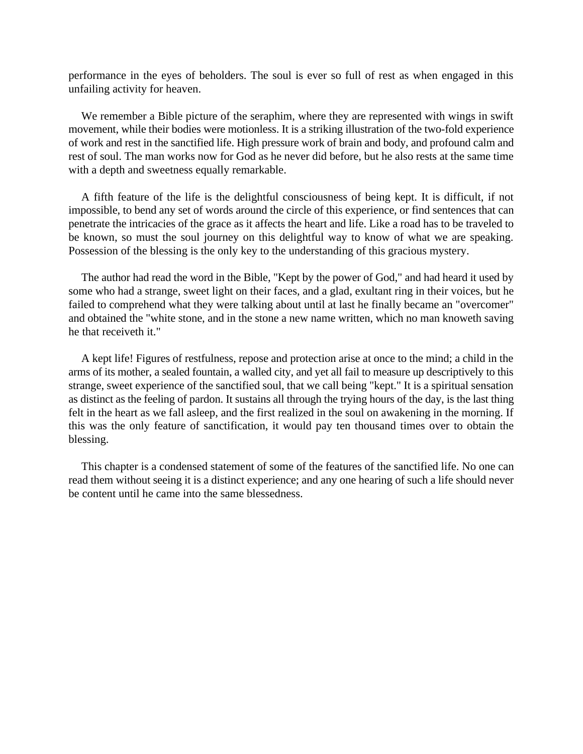performance in the eyes of beholders. The soul is ever so full of rest as when engaged in this unfailing activity for heaven.

We remember a Bible picture of the seraphim, where they are represented with wings in swift movement, while their bodies were motionless. It is a striking illustration of the two-fold experience of work and rest in the sanctified life. High pressure work of brain and body, and profound calm and rest of soul. The man works now for God as he never did before, but he also rests at the same time with a depth and sweetness equally remarkable.

A fifth feature of the life is the delightful consciousness of being kept. It is difficult, if not impossible, to bend any set of words around the circle of this experience, or find sentences that can penetrate the intricacies of the grace as it affects the heart and life. Like a road has to be traveled to be known, so must the soul journey on this delightful way to know of what we are speaking. Possession of the blessing is the only key to the understanding of this gracious mystery.

The author had read the word in the Bible, "Kept by the power of God," and had heard it used by some who had a strange, sweet light on their faces, and a glad, exultant ring in their voices, but he failed to comprehend what they were talking about until at last he finally became an "overcomer" and obtained the "white stone, and in the stone a new name written, which no man knoweth saving he that receiveth it."

A kept life! Figures of restfulness, repose and protection arise at once to the mind; a child in the arms of its mother, a sealed fountain, a walled city, and yet all fail to measure up descriptively to this strange, sweet experience of the sanctified soul, that we call being "kept." It is a spiritual sensation as distinct as the feeling of pardon. It sustains all through the trying hours of the day, is the last thing felt in the heart as we fall asleep, and the first realized in the soul on awakening in the morning. If this was the only feature of sanctification, it would pay ten thousand times over to obtain the blessing.

This chapter is a condensed statement of some of the features of the sanctified life. No one can read them without seeing it is a distinct experience; and any one hearing of such a life should never be content until he came into the same blessedness.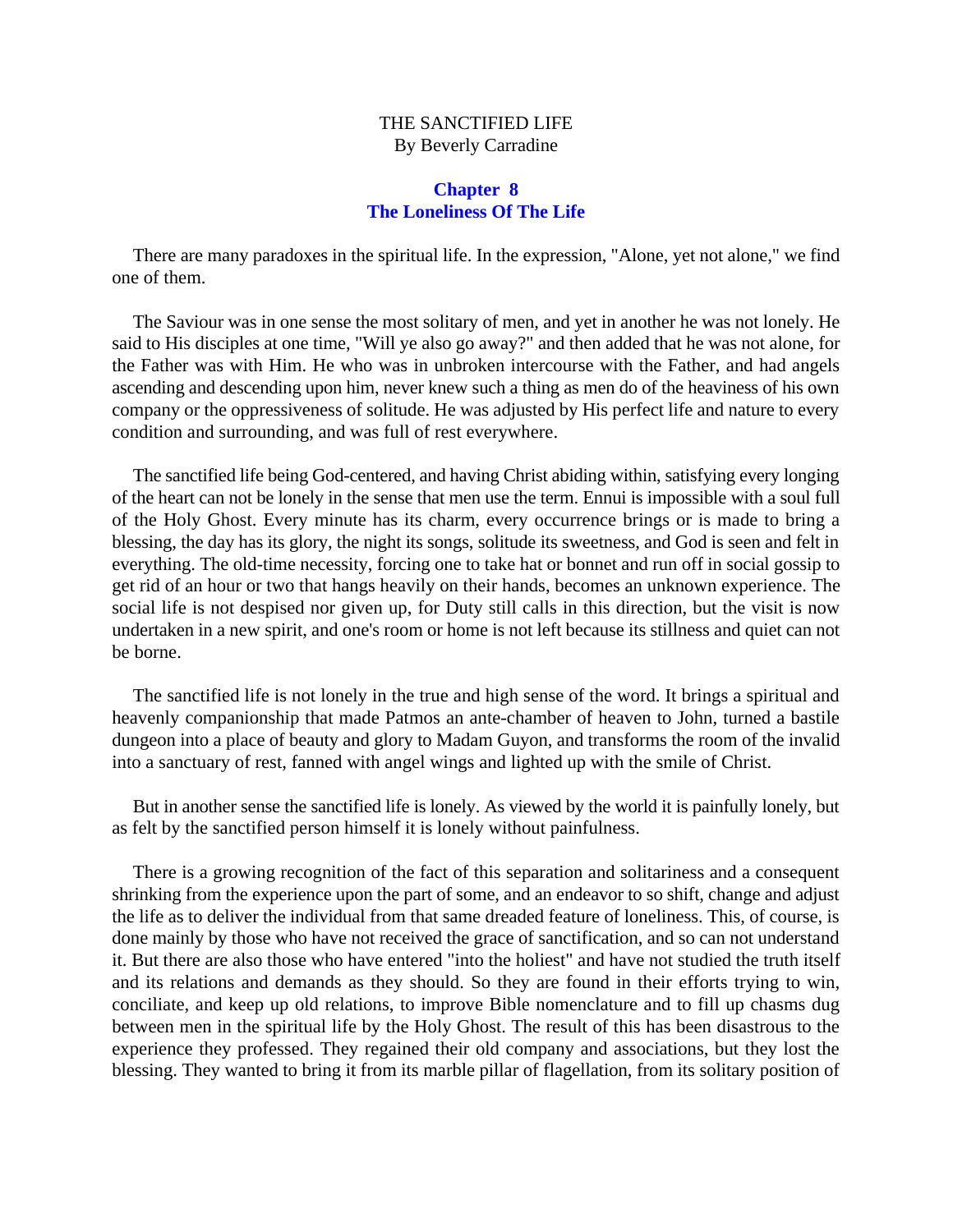THE SANCTIFIED LIFE
By Beverly Carradine

## Chapter 8
## The Loneliness Of The Life

There are many paradoxes in the spiritual life. In the expression, "Alone, yet not alone," we find one of them.

The Saviour was in one sense the most solitary of men, and yet in another he was not lonely. He said to His disciples at one time, "Will ye also go away?" and then added that he was not alone, for the Father was with Him. He who was in unbroken intercourse with the Father, and had angels ascending and descending upon him, never knew such a thing as men do of the heaviness of his own company or the oppressiveness of solitude. He was adjusted by His perfect life and nature to every condition and surrounding, and was full of rest everywhere.

The sanctified life being God-centered, and having Christ abiding within, satisfying every longing of the heart can not be lonely in the sense that men use the term. Ennui is impossible with a soul full of the Holy Ghost. Every minute has its charm, every occurrence brings or is made to bring a blessing, the day has its glory, the night its songs, solitude its sweetness, and God is seen and felt in everything. The old-time necessity, forcing one to take hat or bonnet and run off in social gossip to get rid of an hour or two that hangs heavily on their hands, becomes an unknown experience. The social life is not despised nor given up, for Duty still calls in this direction, but the visit is now undertaken in a new spirit, and one's room or home is not left because its stillness and quiet can not be borne.

The sanctified life is not lonely in the true and high sense of the word. It brings a spiritual and heavenly companionship that made Patmos an ante-chamber of heaven to John, turned a bastile dungeon into a place of beauty and glory to Madam Guyon, and transforms the room of the invalid into a sanctuary of rest, fanned with angel wings and lighted up with the smile of Christ.

But in another sense the sanctified life is lonely. As viewed by the world it is painfully lonely, but as felt by the sanctified person himself it is lonely without painfulness.

There is a growing recognition of the fact of this separation and solitariness and a consequent shrinking from the experience upon the part of some, and an endeavor to so shift, change and adjust the life as to deliver the individual from that same dreaded feature of loneliness. This, of course, is done mainly by those who have not received the grace of sanctification, and so can not understand it. But there are also those who have entered "into the holiest" and have not studied the truth itself and its relations and demands as they should. So they are found in their efforts trying to win, conciliate, and keep up old relations, to improve Bible nomenclature and to fill up chasms dug between men in the spiritual life by the Holy Ghost. The result of this has been disastrous to the experience they professed. They regained their old company and associations, but they lost the blessing. They wanted to bring it from its marble pillar of flagellation, from its solitary position of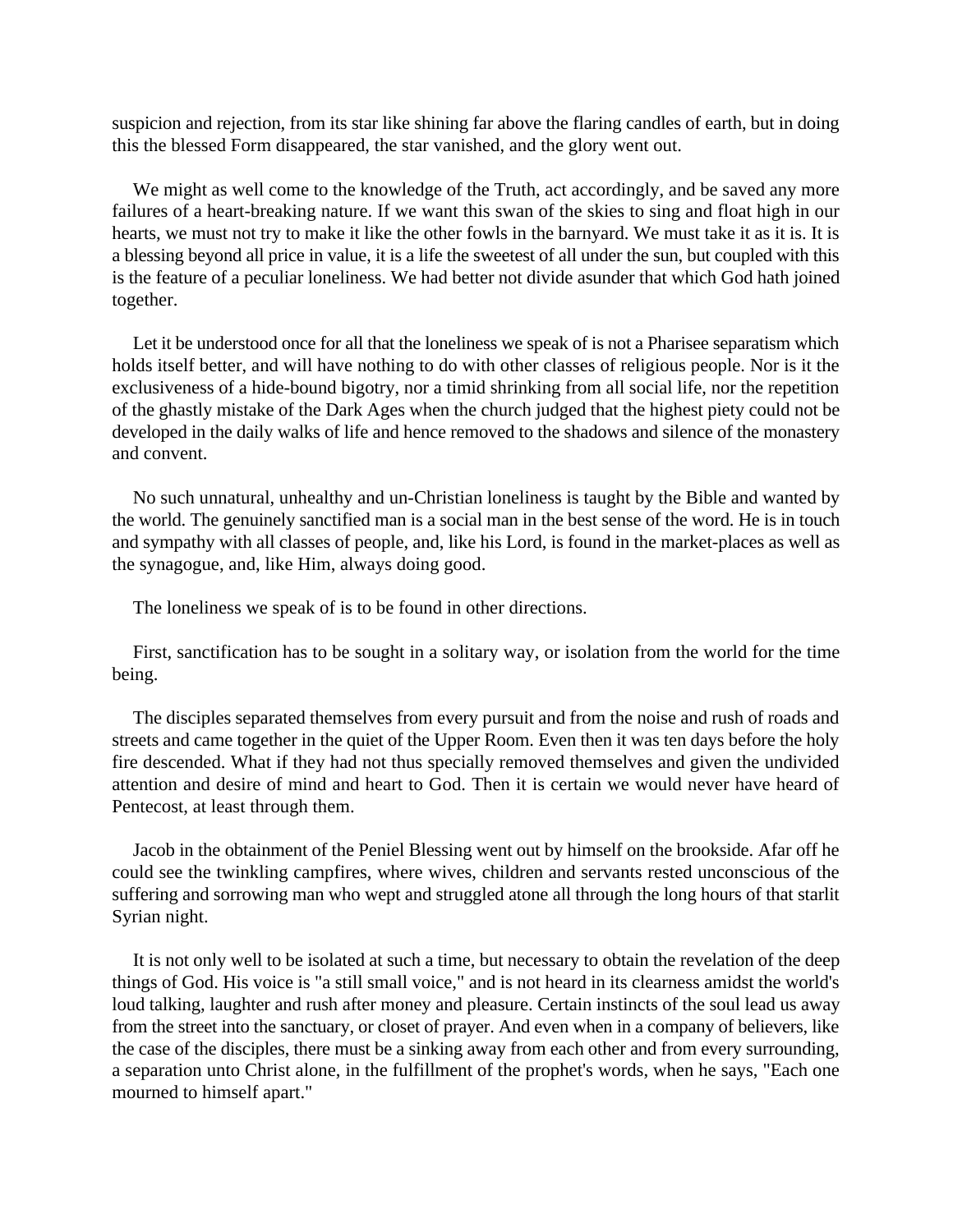suspicion and rejection, from its star like shining far above the flaring candles of earth, but in doing this the blessed Form disappeared, the star vanished, and the glory went out.

We might as well come to the knowledge of the Truth, act accordingly, and be saved any more failures of a heart-breaking nature. If we want this swan of the skies to sing and float high in our hearts, we must not try to make it like the other fowls in the barnyard. We must take it as it is. It is a blessing beyond all price in value, it is a life the sweetest of all under the sun, but coupled with this is the feature of a peculiar loneliness. We had better not divide asunder that which God hath joined together.

Let it be understood once for all that the loneliness we speak of is not a Pharisee separatism which holds itself better, and will have nothing to do with other classes of religious people. Nor is it the exclusiveness of a hide-bound bigotry, nor a timid shrinking from all social life, nor the repetition of the ghastly mistake of the Dark Ages when the church judged that the highest piety could not be developed in the daily walks of life and hence removed to the shadows and silence of the monastery and convent.

No such unnatural, unhealthy and un-Christian loneliness is taught by the Bible and wanted by the world. The genuinely sanctified man is a social man in the best sense of the word. He is in touch and sympathy with all classes of people, and, like his Lord, is found in the market-places as well as the synagogue, and, like Him, always doing good.

The loneliness we speak of is to be found in other directions.

First, sanctification has to be sought in a solitary way, or isolation from the world for the time being.

The disciples separated themselves from every pursuit and from the noise and rush of roads and streets and came together in the quiet of the Upper Room. Even then it was ten days before the holy fire descended. What if they had not thus specially removed themselves and given the undivided attention and desire of mind and heart to God. Then it is certain we would never have heard of Pentecost, at least through them.

Jacob in the obtainment of the Peniel Blessing went out by himself on the brookside. Afar off he could see the twinkling campfires, where wives, children and servants rested unconscious of the suffering and sorrowing man who wept and struggled atone all through the long hours of that starlit Syrian night.

It is not only well to be isolated at such a time, but necessary to obtain the revelation of the deep things of God. His voice is "a still small voice," and is not heard in its clearness amidst the world's loud talking, laughter and rush after money and pleasure. Certain instincts of the soul lead us away from the street into the sanctuary, or closet of prayer. And even when in a company of believers, like the case of the disciples, there must be a sinking away from each other and from every surrounding, a separation unto Christ alone, in the fulfillment of the prophet's words, when he says, "Each one mourned to himself apart."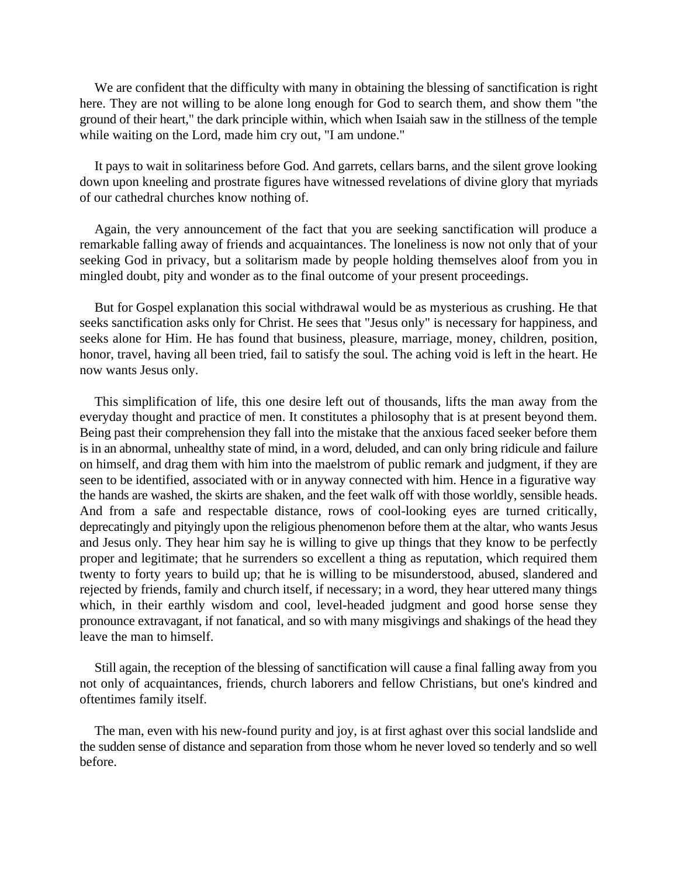We are confident that the difficulty with many in obtaining the blessing of sanctification is right here. They are not willing to be alone long enough for God to search them, and show them "the ground of their heart," the dark principle within, which when Isaiah saw in the stillness of the temple while waiting on the Lord, made him cry out, "I am undone."

It pays to wait in solitariness before God. And garrets, cellars barns, and the silent grove looking down upon kneeling and prostrate figures have witnessed revelations of divine glory that myriads of our cathedral churches know nothing of.

Again, the very announcement of the fact that you are seeking sanctification will produce a remarkable falling away of friends and acquaintances. The loneliness is now not only that of your seeking God in privacy, but a solitarism made by people holding themselves aloof from you in mingled doubt, pity and wonder as to the final outcome of your present proceedings.

But for Gospel explanation this social withdrawal would be as mysterious as crushing. He that seeks sanctification asks only for Christ. He sees that "Jesus only" is necessary for happiness, and seeks alone for Him. He has found that business, pleasure, marriage, money, children, position, honor, travel, having all been tried, fail to satisfy the soul. The aching void is left in the heart. He now wants Jesus only.

This simplification of life, this one desire left out of thousands, lifts the man away from the everyday thought and practice of men. It constitutes a philosophy that is at present beyond them. Being past their comprehension they fall into the mistake that the anxious faced seeker before them is in an abnormal, unhealthy state of mind, in a word, deluded, and can only bring ridicule and failure on himself, and drag them with him into the maelstrom of public remark and judgment, if they are seen to be identified, associated with or in anyway connected with him. Hence in a figurative way the hands are washed, the skirts are shaken, and the feet walk off with those worldly, sensible heads. And from a safe and respectable distance, rows of cool-looking eyes are turned critically, deprecatingly and pityingly upon the religious phenomenon before them at the altar, who wants Jesus and Jesus only. They hear him say he is willing to give up things that they know to be perfectly proper and legitimate; that he surrenders so excellent a thing as reputation, which required them twenty to forty years to build up; that he is willing to be misunderstood, abused, slandered and rejected by friends, family and church itself, if necessary; in a word, they hear uttered many things which, in their earthly wisdom and cool, level-headed judgment and good horse sense they pronounce extravagant, if not fanatical, and so with many misgivings and shakings of the head they leave the man to himself.

Still again, the reception of the blessing of sanctification will cause a final falling away from you not only of acquaintances, friends, church laborers and fellow Christians, but one's kindred and oftentimes family itself.

The man, even with his new-found purity and joy, is at first aghast over this social landslide and the sudden sense of distance and separation from those whom he never loved so tenderly and so well before.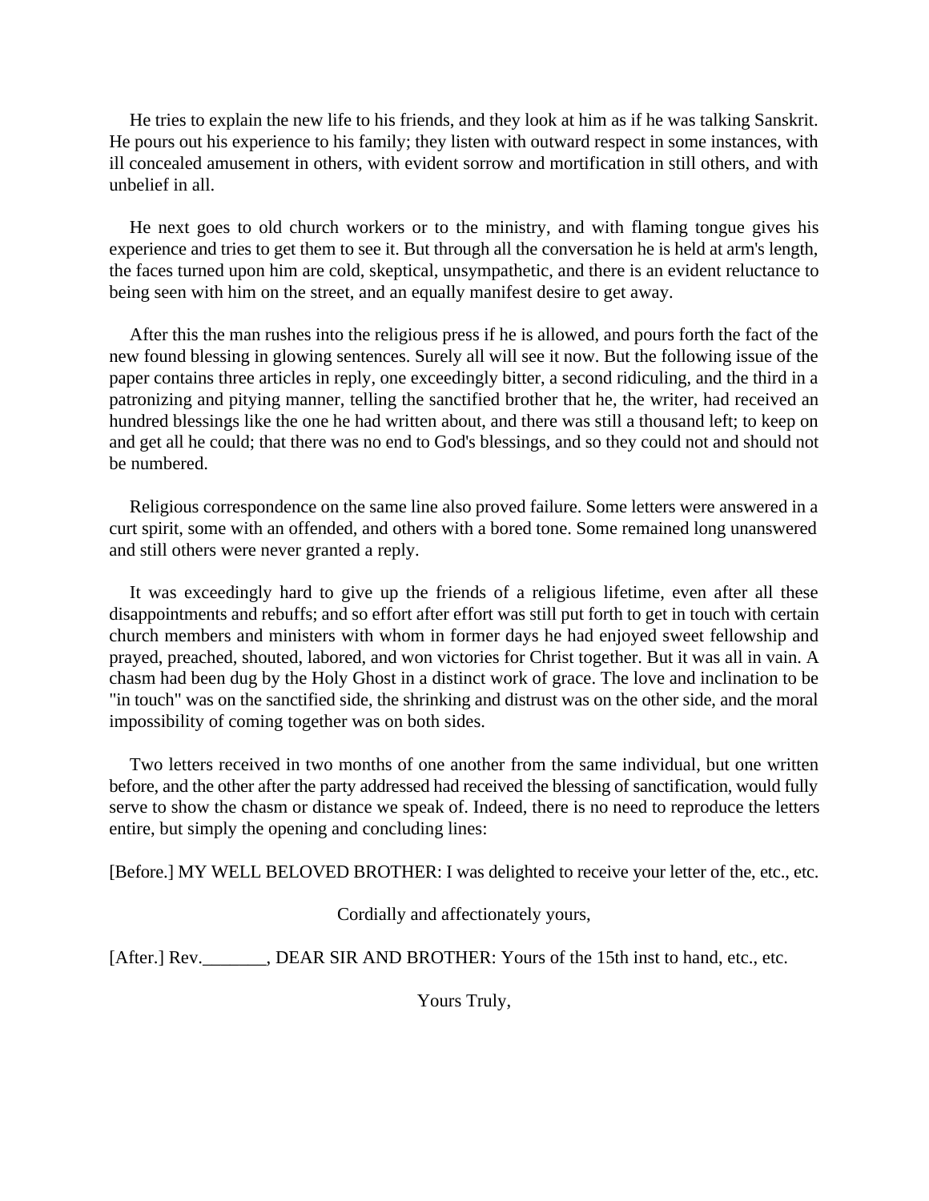He tries to explain the new life to his friends, and they look at him as if he was talking Sanskrit. He pours out his experience to his family; they listen with outward respect in some instances, with ill concealed amusement in others, with evident sorrow and mortification in still others, and with unbelief in all.

He next goes to old church workers or to the ministry, and with flaming tongue gives his experience and tries to get them to see it. But through all the conversation he is held at arm's length, the faces turned upon him are cold, skeptical, unsympathetic, and there is an evident reluctance to being seen with him on the street, and an equally manifest desire to get away.

After this the man rushes into the religious press if he is allowed, and pours forth the fact of the new found blessing in glowing sentences. Surely all will see it now. But the following issue of the paper contains three articles in reply, one exceedingly bitter, a second ridiculing, and the third in a patronizing and pitying manner, telling the sanctified brother that he, the writer, had received an hundred blessings like the one he had written about, and there was still a thousand left; to keep on and get all he could; that there was no end to God's blessings, and so they could not and should not be numbered.

Religious correspondence on the same line also proved failure. Some letters were answered in a curt spirit, some with an offended, and others with a bored tone. Some remained long unanswered and still others were never granted a reply.

It was exceedingly hard to give up the friends of a religious lifetime, even after all these disappointments and rebuffs; and so effort after effort was still put forth to get in touch with certain church members and ministers with whom in former days he had enjoyed sweet fellowship and prayed, preached, shouted, labored, and won victories for Christ together. But it was all in vain. A chasm had been dug by the Holy Ghost in a distinct work of grace. The love and inclination to be "in touch" was on the sanctified side, the shrinking and distrust was on the other side, and the moral impossibility of coming together was on both sides.

Two letters received in two months of one another from the same individual, but one written before, and the other after the party addressed had received the blessing of sanctification, would fully serve to show the chasm or distance we speak of. Indeed, there is no need to reproduce the letters entire, but simply the opening and concluding lines:

[Before.] MY WELL BELOVED BROTHER: I was delighted to receive your letter of the, etc., etc.

Cordially and affectionately yours,

[After.] Rev._______, DEAR SIR AND BROTHER: Yours of the 15th inst to hand, etc., etc.

Yours Truly,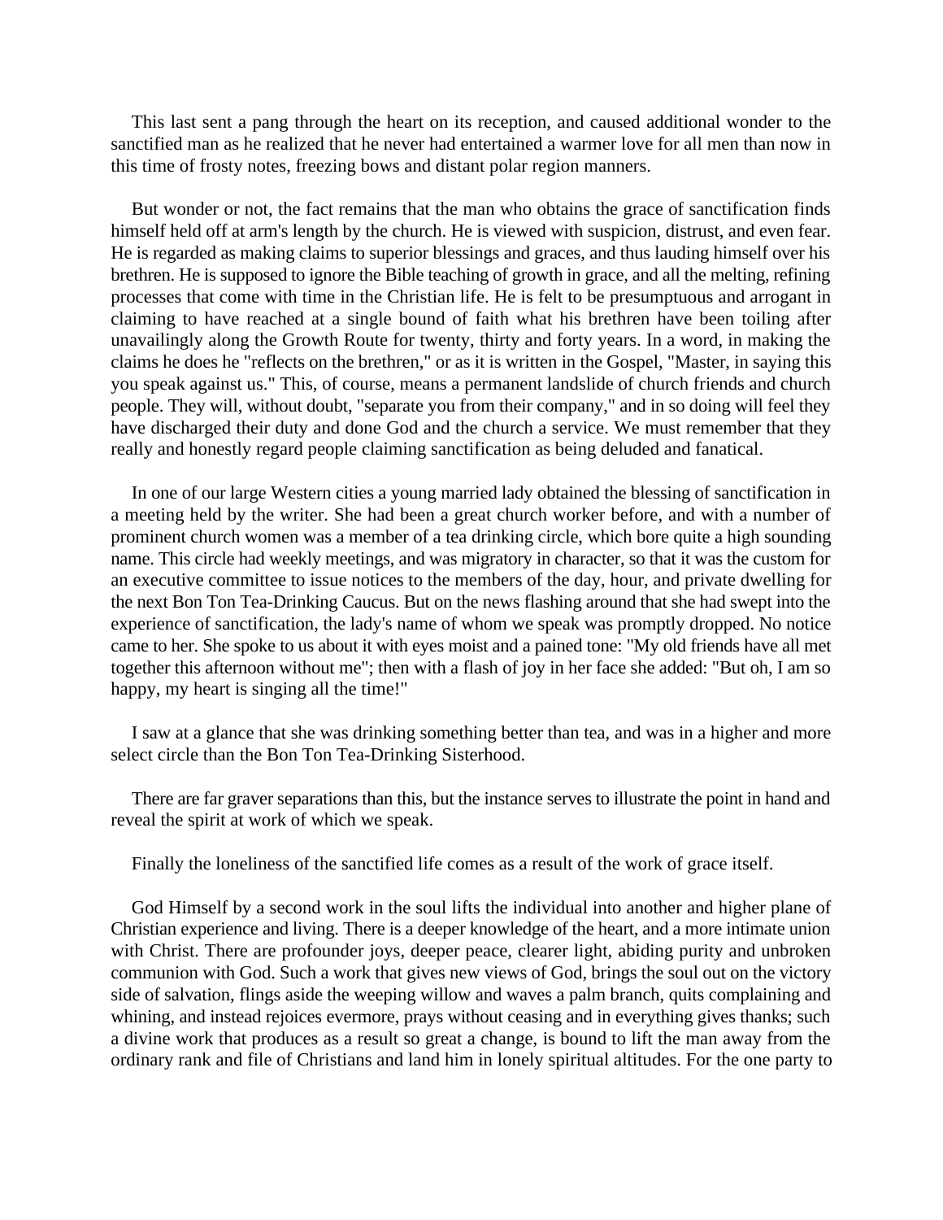This last sent a pang through the heart on its reception, and caused additional wonder to the sanctified man as he realized that he never had entertained a warmer love for all men than now in this time of frosty notes, freezing bows and distant polar region manners.

But wonder or not, the fact remains that the man who obtains the grace of sanctification finds himself held off at arm's length by the church. He is viewed with suspicion, distrust, and even fear. He is regarded as making claims to superior blessings and graces, and thus lauding himself over his brethren. He is supposed to ignore the Bible teaching of growth in grace, and all the melting, refining processes that come with time in the Christian life. He is felt to be presumptuous and arrogant in claiming to have reached at a single bound of faith what his brethren have been toiling after unavailingly along the Growth Route for twenty, thirty and forty years. In a word, in making the claims he does he "reflects on the brethren," or as it is written in the Gospel, "Master, in saying this you speak against us." This, of course, means a permanent landslide of church friends and church people. They will, without doubt, "separate you from their company," and in so doing will feel they have discharged their duty and done God and the church a service. We must remember that they really and honestly regard people claiming sanctification as being deluded and fanatical.

In one of our large Western cities a young married lady obtained the blessing of sanctification in a meeting held by the writer. She had been a great church worker before, and with a number of prominent church women was a member of a tea drinking circle, which bore quite a high sounding name. This circle had weekly meetings, and was migratory in character, so that it was the custom for an executive committee to issue notices to the members of the day, hour, and private dwelling for the next Bon Ton Tea-Drinking Caucus. But on the news flashing around that she had swept into the experience of sanctification, the lady's name of whom we speak was promptly dropped. No notice came to her. She spoke to us about it with eyes moist and a pained tone: "My old friends have all met together this afternoon without me"; then with a flash of joy in her face she added: "But oh, I am so happy, my heart is singing all the time!"

I saw at a glance that she was drinking something better than tea, and was in a higher and more select circle than the Bon Ton Tea-Drinking Sisterhood.

There are far graver separations than this, but the instance serves to illustrate the point in hand and reveal the spirit at work of which we speak.

Finally the loneliness of the sanctified life comes as a result of the work of grace itself.

God Himself by a second work in the soul lifts the individual into another and higher plane of Christian experience and living. There is a deeper knowledge of the heart, and a more intimate union with Christ. There are profounder joys, deeper peace, clearer light, abiding purity and unbroken communion with God. Such a work that gives new views of God, brings the soul out on the victory side of salvation, flings aside the weeping willow and waves a palm branch, quits complaining and whining, and instead rejoices evermore, prays without ceasing and in everything gives thanks; such a divine work that produces as a result so great a change, is bound to lift the man away from the ordinary rank and file of Christians and land him in lonely spiritual altitudes. For the one party to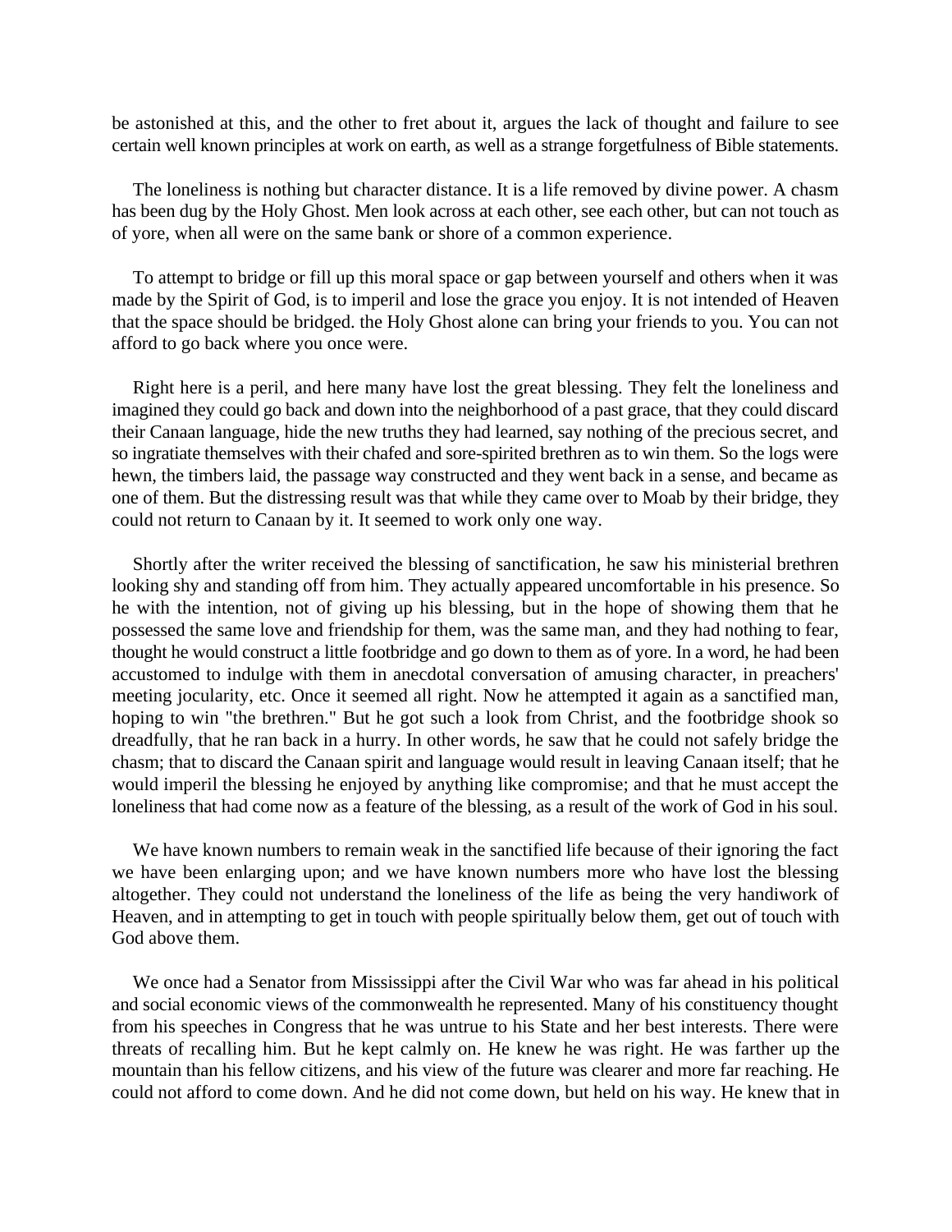be astonished at this, and the other to fret about it, argues the lack of thought and failure to see certain well known principles at work on earth, as well as a strange forgetfulness of Bible statements.

The loneliness is nothing but character distance. It is a life removed by divine power. A chasm has been dug by the Holy Ghost. Men look across at each other, see each other, but can not touch as of yore, when all were on the same bank or shore of a common experience.

To attempt to bridge or fill up this moral space or gap between yourself and others when it was made by the Spirit of God, is to imperil and lose the grace you enjoy. It is not intended of Heaven that the space should be bridged. the Holy Ghost alone can bring your friends to you. You can not afford to go back where you once were.

Right here is a peril, and here many have lost the great blessing. They felt the loneliness and imagined they could go back and down into the neighborhood of a past grace, that they could discard their Canaan language, hide the new truths they had learned, say nothing of the precious secret, and so ingratiate themselves with their chafed and sore-spirited brethren as to win them. So the logs were hewn, the timbers laid, the passage way constructed and they went back in a sense, and became as one of them. But the distressing result was that while they came over to Moab by their bridge, they could not return to Canaan by it. It seemed to work only one way.

Shortly after the writer received the blessing of sanctification, he saw his ministerial brethren looking shy and standing off from him. They actually appeared uncomfortable in his presence. So he with the intention, not of giving up his blessing, but in the hope of showing them that he possessed the same love and friendship for them, was the same man, and they had nothing to fear, thought he would construct a little footbridge and go down to them as of yore. In a word, he had been accustomed to indulge with them in anecdotal conversation of amusing character, in preachers' meeting jocularity, etc. Once it seemed all right. Now he attempted it again as a sanctified man, hoping to win "the brethren." But he got such a look from Christ, and the footbridge shook so dreadfully, that he ran back in a hurry. In other words, he saw that he could not safely bridge the chasm; that to discard the Canaan spirit and language would result in leaving Canaan itself; that he would imperil the blessing he enjoyed by anything like compromise; and that he must accept the loneliness that had come now as a feature of the blessing, as a result of the work of God in his soul.

We have known numbers to remain weak in the sanctified life because of their ignoring the fact we have been enlarging upon; and we have known numbers more who have lost the blessing altogether. They could not understand the loneliness of the life as being the very handiwork of Heaven, and in attempting to get in touch with people spiritually below them, get out of touch with God above them.

We once had a Senator from Mississippi after the Civil War who was far ahead in his political and social economic views of the commonwealth he represented. Many of his constituency thought from his speeches in Congress that he was untrue to his State and her best interests. There were threats of recalling him. But he kept calmly on. He knew he was right. He was farther up the mountain than his fellow citizens, and his view of the future was clearer and more far reaching. He could not afford to come down. And he did not come down, but held on his way. He knew that in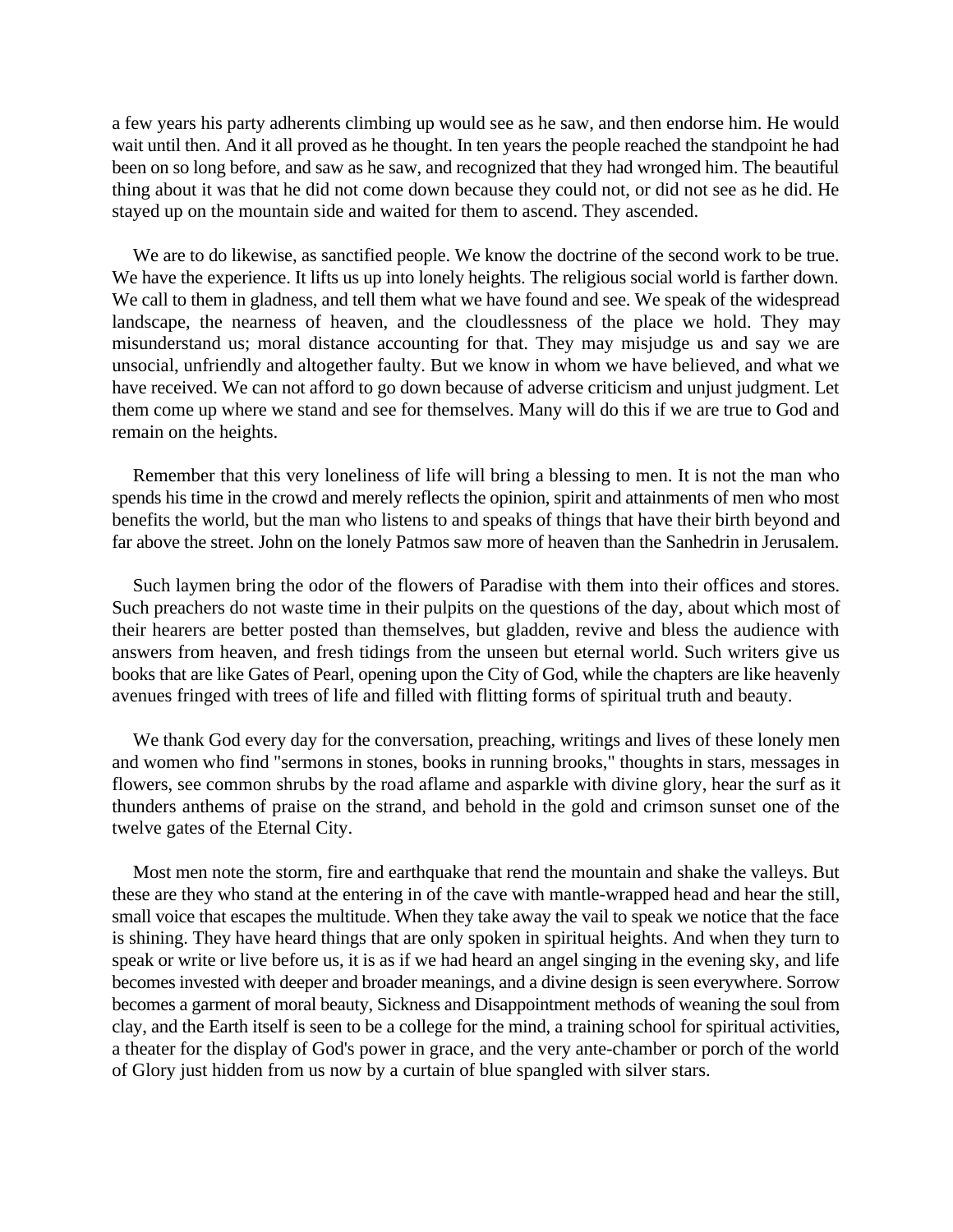a few years his party adherents climbing up would see as he saw, and then endorse him. He would wait until then. And it all proved as he thought. In ten years the people reached the standpoint he had been on so long before, and saw as he saw, and recognized that they had wronged him. The beautiful thing about it was that he did not come down because they could not, or did not see as he did. He stayed up on the mountain side and waited for them to ascend. They ascended.

We are to do likewise, as sanctified people. We know the doctrine of the second work to be true. We have the experience. It lifts us up into lonely heights. The religious social world is farther down. We call to them in gladness, and tell them what we have found and see. We speak of the widespread landscape, the nearness of heaven, and the cloudlessness of the place we hold. They may misunderstand us; moral distance accounting for that. They may misjudge us and say we are unsocial, unfriendly and altogether faulty. But we know in whom we have believed, and what we have received. We can not afford to go down because of adverse criticism and unjust judgment. Let them come up where we stand and see for themselves. Many will do this if we are true to God and remain on the heights.

Remember that this very loneliness of life will bring a blessing to men. It is not the man who spends his time in the crowd and merely reflects the opinion, spirit and attainments of men who most benefits the world, but the man who listens to and speaks of things that have their birth beyond and far above the street. John on the lonely Patmos saw more of heaven than the Sanhedrin in Jerusalem.

Such laymen bring the odor of the flowers of Paradise with them into their offices and stores. Such preachers do not waste time in their pulpits on the questions of the day, about which most of their hearers are better posted than themselves, but gladden, revive and bless the audience with answers from heaven, and fresh tidings from the unseen but eternal world. Such writers give us books that are like Gates of Pearl, opening upon the City of God, while the chapters are like heavenly avenues fringed with trees of life and filled with flitting forms of spiritual truth and beauty.

We thank God every day for the conversation, preaching, writings and lives of these lonely men and women who find "sermons in stones, books in running brooks," thoughts in stars, messages in flowers, see common shrubs by the road aflame and asparkle with divine glory, hear the surf as it thunders anthems of praise on the strand, and behold in the gold and crimson sunset one of the twelve gates of the Eternal City.

Most men note the storm, fire and earthquake that rend the mountain and shake the valleys. But these are they who stand at the entering in of the cave with mantle-wrapped head and hear the still, small voice that escapes the multitude. When they take away the vail to speak we notice that the face is shining. They have heard things that are only spoken in spiritual heights. And when they turn to speak or write or live before us, it is as if we had heard an angel singing in the evening sky, and life becomes invested with deeper and broader meanings, and a divine design is seen everywhere. Sorrow becomes a garment of moral beauty, Sickness and Disappointment methods of weaning the soul from clay, and the Earth itself is seen to be a college for the mind, a training school for spiritual activities, a theater for the display of God's power in grace, and the very ante-chamber or porch of the world of Glory just hidden from us now by a curtain of blue spangled with silver stars.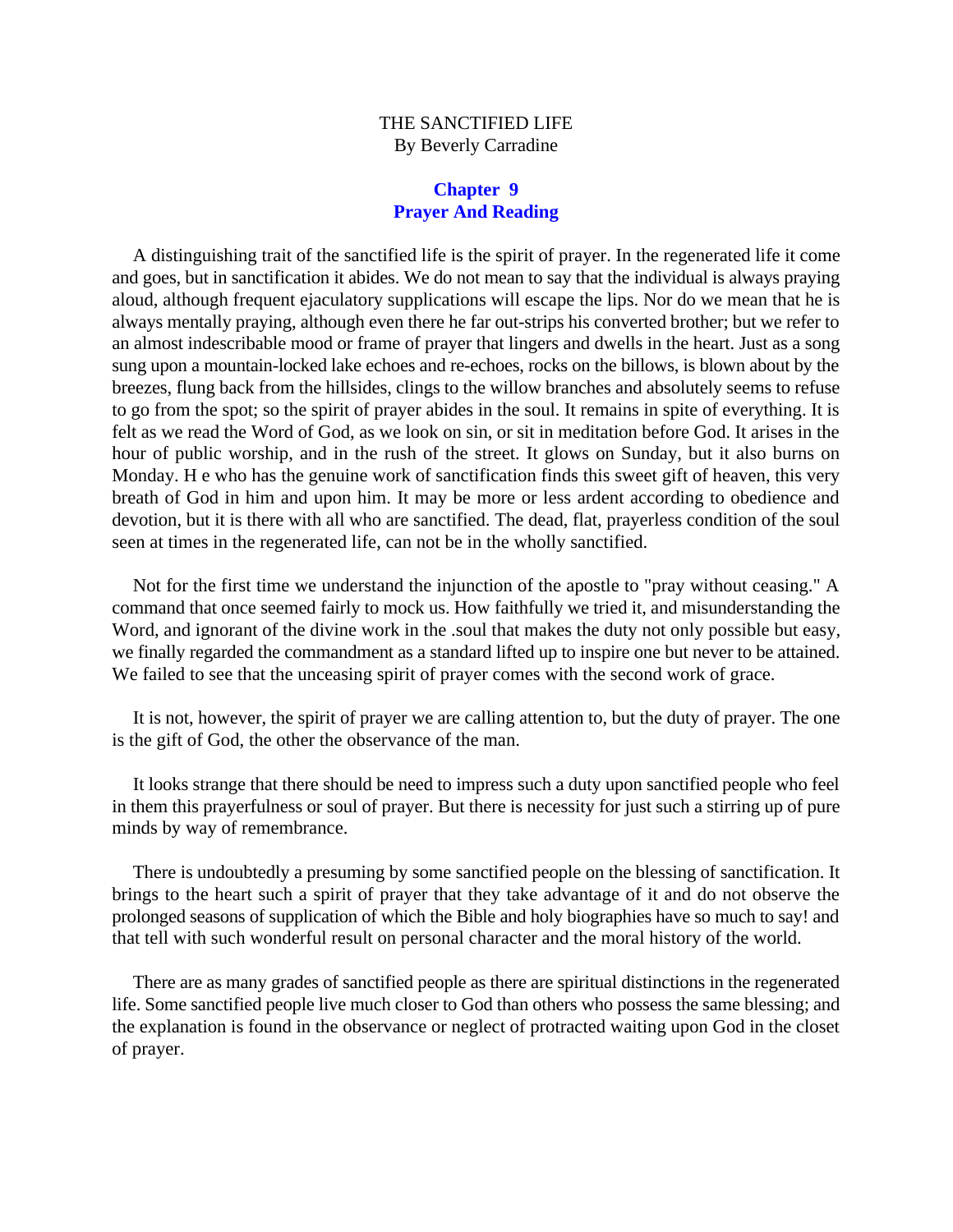THE SANCTIFIED LIFE
By Beverly Carradine

## Chapter 9
## Prayer And Reading

A distinguishing trait of the sanctified life is the spirit of prayer. In the regenerated life it come and goes, but in sanctification it abides. We do not mean to say that the individual is always praying aloud, although frequent ejaculatory supplications will escape the lips. Nor do we mean that he is always mentally praying, although even there he far out-strips his converted brother; but we refer to an almost indescribable mood or frame of prayer that lingers and dwells in the heart. Just as a song sung upon a mountain-locked lake echoes and re-echoes, rocks on the billows, is blown about by the breezes, flung back from the hillsides, clings to the willow branches and absolutely seems to refuse to go from the spot; so the spirit of prayer abides in the soul. It remains in spite of everything. It is felt as we read the Word of God, as we look on sin, or sit in meditation before God. It arises in the hour of public worship, and in the rush of the street. It glows on Sunday, but it also burns on Monday. H e who has the genuine work of sanctification finds this sweet gift of heaven, this very breath of God in him and upon him. It may be more or less ardent according to obedience and devotion, but it is there with all who are sanctified. The dead, flat, prayerless condition of the soul seen at times in the regenerated life, can not be in the wholly sanctified.

Not for the first time we understand the injunction of the apostle to "pray without ceasing." A command that once seemed fairly to mock us. How faithfully we tried it, and misunderstanding the Word, and ignorant of the divine work in the .soul that makes the duty not only possible but easy, we finally regarded the commandment as a standard lifted up to inspire one but never to be attained. We failed to see that the unceasing spirit of prayer comes with the second work of grace.

It is not, however, the spirit of prayer we are calling attention to, but the duty of prayer. The one is the gift of God, the other the observance of the man.

It looks strange that there should be need to impress such a duty upon sanctified people who feel in them this prayerfulness or soul of prayer. But there is necessity for just such a stirring up of pure minds by way of remembrance.

There is undoubtedly a presuming by some sanctified people on the blessing of sanctification. It brings to the heart such a spirit of prayer that they take advantage of it and do not observe the prolonged seasons of supplication of which the Bible and holy biographies have so much to say! and that tell with such wonderful result on personal character and the moral history of the world.

There are as many grades of sanctified people as there are spiritual distinctions in the regenerated life. Some sanctified people live much closer to God than others who possess the same blessing; and the explanation is found in the observance or neglect of protracted waiting upon God in the closet of prayer.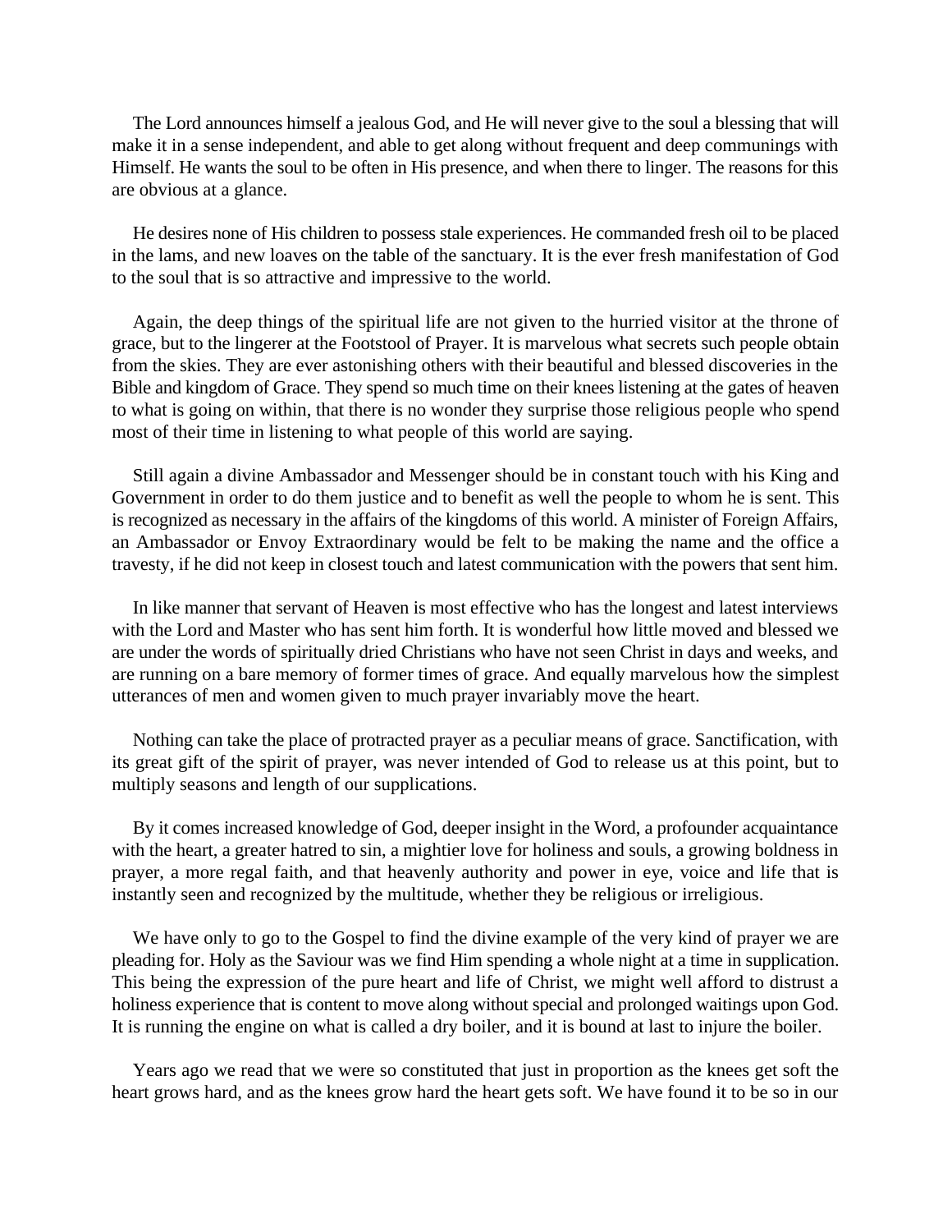The Lord announces himself a jealous God, and He will never give to the soul a blessing that will make it in a sense independent, and able to get along without frequent and deep communings with Himself. He wants the soul to be often in His presence, and when there to linger. The reasons for this are obvious at a glance.

He desires none of His children to possess stale experiences. He commanded fresh oil to be placed in the lams, and new loaves on the table of the sanctuary. It is the ever fresh manifestation of God to the soul that is so attractive and impressive to the world.

Again, the deep things of the spiritual life are not given to the hurried visitor at the throne of grace, but to the lingerer at the Footstool of Prayer. It is marvelous what secrets such people obtain from the skies. They are ever astonishing others with their beautiful and blessed discoveries in the Bible and kingdom of Grace. They spend so much time on their knees listening at the gates of heaven to what is going on within, that there is no wonder they surprise those religious people who spend most of their time in listening to what people of this world are saying.

Still again a divine Ambassador and Messenger should be in constant touch with his King and Government in order to do them justice and to benefit as well the people to whom he is sent. This is recognized as necessary in the affairs of the kingdoms of this world. A minister of Foreign Affairs, an Ambassador or Envoy Extraordinary would be felt to be making the name and the office a travesty, if he did not keep in closest touch and latest communication with the powers that sent him.

In like manner that servant of Heaven is most effective who has the longest and latest interviews with the Lord and Master who has sent him forth. It is wonderful how little moved and blessed we are under the words of spiritually dried Christians who have not seen Christ in days and weeks, and are running on a bare memory of former times of grace. And equally marvelous how the simplest utterances of men and women given to much prayer invariably move the heart.

Nothing can take the place of protracted prayer as a peculiar means of grace. Sanctification, with its great gift of the spirit of prayer, was never intended of God to release us at this point, but to multiply seasons and length of our supplications.

By it comes increased knowledge of God, deeper insight in the Word, a profounder acquaintance with the heart, a greater hatred to sin, a mightier love for holiness and souls, a growing boldness in prayer, a more regal faith, and that heavenly authority and power in eye, voice and life that is instantly seen and recognized by the multitude, whether they be religious or irreligious.

We have only to go to the Gospel to find the divine example of the very kind of prayer we are pleading for. Holy as the Saviour was we find Him spending a whole night at a time in supplication. This being the expression of the pure heart and life of Christ, we might well afford to distrust a holiness experience that is content to move along without special and prolonged waitings upon God. It is running the engine on what is called a dry boiler, and it is bound at last to injure the boiler.

Years ago we read that we were so constituted that just in proportion as the knees get soft the heart grows hard, and as the knees grow hard the heart gets soft. We have found it to be so in our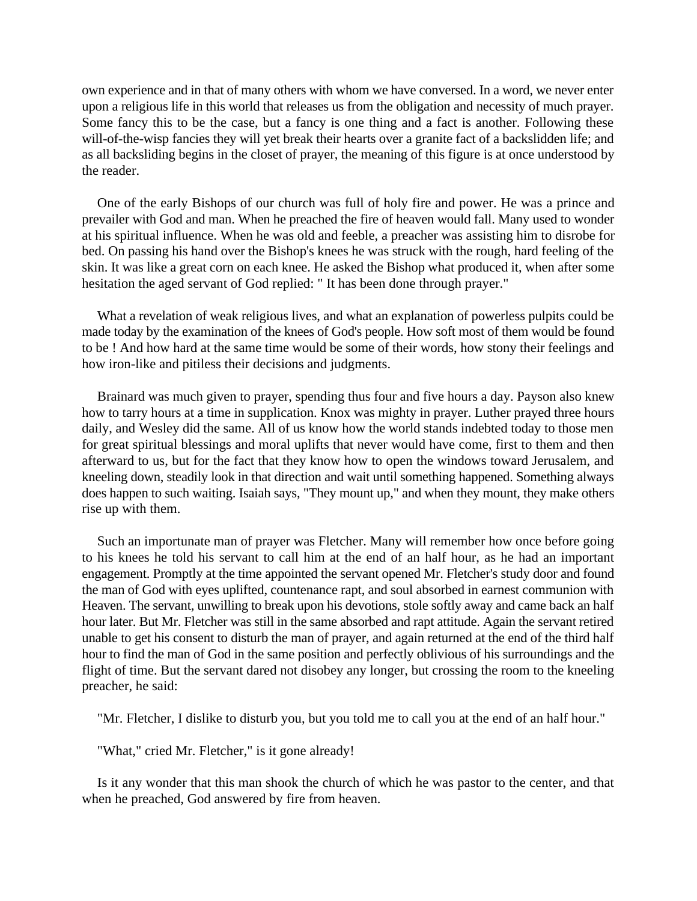own experience and in that of many others with whom we have conversed. In a word, we never enter upon a religious life in this world that releases us from the obligation and necessity of much prayer. Some fancy this to be the case, but a fancy is one thing and a fact is another. Following these will-of-the-wisp fancies they will yet break their hearts over a granite fact of a backslidden life; and as all backsliding begins in the closet of prayer, the meaning of this figure is at once understood by the reader.

One of the early Bishops of our church was full of holy fire and power. He was a prince and prevailer with God and man. When he preached the fire of heaven would fall. Many used to wonder at his spiritual influence. When he was old and feeble, a preacher was assisting him to disrobe for bed. On passing his hand over the Bishop's knees he was struck with the rough, hard feeling of the skin. It was like a great corn on each knee. He asked the Bishop what produced it, when after some hesitation the aged servant of God replied: " It has been done through prayer."

What a revelation of weak religious lives, and what an explanation of powerless pulpits could be made today by the examination of the knees of God's people. How soft most of them would be found to be ! And how hard at the same time would be some of their words, how stony their feelings and how iron-like and pitiless their decisions and judgments.

Brainard was much given to prayer, spending thus four and five hours a day. Payson also knew how to tarry hours at a time in supplication. Knox was mighty in prayer. Luther prayed three hours daily, and Wesley did the same. All of us know how the world stands indebted today to those men for great spiritual blessings and moral uplifts that never would have come, first to them and then afterward to us, but for the fact that they know how to open the windows toward Jerusalem, and kneeling down, steadily look in that direction and wait until something happened. Something always does happen to such waiting. Isaiah says, "They mount up," and when they mount, they make others rise up with them.

Such an importunate man of prayer was Fletcher. Many will remember how once before going to his knees he told his servant to call him at the end of an half hour, as he had an important engagement. Promptly at the time appointed the servant opened Mr. Fletcher's study door and found the man of God with eyes uplifted, countenance rapt, and soul absorbed in earnest communion with Heaven. The servant, unwilling to break upon his devotions, stole softly away and came back an half hour later. But Mr. Fletcher was still in the same absorbed and rapt attitude. Again the servant retired unable to get his consent to disturb the man of prayer, and again returned at the end of the third half hour to find the man of God in the same position and perfectly oblivious of his surroundings and the flight of time. But the servant dared not disobey any longer, but crossing the room to the kneeling preacher, he said:

"Mr. Fletcher, I dislike to disturb you, but you told me to call you at the end of an half hour."

"What," cried Mr. Fletcher," is it gone already!

Is it any wonder that this man shook the church of which he was pastor to the center, and that when he preached, God answered by fire from heaven.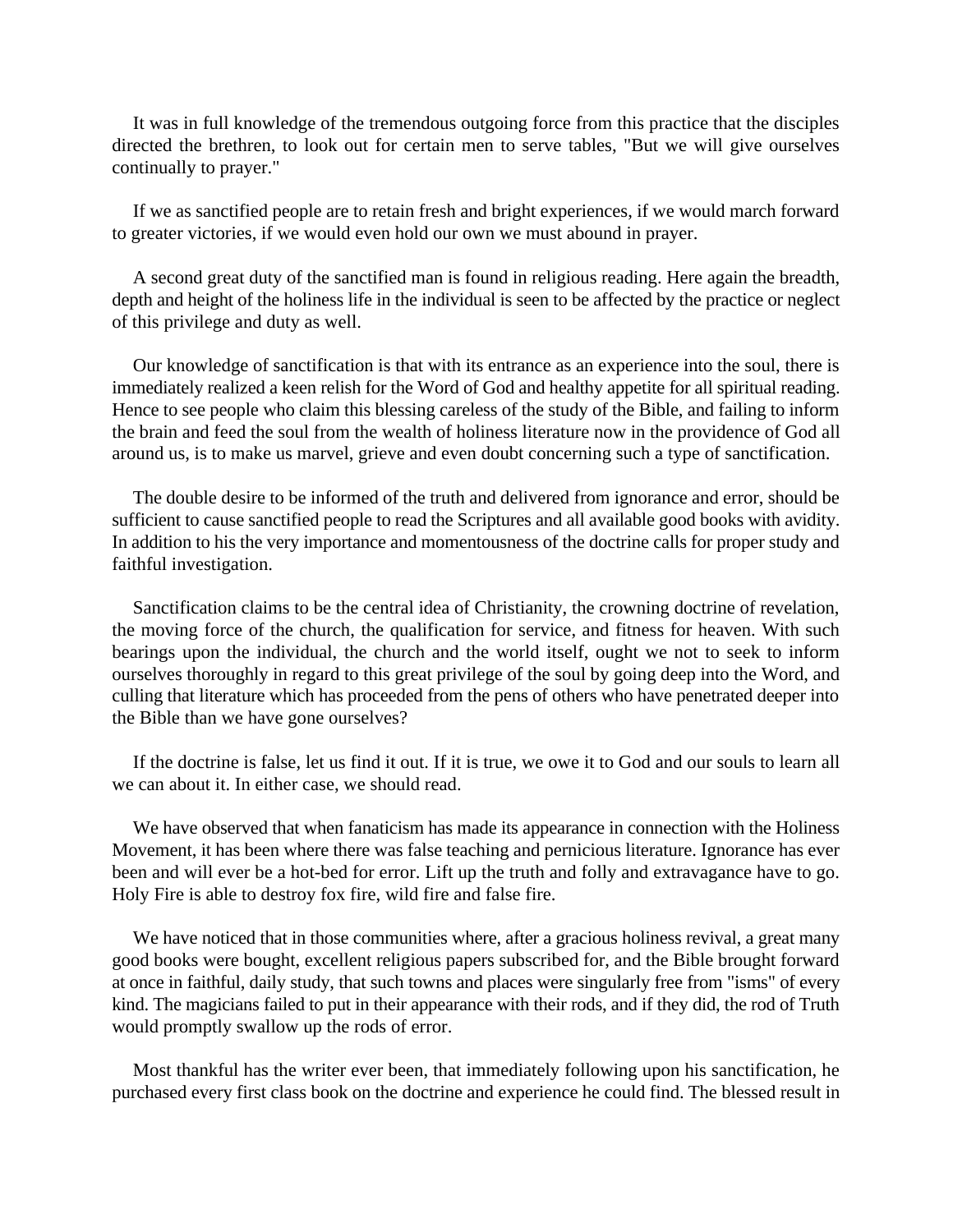It was in full knowledge of the tremendous outgoing force from this practice that the disciples directed the brethren, to look out for certain men to serve tables, "But we will give ourselves continually to prayer."

If we as sanctified people are to retain fresh and bright experiences, if we would march forward to greater victories, if we would even hold our own we must abound in prayer.

A second great duty of the sanctified man is found in religious reading. Here again the breadth, depth and height of the holiness life in the individual is seen to be affected by the practice or neglect of this privilege and duty as well.

Our knowledge of sanctification is that with its entrance as an experience into the soul, there is immediately realized a keen relish for the Word of God and healthy appetite for all spiritual reading. Hence to see people who claim this blessing careless of the study of the Bible, and failing to inform the brain and feed the soul from the wealth of holiness literature now in the providence of God all around us, is to make us marvel, grieve and even doubt concerning such a type of sanctification.

The double desire to be informed of the truth and delivered from ignorance and error, should be sufficient to cause sanctified people to read the Scriptures and all available good books with avidity. In addition to his the very importance and momentousness of the doctrine calls for proper study and faithful investigation.

Sanctification claims to be the central idea of Christianity, the crowning doctrine of revelation, the moving force of the church, the qualification for service, and fitness for heaven. With such bearings upon the individual, the church and the world itself, ought we not to seek to inform ourselves thoroughly in regard to this great privilege of the soul by going deep into the Word, and culling that literature which has proceeded from the pens of others who have penetrated deeper into the Bible than we have gone ourselves?

If the doctrine is false, let us find it out. If it is true, we owe it to God and our souls to learn all we can about it. In either case, we should read.

We have observed that when fanaticism has made its appearance in connection with the Holiness Movement, it has been where there was false teaching and pernicious literature. Ignorance has ever been and will ever be a hot-bed for error. Lift up the truth and folly and extravagance have to go. Holy Fire is able to destroy fox fire, wild fire and false fire.

We have noticed that in those communities where, after a gracious holiness revival, a great many good books were bought, excellent religious papers subscribed for, and the Bible brought forward at once in faithful, daily study, that such towns and places were singularly free from "isms" of every kind. The magicians failed to put in their appearance with their rods, and if they did, the rod of Truth would promptly swallow up the rods of error.

Most thankful has the writer ever been, that immediately following upon his sanctification, he purchased every first class book on the doctrine and experience he could find. The blessed result in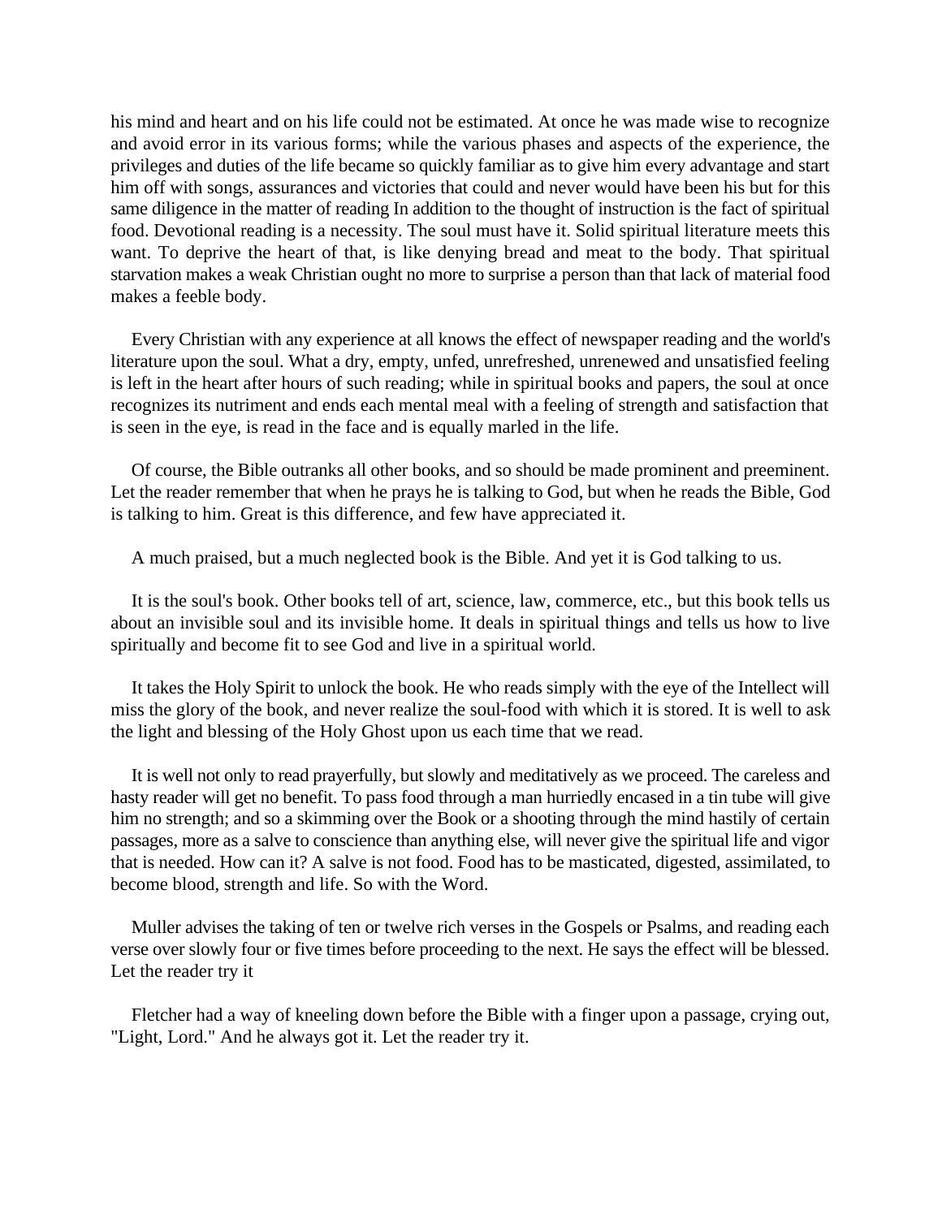his mind and heart and on his life could not be estimated. At once he was made wise to recognize and avoid error in its various forms; while the various phases and aspects of the experience, the privileges and duties of the life became so quickly familiar as to give him every advantage and start him off with songs, assurances and victories that could and never would have been his but for this same diligence in the matter of reading In addition to the thought of instruction is the fact of spiritual food. Devotional reading is a necessity. The soul must have it. Solid spiritual literature meets this want. To deprive the heart of that, is like denying bread and meat to the body. That spiritual starvation makes a weak Christian ought no more to surprise a person than that lack of material food makes a feeble body.

Every Christian with any experience at all knows the effect of newspaper reading and the world's literature upon the soul. What a dry, empty, unfed, unrefreshed, unrenewed and unsatisfied feeling is left in the heart after hours of such reading; while in spiritual books and papers, the soul at once recognizes its nutriment and ends each mental meal with a feeling of strength and satisfaction that is seen in the eye, is read in the face and is equally marled in the life.

Of course, the Bible outranks all other books, and so should be made prominent and preeminent. Let the reader remember that when he prays he is talking to God, but when he reads the Bible, God is talking to him. Great is this difference, and few have appreciated it.

A much praised, but a much neglected book is the Bible. And yet it is God talking to us.

It is the soul's book. Other books tell of art, science, law, commerce, etc., but this book tells us about an invisible soul and its invisible home. It deals in spiritual things and tells us how to live spiritually and become fit to see God and live in a spiritual world.

It takes the Holy Spirit to unlock the book. He who reads simply with the eye of the Intellect will miss the glory of the book, and never realize the soul-food with which it is stored. It is well to ask the light and blessing of the Holy Ghost upon us each time that we read.

It is well not only to read prayerfully, but slowly and meditatively as we proceed. The careless and hasty reader will get no benefit. To pass food through a man hurriedly encased in a tin tube will give him no strength; and so a skimming over the Book or a shooting through the mind hastily of certain passages, more as a salve to conscience than anything else, will never give the spiritual life and vigor that is needed. How can it? A salve is not food. Food has to be masticated, digested, assimilated, to become blood, strength and life. So with the Word.

Muller advises the taking of ten or twelve rich verses in the Gospels or Psalms, and reading each verse over slowly four or five times before proceeding to the next. He says the effect will be blessed. Let the reader try it

Fletcher had a way of kneeling down before the Bible with a finger upon a passage, crying out, "Light, Lord." And he always got it. Let the reader try it.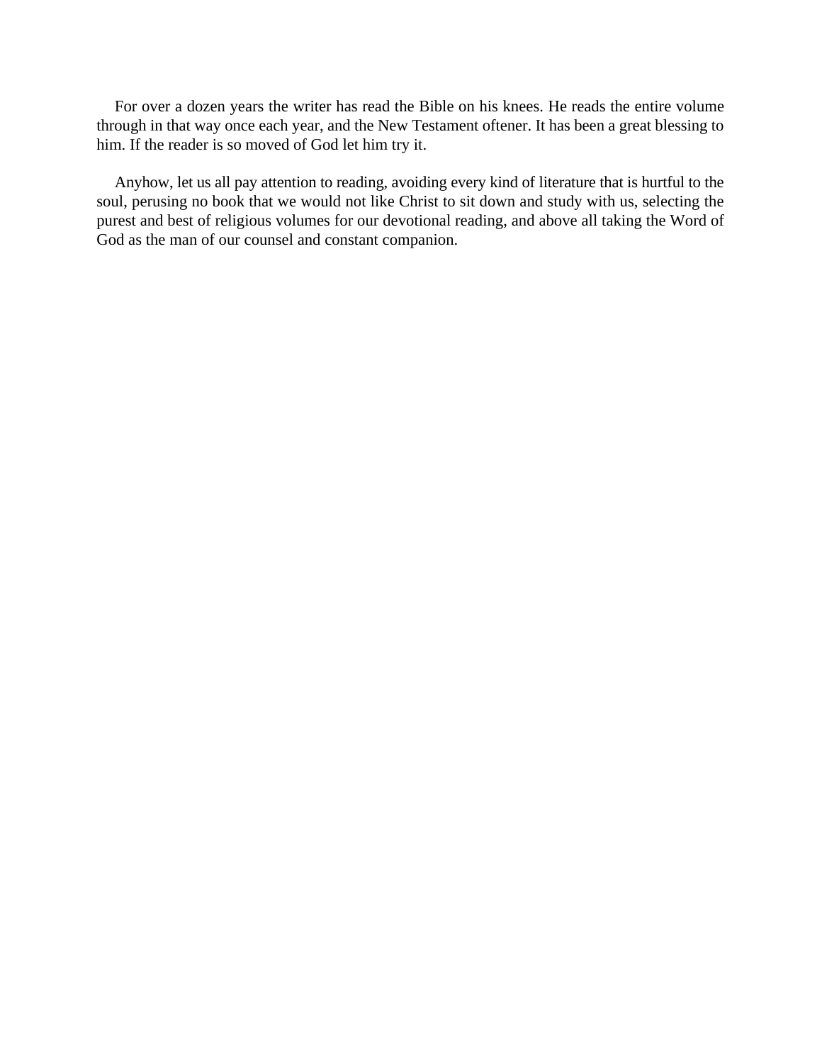For over a dozen years the writer has read the Bible on his knees. He reads the entire volume through in that way once each year, and the New Testament oftener. It has been a great blessing to him. If the reader is so moved of God let him try it.

Anyhow, let us all pay attention to reading, avoiding every kind of literature that is hurtful to the soul, perusing no book that we would not like Christ to sit down and study with us, selecting the purest and best of religious volumes for our devotional reading, and above all taking the Word of God as the man of our counsel and constant companion.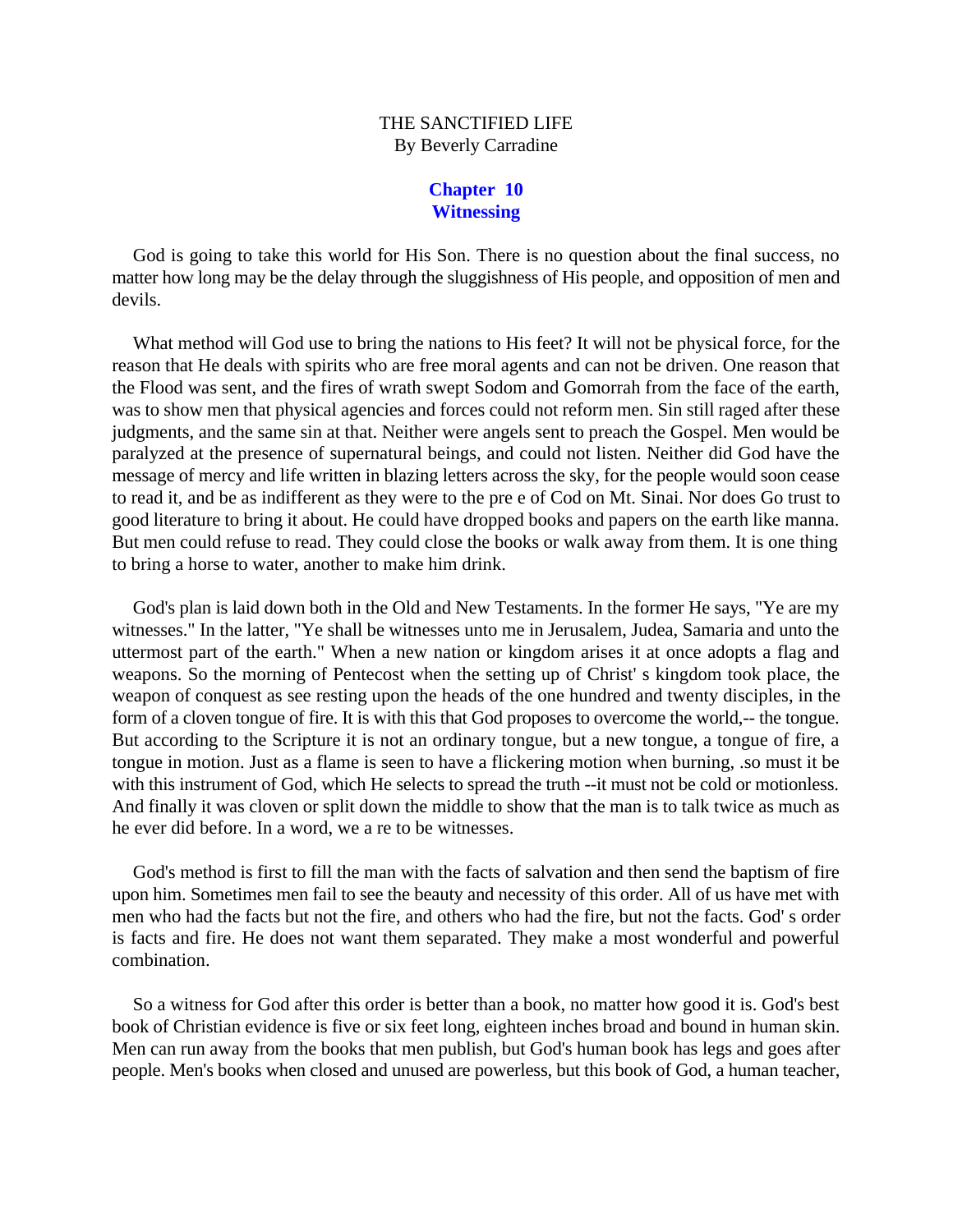THE SANCTIFIED LIFE
By Beverly Carradine

## Chapter 10
## Witnessing

God is going to take this world for His Son. There is no question about the final success, no matter how long may be the delay through the sluggishness of His people, and opposition of men and devils.

What method will God use to bring the nations to His feet? It will not be physical force, for the reason that He deals with spirits who are free moral agents and can not be driven. One reason that the Flood was sent, and the fires of wrath swept Sodom and Gomorrah from the face of the earth, was to show men that physical agencies and forces could not reform men. Sin still raged after these judgments, and the same sin at that. Neither were angels sent to preach the Gospel. Men would be paralyzed at the presence of supernatural beings, and could not listen. Neither did God have the message of mercy and life written in blazing letters across the sky, for the people would soon cease to read it, and be as indifferent as they were to the pre e of Cod on Mt. Sinai. Nor does Go trust to good literature to bring it about. He could have dropped books and papers on the earth like manna. But men could refuse to read. They could close the books or walk away from them. It is one thing to bring a horse to water, another to make him drink.

God's plan is laid down both in the Old and New Testaments. In the former He says, "Ye are my witnesses." In the latter, "Ye shall be witnesses unto me in Jerusalem, Judea, Samaria and unto the uttermost part of the earth." When a new nation or kingdom arises it at once adopts a flag and weapons. So the morning of Pentecost when the setting up of Christ' s kingdom took place, the weapon of conquest as see resting upon the heads of the one hundred and twenty disciples, in the form of a cloven tongue of fire. It is with this that God proposes to overcome the world,-- the tongue. But according to the Scripture it is not an ordinary tongue, but a new tongue, a tongue of fire, a tongue in motion. Just as a flame is seen to have a flickering motion when burning, .so must it be with this instrument of God, which He selects to spread the truth --it must not be cold or motionless. And finally it was cloven or split down the middle to show that the man is to talk twice as much as he ever did before. In a word, we a re to be witnesses.

God's method is first to fill the man with the facts of salvation and then send the baptism of fire upon him. Sometimes men fail to see the beauty and necessity of this order. All of us have met with men who had the facts but not the fire, and others who had the fire, but not the facts. God' s order is facts and fire. He does not want them separated. They make a most wonderful and powerful combination.

So a witness for God after this order is better than a book, no matter how good it is. God's best book of Christian evidence is five or six feet long, eighteen inches broad and bound in human skin. Men can run away from the books that men publish, but God's human book has legs and goes after people. Men's books when closed and unused are powerless, but this book of God, a human teacher,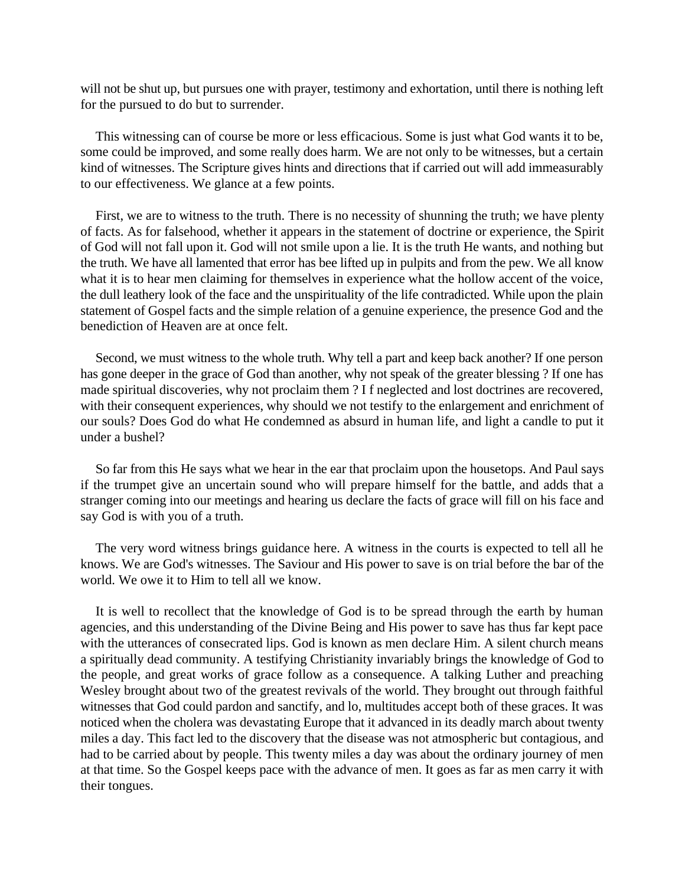will not be shut up, but pursues one with prayer, testimony and exhortation, until there is nothing left for the pursued to do but to surrender.

This witnessing can of course be more or less efficacious. Some is just what God wants it to be, some could be improved, and some really does harm. We are not only to be witnesses, but a certain kind of witnesses. The Scripture gives hints and directions that if carried out will add immeasurably to our effectiveness. We glance at a few points.

First, we are to witness to the truth. There is no necessity of shunning the truth; we have plenty of facts. As for falsehood, whether it appears in the statement of doctrine or experience, the Spirit of God will not fall upon it. God will not smile upon a lie. It is the truth He wants, and nothing but the truth. We have all lamented that error has bee lifted up in pulpits and from the pew. We all know what it is to hear men claiming for themselves in experience what the hollow accent of the voice, the dull leathery look of the face and the unspirituality of the life contradicted. While upon the plain statement of Gospel facts and the simple relation of a genuine experience, the presence God and the benediction of Heaven are at once felt.

Second, we must witness to the whole truth. Why tell a part and keep back another? If one person has gone deeper in the grace of God than another, why not speak of the greater blessing ? If one has made spiritual discoveries, why not proclaim them ? I f neglected and lost doctrines are recovered, with their consequent experiences, why should we not testify to the enlargement and enrichment of our souls? Does God do what He condemned as absurd in human life, and light a candle to put it under a bushel?

So far from this He says what we hear in the ear that proclaim upon the housetops. And Paul says if the trumpet give an uncertain sound who will prepare himself for the battle, and adds that a stranger coming into our meetings and hearing us declare the facts of grace will fill on his face and say God is with you of a truth.

The very word witness brings guidance here. A witness in the courts is expected to tell all he knows. We are God's witnesses. The Saviour and His power to save is on trial before the bar of the world. We owe it to Him to tell all we know.

It is well to recollect that the knowledge of God is to be spread through the earth by human agencies, and this understanding of the Divine Being and His power to save has thus far kept pace with the utterances of consecrated lips. God is known as men declare Him. A silent church means a spiritually dead community. A testifying Christianity invariably brings the knowledge of God to the people, and great works of grace follow as a consequence. A talking Luther and preaching Wesley brought about two of the greatest revivals of the world. They brought out through faithful witnesses that God could pardon and sanctify, and lo, multitudes accept both of these graces. It was noticed when the cholera was devastating Europe that it advanced in its deadly march about twenty miles a day. This fact led to the discovery that the disease was not atmospheric but contagious, and had to be carried about by people. This twenty miles a day was about the ordinary journey of men at that time. So the Gospel keeps pace with the advance of men. It goes as far as men carry it with their tongues.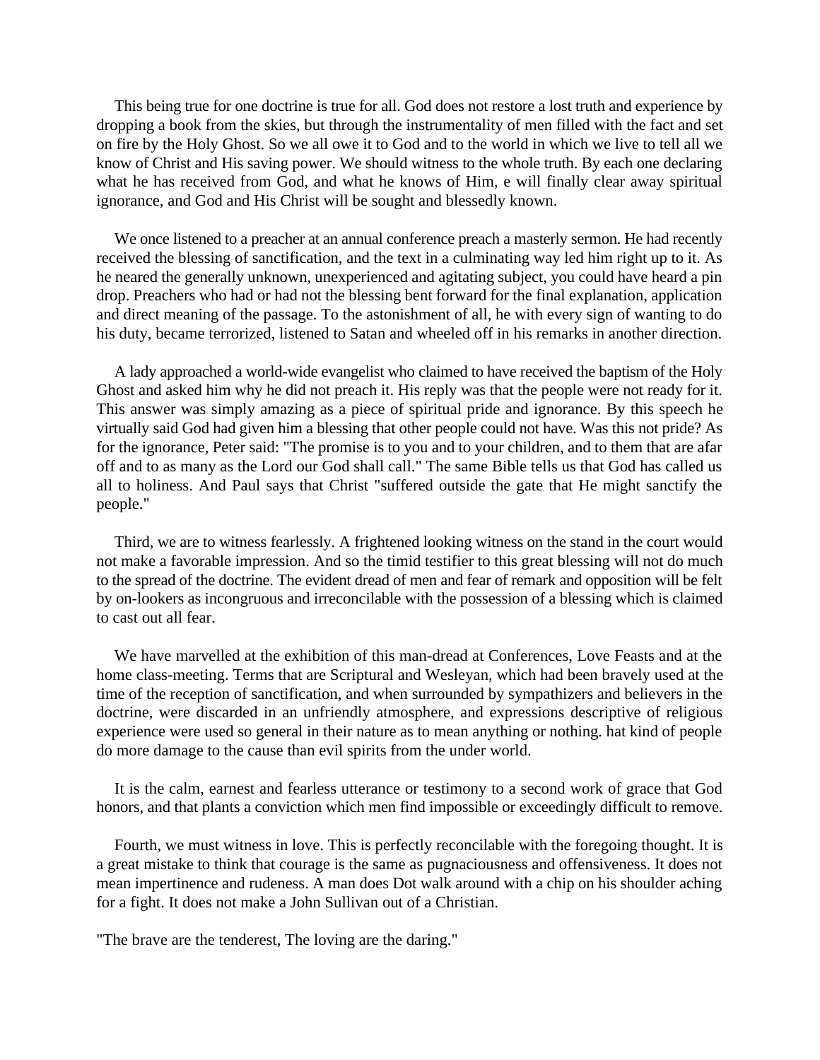This being true for one doctrine is true for all. God does not restore a lost truth and experience by dropping a book from the skies, but through the instrumentality of men filled with the fact and set on fire by the Holy Ghost. So we all owe it to God and to the world in which we live to tell all we know of Christ and His saving power. We should witness to the whole truth. By each one declaring what he has received from God, and what he knows of Him, e will finally clear away spiritual ignorance, and God and His Christ will be sought and blessedly known.

We once listened to a preacher at an annual conference preach a masterly sermon. He had recently received the blessing of sanctification, and the text in a culminating way led him right up to it. As he neared the generally unknown, unexperienced and agitating subject, you could have heard a pin drop. Preachers who had or had not the blessing bent forward for the final explanation, application and direct meaning of the passage. To the astonishment of all, he with every sign of wanting to do his duty, became terrorized, listened to Satan and wheeled off in his remarks in another direction.

A lady approached a world-wide evangelist who claimed to have received the baptism of the Holy Ghost and asked him why he did not preach it. His reply was that the people were not ready for it. This answer was simply amazing as a piece of spiritual pride and ignorance. By this speech he virtually said God had given him a blessing that other people could not have. Was this not pride? As for the ignorance, Peter said: "The promise is to you and to your children, and to them that are afar off and to as many as the Lord our God shall call." The same Bible tells us that God has called us all to holiness. And Paul says that Christ "suffered outside the gate that He might sanctify the people."

Third, we are to witness fearlessly. A frightened looking witness on the stand in the court would not make a favorable impression. And so the timid testifier to this great blessing will not do much to the spread of the doctrine. The evident dread of men and fear of remark and opposition will be felt by on-lookers as incongruous and irreconcilable with the possession of a blessing which is claimed to cast out all fear.

We have marvelled at the exhibition of this man-dread at Conferences, Love Feasts and at the home class-meeting. Terms that are Scriptural and Wesleyan, which had been bravely used at the time of the reception of sanctification, and when surrounded by sympathizers and believers in the doctrine, were discarded in an unfriendly atmosphere, and expressions descriptive of religious experience were used so general in their nature as to mean anything or nothing. hat kind of people do more damage to the cause than evil spirits from the under world.

It is the calm, earnest and fearless utterance or testimony to a second work of grace that God honors, and that plants a conviction which men find impossible or exceedingly difficult to remove.

Fourth, we must witness in love. This is perfectly reconcilable with the foregoing thought. It is a great mistake to think that courage is the same as pugnaciousness and offensiveness. It does not mean impertinence and rudeness. A man does Dot walk around with a chip on his shoulder aching for a fight. It does not make a John Sullivan out of a Christian.

"The brave are the tenderest, The loving are the daring."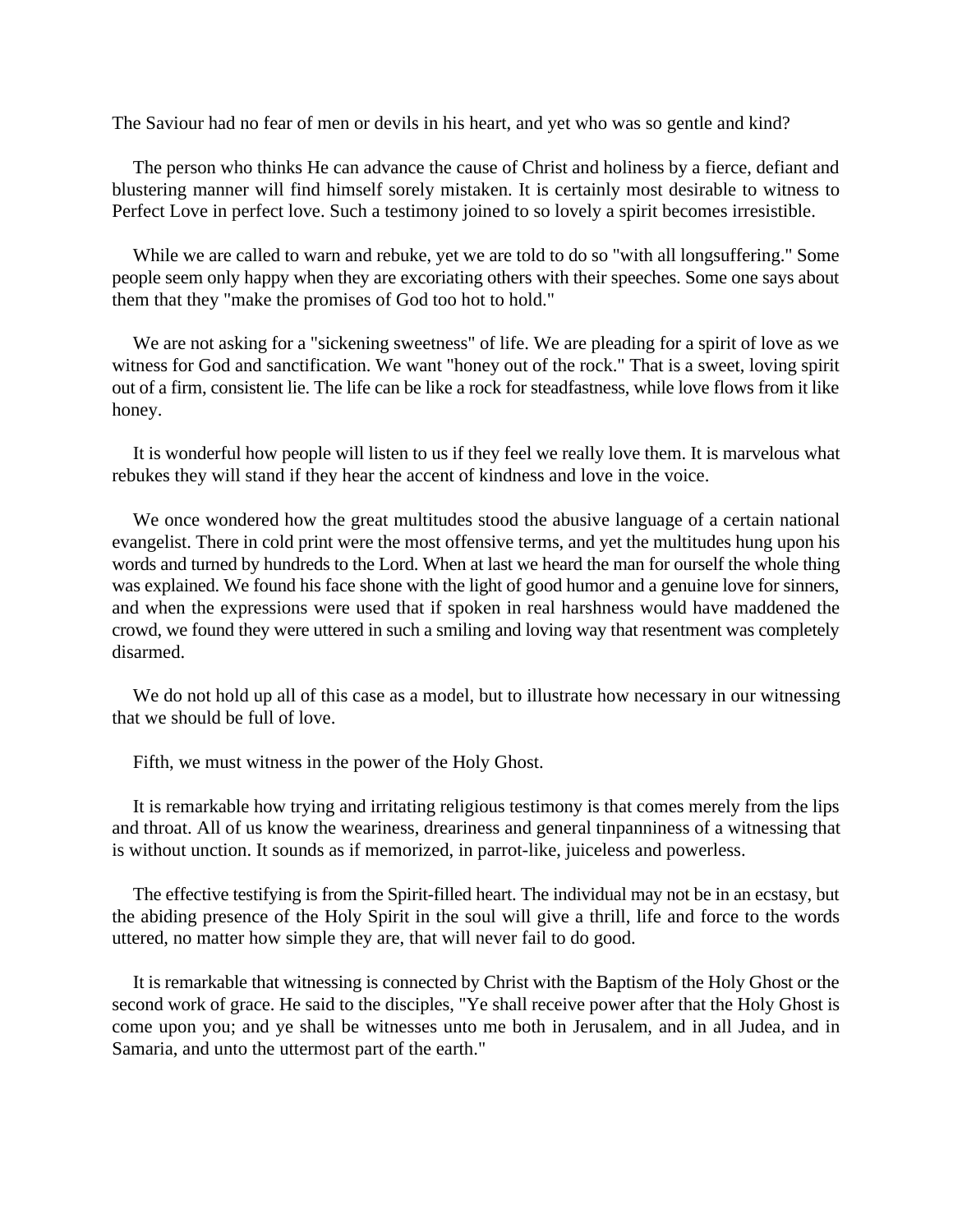The Saviour had no fear of men or devils in his heart, and yet who was so gentle and kind?

The person who thinks He can advance the cause of Christ and holiness by a fierce, defiant and blustering manner will find himself sorely mistaken. It is certainly most desirable to witness to Perfect Love in perfect love. Such a testimony joined to so lovely a spirit becomes irresistible.

While we are called to warn and rebuke, yet we are told to do so "with all longsuffering." Some people seem only happy when they are excoriating others with their speeches. Some one says about them that they "make the promises of God too hot to hold."

We are not asking for a "sickening sweetness" of life. We are pleading for a spirit of love as we witness for God and sanctification. We want "honey out of the rock." That is a sweet, loving spirit out of a firm, consistent lie. The life can be like a rock for steadfastness, while love flows from it like honey.

It is wonderful how people will listen to us if they feel we really love them. It is marvelous what rebukes they will stand if they hear the accent of kindness and love in the voice.

We once wondered how the great multitudes stood the abusive language of a certain national evangelist. There in cold print were the most offensive terms, and yet the multitudes hung upon his words and turned by hundreds to the Lord. When at last we heard the man for ourself the whole thing was explained. We found his face shone with the light of good humor and a genuine love for sinners, and when the expressions were used that if spoken in real harshness would have maddened the crowd, we found they were uttered in such a smiling and loving way that resentment was completely disarmed.

We do not hold up all of this case as a model, but to illustrate how necessary in our witnessing that we should be full of love.

Fifth, we must witness in the power of the Holy Ghost.

It is remarkable how trying and irritating religious testimony is that comes merely from the lips and throat. All of us know the weariness, dreariness and general tinpanniness of a witnessing that is without unction. It sounds as if memorized, in parrot-like, juiceless and powerless.

The effective testifying is from the Spirit-filled heart. The individual may not be in an ecstasy, but the abiding presence of the Holy Spirit in the soul will give a thrill, life and force to the words uttered, no matter how simple they are, that will never fail to do good.

It is remarkable that witnessing is connected by Christ with the Baptism of the Holy Ghost or the second work of grace. He said to the disciples, "Ye shall receive power after that the Holy Ghost is come upon you; and ye shall be witnesses unto me both in Jerusalem, and in all Judea, and in Samaria, and unto the uttermost part of the earth."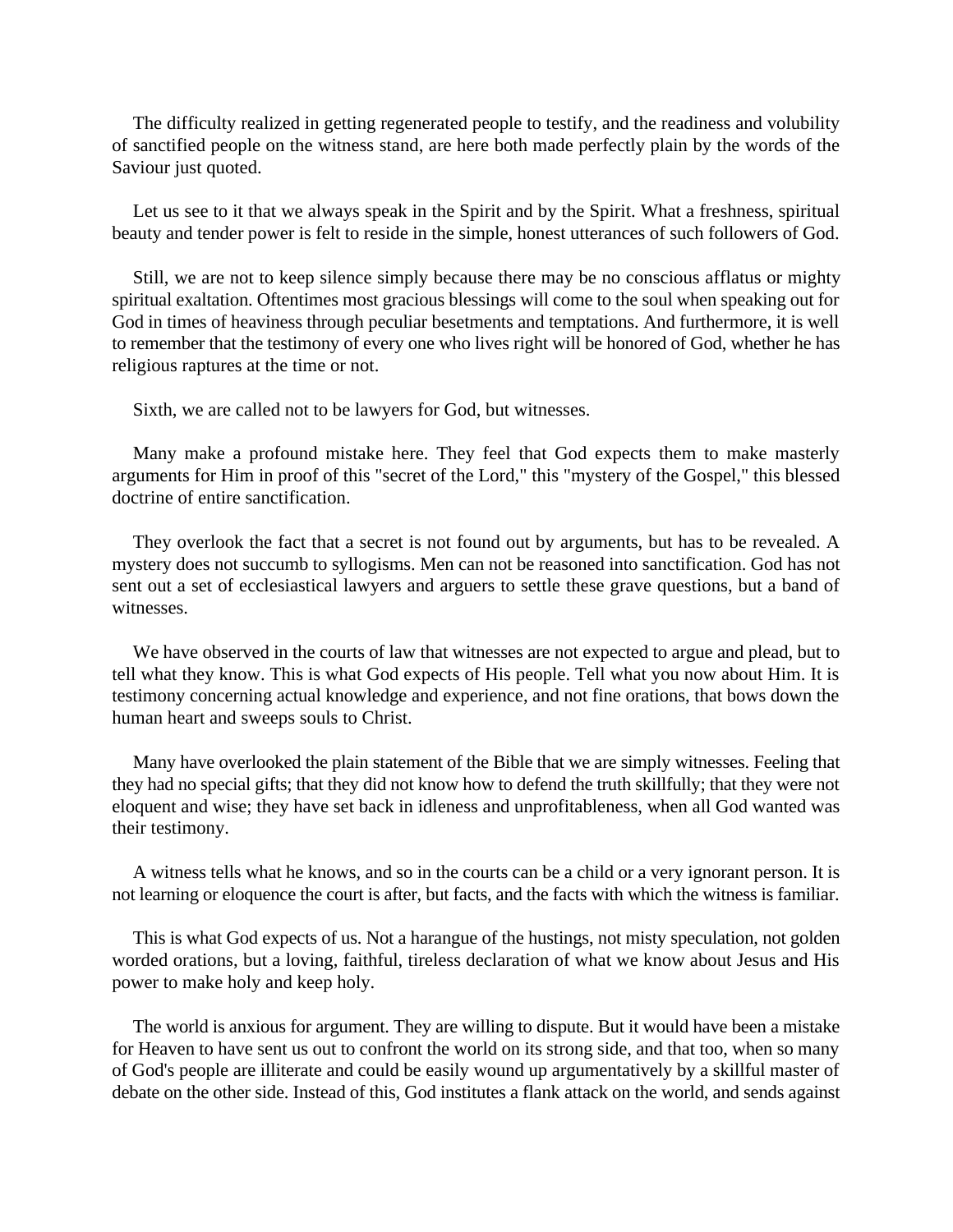The difficulty realized in getting regenerated people to testify, and the readiness and volubility of sanctified people on the witness stand, are here both made perfectly plain by the words of the Saviour just quoted.

Let us see to it that we always speak in the Spirit and by the Spirit. What a freshness, spiritual beauty and tender power is felt to reside in the simple, honest utterances of such followers of God.

Still, we are not to keep silence simply because there may be no conscious afflatus or mighty spiritual exaltation. Oftentimes most gracious blessings will come to the soul when speaking out for God in times of heaviness through peculiar besetments and temptations. And furthermore, it is well to remember that the testimony of every one who lives right will be honored of God, whether he has religious raptures at the time or not.

Sixth, we are called not to be lawyers for God, but witnesses.

Many make a profound mistake here. They feel that God expects them to make masterly arguments for Him in proof of this "secret of the Lord," this "mystery of the Gospel," this blessed doctrine of entire sanctification.

They overlook the fact that a secret is not found out by arguments, but has to be revealed. A mystery does not succumb to syllogisms. Men can not be reasoned into sanctification. God has not sent out a set of ecclesiastical lawyers and arguers to settle these grave questions, but a band of witnesses.

We have observed in the courts of law that witnesses are not expected to argue and plead, but to tell what they know. This is what God expects of His people. Tell what you now about Him. It is testimony concerning actual knowledge and experience, and not fine orations, that bows down the human heart and sweeps souls to Christ.

Many have overlooked the plain statement of the Bible that we are simply witnesses. Feeling that they had no special gifts; that they did not know how to defend the truth skillfully; that they were not eloquent and wise; they have set back in idleness and unprofitableness, when all God wanted was their testimony.

A witness tells what he knows, and so in the courts can be a child or a very ignorant person. It is not learning or eloquence the court is after, but facts, and the facts with which the witness is familiar.

This is what God expects of us. Not a harangue of the hustings, not misty speculation, not golden worded orations, but a loving, faithful, tireless declaration of what we know about Jesus and His power to make holy and keep holy.

The world is anxious for argument. They are willing to dispute. But it would have been a mistake for Heaven to have sent us out to confront the world on its strong side, and that too, when so many of God's people are illiterate and could be easily wound up argumentatively by a skillful master of debate on the other side. Instead of this, God institutes a flank attack on the world, and sends against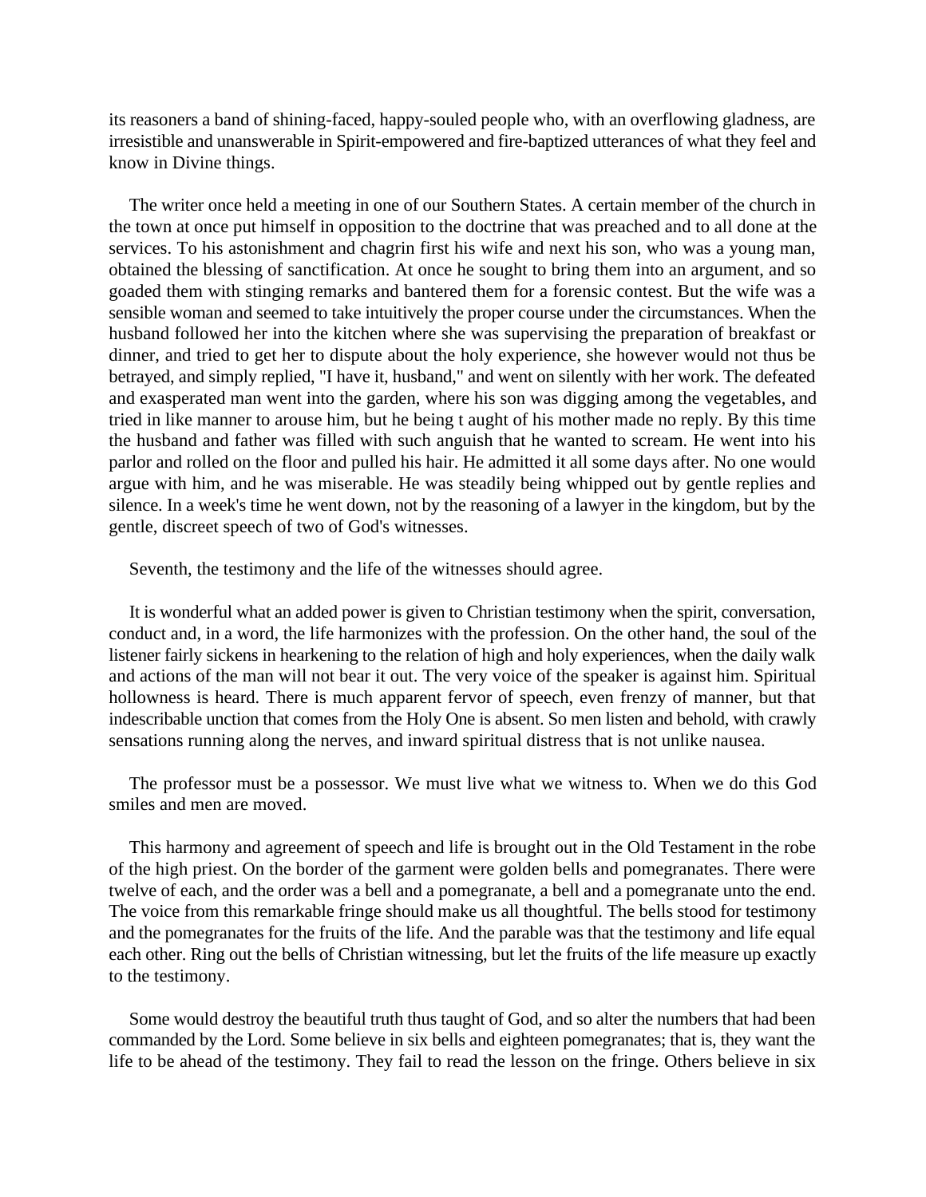its reasoners a band of shining-faced, happy-souled people who, with an overflowing gladness, are irresistible and unanswerable in Spirit-empowered and fire-baptized utterances of what they feel and know in Divine things.

The writer once held a meeting in one of our Southern States. A certain member of the church in the town at once put himself in opposition to the doctrine that was preached and to all done at the services. To his astonishment and chagrin first his wife and next his son, who was a young man, obtained the blessing of sanctification. At once he sought to bring them into an argument, and so goaded them with stinging remarks and bantered them for a forensic contest. But the wife was a sensible woman and seemed to take intuitively the proper course under the circumstances. When the husband followed her into the kitchen where she was supervising the preparation of breakfast or dinner, and tried to get her to dispute about the holy experience, she however would not thus be betrayed, and simply replied, "I have it, husband," and went on silently with her work. The defeated and exasperated man went into the garden, where his son was digging among the vegetables, and tried in like manner to arouse him, but he being t aught of his mother made no reply. By this time the husband and father was filled with such anguish that he wanted to scream. He went into his parlor and rolled on the floor and pulled his hair. He admitted it all some days after. No one would argue with him, and he was miserable. He was steadily being whipped out by gentle replies and silence. In a week's time he went down, not by the reasoning of a lawyer in the kingdom, but by the gentle, discreet speech of two of God's witnesses.

Seventh, the testimony and the life of the witnesses should agree.

It is wonderful what an added power is given to Christian testimony when the spirit, conversation, conduct and, in a word, the life harmonizes with the profession. On the other hand, the soul of the listener fairly sickens in hearkening to the relation of high and holy experiences, when the daily walk and actions of the man will not bear it out. The very voice of the speaker is against him. Spiritual hollowness is heard. There is much apparent fervor of speech, even frenzy of manner, but that indescribable unction that comes from the Holy One is absent. So men listen and behold, with crawly sensations running along the nerves, and inward spiritual distress that is not unlike nausea.

The professor must be a possessor. We must live what we witness to. When we do this God smiles and men are moved.

This harmony and agreement of speech and life is brought out in the Old Testament in the robe of the high priest. On the border of the garment were golden bells and pomegranates. There were twelve of each, and the order was a bell and a pomegranate, a bell and a pomegranate unto the end. The voice from this remarkable fringe should make us all thoughtful. The bells stood for testimony and the pomegranates for the fruits of the life. And the parable was that the testimony and life equal each other. Ring out the bells of Christian witnessing, but let the fruits of the life measure up exactly to the testimony.

Some would destroy the beautiful truth thus taught of God, and so alter the numbers that had been commanded by the Lord. Some believe in six bells and eighteen pomegranates; that is, they want the life to be ahead of the testimony. They fail to read the lesson on the fringe. Others believe in six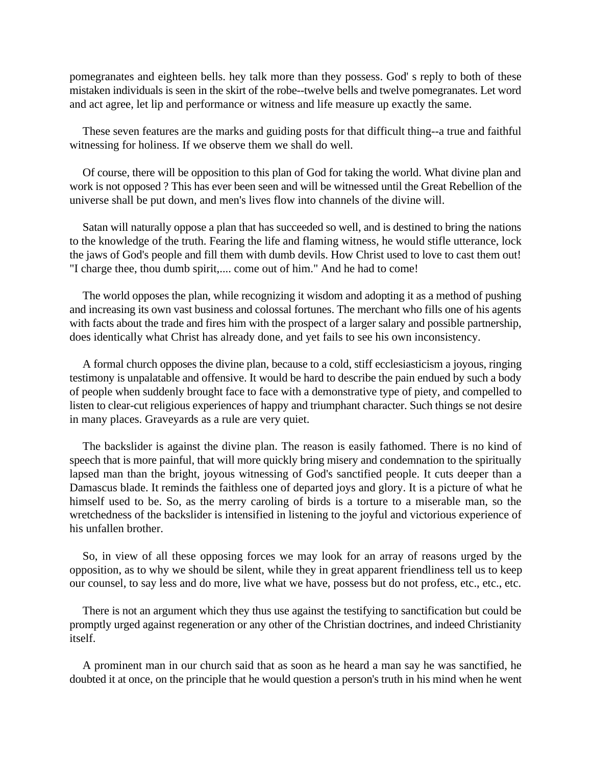pomegranates and eighteen bells. hey talk more than they possess. God' s reply to both of these mistaken individuals is seen in the skirt of the robe--twelve bells and twelve pomegranates. Let word and act agree, let lip and performance or witness and life measure up exactly the same.

These seven features are the marks and guiding posts for that difficult thing--a true and faithful witnessing for holiness. If we observe them we shall do well.

Of course, there will be opposition to this plan of God for taking the world. What divine plan and work is not opposed ? This has ever been seen and will be witnessed until the Great Rebellion of the universe shall be put down, and men's lives flow into channels of the divine will.

Satan will naturally oppose a plan that has succeeded so well, and is destined to bring the nations to the knowledge of the truth. Fearing the life and flaming witness, he would stifle utterance, lock the jaws of God's people and fill them with dumb devils. How Christ used to love to cast them out! "I charge thee, thou dumb spirit,.... come out of him." And he had to come!

The world opposes the plan, while recognizing it wisdom and adopting it as a method of pushing and increasing its own vast business and colossal fortunes. The merchant who fills one of his agents with facts about the trade and fires him with the prospect of a larger salary and possible partnership, does identically what Christ has already done, and yet fails to see his own inconsistency.

A formal church opposes the divine plan, because to a cold, stiff ecclesiasticism a joyous, ringing testimony is unpalatable and offensive. It would be hard to describe the pain endued by such a body of people when suddenly brought face to face with a demonstrative type of piety, and compelled to listen to clear-cut religious experiences of happy and triumphant character. Such things se not desire in many places. Graveyards as a rule are very quiet.

The backslider is against the divine plan. The reason is easily fathomed. There is no kind of speech that is more painful, that will more quickly bring misery and condemnation to the spiritually lapsed man than the bright, joyous witnessing of God's sanctified people. It cuts deeper than a Damascus blade. It reminds the faithless one of departed joys and glory. It is a picture of what he himself used to be. So, as the merry caroling of birds is a torture to a miserable man, so the wretchedness of the backslider is intensified in listening to the joyful and victorious experience of his unfallen brother.

So, in view of all these opposing forces we may look for an array of reasons urged by the opposition, as to why we should be silent, while they in great apparent friendliness tell us to keep our counsel, to say less and do more, live what we have, possess but do not profess, etc., etc., etc.

There is not an argument which they thus use against the testifying to sanctification but could be promptly urged against regeneration or any other of the Christian doctrines, and indeed Christianity itself.

A prominent man in our church said that as soon as he heard a man say he was sanctified, he doubted it at once, on the principle that he would question a person's truth in his mind when he went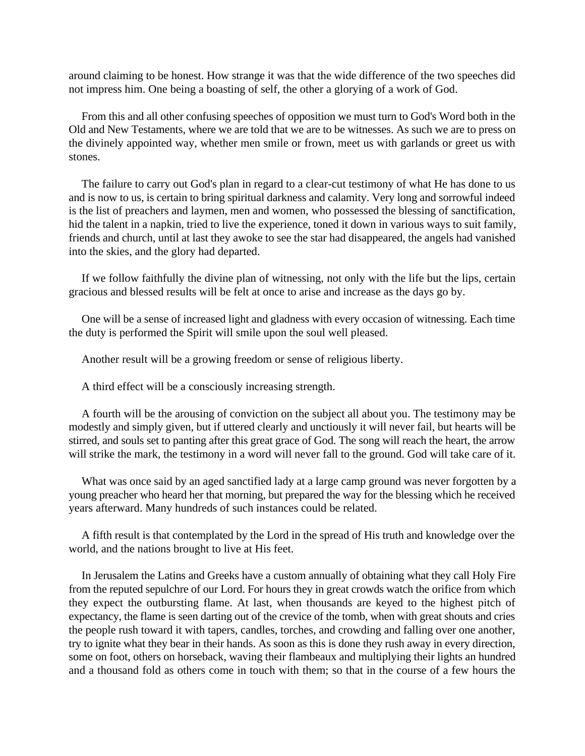around claiming to be honest. How strange it was that the wide difference of the two speeches did not impress him. One being a boasting of self, the other a glorying of a work of God.

From this and all other confusing speeches of opposition we must turn to God's Word both in the Old and New Testaments, where we are told that we are to be witnesses. As such we are to press on the divinely appointed way, whether men smile or frown, meet us with garlands or greet us with stones.

The failure to carry out God's plan in regard to a clear-cut testimony of what He has done to us and is now to us, is certain to bring spiritual darkness and calamity. Very long and sorrowful indeed is the list of preachers and laymen, men and women, who possessed the blessing of sanctification, hid the talent in a napkin, tried to live the experience, toned it down in various ways to suit family, friends and church, until at last they awoke to see the star had disappeared, the angels had vanished into the skies, and the glory had departed.

If we follow faithfully the divine plan of witnessing, not only with the life but the lips, certain gracious and blessed results will be felt at once to arise and increase as the days go by.

One will be a sense of increased light and gladness with every occasion of witnessing. Each time the duty is performed the Spirit will smile upon the soul well pleased.

Another result will be a growing freedom or sense of religious liberty.

A third effect will be a consciously increasing strength.

A fourth will be the arousing of conviction on the subject all about you. The testimony may be modestly and simply given, but if uttered clearly and unctiously it will never fail, but hearts will be stirred, and souls set to panting after this great grace of God. The song will reach the heart, the arrow will strike the mark, the testimony in a word will never fall to the ground. God will take care of it.

What was once said by an aged sanctified lady at a large camp ground was never forgotten by a young preacher who heard her that morning, but prepared the way for the blessing which he received years afterward. Many hundreds of such instances could be related.

A fifth result is that contemplated by the Lord in the spread of His truth and knowledge over the world, and the nations brought to live at His feet.

In Jerusalem the Latins and Greeks have a custom annually of obtaining what they call Holy Fire from the reputed sepulchre of our Lord. For hours they in great crowds watch the orifice from which they expect the outbursting flame. At last, when thousands are keyed to the highest pitch of expectancy, the flame is seen darting out of the crevice of the tomb, when with great shouts and cries the people rush toward it with tapers, candles, torches, and crowding and falling over one another, try to ignite what they bear in their hands. As soon as this is done they rush away in every direction, some on foot, others on horseback, waving their flambeaux and multiplying their lights an hundred and a thousand fold as others come in touch with them; so that in the course of a few hours the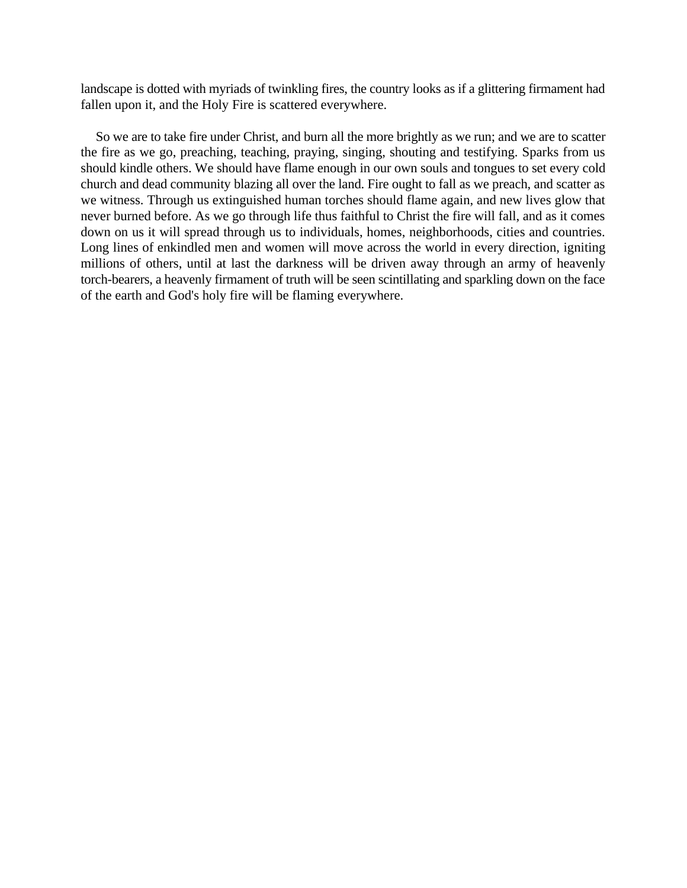landscape is dotted with myriads of twinkling fires, the country looks as if a glittering firmament had fallen upon it, and the Holy Fire is scattered everywhere.

So we are to take fire under Christ, and burn all the more brightly as we run; and we are to scatter the fire as we go, preaching, teaching, praying, singing, shouting and testifying. Sparks from us should kindle others. We should have flame enough in our own souls and tongues to set every cold church and dead community blazing all over the land. Fire ought to fall as we preach, and scatter as we witness. Through us extinguished human torches should flame again, and new lives glow that never burned before. As we go through life thus faithful to Christ the fire will fall, and as it comes down on us it will spread through us to individuals, homes, neighborhoods, cities and countries. Long lines of enkindled men and women will move across the world in every direction, igniting millions of others, until at last the darkness will be driven away through an army of heavenly torch-bearers, a heavenly firmament of truth will be seen scintillating and sparkling down on the face of the earth and God's holy fire will be flaming everywhere.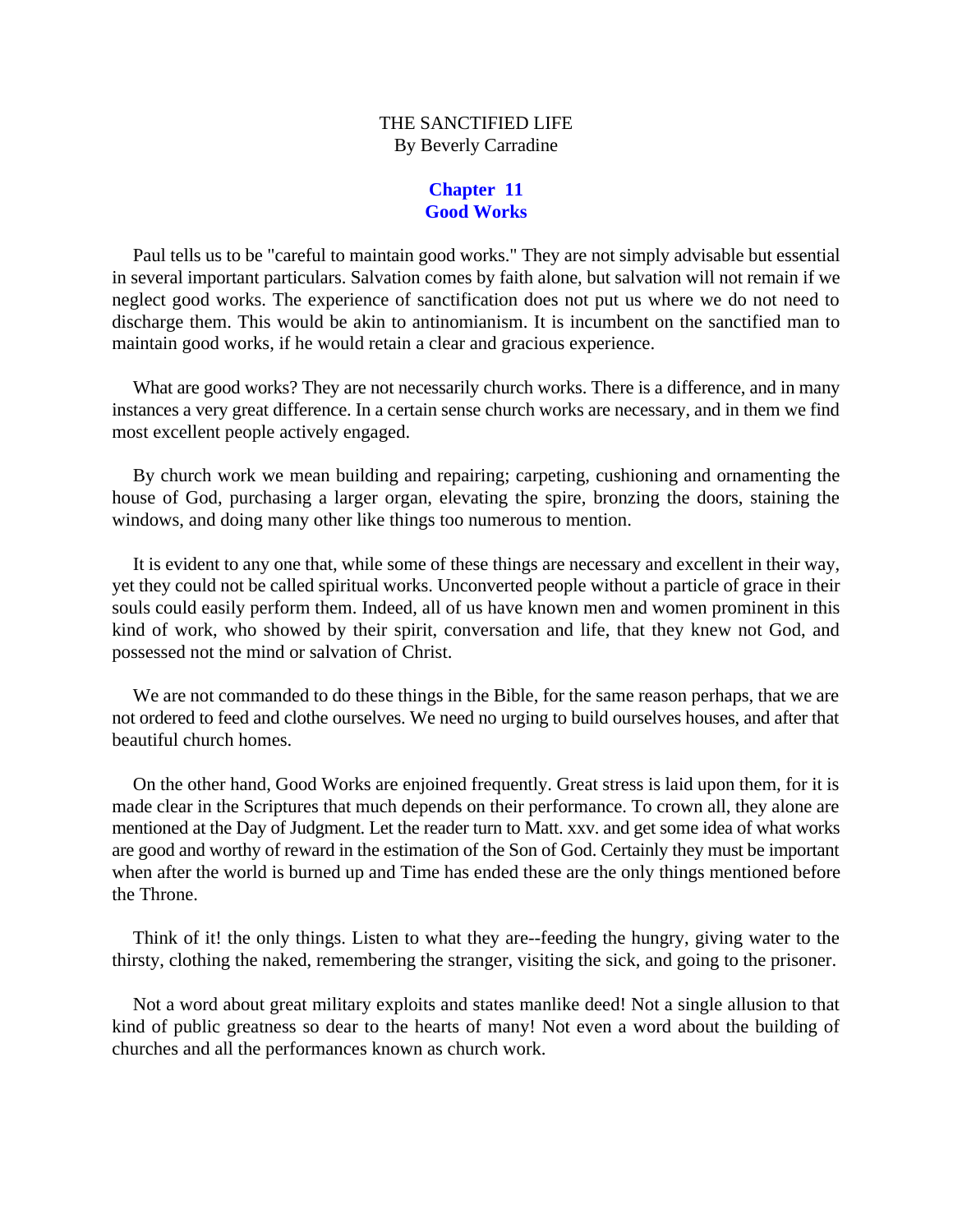THE SANCTIFIED LIFE
By Beverly Carradine

## Chapter 11
## Good Works

Paul tells us to be "careful to maintain good works." They are not simply advisable but essential in several important particulars. Salvation comes by faith alone, but salvation will not remain if we neglect good works. The experience of sanctification does not put us where we do not need to discharge them. This would be akin to antinomianism. It is incumbent on the sanctified man to maintain good works, if he would retain a clear and gracious experience.

What are good works? They are not necessarily church works. There is a difference, and in many instances a very great difference. In a certain sense church works are necessary, and in them we find most excellent people actively engaged.

By church work we mean building and repairing; carpeting, cushioning and ornamenting the house of God, purchasing a larger organ, elevating the spire, bronzing the doors, staining the windows, and doing many other like things too numerous to mention.

It is evident to any one that, while some of these things are necessary and excellent in their way, yet they could not be called spiritual works. Unconverted people without a particle of grace in their souls could easily perform them. Indeed, all of us have known men and women prominent in this kind of work, who showed by their spirit, conversation and life, that they knew not God, and possessed not the mind or salvation of Christ.

We are not commanded to do these things in the Bible, for the same reason perhaps, that we are not ordered to feed and clothe ourselves. We need no urging to build ourselves houses, and after that beautiful church homes.

On the other hand, Good Works are enjoined frequently. Great stress is laid upon them, for it is made clear in the Scriptures that much depends on their performance. To crown all, they alone are mentioned at the Day of Judgment. Let the reader turn to Matt. xxv. and get some idea of what works are good and worthy of reward in the estimation of the Son of God. Certainly they must be important when after the world is burned up and Time has ended these are the only things mentioned before the Throne.

Think of it! the only things. Listen to what they are--feeding the hungry, giving water to the thirsty, clothing the naked, remembering the stranger, visiting the sick, and going to the prisoner.

Not a word about great military exploits and states manlike deed! Not a single allusion to that kind of public greatness so dear to the hearts of many! Not even a word about the building of churches and all the performances known as church work.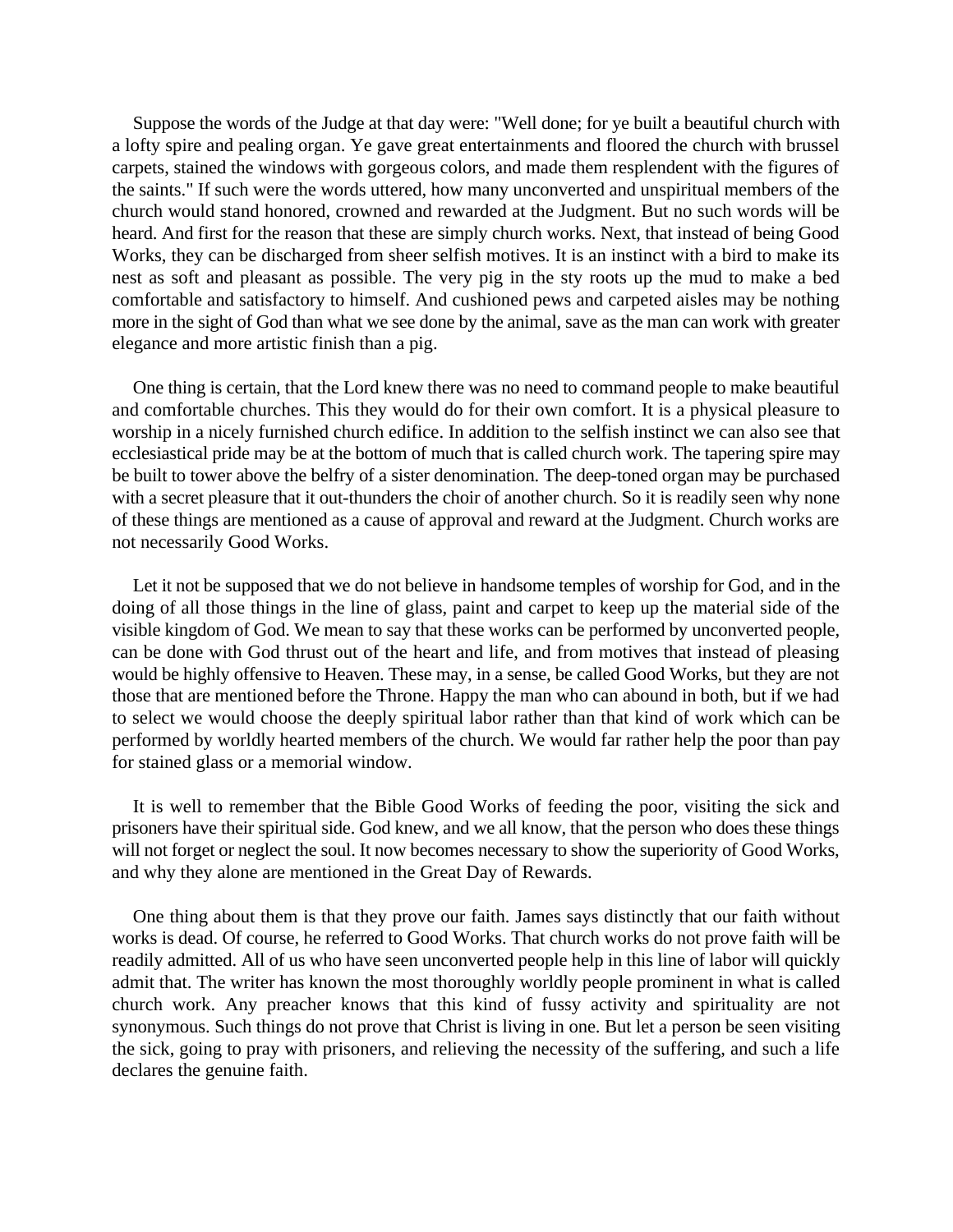Suppose the words of the Judge at that day were: "Well done; for ye built a beautiful church with a lofty spire and pealing organ. Ye gave great entertainments and floored the church with brussel carpets, stained the windows with gorgeous colors, and made them resplendent with the figures of the saints." If such were the words uttered, how many unconverted and unspiritual members of the church would stand honored, crowned and rewarded at the Judgment. But no such words will be heard. And first for the reason that these are simply church works. Next, that instead of being Good Works, they can be discharged from sheer selfish motives. It is an instinct with a bird to make its nest as soft and pleasant as possible. The very pig in the sty roots up the mud to make a bed comfortable and satisfactory to himself. And cushioned pews and carpeted aisles may be nothing more in the sight of God than what we see done by the animal, save as the man can work with greater elegance and more artistic finish than a pig.

One thing is certain, that the Lord knew there was no need to command people to make beautiful and comfortable churches. This they would do for their own comfort. It is a physical pleasure to worship in a nicely furnished church edifice. In addition to the selfish instinct we can also see that ecclesiastical pride may be at the bottom of much that is called church work. The tapering spire may be built to tower above the belfry of a sister denomination. The deep-toned organ may be purchased with a secret pleasure that it out-thunders the choir of another church. So it is readily seen why none of these things are mentioned as a cause of approval and reward at the Judgment. Church works are not necessarily Good Works.

Let it not be supposed that we do not believe in handsome temples of worship for God, and in the doing of all those things in the line of glass, paint and carpet to keep up the material side of the visible kingdom of God. We mean to say that these works can be performed by unconverted people, can be done with God thrust out of the heart and life, and from motives that instead of pleasing would be highly offensive to Heaven. These may, in a sense, be called Good Works, but they are not those that are mentioned before the Throne. Happy the man who can abound in both, but if we had to select we would choose the deeply spiritual labor rather than that kind of work which can be performed by worldly hearted members of the church. We would far rather help the poor than pay for stained glass or a memorial window.

It is well to remember that the Bible Good Works of feeding the poor, visiting the sick and prisoners have their spiritual side. God knew, and we all know, that the person who does these things will not forget or neglect the soul. It now becomes necessary to show the superiority of Good Works, and why they alone are mentioned in the Great Day of Rewards.

One thing about them is that they prove our faith. James says distinctly that our faith without works is dead. Of course, he referred to Good Works. That church works do not prove faith will be readily admitted. All of us who have seen unconverted people help in this line of labor will quickly admit that. The writer has known the most thoroughly worldly people prominent in what is called church work. Any preacher knows that this kind of fussy activity and spirituality are not synonymous. Such things do not prove that Christ is living in one. But let a person be seen visiting the sick, going to pray with prisoners, and relieving the necessity of the suffering, and such a life declares the genuine faith.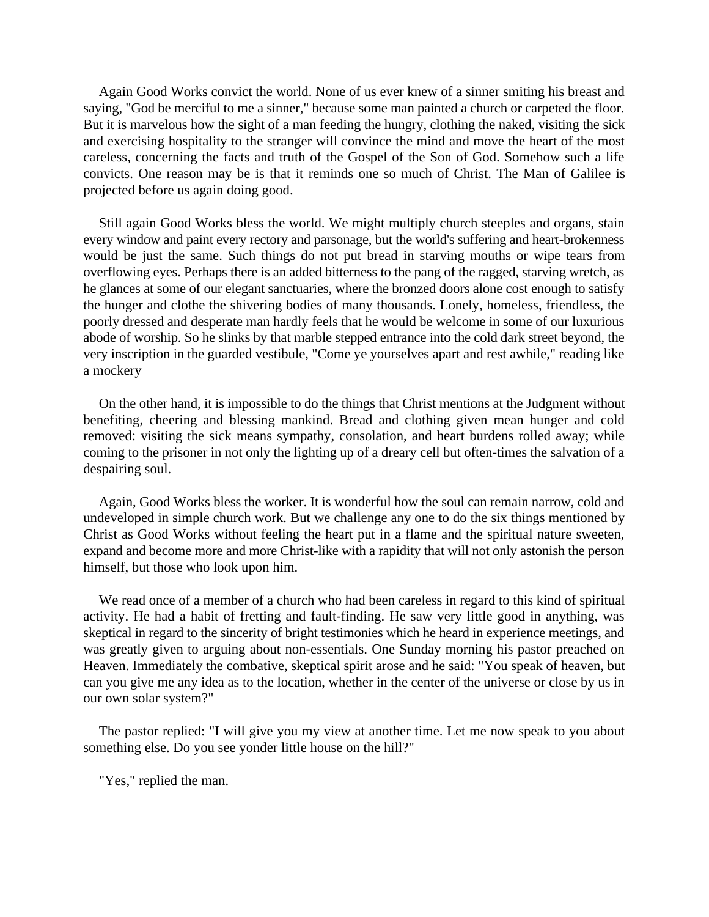Again Good Works convict the world. None of us ever knew of a sinner smiting his breast and saying, "God be merciful to me a sinner," because some man painted a church or carpeted the floor. But it is marvelous how the sight of a man feeding the hungry, clothing the naked, visiting the sick and exercising hospitality to the stranger will convince the mind and move the heart of the most careless, concerning the facts and truth of the Gospel of the Son of God. Somehow such a life convicts. One reason may be is that it reminds one so much of Christ. The Man of Galilee is projected before us again doing good.

Still again Good Works bless the world. We might multiply church steeples and organs, stain every window and paint every rectory and parsonage, but the world's suffering and heart-brokenness would be just the same. Such things do not put bread in starving mouths or wipe tears from overflowing eyes. Perhaps there is an added bitterness to the pang of the ragged, starving wretch, as he glances at some of our elegant sanctuaries, where the bronzed doors alone cost enough to satisfy the hunger and clothe the shivering bodies of many thousands. Lonely, homeless, friendless, the poorly dressed and desperate man hardly feels that he would be welcome in some of our luxurious abode of worship. So he slinks by that marble stepped entrance into the cold dark street beyond, the very inscription in the guarded vestibule, "Come ye yourselves apart and rest awhile," reading like a mockery

On the other hand, it is impossible to do the things that Christ mentions at the Judgment without benefiting, cheering and blessing mankind. Bread and clothing given mean hunger and cold removed: visiting the sick means sympathy, consolation, and heart burdens rolled away; while coming to the prisoner in not only the lighting up of a dreary cell but often-times the salvation of a despairing soul.

Again, Good Works bless the worker. It is wonderful how the soul can remain narrow, cold and undeveloped in simple church work. But we challenge any one to do the six things mentioned by Christ as Good Works without feeling the heart put in a flame and the spiritual nature sweeten, expand and become more and more Christ-like with a rapidity that will not only astonish the person himself, but those who look upon him.

We read once of a member of a church who had been careless in regard to this kind of spiritual activity. He had a habit of fretting and fault-finding. He saw very little good in anything, was skeptical in regard to the sincerity of bright testimonies which he heard in experience meetings, and was greatly given to arguing about non-essentials. One Sunday morning his pastor preached on Heaven. Immediately the combative, skeptical spirit arose and he said: "You speak of heaven, but can you give me any idea as to the location, whether in the center of the universe or close by us in our own solar system?"

The pastor replied: "I will give you my view at another time. Let me now speak to you about something else. Do you see yonder little house on the hill?"

"Yes," replied the man.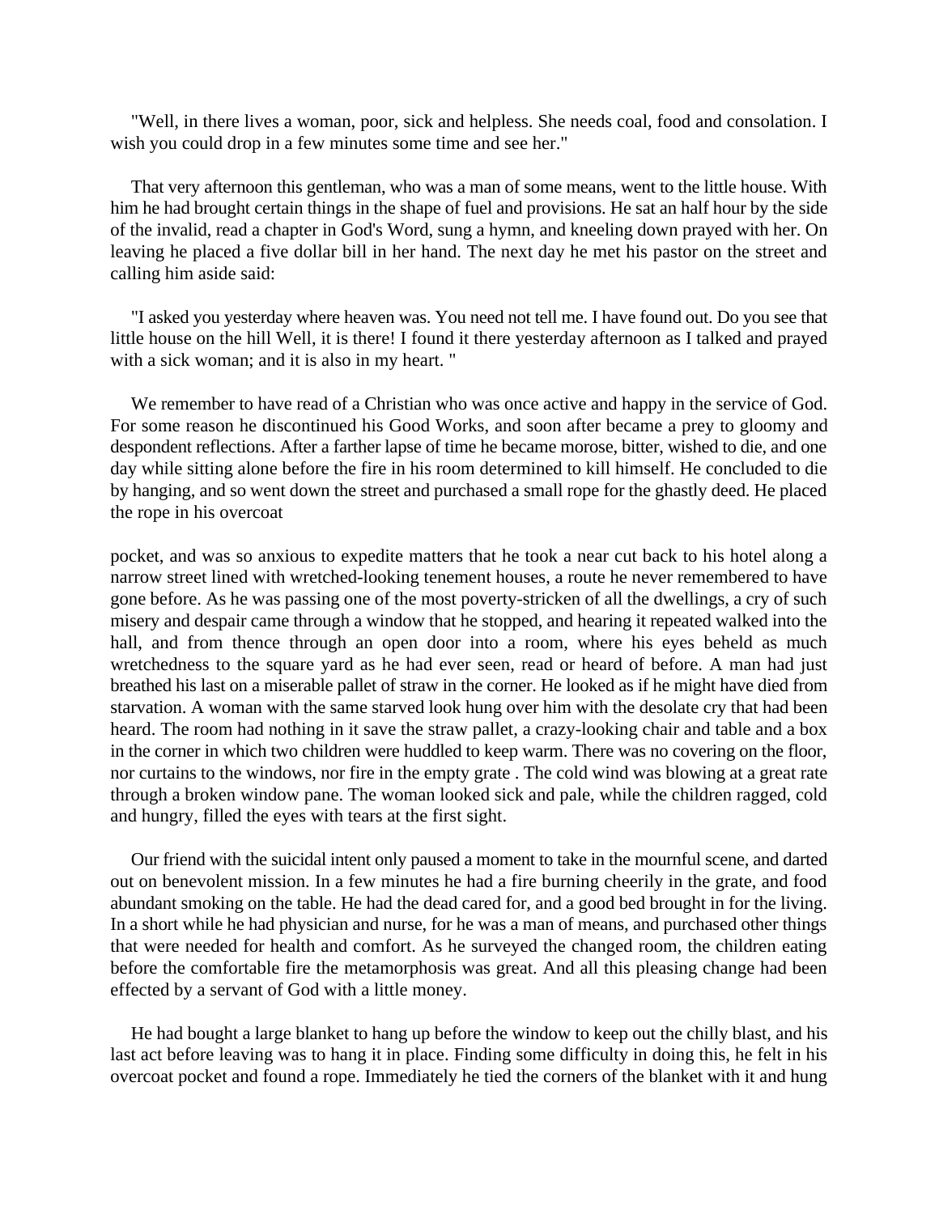"Well, in there lives a woman, poor, sick and helpless. She needs coal, food and consolation. I wish you could drop in a few minutes some time and see her."

That very afternoon this gentleman, who was a man of some means, went to the little house. With him he had brought certain things in the shape of fuel and provisions. He sat an half hour by the side of the invalid, read a chapter in God's Word, sung a hymn, and kneeling down prayed with her. On leaving he placed a five dollar bill in her hand. The next day he met his pastor on the street and calling him aside said:

"I asked you yesterday where heaven was. You need not tell me. I have found out. Do you see that little house on the hill Well, it is there! I found it there yesterday afternoon as I talked and prayed with a sick woman; and it is also in my heart. "

We remember to have read of a Christian who was once active and happy in the service of God. For some reason he discontinued his Good Works, and soon after became a prey to gloomy and despondent reflections. After a farther lapse of time he became morose, bitter, wished to die, and one day while sitting alone before the fire in his room determined to kill himself. He concluded to die by hanging, and so went down the street and purchased a small rope for the ghastly deed. He placed the rope in his overcoat pocket, and was so anxious to expedite matters that he took a near cut back to his hotel along a narrow street lined with wretched-looking tenement houses, a route he never remembered to have gone before. As he was passing one of the most poverty-stricken of all the dwellings, a cry of such misery and despair came through a window that he stopped, and hearing it repeated walked into the hall, and from thence through an open door into a room, where his eyes beheld as much wretchedness to the square yard as he had ever seen, read or heard of before. A man had just breathed his last on a miserable pallet of straw in the corner. He looked as if he might have died from starvation. A woman with the same starved look hung over him with the desolate cry that had been heard. The room had nothing in it save the straw pallet, a crazy-looking chair and table and a box in the corner in which two children were huddled to keep warm. There was no covering on the floor, nor curtains to the windows, nor fire in the empty grate . The cold wind was blowing at a great rate through a broken window pane. The woman looked sick and pale, while the children ragged, cold and hungry, filled the eyes with tears at the first sight.

Our friend with the suicidal intent only paused a moment to take in the mournful scene, and darted out on benevolent mission. In a few minutes he had a fire burning cheerily in the grate, and food abundant smoking on the table. He had the dead cared for, and a good bed brought in for the living. In a short while he had physician and nurse, for he was a man of means, and purchased other things that were needed for health and comfort. As he surveyed the changed room, the children eating before the comfortable fire the metamorphosis was great. And all this pleasing change had been effected by a servant of God with a little money.

He had bought a large blanket to hang up before the window to keep out the chilly blast, and his last act before leaving was to hang it in place. Finding some difficulty in doing this, he felt in his overcoat pocket and found a rope. Immediately he tied the corners of the blanket with it and hung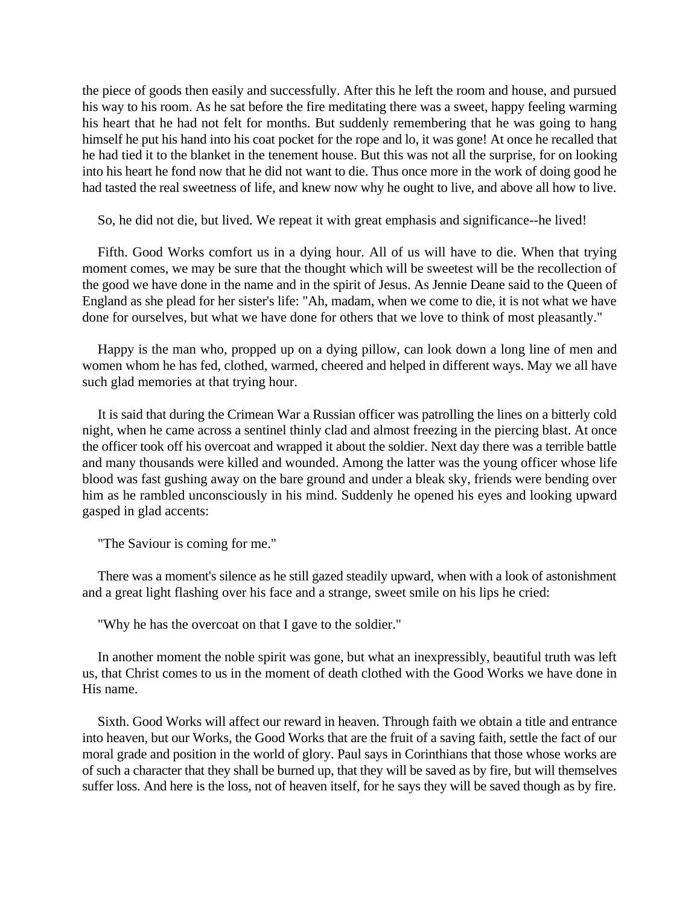the piece of goods then easily and successfully. After this he left the room and house, and pursued his way to his room. As he sat before the fire meditating there was a sweet, happy feeling warming his heart that he had not felt for months. But suddenly remembering that he was going to hang himself he put his hand into his coat pocket for the rope and lo, it was gone! At once he recalled that he had tied it to the blanket in the tenement house. But this was not all the surprise, for on looking into his heart he fond now that he did not want to die. Thus once more in the work of doing good he had tasted the real sweetness of life, and knew now why he ought to live, and above all how to live.

So, he did not die, but lived. We repeat it with great emphasis and significance--he lived!

Fifth. Good Works comfort us in a dying hour. All of us will have to die. When that trying moment comes, we may be sure that the thought which will be sweetest will be the recollection of the good we have done in the name and in the spirit of Jesus. As Jennie Deane said to the Queen of England as she plead for her sister's life: "Ah, madam, when we come to die, it is not what we have done for ourselves, but what we have done for others that we love to think of most pleasantly."

Happy is the man who, propped up on a dying pillow, can look down a long line of men and women whom he has fed, clothed, warmed, cheered and helped in different ways. May we all have such glad memories at that trying hour.

It is said that during the Crimean War a Russian officer was patrolling the lines on a bitterly cold night, when he came across a sentinel thinly clad and almost freezing in the piercing blast. At once the officer took off his overcoat and wrapped it about the soldier. Next day there was a terrible battle and many thousands were killed and wounded. Among the latter was the young officer whose life blood was fast gushing away on the bare ground and under a bleak sky, friends were bending over him as he rambled unconsciously in his mind. Suddenly he opened his eyes and looking upward gasped in glad accents:

"The Saviour is coming for me."

There was a moment's silence as he still gazed steadily upward, when with a look of astonishment and a great light flashing over his face and a strange, sweet smile on his lips he cried:

"Why he has the overcoat on that I gave to the soldier."

In another moment the noble spirit was gone, but what an inexpressibly, beautiful truth was left us, that Christ comes to us in the moment of death clothed with the Good Works we have done in His name.

Sixth. Good Works will affect our reward in heaven. Through faith we obtain a title and entrance into heaven, but our Works, the Good Works that are the fruit of a saving faith, settle the fact of our moral grade and position in the world of glory. Paul says in Corinthians that those whose works are of such a character that they shall be burned up, that they will be saved as by fire, but will themselves suffer loss. And here is the loss, not of heaven itself, for he says they will be saved though as by fire.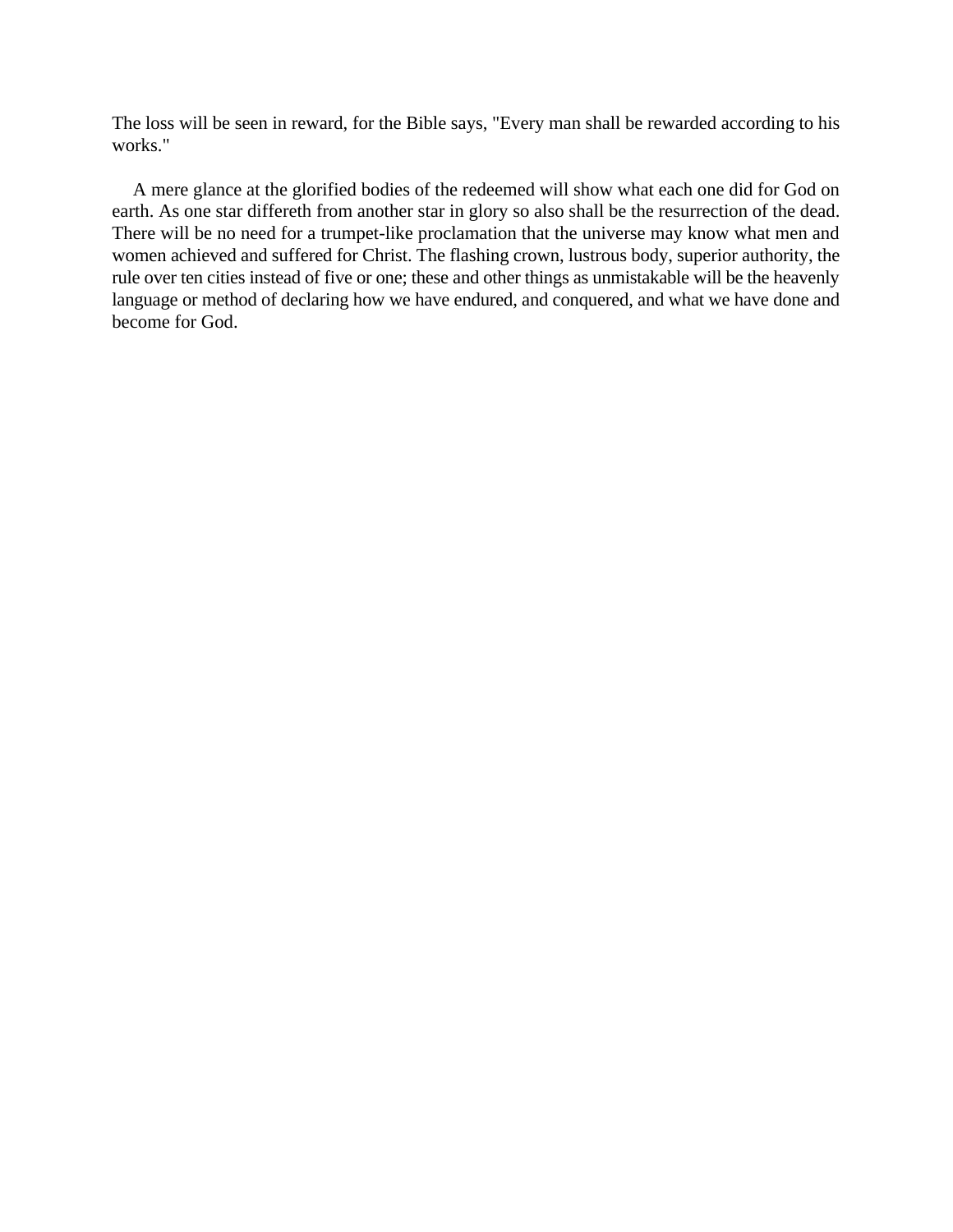The loss will be seen in reward, for the Bible says, "Every man shall be rewarded according to his works."

A mere glance at the glorified bodies of the redeemed will show what each one did for God on earth. As one star differeth from another star in glory so also shall be the resurrection of the dead. There will be no need for a trumpet-like proclamation that the universe may know what men and women achieved and suffered for Christ. The flashing crown, lustrous body, superior authority, the rule over ten cities instead of five or one; these and other things as unmistakable will be the heavenly language or method of declaring how we have endured, and conquered, and what we have done and become for God.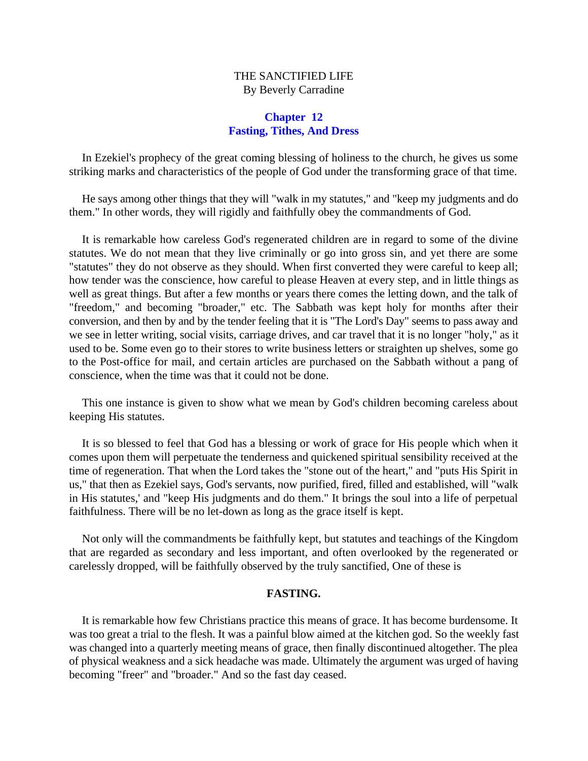THE SANCTIFIED LIFE
By Beverly Carradine

## Chapter 12
## Fasting, Tithes, And Dress

In Ezekiel's prophecy of the great coming blessing of holiness to the church, he gives us some striking marks and characteristics of the people of God under the transforming grace of that time.

He says among other things that they will "walk in my statutes," and "keep my judgments and do them." In other words, they will rigidly and faithfully obey the commandments of God.

It is remarkable how careless God's regenerated children are in regard to some of the divine statutes. We do not mean that they live criminally or go into gross sin, and yet there are some "statutes" they do not observe as they should. When first converted they were careful to keep all; how tender was the conscience, how careful to please Heaven at every step, and in little things as well as great things. But after a few months or years there comes the letting down, and the talk of "freedom," and becoming "broader," etc. The Sabbath was kept holy for months after their conversion, and then by and by the tender feeling that it is "The Lord's Day" seems to pass away and we see in letter writing, social visits, carriage drives, and car travel that it is no longer "holy," as it used to be. Some even go to their stores to write business letters or straighten up shelves, some go to the Post-office for mail, and certain articles are purchased on the Sabbath without a pang of conscience, when the time was that it could not be done.

This one instance is given to show what we mean by God's children becoming careless about keeping His statutes.

It is so blessed to feel that God has a blessing or work of grace for His people which when it comes upon them will perpetuate the tenderness and quickened spiritual sensibility received at the time of regeneration. That when the Lord takes the "stone out of the heart," and "puts His Spirit in us," that then as Ezekiel says, God's servants, now purified, fired, filled and established, will "walk in His statutes,' and "keep His judgments and do them." It brings the soul into a life of perpetual faithfulness. There will be no let-down as long as the grace itself is kept.

Not only will the commandments be faithfully kept, but statutes and teachings of the Kingdom that are regarded as secondary and less important, and often overlooked by the regenerated or carelessly dropped, will be faithfully observed by the truly sanctified, One of these is

### FASTING.

It is remarkable how few Christians practice this means of grace. It has become burdensome. It was too great a trial to the flesh. It was a painful blow aimed at the kitchen god. So the weekly fast was changed into a quarterly meeting means of grace, then finally discontinued altogether. The plea of physical weakness and a sick headache was made. Ultimately the argument was urged of having becoming "freer" and "broader." And so the fast day ceased.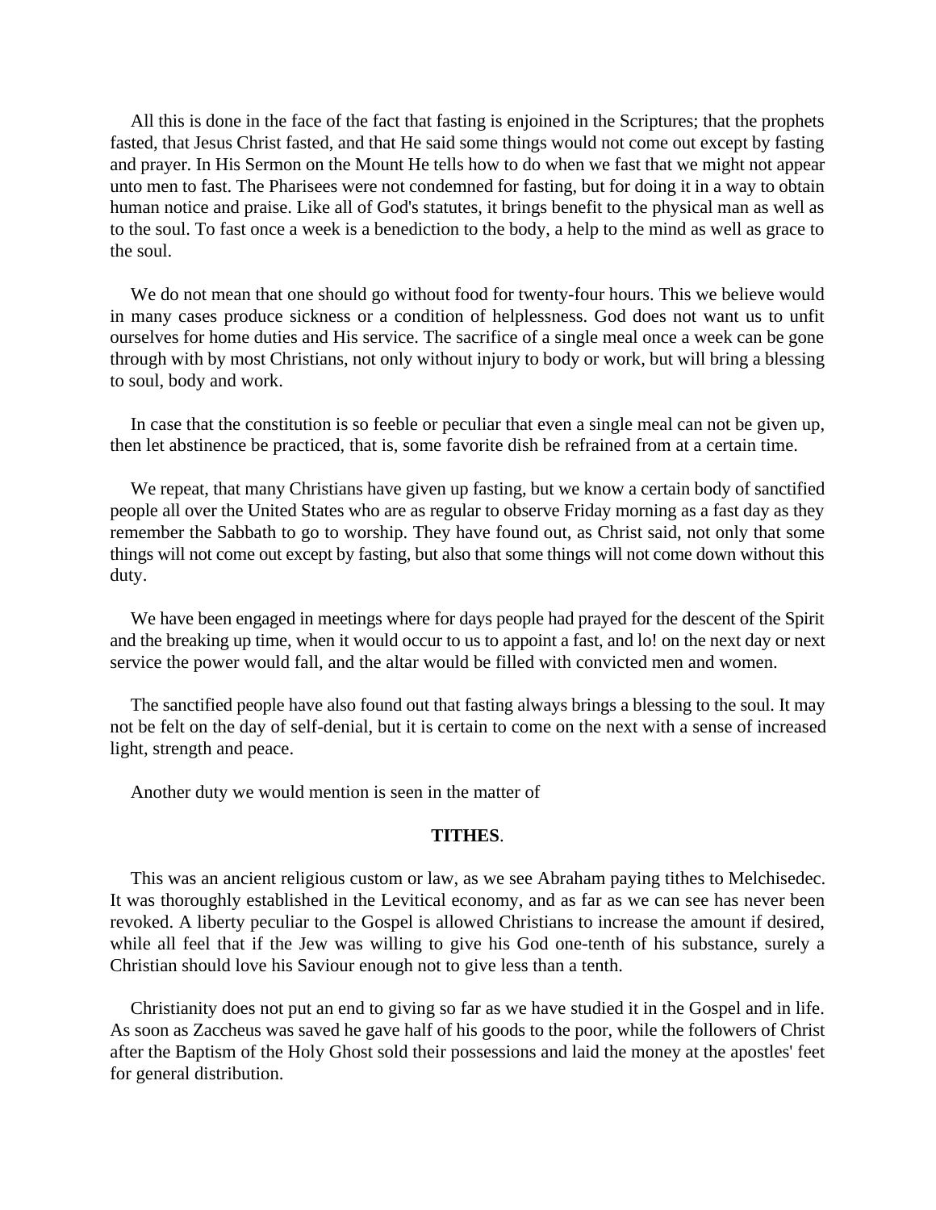All this is done in the face of the fact that fasting is enjoined in the Scriptures; that the prophets fasted, that Jesus Christ fasted, and that He said some things would not come out except by fasting and prayer. In His Sermon on the Mount He tells how to do when we fast that we might not appear unto men to fast. The Pharisees were not condemned for fasting, but for doing it in a way to obtain human notice and praise. Like all of God's statutes, it brings benefit to the physical man as well as to the soul. To fast once a week is a benediction to the body, a help to the mind as well as grace to the soul.

We do not mean that one should go without food for twenty-four hours. This we believe would in many cases produce sickness or a condition of helplessness. God does not want us to unfit ourselves for home duties and His service. The sacrifice of a single meal once a week can be gone through with by most Christians, not only without injury to body or work, but will bring a blessing to soul, body and work.

In case that the constitution is so feeble or peculiar that even a single meal can not be given up, then let abstinence be practiced, that is, some favorite dish be refrained from at a certain time.

We repeat, that many Christians have given up fasting, but we know a certain body of sanctified people all over the United States who are as regular to observe Friday morning as a fast day as they remember the Sabbath to go to worship. They have found out, as Christ said, not only that some things will not come out except by fasting, but also that some things will not come down without this duty.

We have been engaged in meetings where for days people had prayed for the descent of the Spirit and the breaking up time, when it would occur to us to appoint a fast, and lo! on the next day or next service the power would fall, and the altar would be filled with convicted men and women.

The sanctified people have also found out that fasting always brings a blessing to the soul. It may not be felt on the day of self-denial, but it is certain to come on the next with a sense of increased light, strength and peace.

Another duty we would mention is seen in the matter of

**TITHES**.

This was an ancient religious custom or law, as we see Abraham paying tithes to Melchisedec. It was thoroughly established in the Levitical economy, and as far as we can see has never been revoked. A liberty peculiar to the Gospel is allowed Christians to increase the amount if desired, while all feel that if the Jew was willing to give his God one-tenth of his substance, surely a Christian should love his Saviour enough not to give less than a tenth.

Christianity does not put an end to giving so far as we have studied it in the Gospel and in life. As soon as Zaccheus was saved he gave half of his goods to the poor, while the followers of Christ after the Baptism of the Holy Ghost sold their possessions and laid the money at the apostles' feet for general distribution.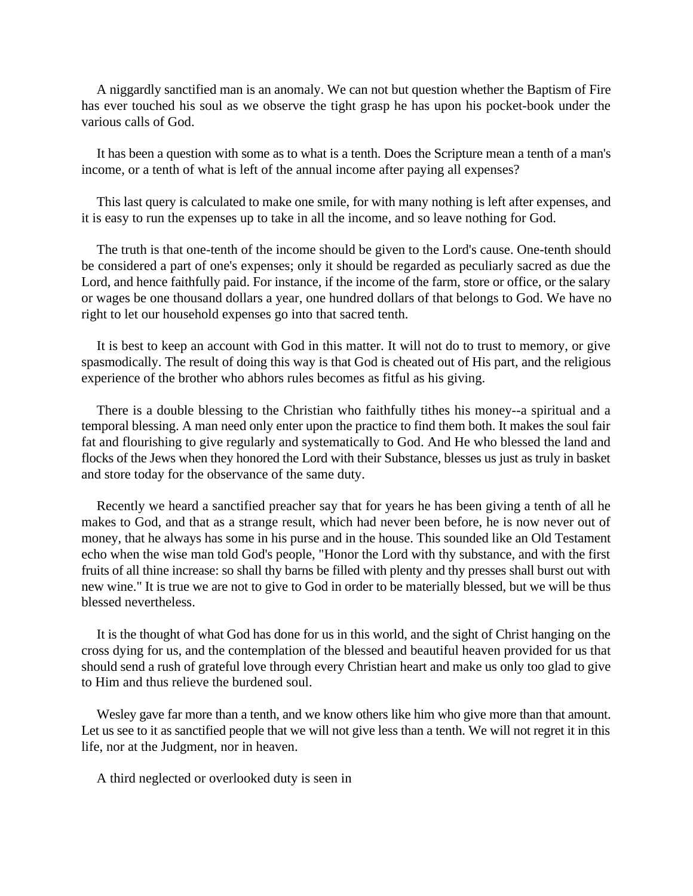A niggardly sanctified man is an anomaly. We can not but question whether the Baptism of Fire has ever touched his soul as we observe the tight grasp he has upon his pocket-book under the various calls of God.

It has been a question with some as to what is a tenth. Does the Scripture mean a tenth of a man's income, or a tenth of what is left of the annual income after paying all expenses?

This last query is calculated to make one smile, for with many nothing is left after expenses, and it is easy to run the expenses up to take in all the income, and so leave nothing for God.

The truth is that one-tenth of the income should be given to the Lord's cause. One-tenth should be considered a part of one's expenses; only it should be regarded as peculiarly sacred as due the Lord, and hence faithfully paid. For instance, if the income of the farm, store or office, or the salary or wages be one thousand dollars a year, one hundred dollars of that belongs to God. We have no right to let our household expenses go into that sacred tenth.

It is best to keep an account with God in this matter. It will not do to trust to memory, or give spasmodically. The result of doing this way is that God is cheated out of His part, and the religious experience of the brother who abhors rules becomes as fitful as his giving.

There is a double blessing to the Christian who faithfully tithes his money--a spiritual and a temporal blessing. A man need only enter upon the practice to find them both. It makes the soul fair fat and flourishing to give regularly and systematically to God. And He who blessed the land and flocks of the Jews when they honored the Lord with their Substance, blesses us just as truly in basket and store today for the observance of the same duty.

Recently we heard a sanctified preacher say that for years he has been giving a tenth of all he makes to God, and that as a strange result, which had never been before, he is now never out of money, that he always has some in his purse and in the house. This sounded like an Old Testament echo when the wise man told God's people, "Honor the Lord with thy substance, and with the first fruits of all thine increase: so shall thy barns be filled with plenty and thy presses shall burst out with new wine." It is true we are not to give to God in order to be materially blessed, but we will be thus blessed nevertheless.

It is the thought of what God has done for us in this world, and the sight of Christ hanging on the cross dying for us, and the contemplation of the blessed and beautiful heaven provided for us that should send a rush of grateful love through every Christian heart and make us only too glad to give to Him and thus relieve the burdened soul.

Wesley gave far more than a tenth, and we know others like him who give more than that amount. Let us see to it as sanctified people that we will not give less than a tenth. We will not regret it in this life, nor at the Judgment, nor in heaven.

A third neglected or overlooked duty is seen in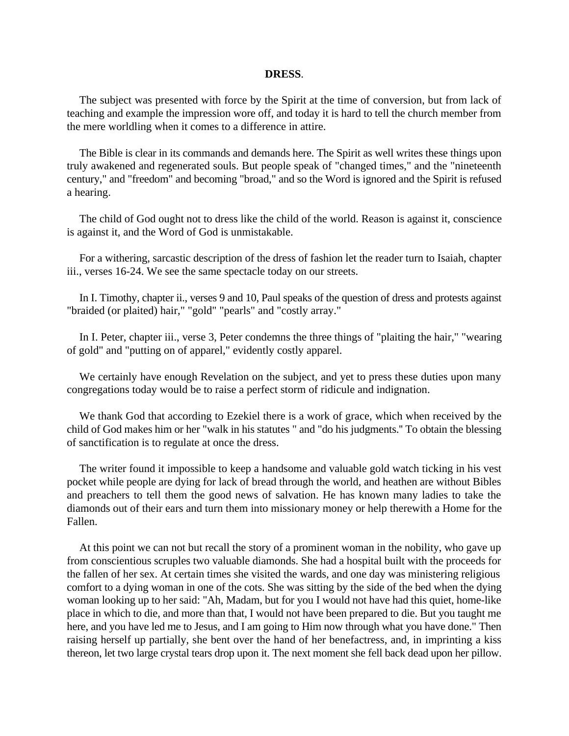## DRESS.

The subject was presented with force by the Spirit at the time of conversion, but from lack of teaching and example the impression wore off, and today it is hard to tell the church member from the mere worldling when it comes to a difference in attire.

The Bible is clear in its commands and demands here. The Spirit as well writes these things upon truly awakened and regenerated souls. But people speak of "changed times," and the "nineteenth century," and "freedom" and becoming "broad," and so the Word is ignored and the Spirit is refused a hearing.

The child of God ought not to dress like the child of the world. Reason is against it, conscience is against it, and the Word of God is unmistakable.

For a withering, sarcastic description of the dress of fashion let the reader turn to Isaiah, chapter iii., verses 16-24. We see the same spectacle today on our streets.

In I. Timothy, chapter ii., verses 9 and 10, Paul speaks of the question of dress and protests against "braided (or plaited) hair," "gold" "pearls" and "costly array."

In I. Peter, chapter iii., verse 3, Peter condemns the three things of "plaiting the hair," "wearing of gold" and "putting on of apparel," evidently costly apparel.

We certainly have enough Revelation on the subject, and yet to press these duties upon many congregations today would be to raise a perfect storm of ridicule and indignation.

We thank God that according to Ezekiel there is a work of grace, which when received by the child of God makes him or her "walk in his statutes " and "do his judgments." To obtain the blessing of sanctification is to regulate at once the dress.

The writer found it impossible to keep a handsome and valuable gold watch ticking in his vest pocket while people are dying for lack of bread through the world, and heathen are without Bibles and preachers to tell them the good news of salvation. He has known many ladies to take the diamonds out of their ears and turn them into missionary money or help therewith a Home for the Fallen.

At this point we can not but recall the story of a prominent woman in the nobility, who gave up from conscientious scruples two valuable diamonds. She had a hospital built with the proceeds for the fallen of her sex. At certain times she visited the wards, and one day was ministering religious comfort to a dying woman in one of the cots. She was sitting by the side of the bed when the dying woman looking up to her said: "Ah, Madam, but for you I would not have had this quiet, home-like place in which to die, and more than that, I would not have been prepared to die. But you taught me here, and you have led me to Jesus, and I am going to Him now through what you have done." Then raising herself up partially, she bent over the hand of her benefactress, and, in imprinting a kiss thereon, let two large crystal tears drop upon it. The next moment she fell back dead upon her pillow.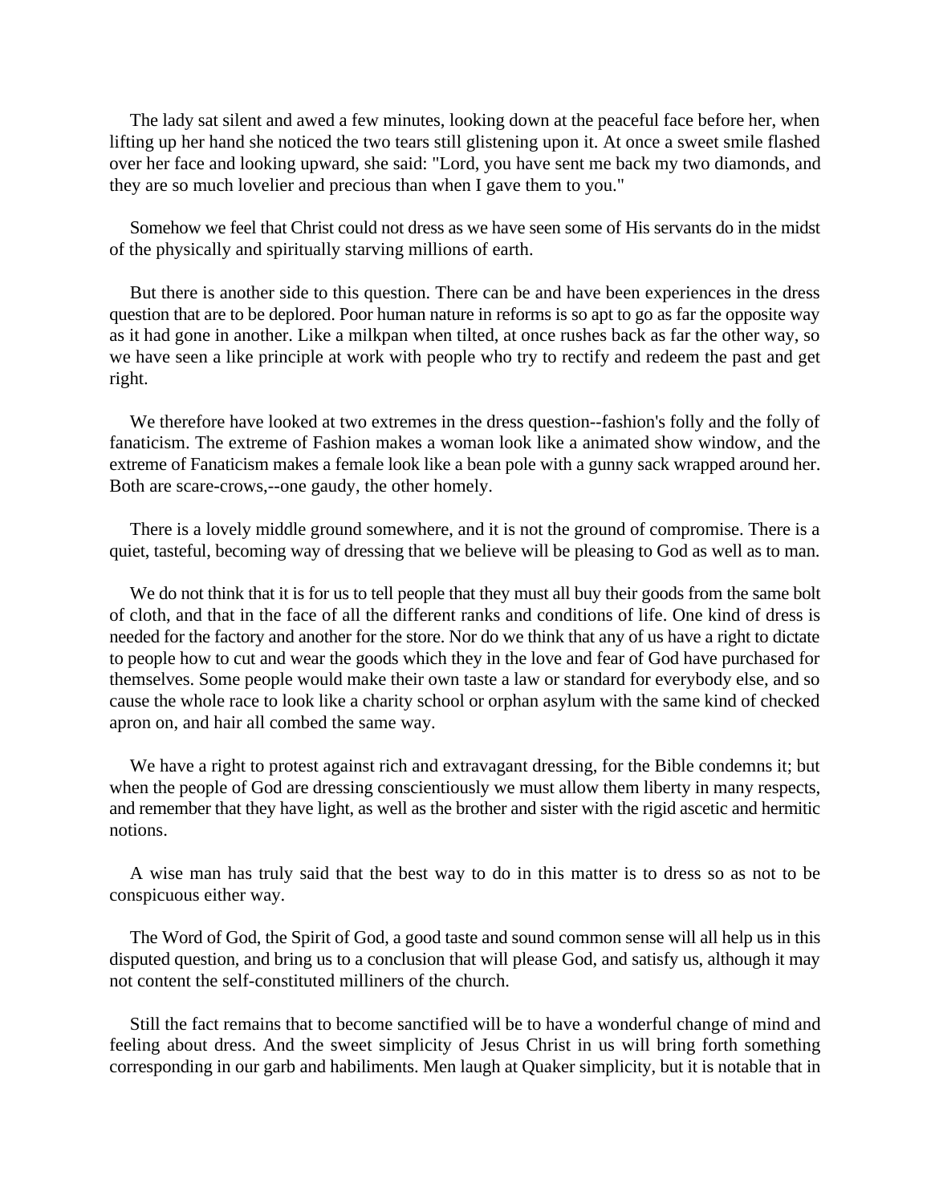The lady sat silent and awed a few minutes, looking down at the peaceful face before her, when lifting up her hand she noticed the two tears still glistening upon it. At once a sweet smile flashed over her face and looking upward, she said: "Lord, you have sent me back my two diamonds, and they are so much lovelier and precious than when I gave them to you."

Somehow we feel that Christ could not dress as we have seen some of His servants do in the midst of the physically and spiritually starving millions of earth.

But there is another side to this question. There can be and have been experiences in the dress question that are to be deplored. Poor human nature in reforms is so apt to go as far the opposite way as it had gone in another. Like a milkpan when tilted, at once rushes back as far the other way, so we have seen a like principle at work with people who try to rectify and redeem the past and get right.

We therefore have looked at two extremes in the dress question--fashion's folly and the folly of fanaticism. The extreme of Fashion makes a woman look like a animated show window, and the extreme of Fanaticism makes a female look like a bean pole with a gunny sack wrapped around her. Both are scare-crows,--one gaudy, the other homely.

There is a lovely middle ground somewhere, and it is not the ground of compromise. There is a quiet, tasteful, becoming way of dressing that we believe will be pleasing to God as well as to man.

We do not think that it is for us to tell people that they must all buy their goods from the same bolt of cloth, and that in the face of all the different ranks and conditions of life. One kind of dress is needed for the factory and another for the store. Nor do we think that any of us have a right to dictate to people how to cut and wear the goods which they in the love and fear of God have purchased for themselves. Some people would make their own taste a law or standard for everybody else, and so cause the whole race to look like a charity school or orphan asylum with the same kind of checked apron on, and hair all combed the same way.

We have a right to protest against rich and extravagant dressing, for the Bible condemns it; but when the people of God are dressing conscientiously we must allow them liberty in many respects, and remember that they have light, as well as the brother and sister with the rigid ascetic and hermitic notions.

A wise man has truly said that the best way to do in this matter is to dress so as not to be conspicuous either way.

The Word of God, the Spirit of God, a good taste and sound common sense will all help us in this disputed question, and bring us to a conclusion that will please God, and satisfy us, although it may not content the self-constituted milliners of the church.

Still the fact remains that to become sanctified will be to have a wonderful change of mind and feeling about dress. And the sweet simplicity of Jesus Christ in us will bring forth something corresponding in our garb and habiliments. Men laugh at Quaker simplicity, but it is notable that in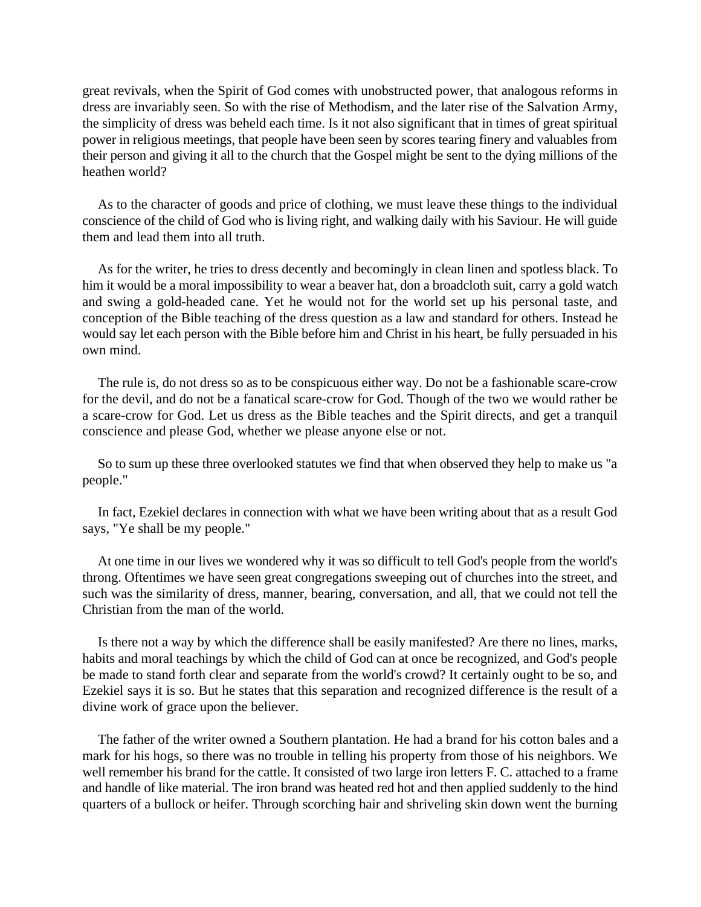great revivals, when the Spirit of God comes with unobstructed power, that analogous reforms in dress are invariably seen. So with the rise of Methodism, and the later rise of the Salvation Army, the simplicity of dress was beheld each time. Is it not also significant that in times of great spiritual power in religious meetings, that people have been seen by scores tearing finery and valuables from their person and giving it all to the church that the Gospel might be sent to the dying millions of the heathen world?

As to the character of goods and price of clothing, we must leave these things to the individual conscience of the child of God who is living right, and walking daily with his Saviour. He will guide them and lead them into all truth.

As for the writer, he tries to dress decently and becomingly in clean linen and spotless black. To him it would be a moral impossibility to wear a beaver hat, don a broadcloth suit, carry a gold watch and swing a gold-headed cane. Yet he would not for the world set up his personal taste, and conception of the Bible teaching of the dress question as a law and standard for others. Instead he would say let each person with the Bible before him and Christ in his heart, be fully persuaded in his own mind.

The rule is, do not dress so as to be conspicuous either way. Do not be a fashionable scare-crow for the devil, and do not be a fanatical scare-crow for God. Though of the two we would rather be a scare-crow for God. Let us dress as the Bible teaches and the Spirit directs, and get a tranquil conscience and please God, whether we please anyone else or not.

So to sum up these three overlooked statutes we find that when observed they help to make us "a people."

In fact, Ezekiel declares in connection with what we have been writing about that as a result God says, "Ye shall be my people."

At one time in our lives we wondered why it was so difficult to tell God's people from the world's throng. Oftentimes we have seen great congregations sweeping out of churches into the street, and such was the similarity of dress, manner, bearing, conversation, and all, that we could not tell the Christian from the man of the world.

Is there not a way by which the difference shall be easily manifested? Are there no lines, marks, habits and moral teachings by which the child of God can at once be recognized, and God's people be made to stand forth clear and separate from the world's crowd? It certainly ought to be so, and Ezekiel says it is so. But he states that this separation and recognized difference is the result of a divine work of grace upon the believer.

The father of the writer owned a Southern plantation. He had a brand for his cotton bales and a mark for his hogs, so there was no trouble in telling his property from those of his neighbors. We well remember his brand for the cattle. It consisted of two large iron letters F. C. attached to a frame and handle of like material. The iron brand was heated red hot and then applied suddenly to the hind quarters of a bullock or heifer. Through scorching hair and shriveling skin down went the burning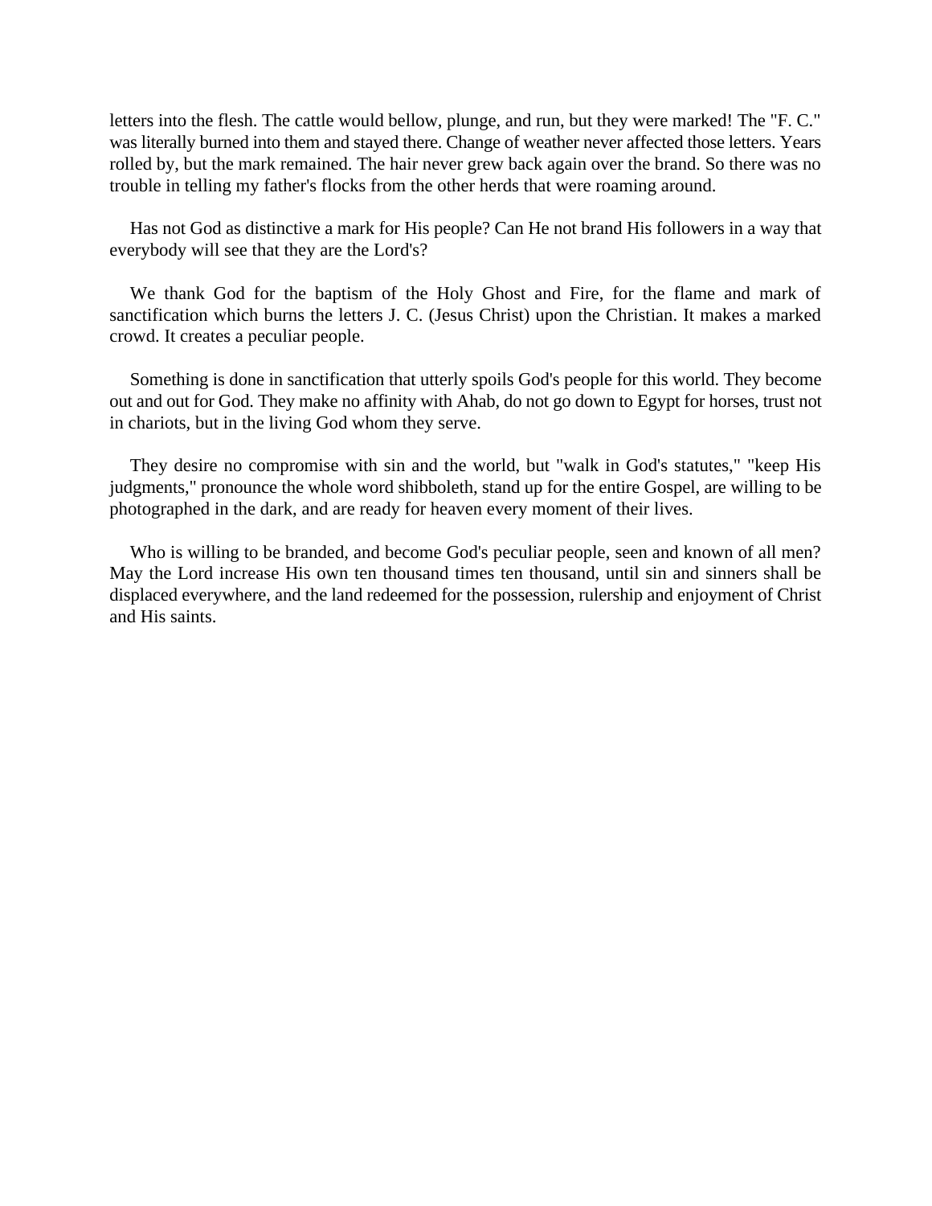letters into the flesh. The cattle would bellow, plunge, and run, but they were marked! The "F. C." was literally burned into them and stayed there. Change of weather never affected those letters. Years rolled by, but the mark remained. The hair never grew back again over the brand. So there was no trouble in telling my father's flocks from the other herds that were roaming around.

Has not God as distinctive a mark for His people? Can He not brand His followers in a way that everybody will see that they are the Lord's?

We thank God for the baptism of the Holy Ghost and Fire, for the flame and mark of sanctification which burns the letters J. C. (Jesus Christ) upon the Christian. It makes a marked crowd. It creates a peculiar people.

Something is done in sanctification that utterly spoils God's people for this world. They become out and out for God. They make no affinity with Ahab, do not go down to Egypt for horses, trust not in chariots, but in the living God whom they serve.

They desire no compromise with sin and the world, but "walk in God's statutes," "keep His judgments," pronounce the whole word shibboleth, stand up for the entire Gospel, are willing to be photographed in the dark, and are ready for heaven every moment of their lives.

Who is willing to be branded, and become God's peculiar people, seen and known of all men? May the Lord increase His own ten thousand times ten thousand, until sin and sinners shall be displaced everywhere, and the land redeemed for the possession, rulership and enjoyment of Christ and His saints.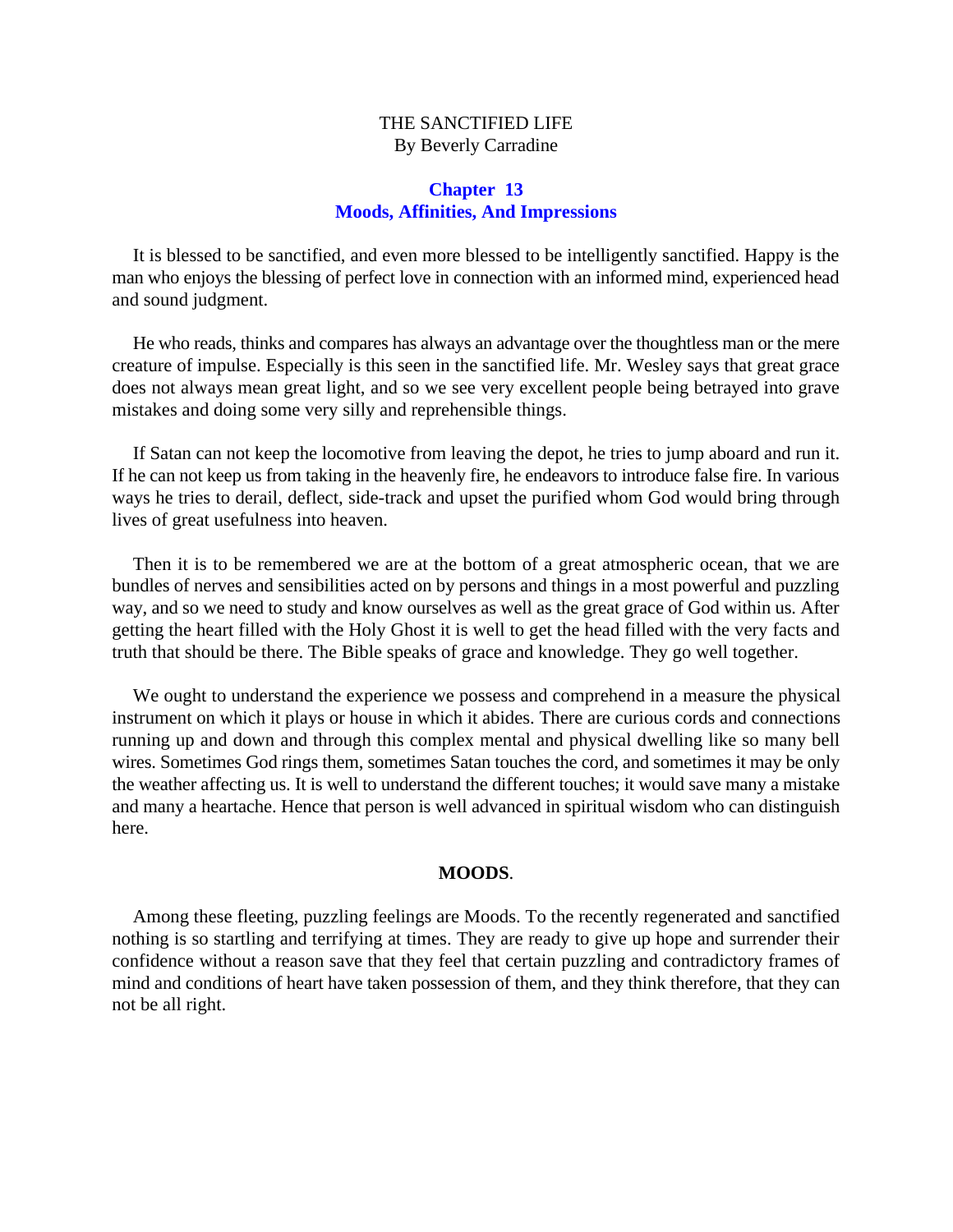THE SANCTIFIED LIFE
By Beverly Carradine

## Chapter 13
## Moods, Affinities, And Impressions

It is blessed to be sanctified, and even more blessed to be intelligently sanctified. Happy is the man who enjoys the blessing of perfect love in connection with an informed mind, experienced head and sound judgment.

He who reads, thinks and compares has always an advantage over the thoughtless man or the mere creature of impulse. Especially is this seen in the sanctified life. Mr. Wesley says that great grace does not always mean great light, and so we see very excellent people being betrayed into grave mistakes and doing some very silly and reprehensible things.

If Satan can not keep the locomotive from leaving the depot, he tries to jump aboard and run it. If he can not keep us from taking in the heavenly fire, he endeavors to introduce false fire. In various ways he tries to derail, deflect, side-track and upset the purified whom God would bring through lives of great usefulness into heaven.

Then it is to be remembered we are at the bottom of a great atmospheric ocean, that we are bundles of nerves and sensibilities acted on by persons and things in a most powerful and puzzling way, and so we need to study and know ourselves as well as the great grace of God within us. After getting the heart filled with the Holy Ghost it is well to get the head filled with the very facts and truth that should be there. The Bible speaks of grace and knowledge. They go well together.

We ought to understand the experience we possess and comprehend in a measure the physical instrument on which it plays or house in which it abides. There are curious cords and connections running up and down and through this complex mental and physical dwelling like so many bell wires. Sometimes God rings them, sometimes Satan touches the cord, and sometimes it may be only the weather affecting us. It is well to understand the different touches; it would save many a mistake and many a heartache. Hence that person is well advanced in spiritual wisdom who can distinguish here.

### MOODS.

Among these fleeting, puzzling feelings are Moods. To the recently regenerated and sanctified nothing is so startling and terrifying at times. They are ready to give up hope and surrender their confidence without a reason save that they feel that certain puzzling and contradictory frames of mind and conditions of heart have taken possession of them, and they think therefore, that they can not be all right.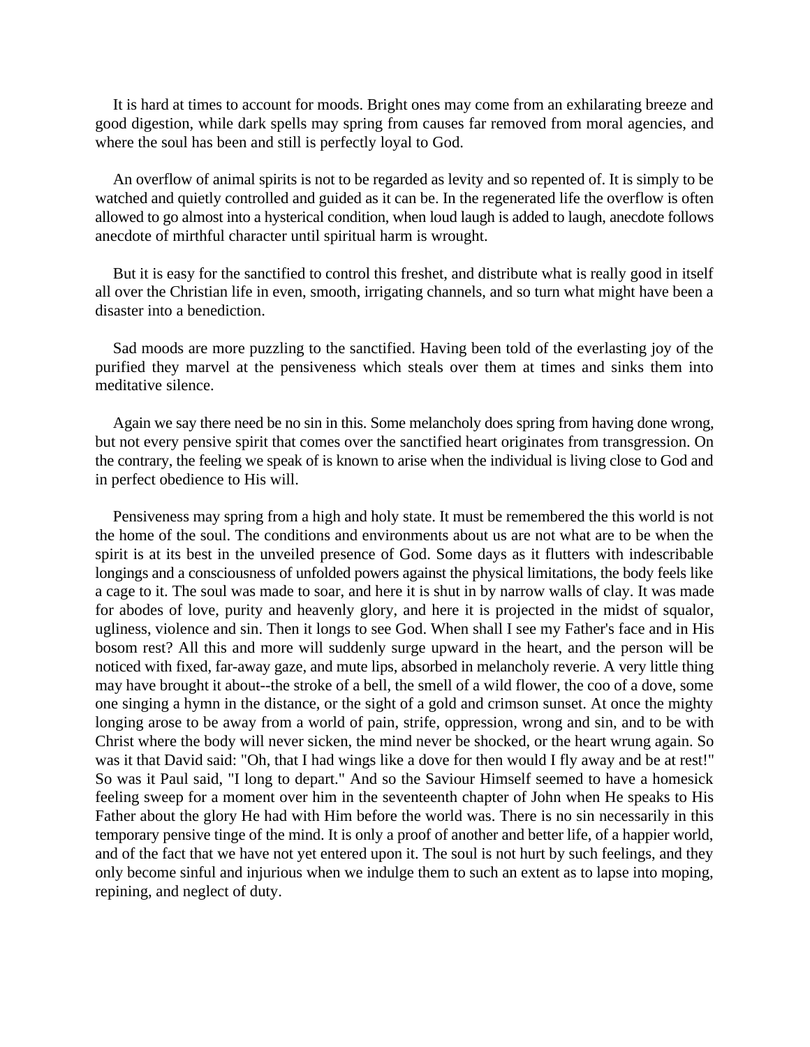It is hard at times to account for moods. Bright ones may come from an exhilarating breeze and good digestion, while dark spells may spring from causes far removed from moral agencies, and where the soul has been and still is perfectly loyal to God.

An overflow of animal spirits is not to be regarded as levity and so repented of. It is simply to be watched and quietly controlled and guided as it can be. In the regenerated life the overflow is often allowed to go almost into a hysterical condition, when loud laugh is added to laugh, anecdote follows anecdote of mirthful character until spiritual harm is wrought.

But it is easy for the sanctified to control this freshet, and distribute what is really good in itself all over the Christian life in even, smooth, irrigating channels, and so turn what might have been a disaster into a benediction.

Sad moods are more puzzling to the sanctified. Having been told of the everlasting joy of the purified they marvel at the pensiveness which steals over them at times and sinks them into meditative silence.

Again we say there need be no sin in this. Some melancholy does spring from having done wrong, but not every pensive spirit that comes over the sanctified heart originates from transgression. On the contrary, the feeling we speak of is known to arise when the individual is living close to God and in perfect obedience to His will.

Pensiveness may spring from a high and holy state. It must be remembered the this world is not the home of the soul. The conditions and environments about us are not what are to be when the spirit is at its best in the unveiled presence of God. Some days as it flutters with indescribable longings and a consciousness of unfolded powers against the physical limitations, the body feels like a cage to it. The soul was made to soar, and here it is shut in by narrow walls of clay. It was made for abodes of love, purity and heavenly glory, and here it is projected in the midst of squalor, ugliness, violence and sin. Then it longs to see God. When shall I see my Father's face and in His bosom rest? All this and more will suddenly surge upward in the heart, and the person will be noticed with fixed, far-away gaze, and mute lips, absorbed in melancholy reverie. A very little thing may have brought it about--the stroke of a bell, the smell of a wild flower, the coo of a dove, some one singing a hymn in the distance, or the sight of a gold and crimson sunset. At once the mighty longing arose to be away from a world of pain, strife, oppression, wrong and sin, and to be with Christ where the body will never sicken, the mind never be shocked, or the heart wrung again. So was it that David said: "Oh, that I had wings like a dove for then would I fly away and be at rest!" So was it Paul said, "I long to depart." And so the Saviour Himself seemed to have a homesick feeling sweep for a moment over him in the seventeenth chapter of John when He speaks to His Father about the glory He had with Him before the world was. There is no sin necessarily in this temporary pensive tinge of the mind. It is only a proof of another and better life, of a happier world, and of the fact that we have not yet entered upon it. The soul is not hurt by such feelings, and they only become sinful and injurious when we indulge them to such an extent as to lapse into moping, repining, and neglect of duty.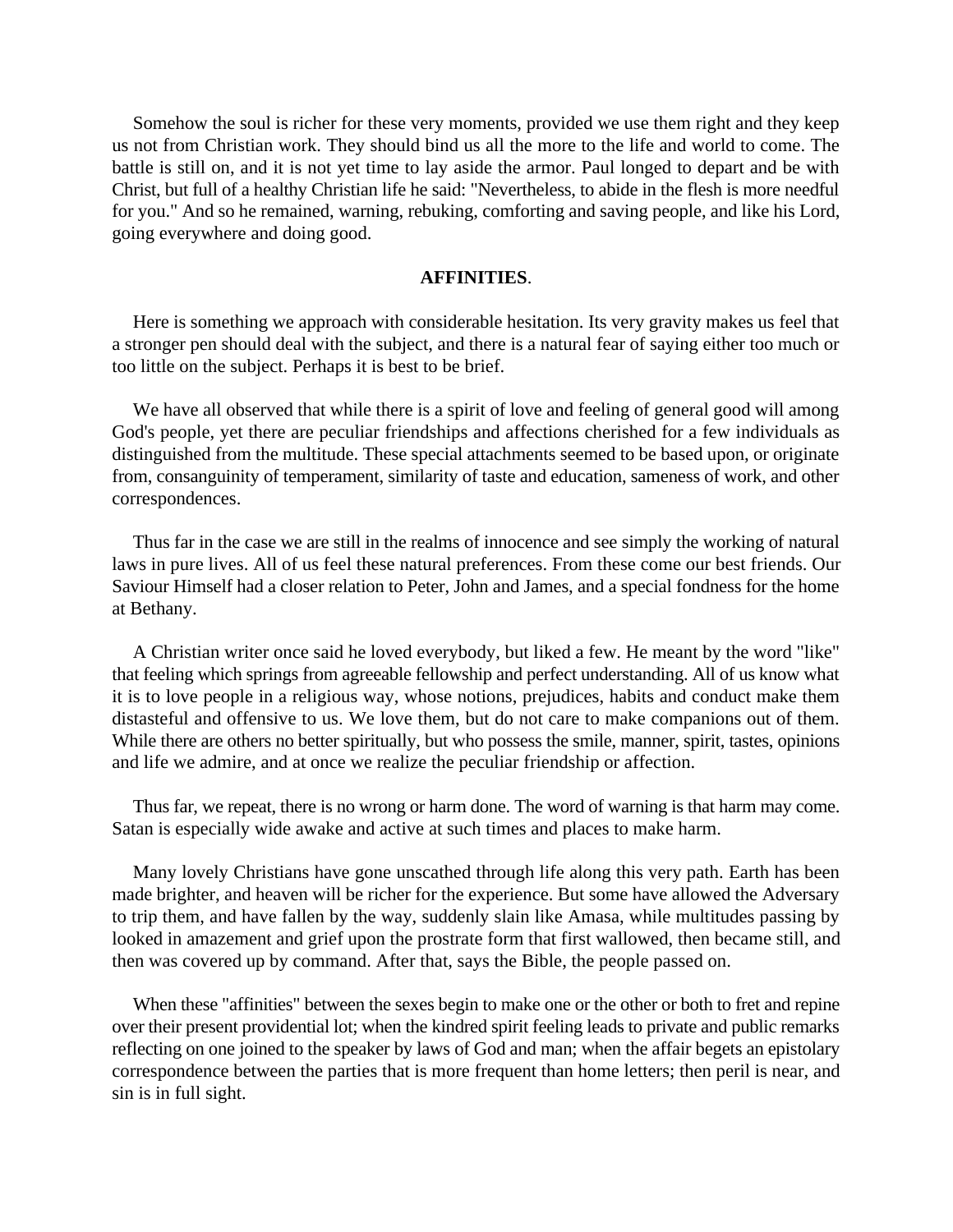Somehow the soul is richer for these very moments, provided we use them right and they keep us not from Christian work. They should bind us all the more to the life and world to come. The battle is still on, and it is not yet time to lay aside the armor. Paul longed to depart and be with Christ, but full of a healthy Christian life he said: "Nevertheless, to abide in the flesh is more needful for you." And so he remained, warning, rebuking, comforting and saving people, and like his Lord, going everywhere and doing good.

## **AFFINITIES**.

Here is something we approach with considerable hesitation. Its very gravity makes us feel that a stronger pen should deal with the subject, and there is a natural fear of saying either too much or too little on the subject. Perhaps it is best to be brief.

We have all observed that while there is a spirit of love and feeling of general good will among God's people, yet there are peculiar friendships and affections cherished for a few individuals as distinguished from the multitude. These special attachments seemed to be based upon, or originate from, consanguinity of temperament, similarity of taste and education, sameness of work, and other correspondences.

Thus far in the case we are still in the realms of innocence and see simply the working of natural laws in pure lives. All of us feel these natural preferences. From these come our best friends. Our Saviour Himself had a closer relation to Peter, John and James, and a special fondness for the home at Bethany.

A Christian writer once said he loved everybody, but liked a few. He meant by the word "like" that feeling which springs from agreeable fellowship and perfect understanding. All of us know what it is to love people in a religious way, whose notions, prejudices, habits and conduct make them distasteful and offensive to us. We love them, but do not care to make companions out of them. While there are others no better spiritually, but who possess the smile, manner, spirit, tastes, opinions and life we admire, and at once we realize the peculiar friendship or affection.

Thus far, we repeat, there is no wrong or harm done. The word of warning is that harm may come. Satan is especially wide awake and active at such times and places to make harm.

Many lovely Christians have gone unscathed through life along this very path. Earth has been made brighter, and heaven will be richer for the experience. But some have allowed the Adversary to trip them, and have fallen by the way, suddenly slain like Amasa, while multitudes passing by looked in amazement and grief upon the prostrate form that first wallowed, then became still, and then was covered up by command. After that, says the Bible, the people passed on.

When these "affinities" between the sexes begin to make one or the other or both to fret and repine over their present providential lot; when the kindred spirit feeling leads to private and public remarks reflecting on one joined to the speaker by laws of God and man; when the affair begets an epistolary correspondence between the parties that is more frequent than home letters; then peril is near, and sin is in full sight.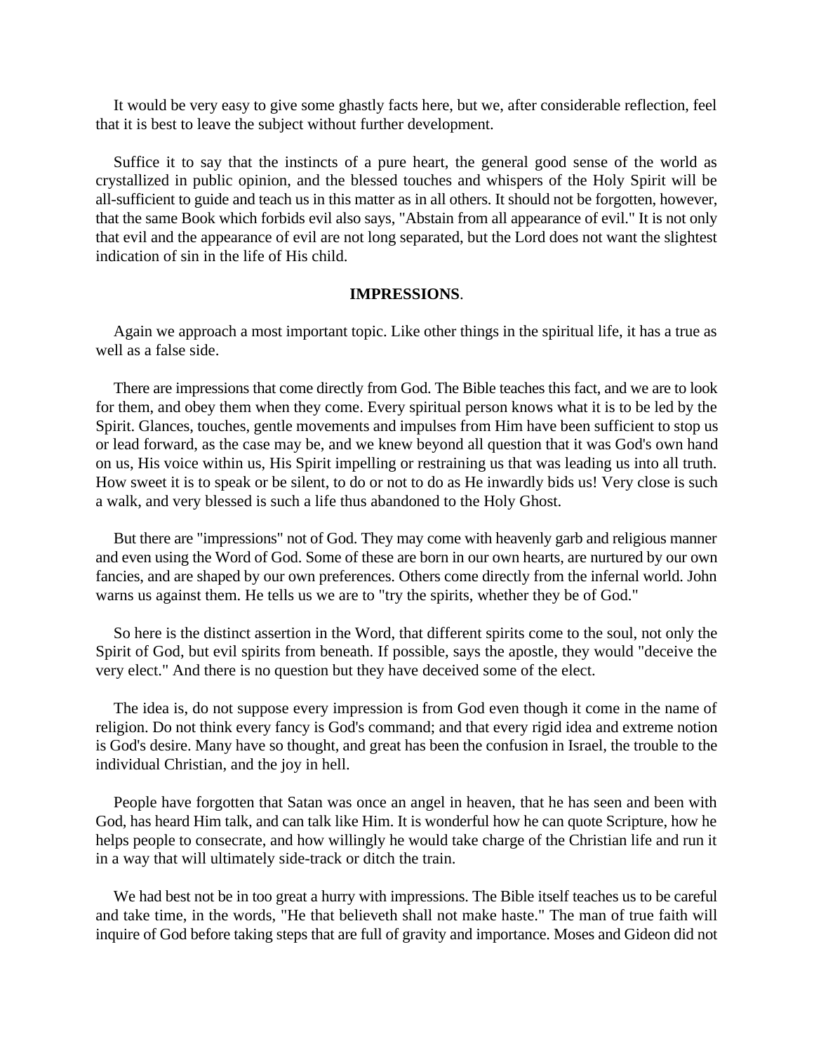It would be very easy to give some ghastly facts here, but we, after considerable reflection, feel that it is best to leave the subject without further development.

Suffice it to say that the instincts of a pure heart, the general good sense of the world as crystallized in public opinion, and the blessed touches and whispers of the Holy Spirit will be all-sufficient to guide and teach us in this matter as in all others. It should not be forgotten, however, that the same Book which forbids evil also says, "Abstain from all appearance of evil." It is not only that evil and the appearance of evil are not long separated, but the Lord does not want the slightest indication of sin in the life of His child.

### **IMPRESSIONS**.

Again we approach a most important topic. Like other things in the spiritual life, it has a true as well as a false side.

There are impressions that come directly from God. The Bible teaches this fact, and we are to look for them, and obey them when they come. Every spiritual person knows what it is to be led by the Spirit. Glances, touches, gentle movements and impulses from Him have been sufficient to stop us or lead forward, as the case may be, and we knew beyond all question that it was God's own hand on us, His voice within us, His Spirit impelling or restraining us that was leading us into all truth. How sweet it is to speak or be silent, to do or not to do as He inwardly bids us! Very close is such a walk, and very blessed is such a life thus abandoned to the Holy Ghost.

But there are "impressions" not of God. They may come with heavenly garb and religious manner and even using the Word of God. Some of these are born in our own hearts, are nurtured by our own fancies, and are shaped by our own preferences. Others come directly from the infernal world. John warns us against them. He tells us we are to "try the spirits, whether they be of God."

So here is the distinct assertion in the Word, that different spirits come to the soul, not only the Spirit of God, but evil spirits from beneath. If possible, says the apostle, they would "deceive the very elect." And there is no question but they have deceived some of the elect.

The idea is, do not suppose every impression is from God even though it come in the name of religion. Do not think every fancy is God's command; and that every rigid idea and extreme notion is God's desire. Many have so thought, and great has been the confusion in Israel, the trouble to the individual Christian, and the joy in hell.

People have forgotten that Satan was once an angel in heaven, that he has seen and been with God, has heard Him talk, and can talk like Him. It is wonderful how he can quote Scripture, how he helps people to consecrate, and how willingly he would take charge of the Christian life and run it in a way that will ultimately side-track or ditch the train.

We had best not be in too great a hurry with impressions. The Bible itself teaches us to be careful and take time, in the words, "He that believeth shall not make haste." The man of true faith will inquire of God before taking steps that are full of gravity and importance. Moses and Gideon did not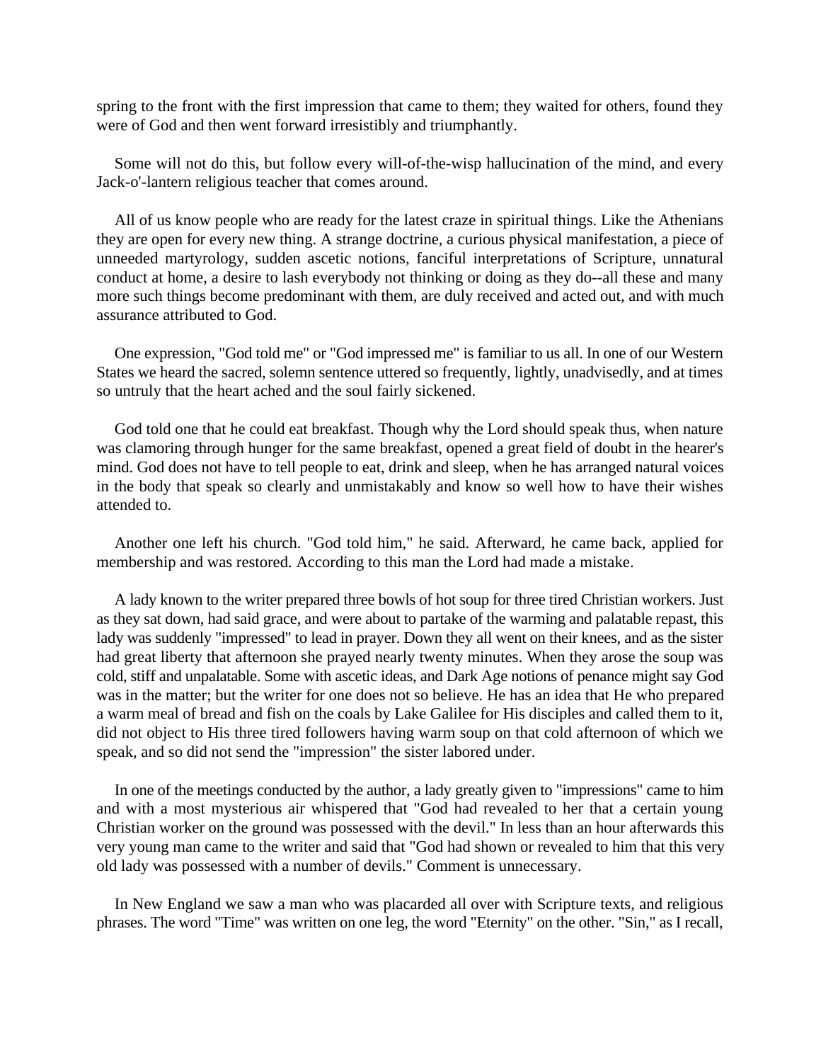spring to the front with the first impression that came to them; they waited for others, found they were of God and then went forward irresistibly and triumphantly.

Some will not do this, but follow every will-of-the-wisp hallucination of the mind, and every Jack-o'-lantern religious teacher that comes around.

All of us know people who are ready for the latest craze in spiritual things. Like the Athenians they are open for every new thing. A strange doctrine, a curious physical manifestation, a piece of unneeded martyrology, sudden ascetic notions, fanciful interpretations of Scripture, unnatural conduct at home, a desire to lash everybody not thinking or doing as they do--all these and many more such things become predominant with them, are duly received and acted out, and with much assurance attributed to God.

One expression, "God told me" or "God impressed me" is familiar to us all. In one of our Western States we heard the sacred, solemn sentence uttered so frequently, lightly, unadvisedly, and at times so untruly that the heart ached and the soul fairly sickened.

God told one that he could eat breakfast. Though why the Lord should speak thus, when nature was clamoring through hunger for the same breakfast, opened a great field of doubt in the hearer's mind. God does not have to tell people to eat, drink and sleep, when he has arranged natural voices in the body that speak so clearly and unmistakably and know so well how to have their wishes attended to.

Another one left his church. "God told him," he said. Afterward, he came back, applied for membership and was restored. According to this man the Lord had made a mistake.

A lady known to the writer prepared three bowls of hot soup for three tired Christian workers. Just as they sat down, had said grace, and were about to partake of the warming and palatable repast, this lady was suddenly "impressed" to lead in prayer. Down they all went on their knees, and as the sister had great liberty that afternoon she prayed nearly twenty minutes. When they arose the soup was cold, stiff and unpalatable. Some with ascetic ideas, and Dark Age notions of penance might say God was in the matter; but the writer for one does not so believe. He has an idea that He who prepared a warm meal of bread and fish on the coals by Lake Galilee for His disciples and called them to it, did not object to His three tired followers having warm soup on that cold afternoon of which we speak, and so did not send the "impression" the sister labored under.

In one of the meetings conducted by the author, a lady greatly given to "impressions" came to him and with a most mysterious air whispered that "God had revealed to her that a certain young Christian worker on the ground was possessed with the devil." In less than an hour afterwards this very young man came to the writer and said that "God had shown or revealed to him that this very old lady was possessed with a number of devils." Comment is unnecessary.

In New England we saw a man who was placarded all over with Scripture texts, and religious phrases. The word "Time" was written on one leg, the word "Eternity" on the other. "Sin," as I recall,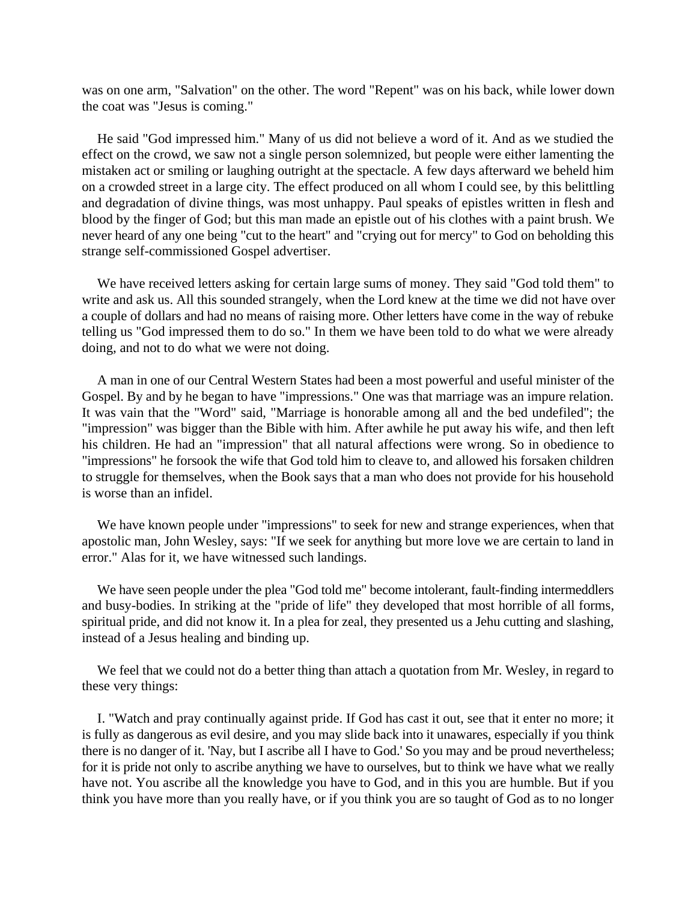was on one arm, "Salvation" on the other. The word "Repent" was on his back, while lower down the coat was "Jesus is coming."

He said "God impressed him." Many of us did not believe a word of it. And as we studied the effect on the crowd, we saw not a single person solemnized, but people were either lamenting the mistaken act or smiling or laughing outright at the spectacle. A few days afterward we beheld him on a crowded street in a large city. The effect produced on all whom I could see, by this belittling and degradation of divine things, was most unhappy. Paul speaks of epistles written in flesh and blood by the finger of God; but this man made an epistle out of his clothes with a paint brush. We never heard of any one being "cut to the heart" and "crying out for mercy" to God on beholding this strange self-commissioned Gospel advertiser.

We have received letters asking for certain large sums of money. They said "God told them" to write and ask us. All this sounded strangely, when the Lord knew at the time we did not have over a couple of dollars and had no means of raising more. Other letters have come in the way of rebuke telling us "God impressed them to do so." In them we have been told to do what we were already doing, and not to do what we were not doing.

A man in one of our Central Western States had been a most powerful and useful minister of the Gospel. By and by he began to have "impressions." One was that marriage was an impure relation. It was vain that the "Word" said, "Marriage is honorable among all and the bed undefiled"; the "impression" was bigger than the Bible with him. After awhile he put away his wife, and then left his children. He had an "impression" that all natural affections were wrong. So in obedience to "impressions" he forsook the wife that God told him to cleave to, and allowed his forsaken children to struggle for themselves, when the Book says that a man who does not provide for his household is worse than an infidel.

We have known people under "impressions" to seek for new and strange experiences, when that apostolic man, John Wesley, says: "If we seek for anything but more love we are certain to land in error." Alas for it, we have witnessed such landings.

We have seen people under the plea "God told me" become intolerant, fault-finding intermeddlers and busy-bodies. In striking at the "pride of life" they developed that most horrible of all forms, spiritual pride, and did not know it. In a plea for zeal, they presented us a Jehu cutting and slashing, instead of a Jesus healing and binding up.

We feel that we could not do a better thing than attach a quotation from Mr. Wesley, in regard to these very things:

I. "Watch and pray continually against pride. If God has cast it out, see that it enter no more; it is fully as dangerous as evil desire, and you may slide back into it unawares, especially if you think there is no danger of it. 'Nay, but I ascribe all I have to God.' So you may and be proud nevertheless; for it is pride not only to ascribe anything we have to ourselves, but to think we have what we really have not. You ascribe all the knowledge you have to God, and in this you are humble. But if you think you have more than you really have, or if you think you are so taught of God as to no longer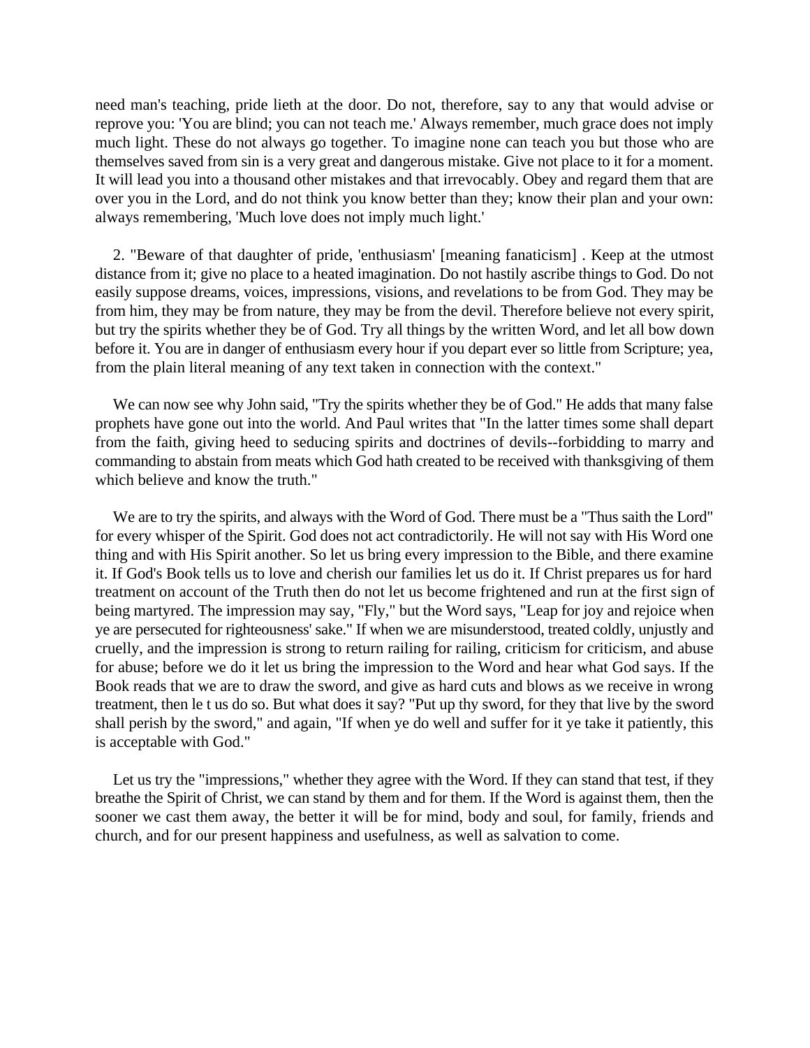need man's teaching, pride lieth at the door. Do not, therefore, say to any that would advise or reprove you: 'You are blind; you can not teach me.' Always remember, much grace does not imply much light. These do not always go together. To imagine none can teach you but those who are themselves saved from sin is a very great and dangerous mistake. Give not place to it for a moment. It will lead you into a thousand other mistakes and that irrevocably. Obey and regard them that are over you in the Lord, and do not think you know better than they; know their plan and your own: always remembering, 'Much love does not imply much light.'

2. "Beware of that daughter of pride, 'enthusiasm' [meaning fanaticism] . Keep at the utmost distance from it; give no place to a heated imagination. Do not hastily ascribe things to God. Do not easily suppose dreams, voices, impressions, visions, and revelations to be from God. They may be from him, they may be from nature, they may be from the devil. Therefore believe not every spirit, but try the spirits whether they be of God. Try all things by the written Word, and let all bow down before it. You are in danger of enthusiasm every hour if you depart ever so little from Scripture; yea, from the plain literal meaning of any text taken in connection with the context."

We can now see why John said, "Try the spirits whether they be of God." He adds that many false prophets have gone out into the world. And Paul writes that "In the latter times some shall depart from the faith, giving heed to seducing spirits and doctrines of devils--forbidding to marry and commanding to abstain from meats which God hath created to be received with thanksgiving of them which believe and know the truth."

We are to try the spirits, and always with the Word of God. There must be a "Thus saith the Lord" for every whisper of the Spirit. God does not act contradictorily. He will not say with His Word one thing and with His Spirit another. So let us bring every impression to the Bible, and there examine it. If God's Book tells us to love and cherish our families let us do it. If Christ prepares us for hard treatment on account of the Truth then do not let us become frightened and run at the first sign of being martyred. The impression may say, "Fly," but the Word says, "Leap for joy and rejoice when ye are persecuted for righteousness' sake." If when we are misunderstood, treated coldly, unjustly and cruelly, and the impression is strong to return railing for railing, criticism for criticism, and abuse for abuse; before we do it let us bring the impression to the Word and hear what God says. If the Book reads that we are to draw the sword, and give as hard cuts and blows as we receive in wrong treatment, then le t us do so. But what does it say? "Put up thy sword, for they that live by the sword shall perish by the sword," and again, "If when ye do well and suffer for it ye take it patiently, this is acceptable with God."

Let us try the "impressions," whether they agree with the Word. If they can stand that test, if they breathe the Spirit of Christ, we can stand by them and for them. If the Word is against them, then the sooner we cast them away, the better it will be for mind, body and soul, for family, friends and church, and for our present happiness and usefulness, as well as salvation to come.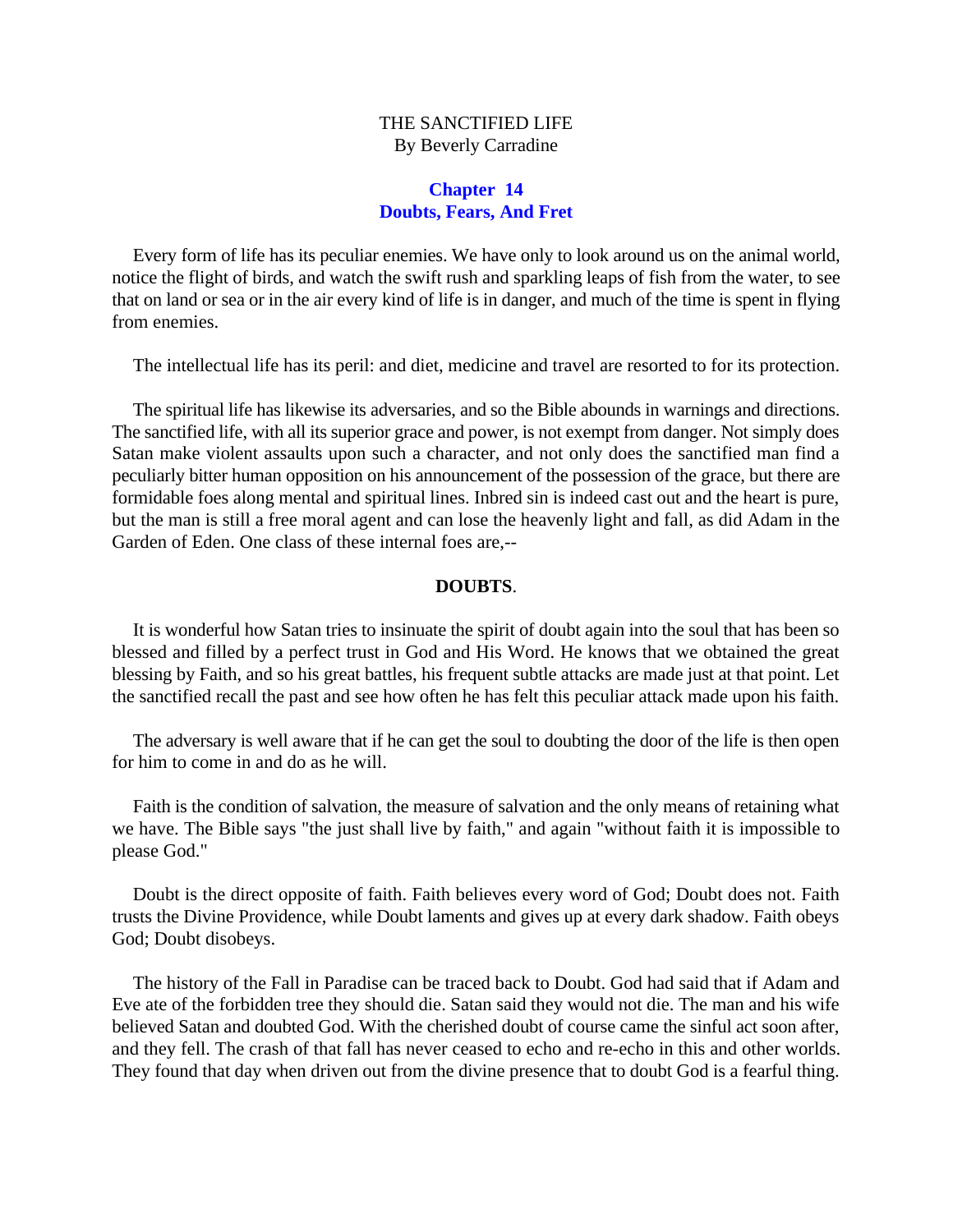THE SANCTIFIED LIFE
By Beverly Carradine

## Chapter 14
## Doubts, Fears, And Fret

Every form of life has its peculiar enemies. We have only to look around us on the animal world, notice the flight of birds, and watch the swift rush and sparkling leaps of fish from the water, to see that on land or sea or in the air every kind of life is in danger, and much of the time is spent in flying from enemies.

The intellectual life has its peril: and diet, medicine and travel are resorted to for its protection.

The spiritual life has likewise its adversaries, and so the Bible abounds in warnings and directions. The sanctified life, with all its superior grace and power, is not exempt from danger. Not simply does Satan make violent assaults upon such a character, and not only does the sanctified man find a peculiarly bitter human opposition on his announcement of the possession of the grace, but there are formidable foes along mental and spiritual lines. Inbred sin is indeed cast out and the heart is pure, but the man is still a free moral agent and can lose the heavenly light and fall, as did Adam in the Garden of Eden. One class of these internal foes are,--

**DOUBTS**.

It is wonderful how Satan tries to insinuate the spirit of doubt again into the soul that has been so blessed and filled by a perfect trust in God and His Word. He knows that we obtained the great blessing by Faith, and so his great battles, his frequent subtle attacks are made just at that point. Let the sanctified recall the past and see how often he has felt this peculiar attack made upon his faith.

The adversary is well aware that if he can get the soul to doubting the door of the life is then open for him to come in and do as he will.

Faith is the condition of salvation, the measure of salvation and the only means of retaining what we have. The Bible says "the just shall live by faith," and again "without faith it is impossible to please God."

Doubt is the direct opposite of faith. Faith believes every word of God; Doubt does not. Faith trusts the Divine Providence, while Doubt laments and gives up at every dark shadow. Faith obeys God; Doubt disobeys.

The history of the Fall in Paradise can be traced back to Doubt. God had said that if Adam and Eve ate of the forbidden tree they should die. Satan said they would not die. The man and his wife believed Satan and doubted God. With the cherished doubt of course came the sinful act soon after, and they fell. The crash of that fall has never ceased to echo and re-echo in this and other worlds. They found that day when driven out from the divine presence that to doubt God is a fearful thing.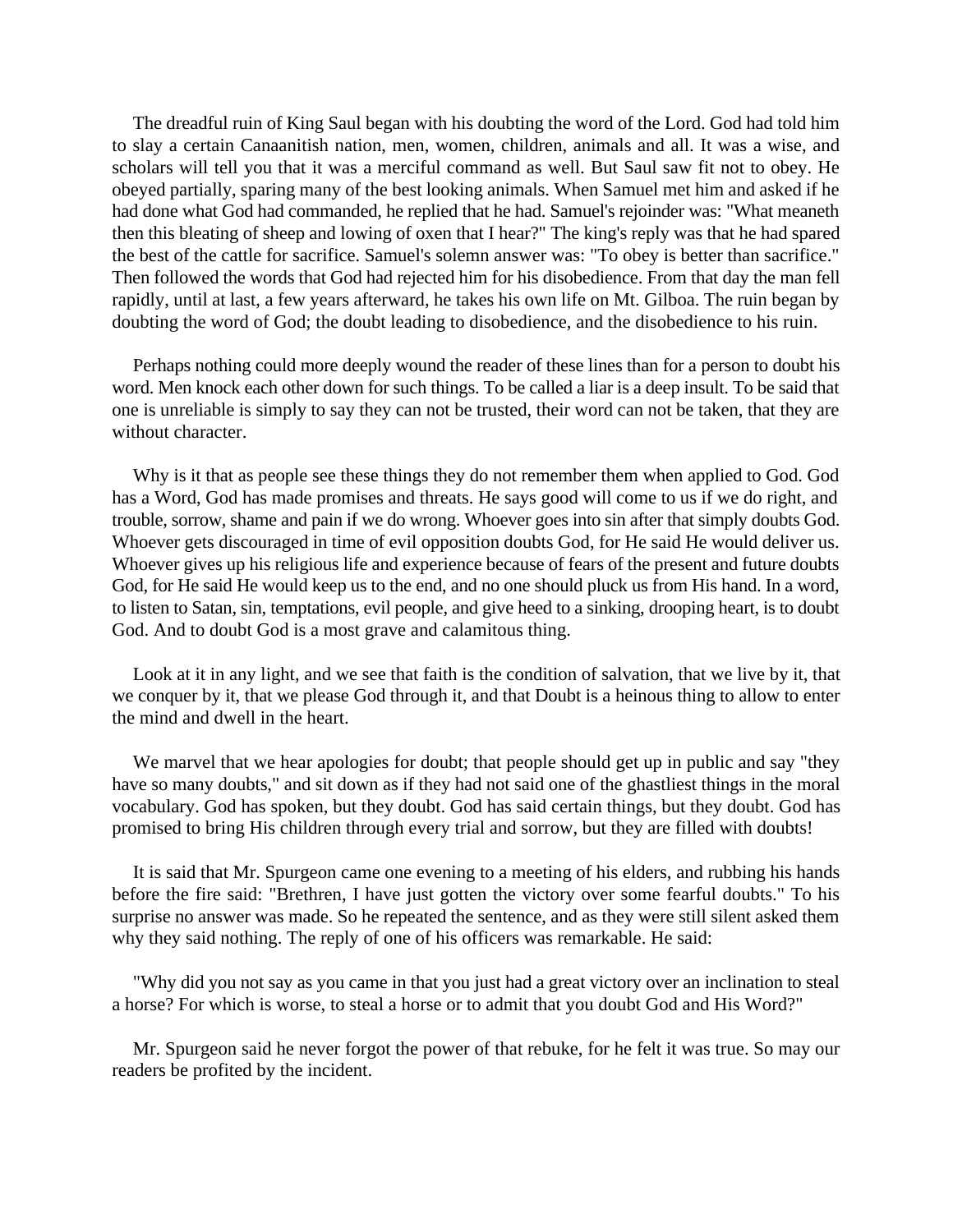The dreadful ruin of King Saul began with his doubting the word of the Lord. God had told him to slay a certain Canaanitish nation, men, women, children, animals and all. It was a wise, and scholars will tell you that it was a merciful command as well. But Saul saw fit not to obey. He obeyed partially, sparing many of the best looking animals. When Samuel met him and asked if he had done what God had commanded, he replied that he had. Samuel's rejoinder was: "What meaneth then this bleating of sheep and lowing of oxen that I hear?" The king's reply was that he had spared the best of the cattle for sacrifice. Samuel's solemn answer was: "To obey is better than sacrifice." Then followed the words that God had rejected him for his disobedience. From that day the man fell rapidly, until at last, a few years afterward, he takes his own life on Mt. Gilboa. The ruin began by doubting the word of God; the doubt leading to disobedience, and the disobedience to his ruin.

Perhaps nothing could more deeply wound the reader of these lines than for a person to doubt his word. Men knock each other down for such things. To be called a liar is a deep insult. To be said that one is unreliable is simply to say they can not be trusted, their word can not be taken, that they are without character.

Why is it that as people see these things they do not remember them when applied to God. God has a Word, God has made promises and threats. He says good will come to us if we do right, and trouble, sorrow, shame and pain if we do wrong. Whoever goes into sin after that simply doubts God. Whoever gets discouraged in time of evil opposition doubts God, for He said He would deliver us. Whoever gives up his religious life and experience because of fears of the present and future doubts God, for He said He would keep us to the end, and no one should pluck us from His hand. In a word, to listen to Satan, sin, temptations, evil people, and give heed to a sinking, drooping heart, is to doubt God. And to doubt God is a most grave and calamitous thing.

Look at it in any light, and we see that faith is the condition of salvation, that we live by it, that we conquer by it, that we please God through it, and that Doubt is a heinous thing to allow to enter the mind and dwell in the heart.

We marvel that we hear apologies for doubt; that people should get up in public and say "they have so many doubts," and sit down as if they had not said one of the ghastliest things in the moral vocabulary. God has spoken, but they doubt. God has said certain things, but they doubt. God has promised to bring His children through every trial and sorrow, but they are filled with doubts!

It is said that Mr. Spurgeon came one evening to a meeting of his elders, and rubbing his hands before the fire said: "Brethren, I have just gotten the victory over some fearful doubts." To his surprise no answer was made. So he repeated the sentence, and as they were still silent asked them why they said nothing. The reply of one of his officers was remarkable. He said:

"Why did you not say as you came in that you just had a great victory over an inclination to steal a horse? For which is worse, to steal a horse or to admit that you doubt God and His Word?"

Mr. Spurgeon said he never forgot the power of that rebuke, for he felt it was true. So may our readers be profited by the incident.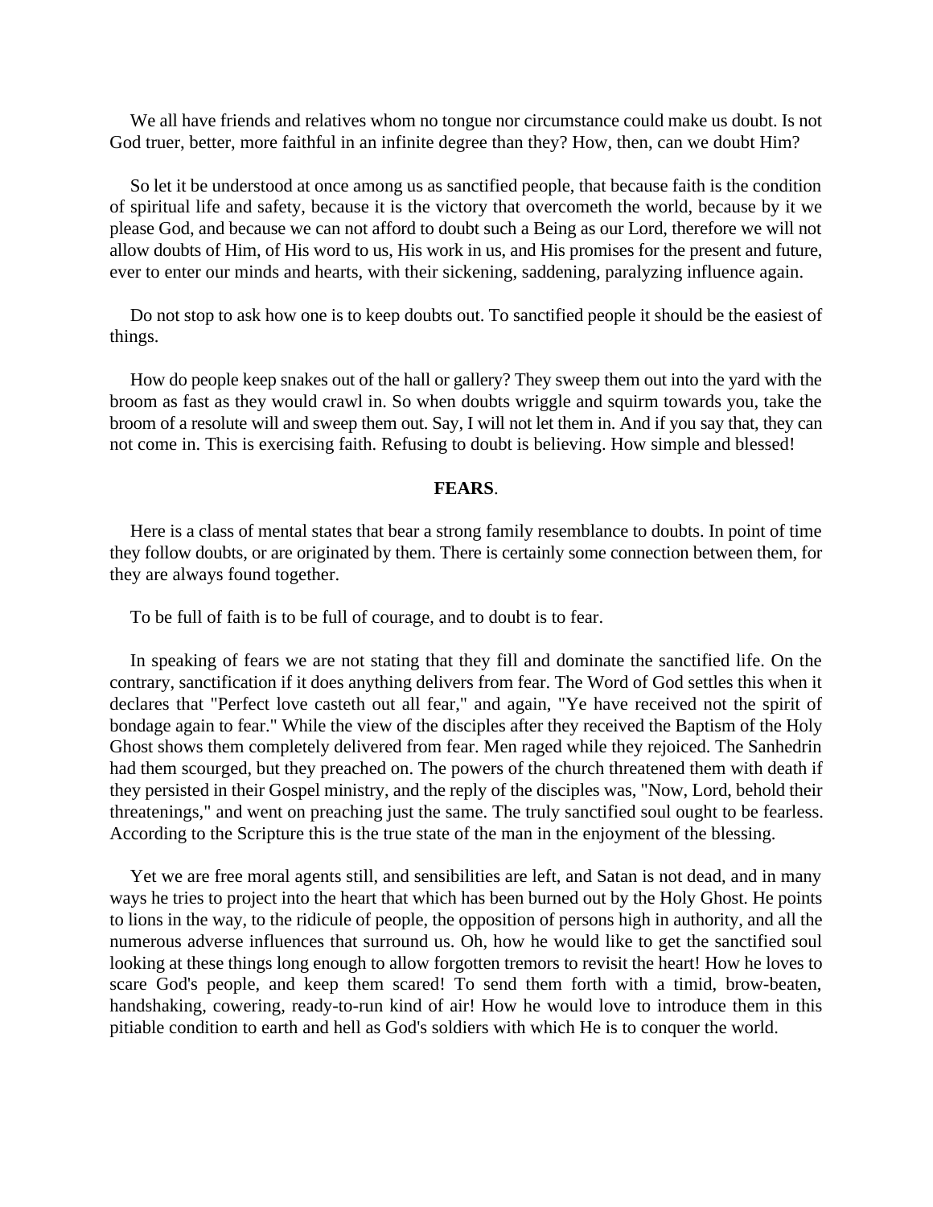We all have friends and relatives whom no tongue nor circumstance could make us doubt. Is not God truer, better, more faithful in an infinite degree than they? How, then, can we doubt Him?

So let it be understood at once among us as sanctified people, that because faith is the condition of spiritual life and safety, because it is the victory that overcometh the world, because by it we please God, and because we can not afford to doubt such a Being as our Lord, therefore we will not allow doubts of Him, of His word to us, His work in us, and His promises for the present and future, ever to enter our minds and hearts, with their sickening, saddening, paralyzing influence again.

Do not stop to ask how one is to keep doubts out. To sanctified people it should be the easiest of things.

How do people keep snakes out of the hall or gallery? They sweep them out into the yard with the broom as fast as they would crawl in. So when doubts wriggle and squirm towards you, take the broom of a resolute will and sweep them out. Say, I will not let them in. And if you say that, they can not come in. This is exercising faith. Refusing to doubt is believing. How simple and blessed!

## **FEARS**.

Here is a class of mental states that bear a strong family resemblance to doubts. In point of time they follow doubts, or are originated by them. There is certainly some connection between them, for they are always found together.

To be full of faith is to be full of courage, and to doubt is to fear.

In speaking of fears we are not stating that they fill and dominate the sanctified life. On the contrary, sanctification if it does anything delivers from fear. The Word of God settles this when it declares that "Perfect love casteth out all fear," and again, "Ye have received not the spirit of bondage again to fear." While the view of the disciples after they received the Baptism of the Holy Ghost shows them completely delivered from fear. Men raged while they rejoiced. The Sanhedrin had them scourged, but they preached on. The powers of the church threatened them with death if they persisted in their Gospel ministry, and the reply of the disciples was, "Now, Lord, behold their threatenings," and went on preaching just the same. The truly sanctified soul ought to be fearless. According to the Scripture this is the true state of the man in the enjoyment of the blessing.

Yet we are free moral agents still, and sensibilities are left, and Satan is not dead, and in many ways he tries to project into the heart that which has been burned out by the Holy Ghost. He points to lions in the way, to the ridicule of people, the opposition of persons high in authority, and all the numerous adverse influences that surround us. Oh, how he would like to get the sanctified soul looking at these things long enough to allow forgotten tremors to revisit the heart! How he loves to scare God's people, and keep them scared! To send them forth with a timid, brow-beaten, handshaking, cowering, ready-to-run kind of air! How he would love to introduce them in this pitiable condition to earth and hell as God's soldiers with which He is to conquer the world.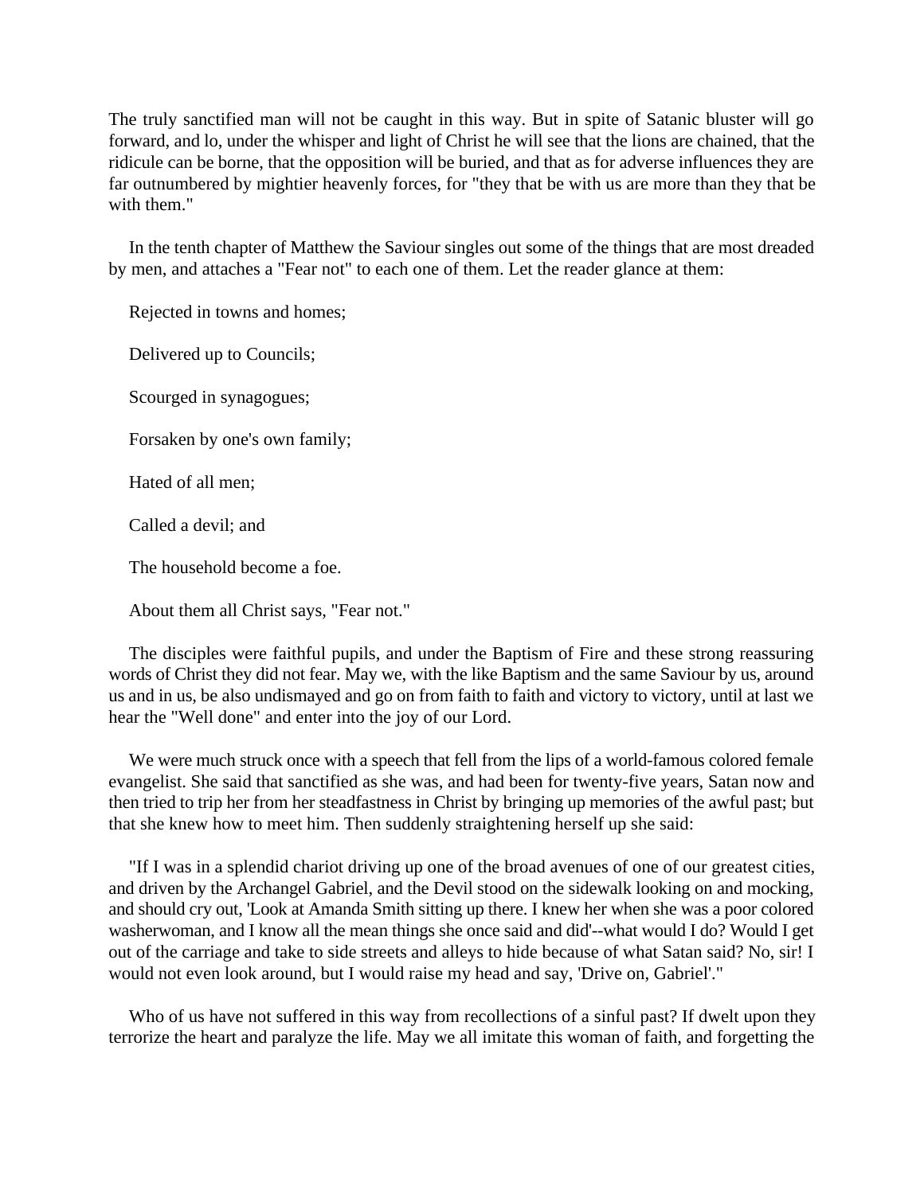The truly sanctified man will not be caught in this way. But in spite of Satanic bluster will go forward, and lo, under the whisper and light of Christ he will see that the lions are chained, that the ridicule can be borne, that the opposition will be buried, and that as for adverse influences they are far outnumbered by mightier heavenly forces, for "they that be with us are more than they that be with them."

In the tenth chapter of Matthew the Saviour singles out some of the things that are most dreaded by men, and attaches a "Fear not" to each one of them. Let the reader glance at them:

Rejected in towns and homes;

Delivered up to Councils;

Scourged in synagogues;

Forsaken by one's own family;

Hated of all men;

Called a devil; and

The household become a foe.

About them all Christ says, "Fear not."

The disciples were faithful pupils, and under the Baptism of Fire and these strong reassuring words of Christ they did not fear. May we, with the like Baptism and the same Saviour by us, around us and in us, be also undismayed and go on from faith to faith and victory to victory, until at last we hear the "Well done" and enter into the joy of our Lord.

We were much struck once with a speech that fell from the lips of a world-famous colored female evangelist. She said that sanctified as she was, and had been for twenty-five years, Satan now and then tried to trip her from her steadfastness in Christ by bringing up memories of the awful past; but that she knew how to meet him. Then suddenly straightening herself up she said:

"If I was in a splendid chariot driving up one of the broad avenues of one of our greatest cities, and driven by the Archangel Gabriel, and the Devil stood on the sidewalk looking on and mocking, and should cry out, 'Look at Amanda Smith sitting up there. I knew her when she was a poor colored washerwoman, and I know all the mean things she once said and did'--what would I do? Would I get out of the carriage and take to side streets and alleys to hide because of what Satan said? No, sir! I would not even look around, but I would raise my head and say, 'Drive on, Gabriel'."

Who of us have not suffered in this way from recollections of a sinful past? If dwelt upon they terrorize the heart and paralyze the life. May we all imitate this woman of faith, and forgetting the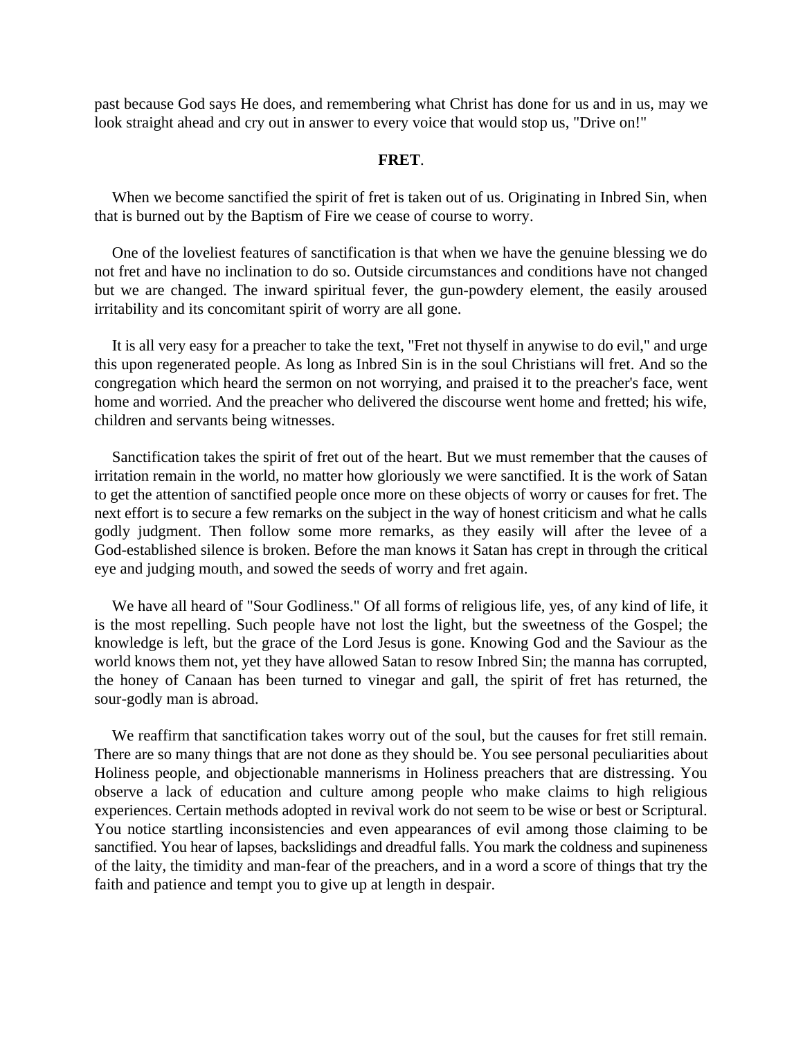past because God says He does, and remembering what Christ has done for us and in us, may we look straight ahead and cry out in answer to every voice that would stop us, "Drive on!"

## **FRET**.

When we become sanctified the spirit of fret is taken out of us. Originating in Inbred Sin, when that is burned out by the Baptism of Fire we cease of course to worry.

One of the loveliest features of sanctification is that when we have the genuine blessing we do not fret and have no inclination to do so. Outside circumstances and conditions have not changed but we are changed. The inward spiritual fever, the gun-powdery element, the easily aroused irritability and its concomitant spirit of worry are all gone.

It is all very easy for a preacher to take the text, "Fret not thyself in anywise to do evil," and urge this upon regenerated people. As long as Inbred Sin is in the soul Christians will fret. And so the congregation which heard the sermon on not worrying, and praised it to the preacher's face, went home and worried. And the preacher who delivered the discourse went home and fretted; his wife, children and servants being witnesses.

Sanctification takes the spirit of fret out of the heart. But we must remember that the causes of irritation remain in the world, no matter how gloriously we were sanctified. It is the work of Satan to get the attention of sanctified people once more on these objects of worry or causes for fret. The next effort is to secure a few remarks on the subject in the way of honest criticism and what he calls godly judgment. Then follow some more remarks, as they easily will after the levee of a God-established silence is broken. Before the man knows it Satan has crept in through the critical eye and judging mouth, and sowed the seeds of worry and fret again.

We have all heard of "Sour Godliness." Of all forms of religious life, yes, of any kind of life, it is the most repelling. Such people have not lost the light, but the sweetness of the Gospel; the knowledge is left, but the grace of the Lord Jesus is gone. Knowing God and the Saviour as the world knows them not, yet they have allowed Satan to resow Inbred Sin; the manna has corrupted, the honey of Canaan has been turned to vinegar and gall, the spirit of fret has returned, the sour-godly man is abroad.

We reaffirm that sanctification takes worry out of the soul, but the causes for fret still remain. There are so many things that are not done as they should be. You see personal peculiarities about Holiness people, and objectionable mannerisms in Holiness preachers that are distressing. You observe a lack of education and culture among people who make claims to high religious experiences. Certain methods adopted in revival work do not seem to be wise or best or Scriptural. You notice startling inconsistencies and even appearances of evil among those claiming to be sanctified. You hear of lapses, backslidings and dreadful falls. You mark the coldness and supineness of the laity, the timidity and man-fear of the preachers, and in a word a score of things that try the faith and patience and tempt you to give up at length in despair.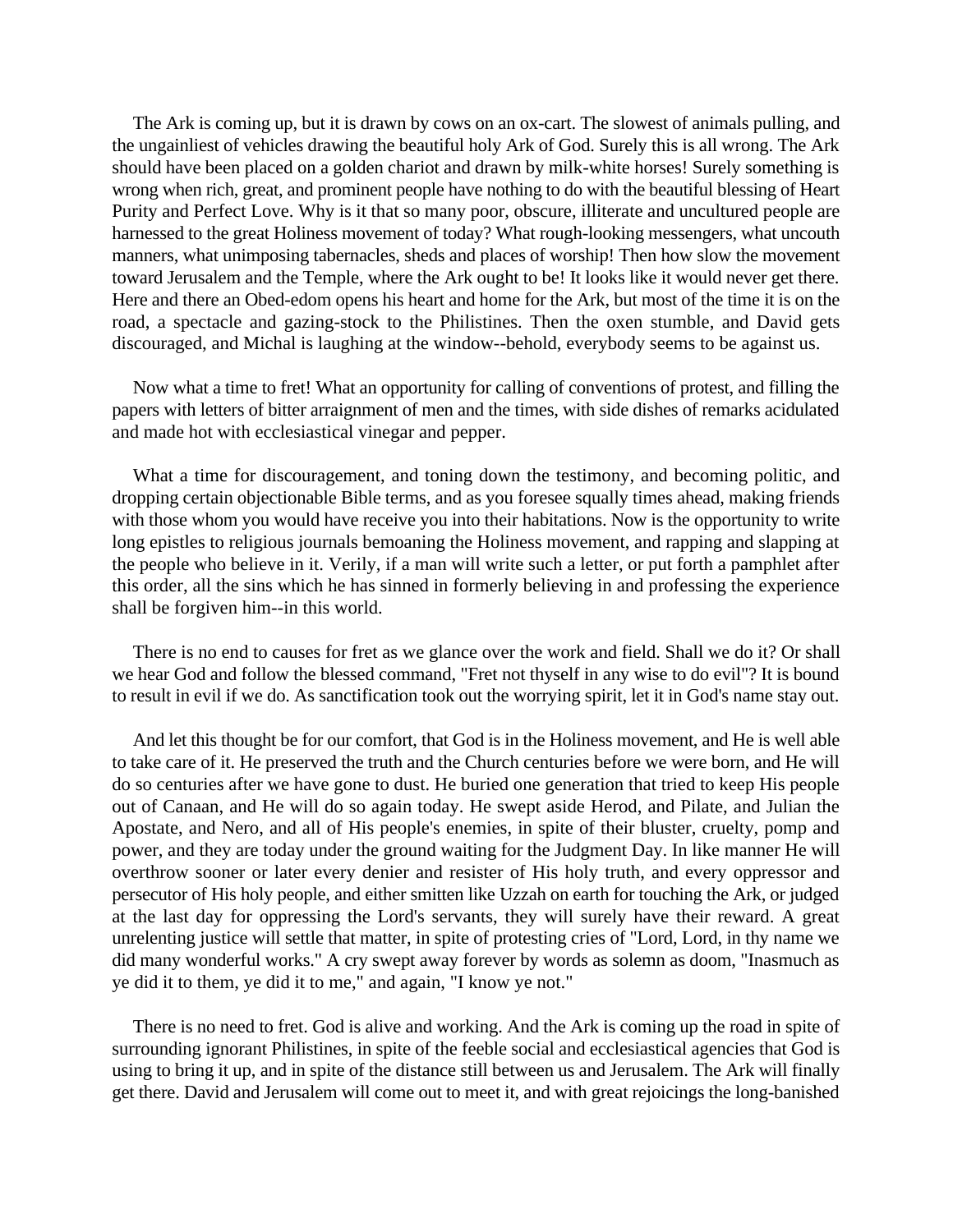The Ark is coming up, but it is drawn by cows on an ox-cart. The slowest of animals pulling, and the ungainliest of vehicles drawing the beautiful holy Ark of God. Surely this is all wrong. The Ark should have been placed on a golden chariot and drawn by milk-white horses! Surely something is wrong when rich, great, and prominent people have nothing to do with the beautiful blessing of Heart Purity and Perfect Love. Why is it that so many poor, obscure, illiterate and uncultured people are harnessed to the great Holiness movement of today? What rough-looking messengers, what uncouth manners, what unimposing tabernacles, sheds and places of worship! Then how slow the movement toward Jerusalem and the Temple, where the Ark ought to be! It looks like it would never get there. Here and there an Obed-edom opens his heart and home for the Ark, but most of the time it is on the road, a spectacle and gazing-stock to the Philistines. Then the oxen stumble, and David gets discouraged, and Michal is laughing at the window--behold, everybody seems to be against us.

Now what a time to fret! What an opportunity for calling of conventions of protest, and filling the papers with letters of bitter arraignment of men and the times, with side dishes of remarks acidulated and made hot with ecclesiastical vinegar and pepper.

What a time for discouragement, and toning down the testimony, and becoming politic, and dropping certain objectionable Bible terms, and as you foresee squally times ahead, making friends with those whom you would have receive you into their habitations. Now is the opportunity to write long epistles to religious journals bemoaning the Holiness movement, and rapping and slapping at the people who believe in it. Verily, if a man will write such a letter, or put forth a pamphlet after this order, all the sins which he has sinned in formerly believing in and professing the experience shall be forgiven him--in this world.

There is no end to causes for fret as we glance over the work and field. Shall we do it? Or shall we hear God and follow the blessed command, "Fret not thyself in any wise to do evil"? It is bound to result in evil if we do. As sanctification took out the worrying spirit, let it in God's name stay out.

And let this thought be for our comfort, that God is in the Holiness movement, and He is well able to take care of it. He preserved the truth and the Church centuries before we were born, and He will do so centuries after we have gone to dust. He buried one generation that tried to keep His people out of Canaan, and He will do so again today. He swept aside Herod, and Pilate, and Julian the Apostate, and Nero, and all of His people's enemies, in spite of their bluster, cruelty, pomp and power, and they are today under the ground waiting for the Judgment Day. In like manner He will overthrow sooner or later every denier and resister of His holy truth, and every oppressor and persecutor of His holy people, and either smitten like Uzzah on earth for touching the Ark, or judged at the last day for oppressing the Lord's servants, they will surely have their reward. A great unrelenting justice will settle that matter, in spite of protesting cries of "Lord, Lord, in thy name we did many wonderful works." A cry swept away forever by words as solemn as doom, "Inasmuch as ye did it to them, ye did it to me," and again, "I know ye not."

There is no need to fret. God is alive and working. And the Ark is coming up the road in spite of surrounding ignorant Philistines, in spite of the feeble social and ecclesiastical agencies that God is using to bring it up, and in spite of the distance still between us and Jerusalem. The Ark will finally get there. David and Jerusalem will come out to meet it, and with great rejoicings the long-banished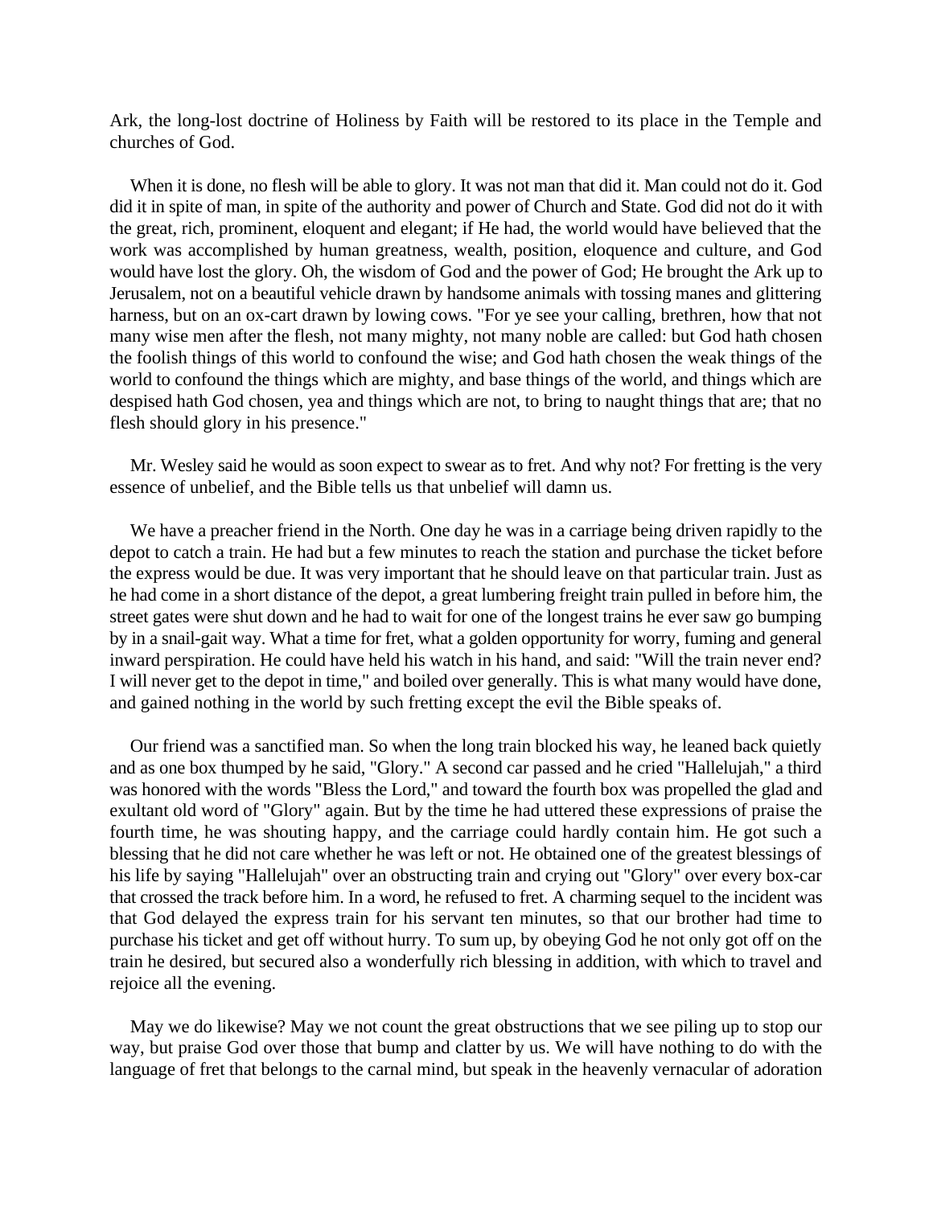Ark, the long-lost doctrine of Holiness by Faith will be restored to its place in the Temple and churches of God.

When it is done, no flesh will be able to glory. It was not man that did it. Man could not do it. God did it in spite of man, in spite of the authority and power of Church and State. God did not do it with the great, rich, prominent, eloquent and elegant; if He had, the world would have believed that the work was accomplished by human greatness, wealth, position, eloquence and culture, and God would have lost the glory. Oh, the wisdom of God and the power of God; He brought the Ark up to Jerusalem, not on a beautiful vehicle drawn by handsome animals with tossing manes and glittering harness, but on an ox-cart drawn by lowing cows. "For ye see your calling, brethren, how that not many wise men after the flesh, not many mighty, not many noble are called: but God hath chosen the foolish things of this world to confound the wise; and God hath chosen the weak things of the world to confound the things which are mighty, and base things of the world, and things which are despised hath God chosen, yea and things which are not, to bring to naught things that are; that no flesh should glory in his presence."

Mr. Wesley said he would as soon expect to swear as to fret. And why not? For fretting is the very essence of unbelief, and the Bible tells us that unbelief will damn us.

We have a preacher friend in the North. One day he was in a carriage being driven rapidly to the depot to catch a train. He had but a few minutes to reach the station and purchase the ticket before the express would be due. It was very important that he should leave on that particular train. Just as he had come in a short distance of the depot, a great lumbering freight train pulled in before him, the street gates were shut down and he had to wait for one of the longest trains he ever saw go bumping by in a snail-gait way. What a time for fret, what a golden opportunity for worry, fuming and general inward perspiration. He could have held his watch in his hand, and said: "Will the train never end? I will never get to the depot in time," and boiled over generally. This is what many would have done, and gained nothing in the world by such fretting except the evil the Bible speaks of.

Our friend was a sanctified man. So when the long train blocked his way, he leaned back quietly and as one box thumped by he said, "Glory." A second car passed and he cried "Hallelujah," a third was honored with the words "Bless the Lord," and toward the fourth box was propelled the glad and exultant old word of "Glory" again. But by the time he had uttered these expressions of praise the fourth time, he was shouting happy, and the carriage could hardly contain him. He got such a blessing that he did not care whether he was left or not. He obtained one of the greatest blessings of his life by saying "Hallelujah" over an obstructing train and crying out "Glory" over every box-car that crossed the track before him. In a word, he refused to fret. A charming sequel to the incident was that God delayed the express train for his servant ten minutes, so that our brother had time to purchase his ticket and get off without hurry. To sum up, by obeying God he not only got off on the train he desired, but secured also a wonderfully rich blessing in addition, with which to travel and rejoice all the evening.

May we do likewise? May we not count the great obstructions that we see piling up to stop our way, but praise God over those that bump and clatter by us. We will have nothing to do with the language of fret that belongs to the carnal mind, but speak in the heavenly vernacular of adoration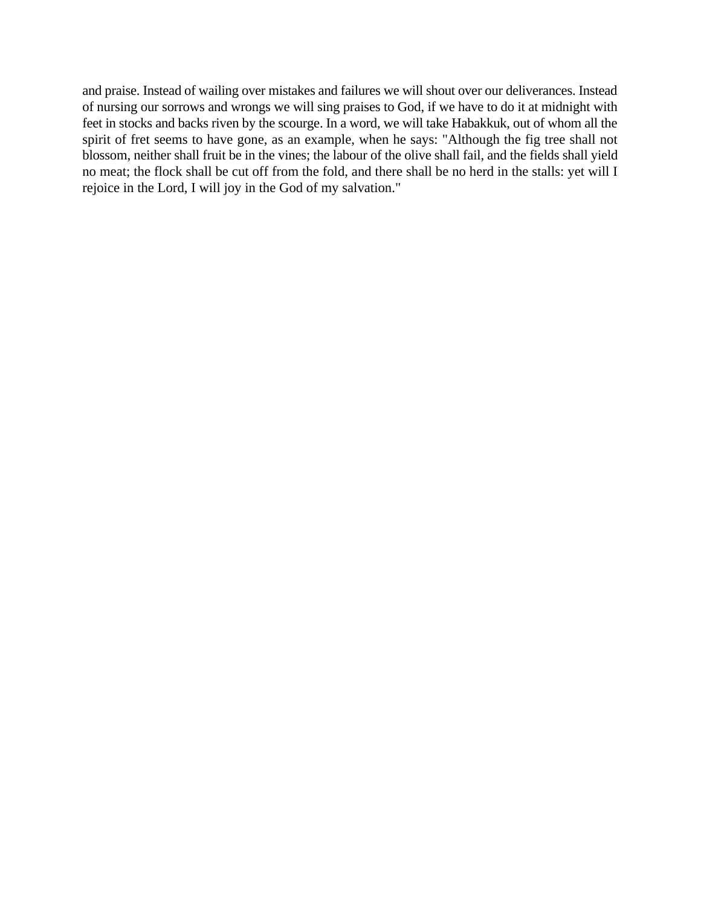and praise. Instead of wailing over mistakes and failures we will shout over our deliverances. Instead of nursing our sorrows and wrongs we will sing praises to God, if we have to do it at midnight with feet in stocks and backs riven by the scourge. In a word, we will take Habakkuk, out of whom all the spirit of fret seems to have gone, as an example, when he says: "Although the fig tree shall not blossom, neither shall fruit be in the vines; the labour of the olive shall fail, and the fields shall yield no meat; the flock shall be cut off from the fold, and there shall be no herd in the stalls: yet will I rejoice in the Lord, I will joy in the God of my salvation."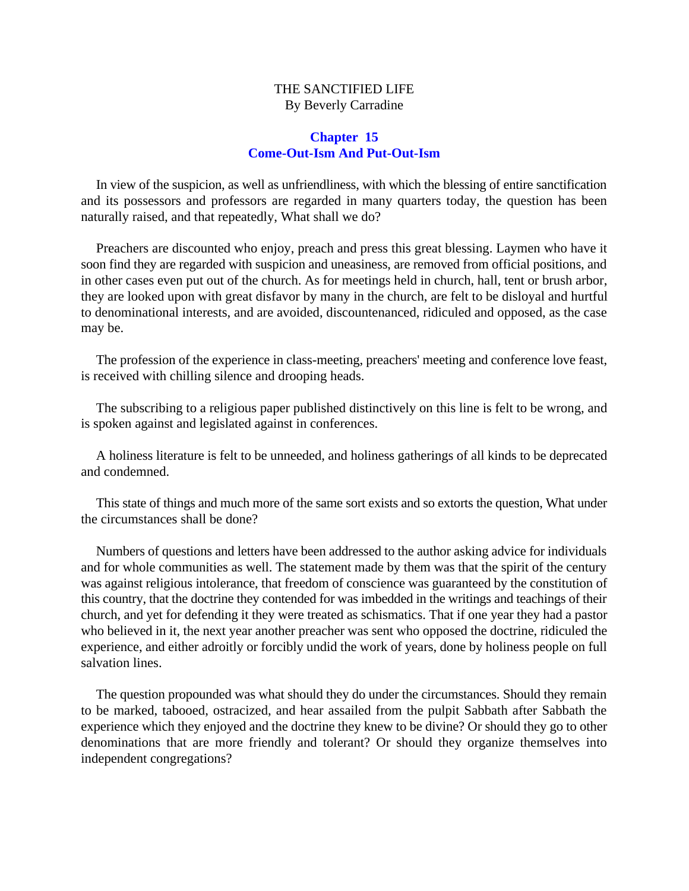THE SANCTIFIED LIFE
By Beverly Carradine

## Chapter 15
## Come-Out-Ism And Put-Out-Ism

In view of the suspicion, as well as unfriendliness, with which the blessing of entire sanctification and its possessors and professors are regarded in many quarters today, the question has been naturally raised, and that repeatedly, What shall we do?

Preachers are discounted who enjoy, preach and press this great blessing. Laymen who have it soon find they are regarded with suspicion and uneasiness, are removed from official positions, and in other cases even put out of the church. As for meetings held in church, hall, tent or brush arbor, they are looked upon with great disfavor by many in the church, are felt to be disloyal and hurtful to denominational interests, and are avoided, discountenanced, ridiculed and opposed, as the case may be.

The profession of the experience in class-meeting, preachers' meeting and conference love feast, is received with chilling silence and drooping heads.

The subscribing to a religious paper published distinctively on this line is felt to be wrong, and is spoken against and legislated against in conferences.

A holiness literature is felt to be unneeded, and holiness gatherings of all kinds to be deprecated and condemned.

This state of things and much more of the same sort exists and so extorts the question, What under the circumstances shall be done?

Numbers of questions and letters have been addressed to the author asking advice for individuals and for whole communities as well. The statement made by them was that the spirit of the century was against religious intolerance, that freedom of conscience was guaranteed by the constitution of this country, that the doctrine they contended for was imbedded in the writings and teachings of their church, and yet for defending it they were treated as schismatics. That if one year they had a pastor who believed in it, the next year another preacher was sent who opposed the doctrine, ridiculed the experience, and either adroitly or forcibly undid the work of years, done by holiness people on full salvation lines.

The question propounded was what should they do under the circumstances. Should they remain to be marked, tabooed, ostracized, and hear assailed from the pulpit Sabbath after Sabbath the experience which they enjoyed and the doctrine they knew to be divine? Or should they go to other denominations that are more friendly and tolerant? Or should they organize themselves into independent congregations?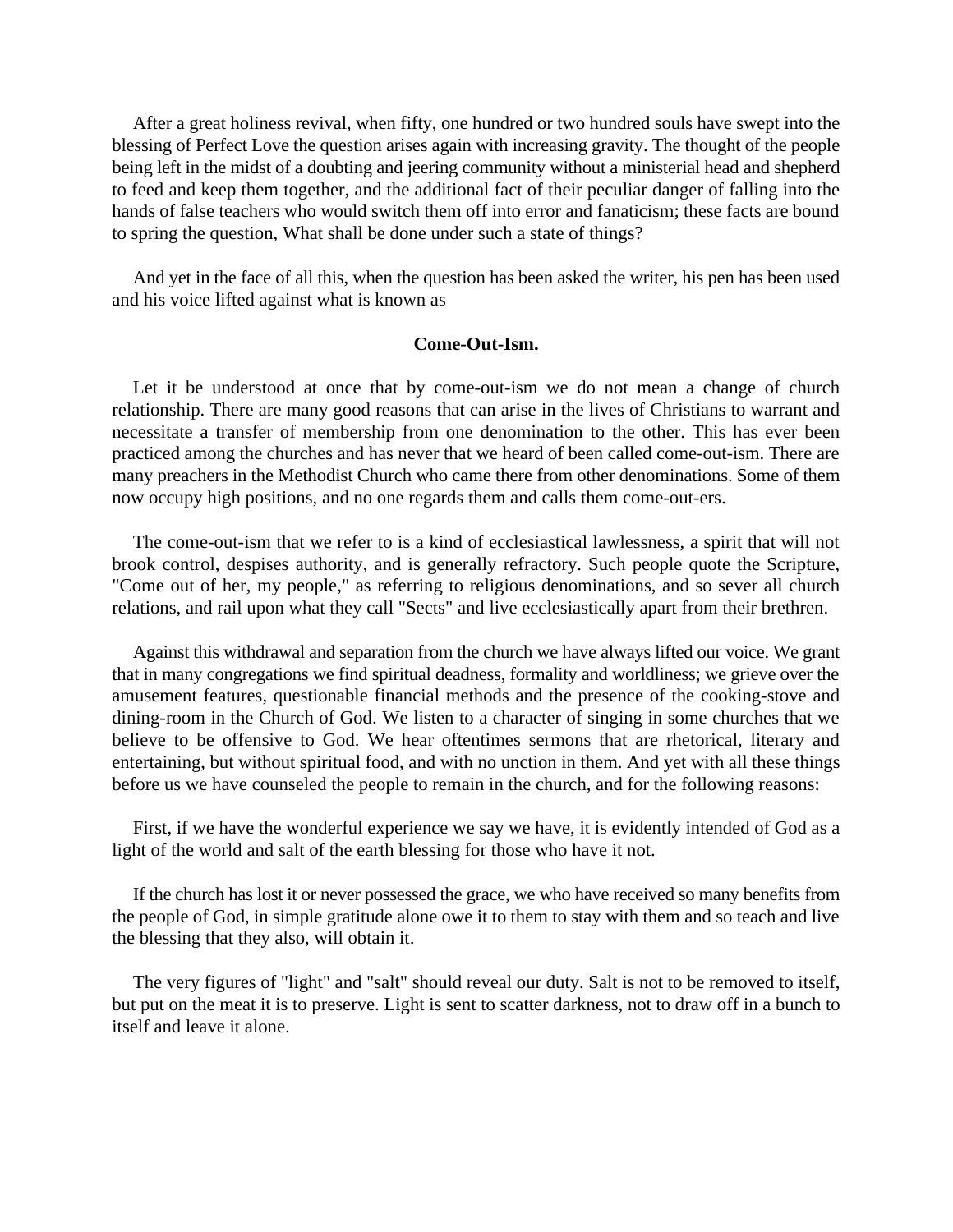After a great holiness revival, when fifty, one hundred or two hundred souls have swept into the blessing of Perfect Love the question arises again with increasing gravity. The thought of the people being left in the midst of a doubting and jeering community without a ministerial head and shepherd to feed and keep them together, and the additional fact of their peculiar danger of falling into the hands of false teachers who would switch them off into error and fanaticism; these facts are bound to spring the question, What shall be done under such a state of things?

And yet in the face of all this, when the question has been asked the writer, his pen has been used and his voice lifted against what is known as

**Come-Out-Ism.**

Let it be understood at once that by come-out-ism we do not mean a change of church relationship. There are many good reasons that can arise in the lives of Christians to warrant and necessitate a transfer of membership from one denomination to the other. This has ever been practiced among the churches and has never that we heard of been called come-out-ism. There are many preachers in the Methodist Church who came there from other denominations. Some of them now occupy high positions, and no one regards them and calls them come-out-ers.

The come-out-ism that we refer to is a kind of ecclesiastical lawlessness, a spirit that will not brook control, despises authority, and is generally refractory. Such people quote the Scripture, "Come out of her, my people," as referring to religious denominations, and so sever all church relations, and rail upon what they call "Sects" and live ecclesiastically apart from their brethren.

Against this withdrawal and separation from the church we have always lifted our voice. We grant that in many congregations we find spiritual deadness, formality and worldliness; we grieve over the amusement features, questionable financial methods and the presence of the cooking-stove and dining-room in the Church of God. We listen to a character of singing in some churches that we believe to be offensive to God. We hear oftentimes sermons that are rhetorical, literary and entertaining, but without spiritual food, and with no unction in them. And yet with all these things before us we have counseled the people to remain in the church, and for the following reasons:

First, if we have the wonderful experience we say we have, it is evidently intended of God as a light of the world and salt of the earth blessing for those who have it not.

If the church has lost it or never possessed the grace, we who have received so many benefits from the people of God, in simple gratitude alone owe it to them to stay with them and so teach and live the blessing that they also, will obtain it.

The very figures of "light" and "salt" should reveal our duty. Salt is not to be removed to itself, but put on the meat it is to preserve. Light is sent to scatter darkness, not to draw off in a bunch to itself and leave it alone.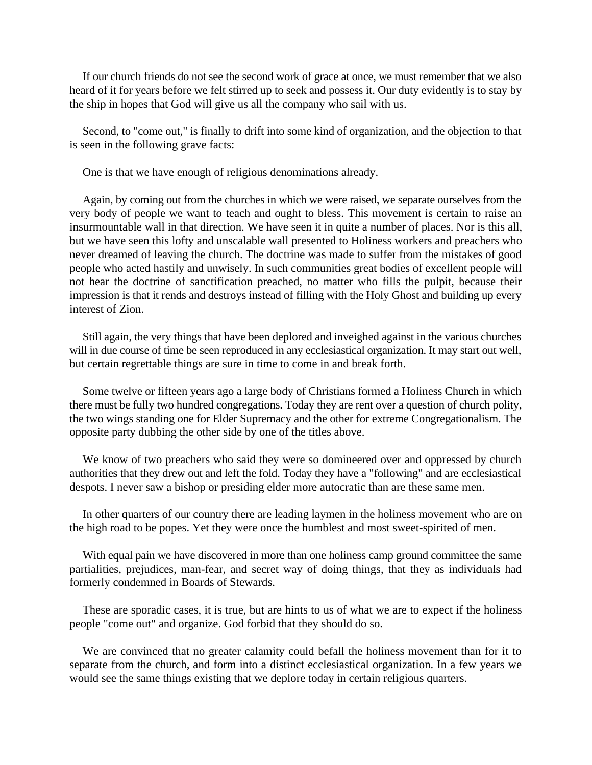If our church friends do not see the second work of grace at once, we must remember that we also heard of it for years before we felt stirred up to seek and possess it. Our duty evidently is to stay by the ship in hopes that God will give us all the company who sail with us.

Second, to "come out," is finally to drift into some kind of organization, and the objection to that is seen in the following grave facts:

One is that we have enough of religious denominations already.

Again, by coming out from the churches in which we were raised, we separate ourselves from the very body of people we want to teach and ought to bless. This movement is certain to raise an insurmountable wall in that direction. We have seen it in quite a number of places. Nor is this all, but we have seen this lofty and unscalable wall presented to Holiness workers and preachers who never dreamed of leaving the church. The doctrine was made to suffer from the mistakes of good people who acted hastily and unwisely. In such communities great bodies of excellent people will not hear the doctrine of sanctification preached, no matter who fills the pulpit, because their impression is that it rends and destroys instead of filling with the Holy Ghost and building up every interest of Zion.

Still again, the very things that have been deplored and inveighed against in the various churches will in due course of time be seen reproduced in any ecclesiastical organization. It may start out well, but certain regrettable things are sure in time to come in and break forth.

Some twelve or fifteen years ago a large body of Christians formed a Holiness Church in which there must be fully two hundred congregations. Today they are rent over a question of church polity, the two wings standing one for Elder Supremacy and the other for extreme Congregationalism. The opposite party dubbing the other side by one of the titles above.

We know of two preachers who said they were so domineered over and oppressed by church authorities that they drew out and left the fold. Today they have a "following" and are ecclesiastical despots. I never saw a bishop or presiding elder more autocratic than are these same men.

In other quarters of our country there are leading laymen in the holiness movement who are on the high road to be popes. Yet they were once the humblest and most sweet-spirited of men.

With equal pain we have discovered in more than one holiness camp ground committee the same partialities, prejudices, man-fear, and secret way of doing things, that they as individuals had formerly condemned in Boards of Stewards.

These are sporadic cases, it is true, but are hints to us of what we are to expect if the holiness people "come out" and organize. God forbid that they should do so.

We are convinced that no greater calamity could befall the holiness movement than for it to separate from the church, and form into a distinct ecclesiastical organization. In a few years we would see the same things existing that we deplore today in certain religious quarters.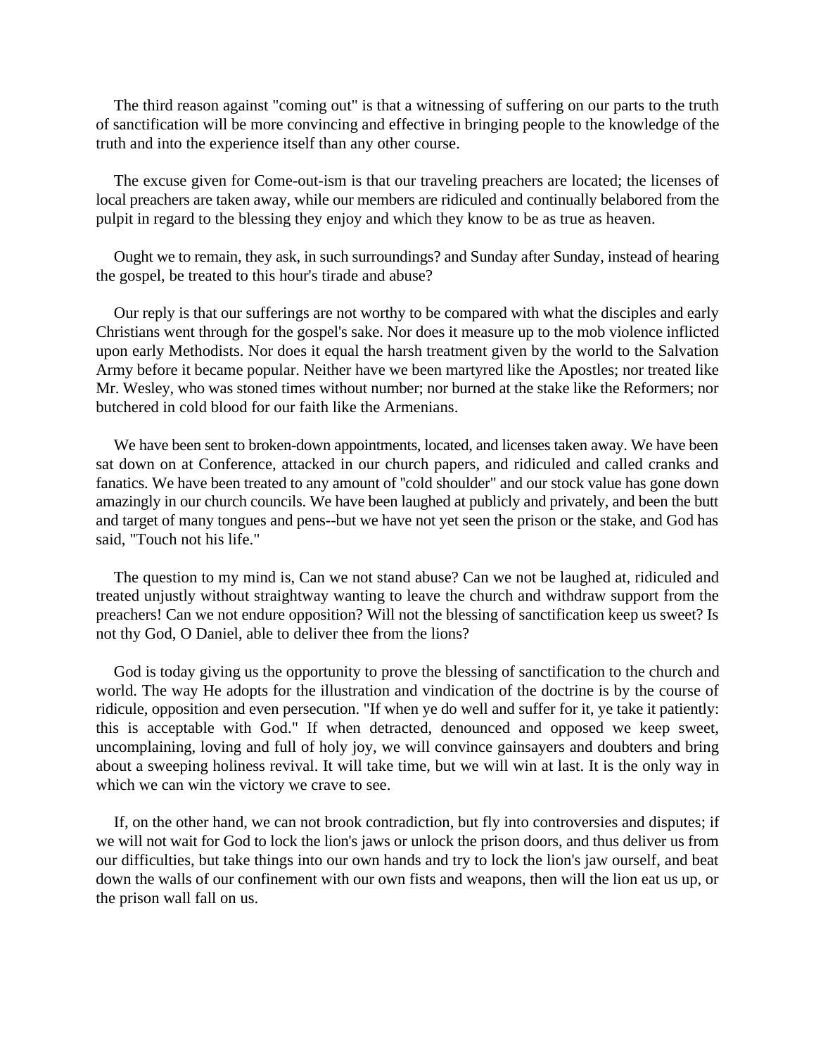The third reason against "coming out" is that a witnessing of suffering on our parts to the truth of sanctification will be more convincing and effective in bringing people to the knowledge of the truth and into the experience itself than any other course.

The excuse given for Come-out-ism is that our traveling preachers are located; the licenses of local preachers are taken away, while our members are ridiculed and continually belabored from the pulpit in regard to the blessing they enjoy and which they know to be as true as heaven.

Ought we to remain, they ask, in such surroundings? and Sunday after Sunday, instead of hearing the gospel, be treated to this hour's tirade and abuse?

Our reply is that our sufferings are not worthy to be compared with what the disciples and early Christians went through for the gospel's sake. Nor does it measure up to the mob violence inflicted upon early Methodists. Nor does it equal the harsh treatment given by the world to the Salvation Army before it became popular. Neither have we been martyred like the Apostles; nor treated like Mr. Wesley, who was stoned times without number; nor burned at the stake like the Reformers; nor butchered in cold blood for our faith like the Armenians.

We have been sent to broken-down appointments, located, and licenses taken away. We have been sat down on at Conference, attacked in our church papers, and ridiculed and called cranks and fanatics. We have been treated to any amount of "cold shoulder" and our stock value has gone down amazingly in our church councils. We have been laughed at publicly and privately, and been the butt and target of many tongues and pens--but we have not yet seen the prison or the stake, and God has said, "Touch not his life."

The question to my mind is, Can we not stand abuse? Can we not be laughed at, ridiculed and treated unjustly without straightway wanting to leave the church and withdraw support from the preachers! Can we not endure opposition? Will not the blessing of sanctification keep us sweet? Is not thy God, O Daniel, able to deliver thee from the lions?

God is today giving us the opportunity to prove the blessing of sanctification to the church and world. The way He adopts for the illustration and vindication of the doctrine is by the course of ridicule, opposition and even persecution. "If when ye do well and suffer for it, ye take it patiently: this is acceptable with God." If when detracted, denounced and opposed we keep sweet, uncomplaining, loving and full of holy joy, we will convince gainsayers and doubters and bring about a sweeping holiness revival. It will take time, but we will win at last. It is the only way in which we can win the victory we crave to see.

If, on the other hand, we can not brook contradiction, but fly into controversies and disputes; if we will not wait for God to lock the lion's jaws or unlock the prison doors, and thus deliver us from our difficulties, but take things into our own hands and try to lock the lion's jaw ourself, and beat down the walls of our confinement with our own fists and weapons, then will the lion eat us up, or the prison wall fall on us.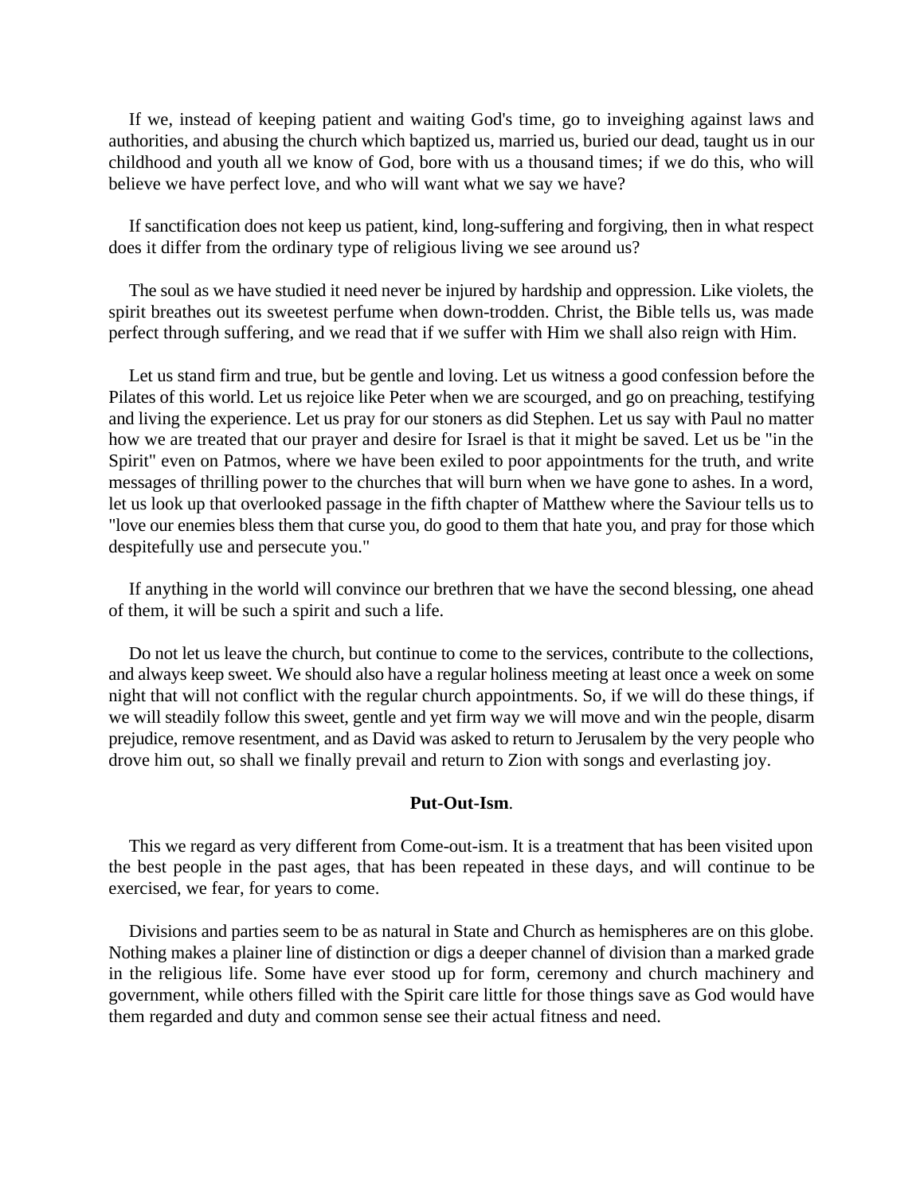If we, instead of keeping patient and waiting God's time, go to inveighing against laws and authorities, and abusing the church which baptized us, married us, buried our dead, taught us in our childhood and youth all we know of God, bore with us a thousand times; if we do this, who will believe we have perfect love, and who will want what we say we have?

If sanctification does not keep us patient, kind, long-suffering and forgiving, then in what respect does it differ from the ordinary type of religious living we see around us?

The soul as we have studied it need never be injured by hardship and oppression. Like violets, the spirit breathes out its sweetest perfume when down-trodden. Christ, the Bible tells us, was made perfect through suffering, and we read that if we suffer with Him we shall also reign with Him.

Let us stand firm and true, but be gentle and loving. Let us witness a good confession before the Pilates of this world. Let us rejoice like Peter when we are scourged, and go on preaching, testifying and living the experience. Let us pray for our stoners as did Stephen. Let us say with Paul no matter how we are treated that our prayer and desire for Israel is that it might be saved. Let us be "in the Spirit" even on Patmos, where we have been exiled to poor appointments for the truth, and write messages of thrilling power to the churches that will burn when we have gone to ashes. In a word, let us look up that overlooked passage in the fifth chapter of Matthew where the Saviour tells us to "love our enemies bless them that curse you, do good to them that hate you, and pray for those which despitefully use and persecute you."

If anything in the world will convince our brethren that we have the second blessing, one ahead of them, it will be such a spirit and such a life.

Do not let us leave the church, but continue to come to the services, contribute to the collections, and always keep sweet. We should also have a regular holiness meeting at least once a week on some night that will not conflict with the regular church appointments. So, if we will do these things, if we will steadily follow this sweet, gentle and yet firm way we will move and win the people, disarm prejudice, remove resentment, and as David was asked to return to Jerusalem by the very people who drove him out, so shall we finally prevail and return to Zion with songs and everlasting joy.

### Put-Out-Ism.

This we regard as very different from Come-out-ism. It is a treatment that has been visited upon the best people in the past ages, that has been repeated in these days, and will continue to be exercised, we fear, for years to come.

Divisions and parties seem to be as natural in State and Church as hemispheres are on this globe. Nothing makes a plainer line of distinction or digs a deeper channel of division than a marked grade in the religious life. Some have ever stood up for form, ceremony and church machinery and government, while others filled with the Spirit care little for those things save as God would have them regarded and duty and common sense see their actual fitness and need.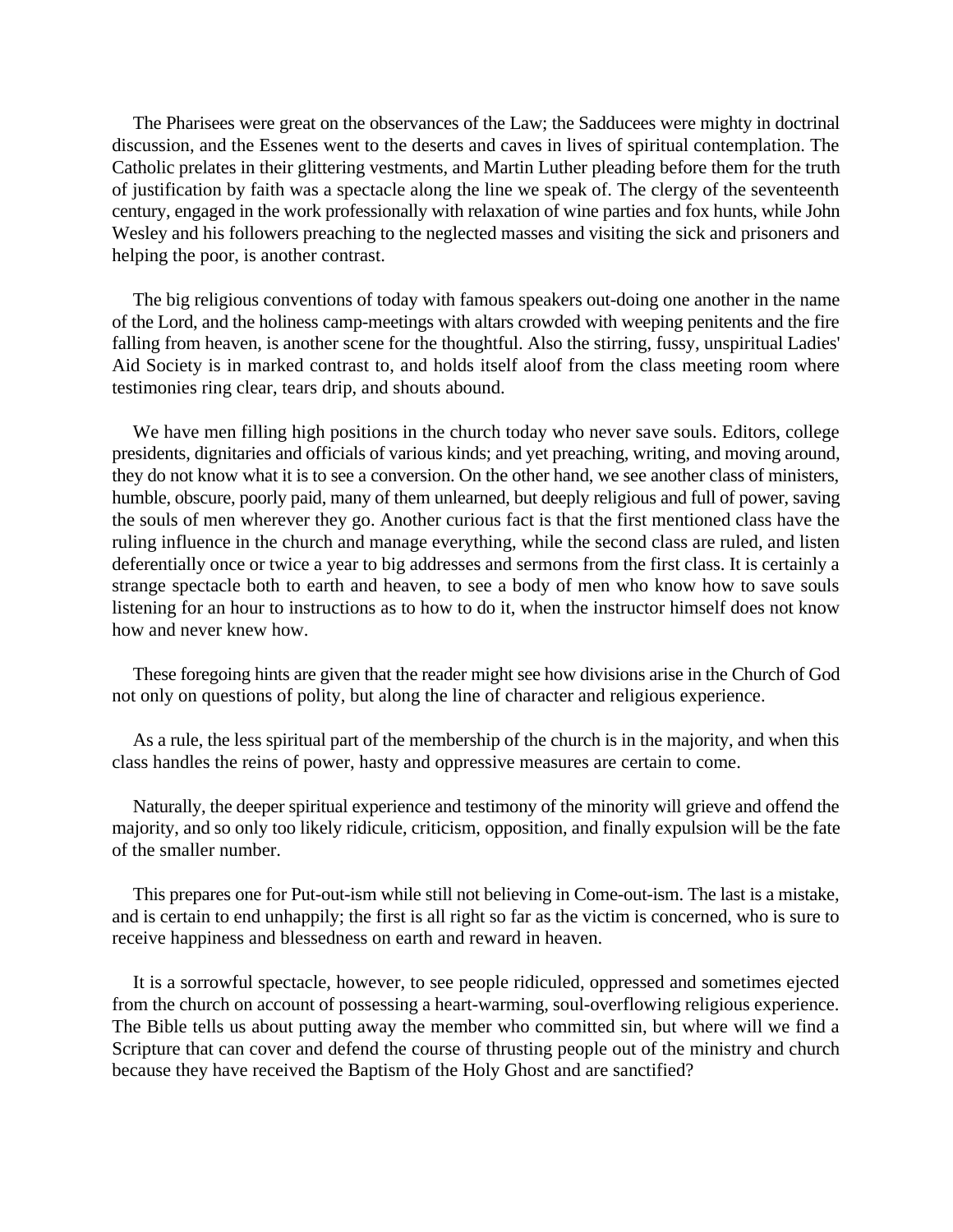The Pharisees were great on the observances of the Law; the Sadducees were mighty in doctrinal discussion, and the Essenes went to the deserts and caves in lives of spiritual contemplation. The Catholic prelates in their glittering vestments, and Martin Luther pleading before them for the truth of justification by faith was a spectacle along the line we speak of. The clergy of the seventeenth century, engaged in the work professionally with relaxation of wine parties and fox hunts, while John Wesley and his followers preaching to the neglected masses and visiting the sick and prisoners and helping the poor, is another contrast.

The big religious conventions of today with famous speakers out-doing one another in the name of the Lord, and the holiness camp-meetings with altars crowded with weeping penitents and the fire falling from heaven, is another scene for the thoughtful. Also the stirring, fussy, unspiritual Ladies' Aid Society is in marked contrast to, and holds itself aloof from the class meeting room where testimonies ring clear, tears drip, and shouts abound.

We have men filling high positions in the church today who never save souls. Editors, college presidents, dignitaries and officials of various kinds; and yet preaching, writing, and moving around, they do not know what it is to see a conversion. On the other hand, we see another class of ministers, humble, obscure, poorly paid, many of them unlearned, but deeply religious and full of power, saving the souls of men wherever they go. Another curious fact is that the first mentioned class have the ruling influence in the church and manage everything, while the second class are ruled, and listen deferentially once or twice a year to big addresses and sermons from the first class. It is certainly a strange spectacle both to earth and heaven, to see a body of men who know how to save souls listening for an hour to instructions as to how to do it, when the instructor himself does not know how and never knew how.

These foregoing hints are given that the reader might see how divisions arise in the Church of God not only on questions of polity, but along the line of character and religious experience.

As a rule, the less spiritual part of the membership of the church is in the majority, and when this class handles the reins of power, hasty and oppressive measures are certain to come.

Naturally, the deeper spiritual experience and testimony of the minority will grieve and offend the majority, and so only too likely ridicule, criticism, opposition, and finally expulsion will be the fate of the smaller number.

This prepares one for Put-out-ism while still not believing in Come-out-ism. The last is a mistake, and is certain to end unhappily; the first is all right so far as the victim is concerned, who is sure to receive happiness and blessedness on earth and reward in heaven.

It is a sorrowful spectacle, however, to see people ridiculed, oppressed and sometimes ejected from the church on account of possessing a heart-warming, soul-overflowing religious experience. The Bible tells us about putting away the member who committed sin, but where will we find a Scripture that can cover and defend the course of thrusting people out of the ministry and church because they have received the Baptism of the Holy Ghost and are sanctified?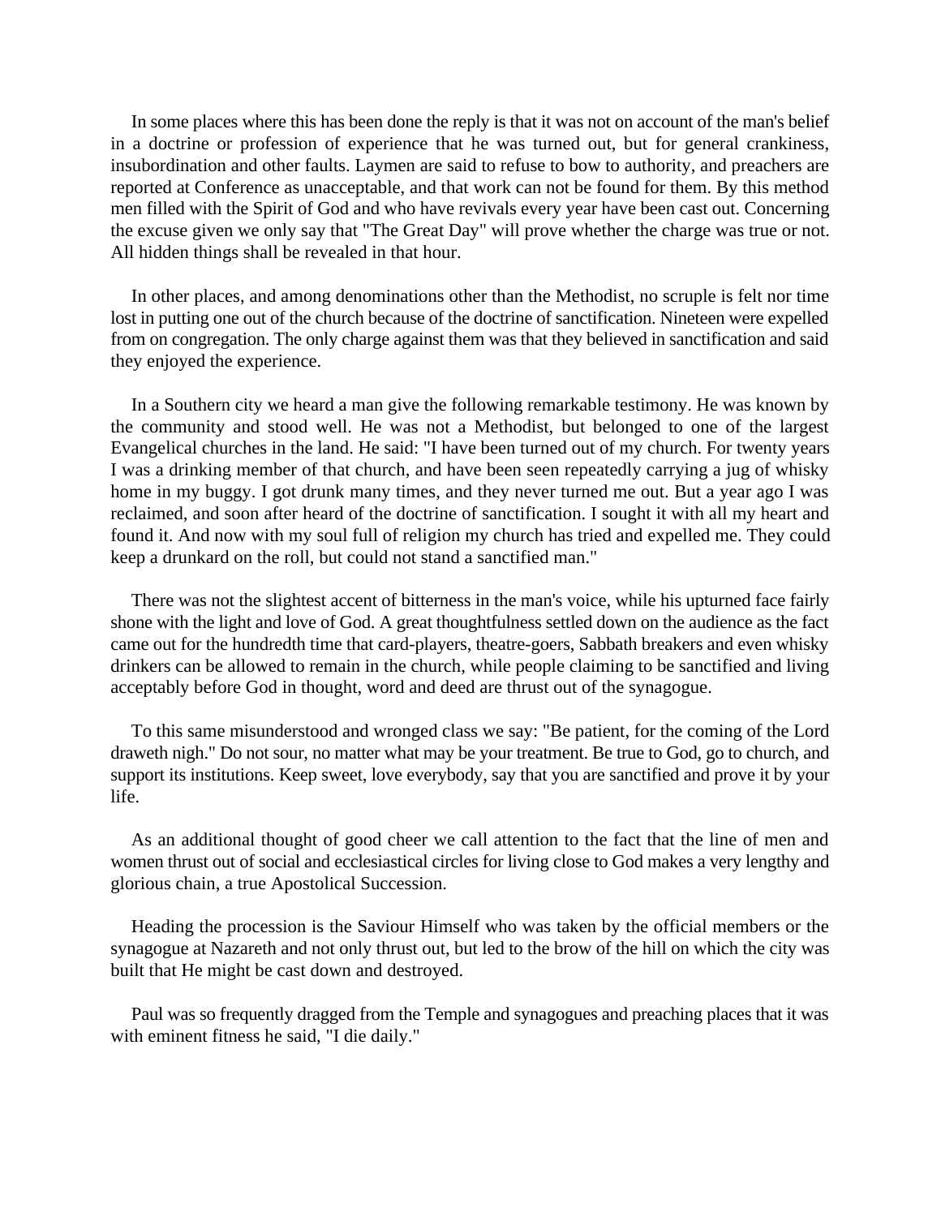In some places where this has been done the reply is that it was not on account of the man's belief in a doctrine or profession of experience that he was turned out, but for general crankiness, insubordination and other faults. Laymen are said to refuse to bow to authority, and preachers are reported at Conference as unacceptable, and that work can not be found for them. By this method men filled with the Spirit of God and who have revivals every year have been cast out. Concerning the excuse given we only say that "The Great Day" will prove whether the charge was true or not. All hidden things shall be revealed in that hour.

In other places, and among denominations other than the Methodist, no scruple is felt nor time lost in putting one out of the church because of the doctrine of sanctification. Nineteen were expelled from on congregation. The only charge against them was that they believed in sanctification and said they enjoyed the experience.

In a Southern city we heard a man give the following remarkable testimony. He was known by the community and stood well. He was not a Methodist, but belonged to one of the largest Evangelical churches in the land. He said: "I have been turned out of my church. For twenty years I was a drinking member of that church, and have been seen repeatedly carrying a jug of whisky home in my buggy. I got drunk many times, and they never turned me out. But a year ago I was reclaimed, and soon after heard of the doctrine of sanctification. I sought it with all my heart and found it. And now with my soul full of religion my church has tried and expelled me. They could keep a drunkard on the roll, but could not stand a sanctified man."

There was not the slightest accent of bitterness in the man's voice, while his upturned face fairly shone with the light and love of God. A great thoughtfulness settled down on the audience as the fact came out for the hundredth time that card-players, theatre-goers, Sabbath breakers and even whisky drinkers can be allowed to remain in the church, while people claiming to be sanctified and living acceptably before God in thought, word and deed are thrust out of the synagogue.

To this same misunderstood and wronged class we say: "Be patient, for the coming of the Lord draweth nigh." Do not sour, no matter what may be your treatment. Be true to God, go to church, and support its institutions. Keep sweet, love everybody, say that you are sanctified and prove it by your life.

As an additional thought of good cheer we call attention to the fact that the line of men and women thrust out of social and ecclesiastical circles for living close to God makes a very lengthy and glorious chain, a true Apostolical Succession.

Heading the procession is the Saviour Himself who was taken by the official members or the synagogue at Nazareth and not only thrust out, but led to the brow of the hill on which the city was built that He might be cast down and destroyed.

Paul was so frequently dragged from the Temple and synagogues and preaching places that it was with eminent fitness he said, "I die daily."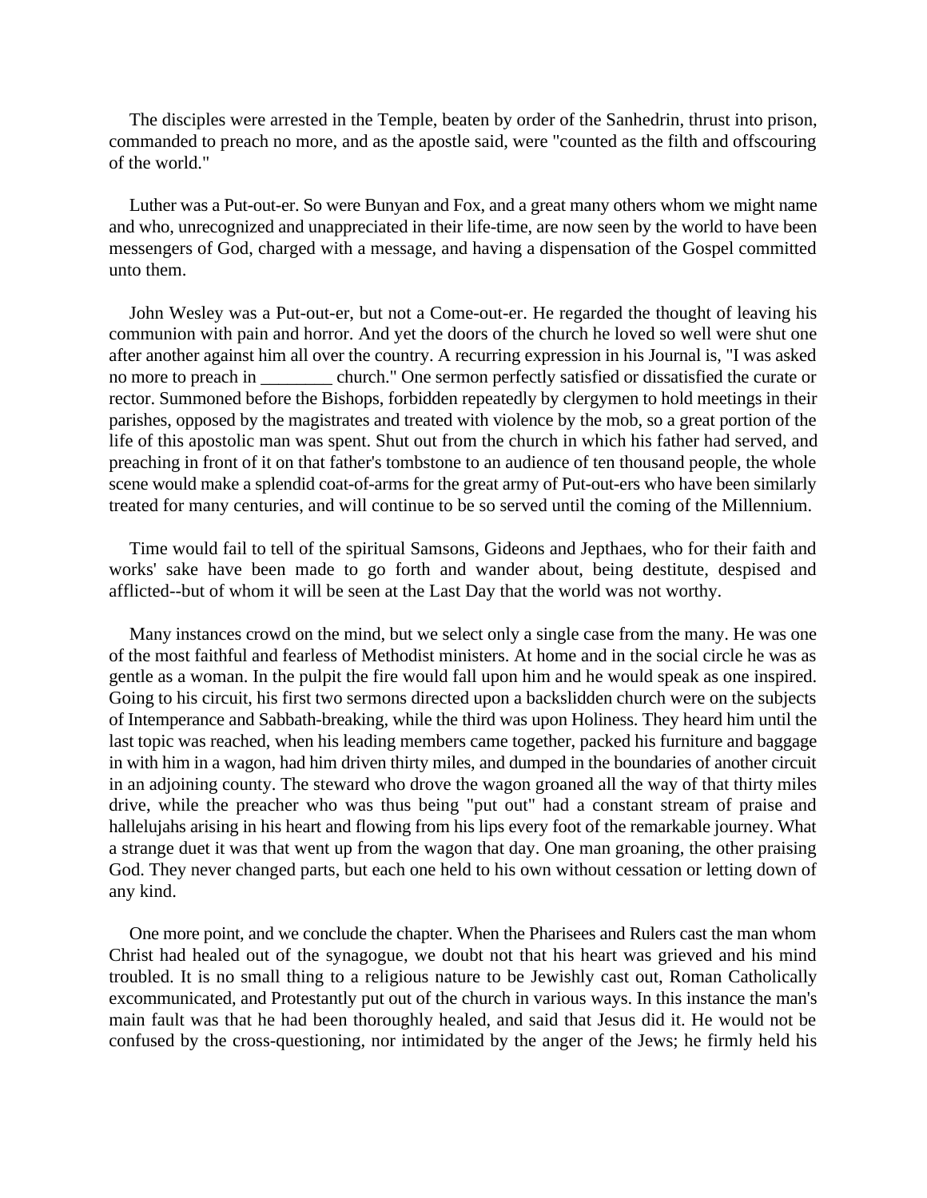The disciples were arrested in the Temple, beaten by order of the Sanhedrin, thrust into prison, commanded to preach no more, and as the apostle said, were "counted as the filth and offscouring of the world."

Luther was a Put-out-er. So were Bunyan and Fox, and a great many others whom we might name and who, unrecognized and unappreciated in their life-time, are now seen by the world to have been messengers of God, charged with a message, and having a dispensation of the Gospel committed unto them.

John Wesley was a Put-out-er, but not a Come-out-er. He regarded the thought of leaving his communion with pain and horror. And yet the doors of the church he loved so well were shut one after another against him all over the country. A recurring expression in his Journal is, "I was asked no more to preach in ________ church." One sermon perfectly satisfied or dissatisfied the curate or rector. Summoned before the Bishops, forbidden repeatedly by clergymen to hold meetings in their parishes, opposed by the magistrates and treated with violence by the mob, so a great portion of the life of this apostolic man was spent. Shut out from the church in which his father had served, and preaching in front of it on that father's tombstone to an audience of ten thousand people, the whole scene would make a splendid coat-of-arms for the great army of Put-out-ers who have been similarly treated for many centuries, and will continue to be so served until the coming of the Millennium.

Time would fail to tell of the spiritual Samsons, Gideons and Jepthaes, who for their faith and works' sake have been made to go forth and wander about, being destitute, despised and afflicted--but of whom it will be seen at the Last Day that the world was not worthy.

Many instances crowd on the mind, but we select only a single case from the many. He was one of the most faithful and fearless of Methodist ministers. At home and in the social circle he was as gentle as a woman. In the pulpit the fire would fall upon him and he would speak as one inspired. Going to his circuit, his first two sermons directed upon a backslidden church were on the subjects of Intemperance and Sabbath-breaking, while the third was upon Holiness. They heard him until the last topic was reached, when his leading members came together, packed his furniture and baggage in with him in a wagon, had him driven thirty miles, and dumped in the boundaries of another circuit in an adjoining county. The steward who drove the wagon groaned all the way of that thirty miles drive, while the preacher who was thus being "put out" had a constant stream of praise and hallelujahs arising in his heart and flowing from his lips every foot of the remarkable journey. What a strange duet it was that went up from the wagon that day. One man groaning, the other praising God. They never changed parts, but each one held to his own without cessation or letting down of any kind.

One more point, and we conclude the chapter. When the Pharisees and Rulers cast the man whom Christ had healed out of the synagogue, we doubt not that his heart was grieved and his mind troubled. It is no small thing to a religious nature to be Jewishly cast out, Roman Catholically excommunicated, and Protestantly put out of the church in various ways. In this instance the man's main fault was that he had been thoroughly healed, and said that Jesus did it. He would not be confused by the cross-questioning, nor intimidated by the anger of the Jews; he firmly held his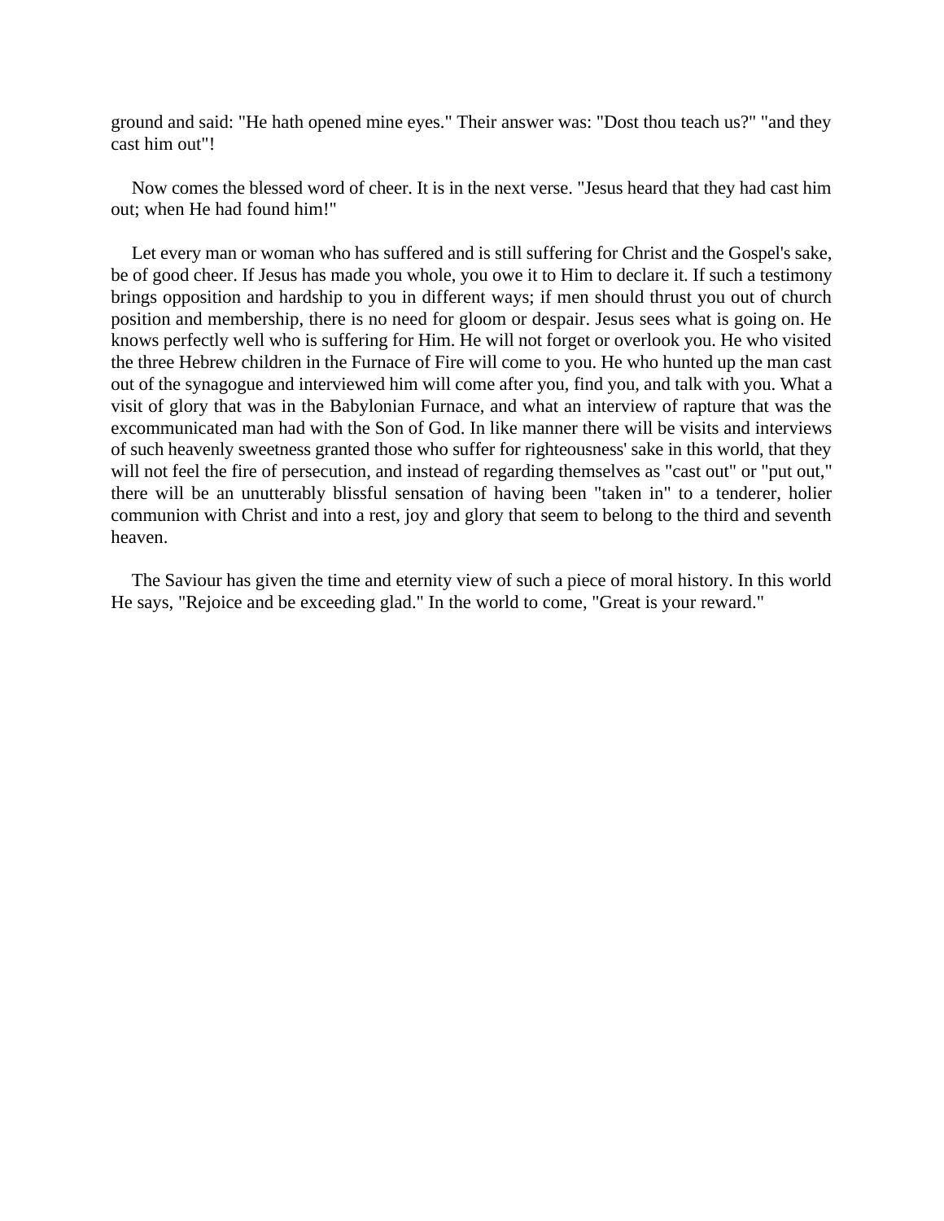ground and said: "He hath opened mine eyes." Their answer was: "Dost thou teach us?" "and they cast him out"!

Now comes the blessed word of cheer. It is in the next verse. "Jesus heard that they had cast him out; when He had found him!"

Let every man or woman who has suffered and is still suffering for Christ and the Gospel's sake, be of good cheer. If Jesus has made you whole, you owe it to Him to declare it. If such a testimony brings opposition and hardship to you in different ways; if men should thrust you out of church position and membership, there is no need for gloom or despair. Jesus sees what is going on. He knows perfectly well who is suffering for Him. He will not forget or overlook you. He who visited the three Hebrew children in the Furnace of Fire will come to you. He who hunted up the man cast out of the synagogue and interviewed him will come after you, find you, and talk with you. What a visit of glory that was in the Babylonian Furnace, and what an interview of rapture that was the excommunicated man had with the Son of God. In like manner there will be visits and interviews of such heavenly sweetness granted those who suffer for righteousness' sake in this world, that they will not feel the fire of persecution, and instead of regarding themselves as "cast out" or "put out," there will be an unutterably blissful sensation of having been "taken in" to a tenderer, holier communion with Christ and into a rest, joy and glory that seem to belong to the third and seventh heaven.

The Saviour has given the time and eternity view of such a piece of moral history. In this world He says, "Rejoice and be exceeding glad." In the world to come, "Great is your reward."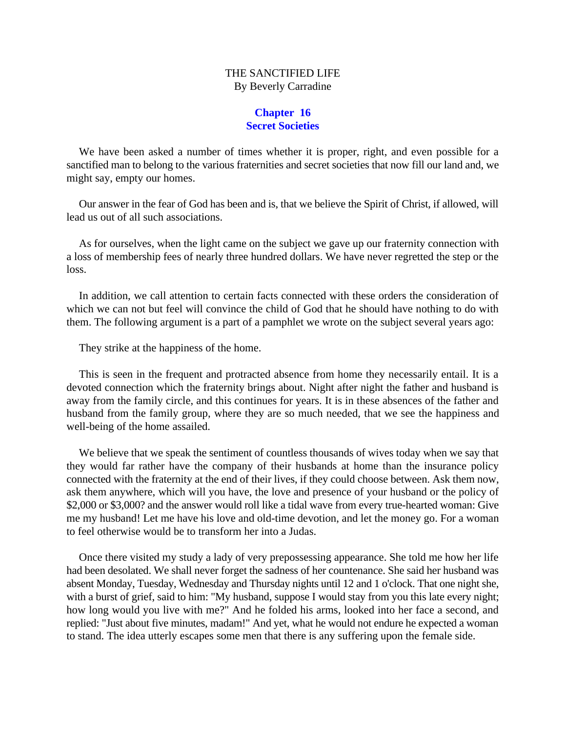THE SANCTIFIED LIFE
By Beverly Carradine

## Chapter 16
## Secret Societies

We have been asked a number of times whether it is proper, right, and even possible for a sanctified man to belong to the various fraternities and secret societies that now fill our land and, we might say, empty our homes.

Our answer in the fear of God has been and is, that we believe the Spirit of Christ, if allowed, will lead us out of all such associations.

As for ourselves, when the light came on the subject we gave up our fraternity connection with a loss of membership fees of nearly three hundred dollars. We have never regretted the step or the loss.

In addition, we call attention to certain facts connected with these orders the consideration of which we can not but feel will convince the child of God that he should have nothing to do with them. The following argument is a part of a pamphlet we wrote on the subject several years ago:

They strike at the happiness of the home.

This is seen in the frequent and protracted absence from home they necessarily entail. It is a devoted connection which the fraternity brings about. Night after night the father and husband is away from the family circle, and this continues for years. It is in these absences of the father and husband from the family group, where they are so much needed, that we see the happiness and well-being of the home assailed.

We believe that we speak the sentiment of countless thousands of wives today when we say that they would far rather have the company of their husbands at home than the insurance policy connected with the fraternity at the end of their lives, if they could choose between. Ask them now, ask them anywhere, which will you have, the love and presence of your husband or the policy of $2,000 or $3,000? and the answer would roll like a tidal wave from every true-hearted woman: Give me my husband! Let me have his love and old-time devotion, and let the money go. For a woman to feel otherwise would be to transform her into a Judas.

Once there visited my study a lady of very prepossessing appearance. She told me how her life had been desolated. We shall never forget the sadness of her countenance. She said her husband was absent Monday, Tuesday, Wednesday and Thursday nights until 12 and 1 o'clock. That one night she, with a burst of grief, said to him: "My husband, suppose I would stay from you this late every night; how long would you live with me?" And he folded his arms, looked into her face a second, and replied: "Just about five minutes, madam!" And yet, what he would not endure he expected a woman to stand. The idea utterly escapes some men that there is any suffering upon the female side.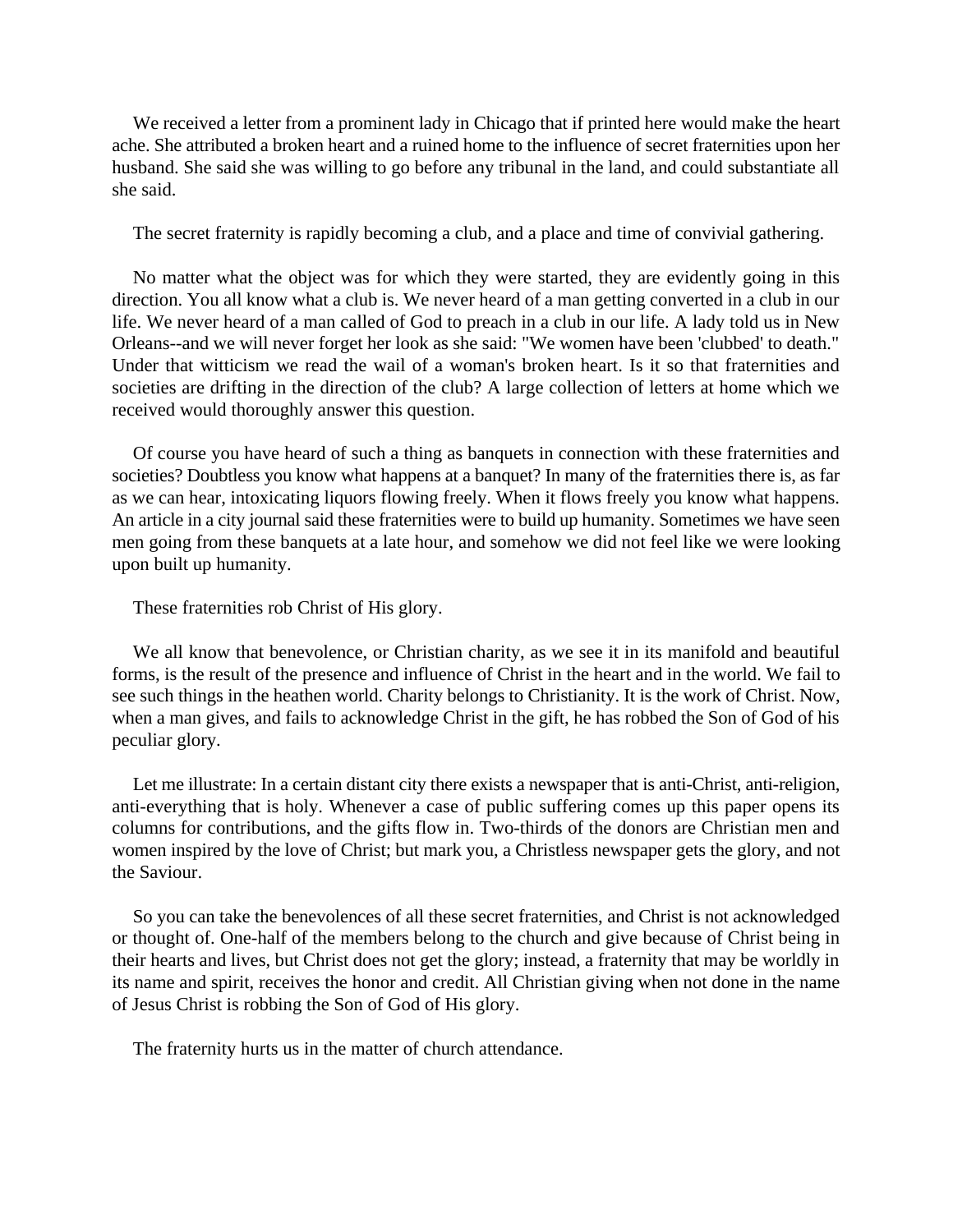We received a letter from a prominent lady in Chicago that if printed here would make the heart ache. She attributed a broken heart and a ruined home to the influence of secret fraternities upon her husband. She said she was willing to go before any tribunal in the land, and could substantiate all she said.

The secret fraternity is rapidly becoming a club, and a place and time of convivial gathering.

No matter what the object was for which they were started, they are evidently going in this direction. You all know what a club is. We never heard of a man getting converted in a club in our life. We never heard of a man called of God to preach in a club in our life. A lady told us in New Orleans--and we will never forget her look as she said: "We women have been 'clubbed' to death." Under that witticism we read the wail of a woman's broken heart. Is it so that fraternities and societies are drifting in the direction of the club? A large collection of letters at home which we received would thoroughly answer this question.

Of course you have heard of such a thing as banquets in connection with these fraternities and societies? Doubtless you know what happens at a banquet? In many of the fraternities there is, as far as we can hear, intoxicating liquors flowing freely. When it flows freely you know what happens. An article in a city journal said these fraternities were to build up humanity. Sometimes we have seen men going from these banquets at a late hour, and somehow we did not feel like we were looking upon built up humanity.

These fraternities rob Christ of His glory.

We all know that benevolence, or Christian charity, as we see it in its manifold and beautiful forms, is the result of the presence and influence of Christ in the heart and in the world. We fail to see such things in the heathen world. Charity belongs to Christianity. It is the work of Christ. Now, when a man gives, and fails to acknowledge Christ in the gift, he has robbed the Son of God of his peculiar glory.

Let me illustrate: In a certain distant city there exists a newspaper that is anti-Christ, anti-religion, anti-everything that is holy. Whenever a case of public suffering comes up this paper opens its columns for contributions, and the gifts flow in. Two-thirds of the donors are Christian men and women inspired by the love of Christ; but mark you, a Christless newspaper gets the glory, and not the Saviour.

So you can take the benevolences of all these secret fraternities, and Christ is not acknowledged or thought of. One-half of the members belong to the church and give because of Christ being in their hearts and lives, but Christ does not get the glory; instead, a fraternity that may be worldly in its name and spirit, receives the honor and credit. All Christian giving when not done in the name of Jesus Christ is robbing the Son of God of His glory.

The fraternity hurts us in the matter of church attendance.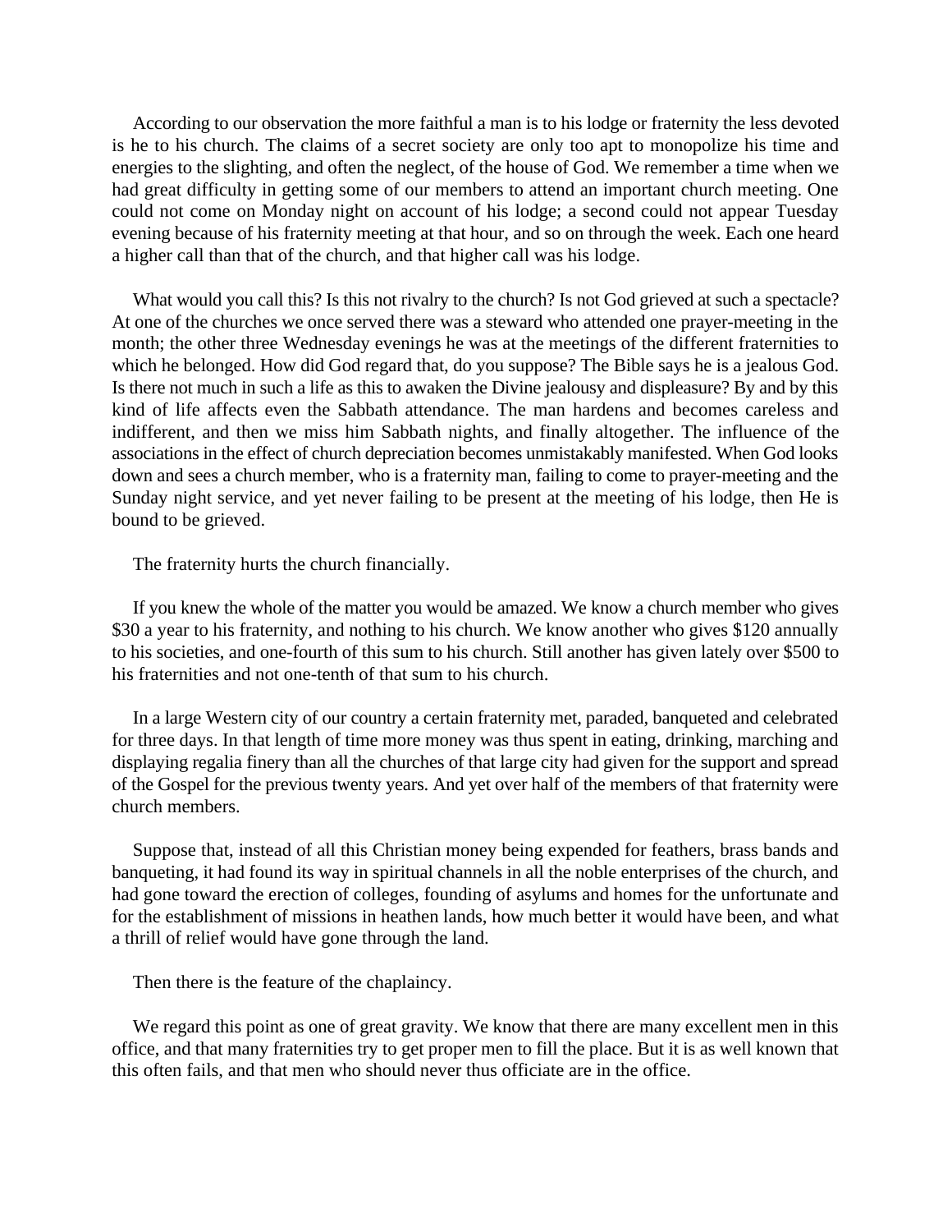According to our observation the more faithful a man is to his lodge or fraternity the less devoted is he to his church. The claims of a secret society are only too apt to monopolize his time and energies to the slighting, and often the neglect, of the house of God. We remember a time when we had great difficulty in getting some of our members to attend an important church meeting. One could not come on Monday night on account of his lodge; a second could not appear Tuesday evening because of his fraternity meeting at that hour, and so on through the week. Each one heard a higher call than that of the church, and that higher call was his lodge.

What would you call this? Is this not rivalry to the church? Is not God grieved at such a spectacle? At one of the churches we once served there was a steward who attended one prayer-meeting in the month; the other three Wednesday evenings he was at the meetings of the different fraternities to which he belonged. How did God regard that, do you suppose? The Bible says he is a jealous God. Is there not much in such a life as this to awaken the Divine jealousy and displeasure? By and by this kind of life affects even the Sabbath attendance. The man hardens and becomes careless and indifferent, and then we miss him Sabbath nights, and finally altogether. The influence of the associations in the effect of church depreciation becomes unmistakably manifested. When God looks down and sees a church member, who is a fraternity man, failing to come to prayer-meeting and the Sunday night service, and yet never failing to be present at the meeting of his lodge, then He is bound to be grieved.

The fraternity hurts the church financially.

If you knew the whole of the matter you would be amazed. We know a church member who gives $30 a year to his fraternity, and nothing to his church. We know another who gives $120 annually to his societies, and one-fourth of this sum to his church. Still another has given lately over $500 to his fraternities and not one-tenth of that sum to his church.

In a large Western city of our country a certain fraternity met, paraded, banqueted and celebrated for three days. In that length of time more money was thus spent in eating, drinking, marching and displaying regalia finery than all the churches of that large city had given for the support and spread of the Gospel for the previous twenty years. And yet over half of the members of that fraternity were church members.

Suppose that, instead of all this Christian money being expended for feathers, brass bands and banqueting, it had found its way in spiritual channels in all the noble enterprises of the church, and had gone toward the erection of colleges, founding of asylums and homes for the unfortunate and for the establishment of missions in heathen lands, how much better it would have been, and what a thrill of relief would have gone through the land.

Then there is the feature of the chaplaincy.

We regard this point as one of great gravity. We know that there are many excellent men in this office, and that many fraternities try to get proper men to fill the place. But it is as well known that this often fails, and that men who should never thus officiate are in the office.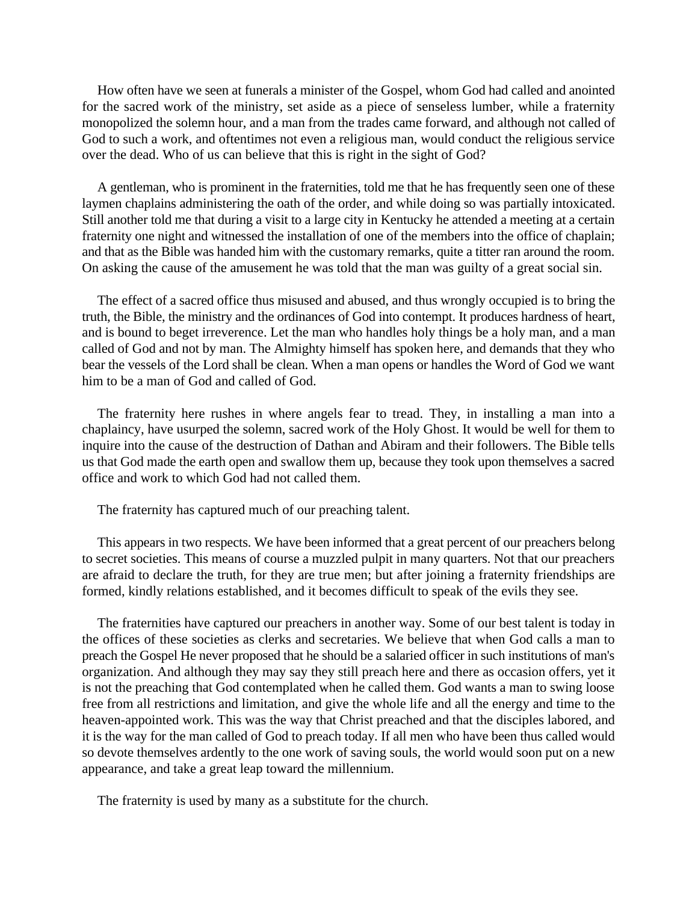How often have we seen at funerals a minister of the Gospel, whom God had called and anointed for the sacred work of the ministry, set aside as a piece of senseless lumber, while a fraternity monopolized the solemn hour, and a man from the trades came forward, and although not called of God to such a work, and oftentimes not even a religious man, would conduct the religious service over the dead. Who of us can believe that this is right in the sight of God?

A gentleman, who is prominent in the fraternities, told me that he has frequently seen one of these laymen chaplains administering the oath of the order, and while doing so was partially intoxicated. Still another told me that during a visit to a large city in Kentucky he attended a meeting at a certain fraternity one night and witnessed the installation of one of the members into the office of chaplain; and that as the Bible was handed him with the customary remarks, quite a titter ran around the room. On asking the cause of the amusement he was told that the man was guilty of a great social sin.

The effect of a sacred office thus misused and abused, and thus wrongly occupied is to bring the truth, the Bible, the ministry and the ordinances of God into contempt. It produces hardness of heart, and is bound to beget irreverence. Let the man who handles holy things be a holy man, and a man called of God and not by man. The Almighty himself has spoken here, and demands that they who bear the vessels of the Lord shall be clean. When a man opens or handles the Word of God we want him to be a man of God and called of God.

The fraternity here rushes in where angels fear to tread. They, in installing a man into a chaplaincy, have usurped the solemn, sacred work of the Holy Ghost. It would be well for them to inquire into the cause of the destruction of Dathan and Abiram and their followers. The Bible tells us that God made the earth open and swallow them up, because they took upon themselves a sacred office and work to which God had not called them.

The fraternity has captured much of our preaching talent.

This appears in two respects. We have been informed that a great percent of our preachers belong to secret societies. This means of course a muzzled pulpit in many quarters. Not that our preachers are afraid to declare the truth, for they are true men; but after joining a fraternity friendships are formed, kindly relations established, and it becomes difficult to speak of the evils they see.

The fraternities have captured our preachers in another way. Some of our best talent is today in the offices of these societies as clerks and secretaries. We believe that when God calls a man to preach the Gospel He never proposed that he should be a salaried officer in such institutions of man's organization. And although they may say they still preach here and there as occasion offers, yet it is not the preaching that God contemplated when he called them. God wants a man to swing loose free from all restrictions and limitation, and give the whole life and all the energy and time to the heaven-appointed work. This was the way that Christ preached and that the disciples labored, and it is the way for the man called of God to preach today. If all men who have been thus called would so devote themselves ardently to the one work of saving souls, the world would soon put on a new appearance, and take a great leap toward the millennium.

The fraternity is used by many as a substitute for the church.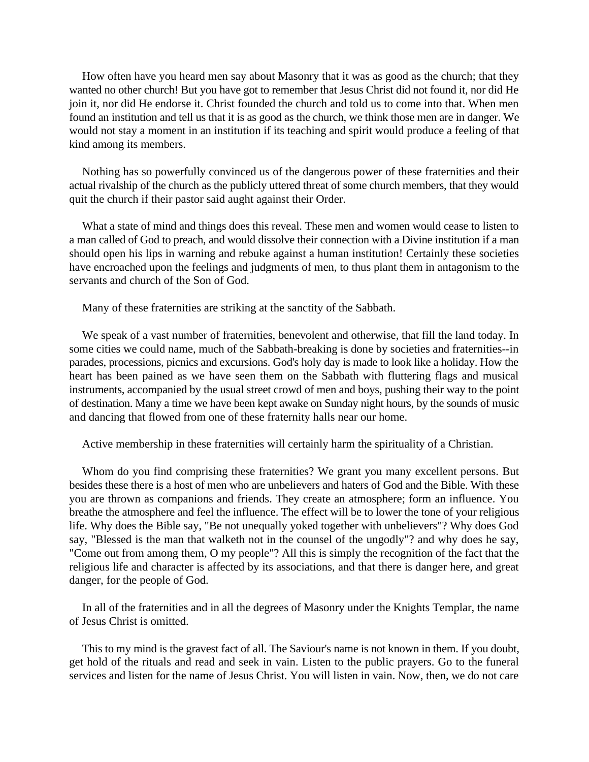How often have you heard men say about Masonry that it was as good as the church; that they wanted no other church! But you have got to remember that Jesus Christ did not found it, nor did He join it, nor did He endorse it. Christ founded the church and told us to come into that. When men found an institution and tell us that it is as good as the church, we think those men are in danger. We would not stay a moment in an institution if its teaching and spirit would produce a feeling of that kind among its members.

Nothing has so powerfully convinced us of the dangerous power of these fraternities and their actual rivalship of the church as the publicly uttered threat of some church members, that they would quit the church if their pastor said aught against their Order.

What a state of mind and things does this reveal. These men and women would cease to listen to a man called of God to preach, and would dissolve their connection with a Divine institution if a man should open his lips in warning and rebuke against a human institution! Certainly these societies have encroached upon the feelings and judgments of men, to thus plant them in antagonism to the servants and church of the Son of God.

Many of these fraternities are striking at the sanctity of the Sabbath.

We speak of a vast number of fraternities, benevolent and otherwise, that fill the land today. In some cities we could name, much of the Sabbath-breaking is done by societies and fraternities--in parades, processions, picnics and excursions. God's holy day is made to look like a holiday. How the heart has been pained as we have seen them on the Sabbath with fluttering flags and musical instruments, accompanied by the usual street crowd of men and boys, pushing their way to the point of destination. Many a time we have been kept awake on Sunday night hours, by the sounds of music and dancing that flowed from one of these fraternity halls near our home.

Active membership in these fraternities will certainly harm the spirituality of a Christian.

Whom do you find comprising these fraternities? We grant you many excellent persons. But besides these there is a host of men who are unbelievers and haters of God and the Bible. With these you are thrown as companions and friends. They create an atmosphere; form an influence. You breathe the atmosphere and feel the influence. The effect will be to lower the tone of your religious life. Why does the Bible say, "Be not unequally yoked together with unbelievers"? Why does God say, "Blessed is the man that walketh not in the counsel of the ungodly"? and why does he say, "Come out from among them, O my people"? All this is simply the recognition of the fact that the religious life and character is affected by its associations, and that there is danger here, and great danger, for the people of God.

In all of the fraternities and in all the degrees of Masonry under the Knights Templar, the name of Jesus Christ is omitted.

This to my mind is the gravest fact of all. The Saviour's name is not known in them. If you doubt, get hold of the rituals and read and seek in vain. Listen to the public prayers. Go to the funeral services and listen for the name of Jesus Christ. You will listen in vain. Now, then, we do not care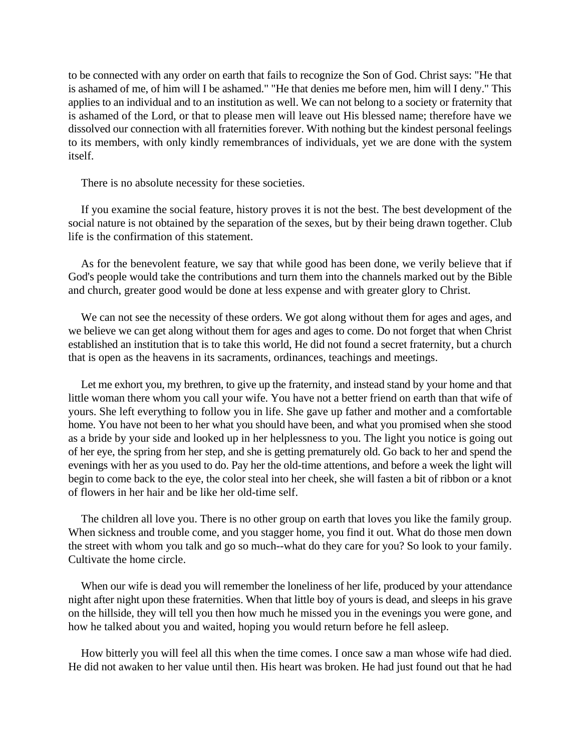to be connected with any order on earth that fails to recognize the Son of God. Christ says: "He that is ashamed of me, of him will I be ashamed." "He that denies me before men, him will I deny." This applies to an individual and to an institution as well. We can not belong to a society or fraternity that is ashamed of the Lord, or that to please men will leave out His blessed name; therefore have we dissolved our connection with all fraternities forever. With nothing but the kindest personal feelings to its members, with only kindly remembrances of individuals, yet we are done with the system itself.

There is no absolute necessity for these societies.

If you examine the social feature, history proves it is not the best. The best development of the social nature is not obtained by the separation of the sexes, but by their being drawn together. Club life is the confirmation of this statement.

As for the benevolent feature, we say that while good has been done, we verily believe that if God's people would take the contributions and turn them into the channels marked out by the Bible and church, greater good would be done at less expense and with greater glory to Christ.

We can not see the necessity of these orders. We got along without them for ages and ages, and we believe we can get along without them for ages and ages to come. Do not forget that when Christ established an institution that is to take this world, He did not found a secret fraternity, but a church that is open as the heavens in its sacraments, ordinances, teachings and meetings.

Let me exhort you, my brethren, to give up the fraternity, and instead stand by your home and that little woman there whom you call your wife. You have not a better friend on earth than that wife of yours. She left everything to follow you in life. She gave up father and mother and a comfortable home. You have not been to her what you should have been, and what you promised when she stood as a bride by your side and looked up in her helplessness to you. The light you notice is going out of her eye, the spring from her step, and she is getting prematurely old. Go back to her and spend the evenings with her as you used to do. Pay her the old-time attentions, and before a week the light will begin to come back to the eye, the color steal into her cheek, she will fasten a bit of ribbon or a knot of flowers in her hair and be like her old-time self.

The children all love you. There is no other group on earth that loves you like the family group. When sickness and trouble come, and you stagger home, you find it out. What do those men down the street with whom you talk and go so much--what do they care for you? So look to your family. Cultivate the home circle.

When our wife is dead you will remember the loneliness of her life, produced by your attendance night after night upon these fraternities. When that little boy of yours is dead, and sleeps in his grave on the hillside, they will tell you then how much he missed you in the evenings you were gone, and how he talked about you and waited, hoping you would return before he fell asleep.

How bitterly you will feel all this when the time comes. I once saw a man whose wife had died. He did not awaken to her value until then. His heart was broken. He had just found out that he had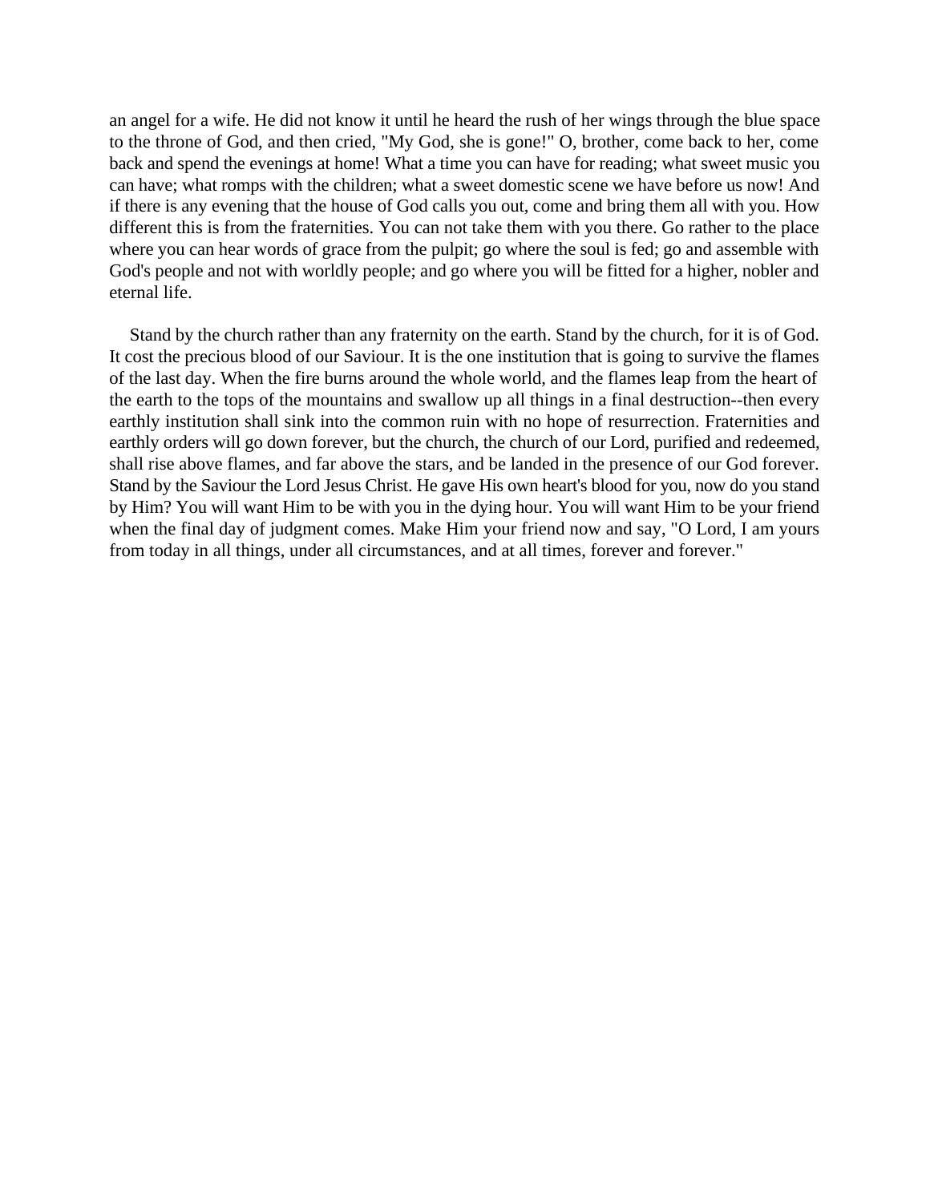an angel for a wife. He did not know it until he heard the rush of her wings through the blue space to the throne of God, and then cried, "My God, she is gone!" O, brother, come back to her, come back and spend the evenings at home! What a time you can have for reading; what sweet music you can have; what romps with the children; what a sweet domestic scene we have before us now! And if there is any evening that the house of God calls you out, come and bring them all with you. How different this is from the fraternities. You can not take them with you there. Go rather to the place where you can hear words of grace from the pulpit; go where the soul is fed; go and assemble with God's people and not with worldly people; and go where you will be fitted for a higher, nobler and eternal life.

Stand by the church rather than any fraternity on the earth. Stand by the church, for it is of God. It cost the precious blood of our Saviour. It is the one institution that is going to survive the flames of the last day. When the fire burns around the whole world, and the flames leap from the heart of the earth to the tops of the mountains and swallow up all things in a final destruction--then every earthly institution shall sink into the common ruin with no hope of resurrection. Fraternities and earthly orders will go down forever, but the church, the church of our Lord, purified and redeemed, shall rise above flames, and far above the stars, and be landed in the presence of our God forever. Stand by the Saviour the Lord Jesus Christ. He gave His own heart's blood for you, now do you stand by Him? You will want Him to be with you in the dying hour. You will want Him to be your friend when the final day of judgment comes. Make Him your friend now and say, "O Lord, I am yours from today in all things, under all circumstances, and at all times, forever and forever."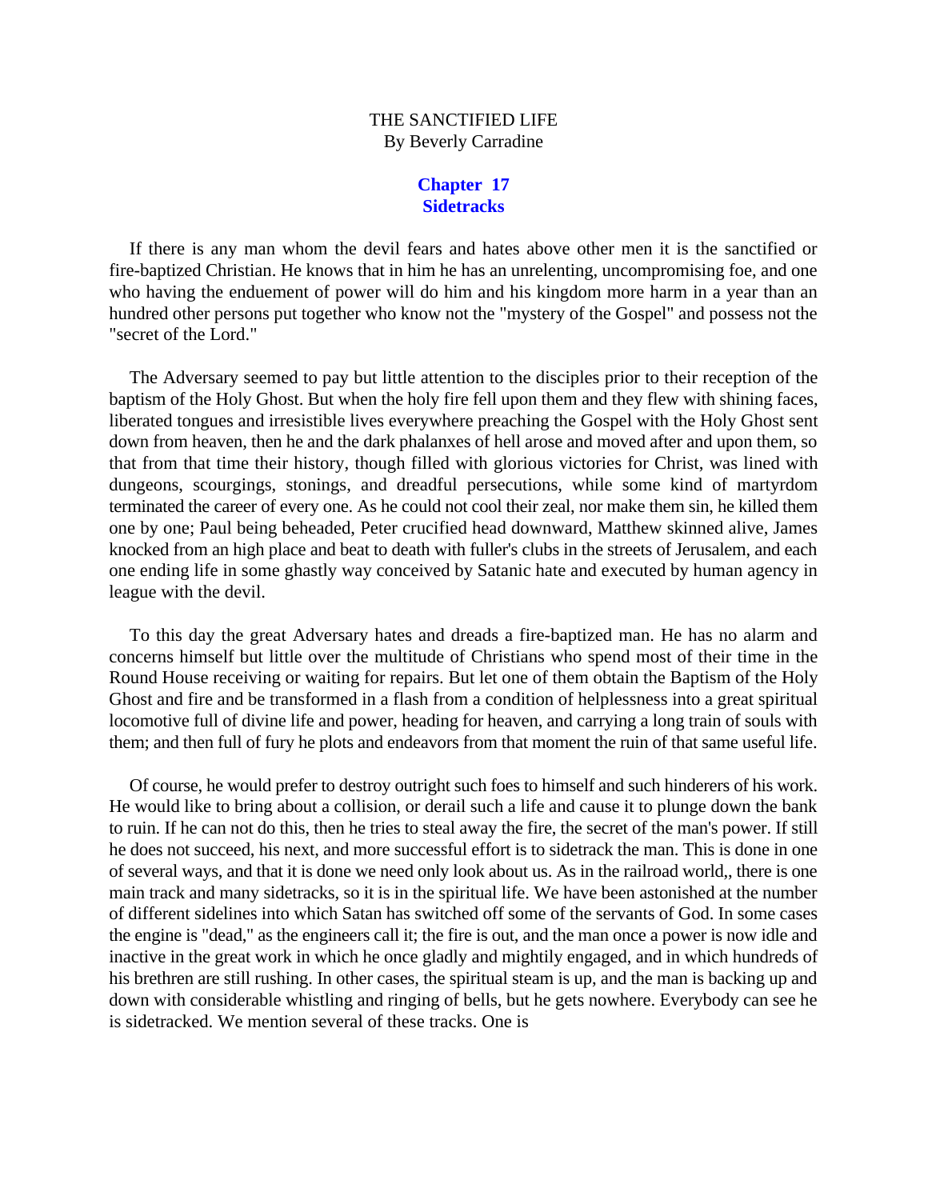THE SANCTIFIED LIFE
By Beverly Carradine

## Chapter 17
## Sidetracks

If there is any man whom the devil fears and hates above other men it is the sanctified or fire-baptized Christian. He knows that in him he has an unrelenting, uncompromising foe, and one who having the enduement of power will do him and his kingdom more harm in a year than an hundred other persons put together who know not the "mystery of the Gospel" and possess not the "secret of the Lord."

The Adversary seemed to pay but little attention to the disciples prior to their reception of the baptism of the Holy Ghost. But when the holy fire fell upon them and they flew with shining faces, liberated tongues and irresistible lives everywhere preaching the Gospel with the Holy Ghost sent down from heaven, then he and the dark phalanxes of hell arose and moved after and upon them, so that from that time their history, though filled with glorious victories for Christ, was lined with dungeons, scourgings, stonings, and dreadful persecutions, while some kind of martyrdom terminated the career of every one. As he could not cool their zeal, nor make them sin, he killed them one by one; Paul being beheaded, Peter crucified head downward, Matthew skinned alive, James knocked from an high place and beat to death with fuller's clubs in the streets of Jerusalem, and each one ending life in some ghastly way conceived by Satanic hate and executed by human agency in league with the devil.

To this day the great Adversary hates and dreads a fire-baptized man. He has no alarm and concerns himself but little over the multitude of Christians who spend most of their time in the Round House receiving or waiting for repairs. But let one of them obtain the Baptism of the Holy Ghost and fire and be transformed in a flash from a condition of helplessness into a great spiritual locomotive full of divine life and power, heading for heaven, and carrying a long train of souls with them; and then full of fury he plots and endeavors from that moment the ruin of that same useful life.

Of course, he would prefer to destroy outright such foes to himself and such hinderers of his work. He would like to bring about a collision, or derail such a life and cause it to plunge down the bank to ruin. If he can not do this, then he tries to steal away the fire, the secret of the man's power. If still he does not succeed, his next, and more successful effort is to sidetrack the man. This is done in one of several ways, and that it is done we need only look about us. As in the railroad world,, there is one main track and many sidetracks, so it is in the spiritual life. We have been astonished at the number of different sidelines into which Satan has switched off some of the servants of God. In some cases the engine is "dead," as the engineers call it; the fire is out, and the man once a power is now idle and inactive in the great work in which he once gladly and mightily engaged, and in which hundreds of his brethren are still rushing. In other cases, the spiritual steam is up, and the man is backing up and down with considerable whistling and ringing of bells, but he gets nowhere. Everybody can see he is sidetracked. We mention several of these tracks. One is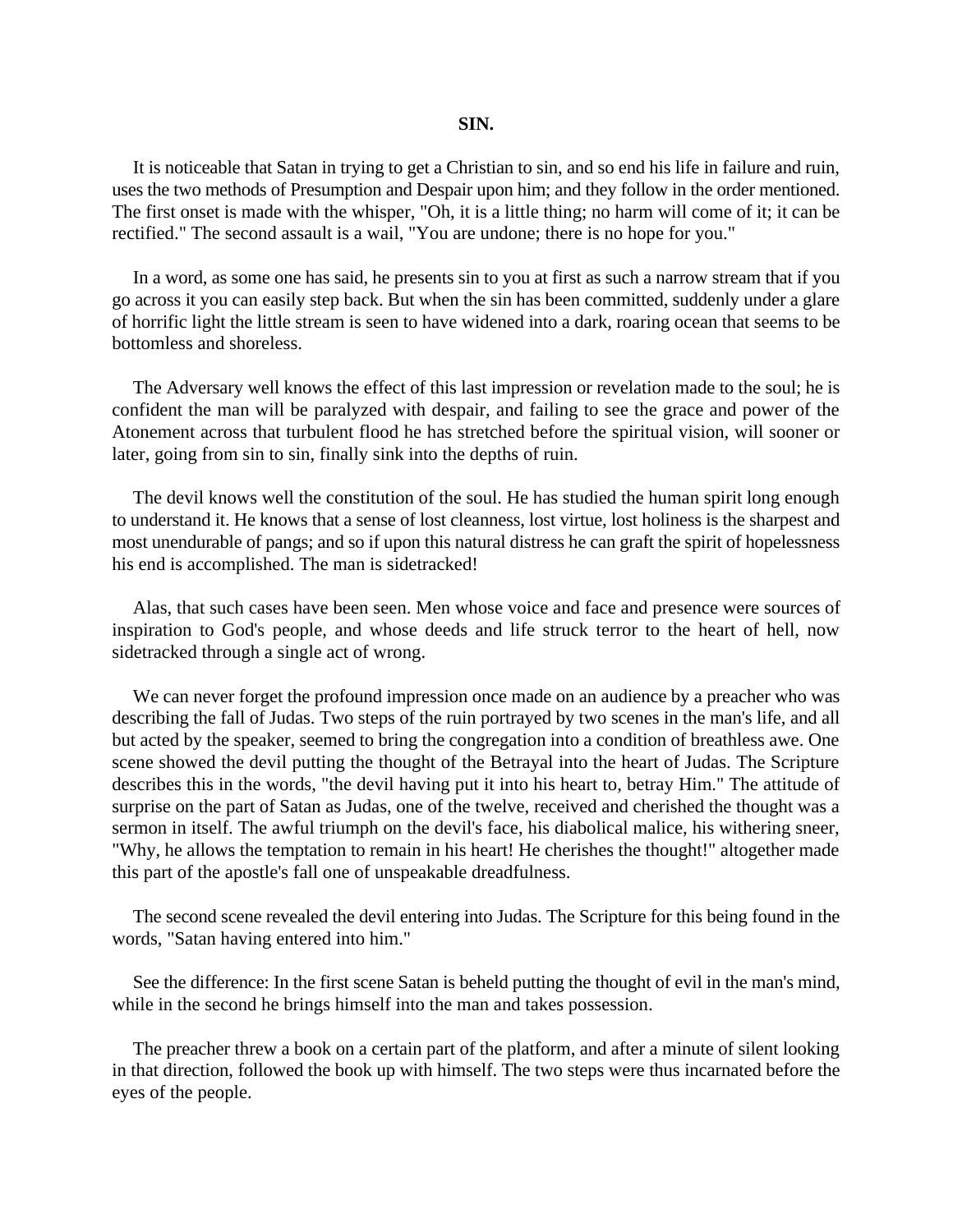# SIN.

It is noticeable that Satan in trying to get a Christian to sin, and so end his life in failure and ruin, uses the two methods of Presumption and Despair upon him; and they follow in the order mentioned. The first onset is made with the whisper, "Oh, it is a little thing; no harm will come of it; it can be rectified." The second assault is a wail, "You are undone; there is no hope for you."

In a word, as some one has said, he presents sin to you at first as such a narrow stream that if you go across it you can easily step back. But when the sin has been committed, suddenly under a glare of horrific light the little stream is seen to have widened into a dark, roaring ocean that seems to be bottomless and shoreless.

The Adversary well knows the effect of this last impression or revelation made to the soul; he is confident the man will be paralyzed with despair, and failing to see the grace and power of the Atonement across that turbulent flood he has stretched before the spiritual vision, will sooner or later, going from sin to sin, finally sink into the depths of ruin.

The devil knows well the constitution of the soul. He has studied the human spirit long enough to understand it. He knows that a sense of lost cleanness, lost virtue, lost holiness is the sharpest and most unendurable of pangs; and so if upon this natural distress he can graft the spirit of hopelessness his end is accomplished. The man is sidetracked!

Alas, that such cases have been seen. Men whose voice and face and presence were sources of inspiration to God's people, and whose deeds and life struck terror to the heart of hell, now sidetracked through a single act of wrong.

We can never forget the profound impression once made on an audience by a preacher who was describing the fall of Judas. Two steps of the ruin portrayed by two scenes in the man's life, and all but acted by the speaker, seemed to bring the congregation into a condition of breathless awe. One scene showed the devil putting the thought of the Betrayal into the heart of Judas. The Scripture describes this in the words, "the devil having put it into his heart to, betray Him." The attitude of surprise on the part of Satan as Judas, one of the twelve, received and cherished the thought was a sermon in itself. The awful triumph on the devil's face, his diabolical malice, his withering sneer, "Why, he allows the temptation to remain in his heart! He cherishes the thought!" altogether made this part of the apostle's fall one of unspeakable dreadfulness.

The second scene revealed the devil entering into Judas. The Scripture for this being found in the words, "Satan having entered into him."

See the difference: In the first scene Satan is beheld putting the thought of evil in the man's mind, while in the second he brings himself into the man and takes possession.

The preacher threw a book on a certain part of the platform, and after a minute of silent looking in that direction, followed the book up with himself. The two steps were thus incarnated before the eyes of the people.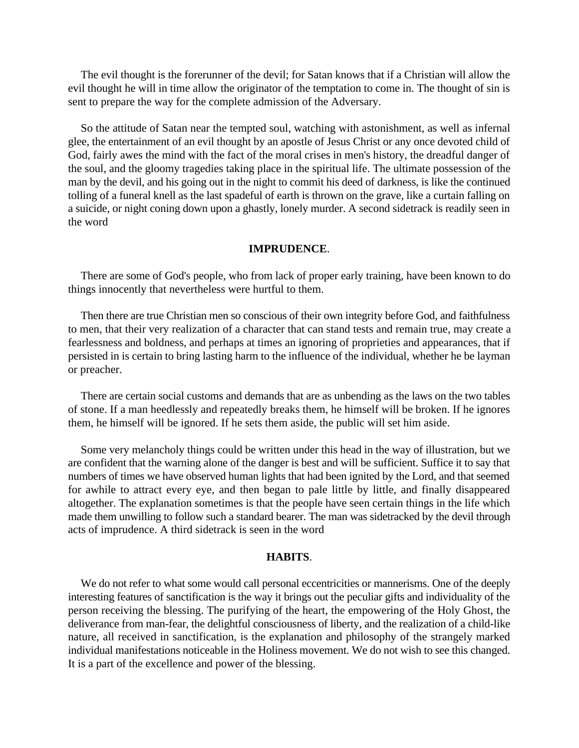The evil thought is the forerunner of the devil; for Satan knows that if a Christian will allow the evil thought he will in time allow the originator of the temptation to come in. The thought of sin is sent to prepare the way for the complete admission of the Adversary.

So the attitude of Satan near the tempted soul, watching with astonishment, as well as infernal glee, the entertainment of an evil thought by an apostle of Jesus Christ or any once devoted child of God, fairly awes the mind with the fact of the moral crises in men's history, the dreadful danger of the soul, and the gloomy tragedies taking place in the spiritual life. The ultimate possession of the man by the devil, and his going out in the night to commit his deed of darkness, is like the continued tolling of a funeral knell as the last spadeful of earth is thrown on the grave, like a curtain falling on a suicide, or night coning down upon a ghastly, lonely murder. A second sidetrack is readily seen in the word

**IMPRUDENCE**.

There are some of God's people, who from lack of proper early training, have been known to do things innocently that nevertheless were hurtful to them.

Then there are true Christian men so conscious of their own integrity before God, and faithfulness to men, that their very realization of a character that can stand tests and remain true, may create a fearlessness and boldness, and perhaps at times an ignoring of proprieties and appearances, that if persisted in is certain to bring lasting harm to the influence of the individual, whether he be layman or preacher.

There are certain social customs and demands that are as unbending as the laws on the two tables of stone. If a man heedlessly and repeatedly breaks them, he himself will be broken. If he ignores them, he himself will be ignored. If he sets them aside, the public will set him aside.

Some very melancholy things could be written under this head in the way of illustration, but we are confident that the warning alone of the danger is best and will be sufficient. Suffice it to say that numbers of times we have observed human lights that had been ignited by the Lord, and that seemed for awhile to attract every eye, and then began to pale little by little, and finally disappeared altogether. The explanation sometimes is that the people have seen certain things in the life which made them unwilling to follow such a standard bearer. The man was sidetracked by the devil through acts of imprudence. A third sidetrack is seen in the word

**HABITS**.

We do not refer to what some would call personal eccentricities or mannerisms. One of the deeply interesting features of sanctification is the way it brings out the peculiar gifts and individuality of the person receiving the blessing. The purifying of the heart, the empowering of the Holy Ghost, the deliverance from man-fear, the delightful consciousness of liberty, and the realization of a child-like nature, all received in sanctification, is the explanation and philosophy of the strangely marked individual manifestations noticeable in the Holiness movement. We do not wish to see this changed. It is a part of the excellence and power of the blessing.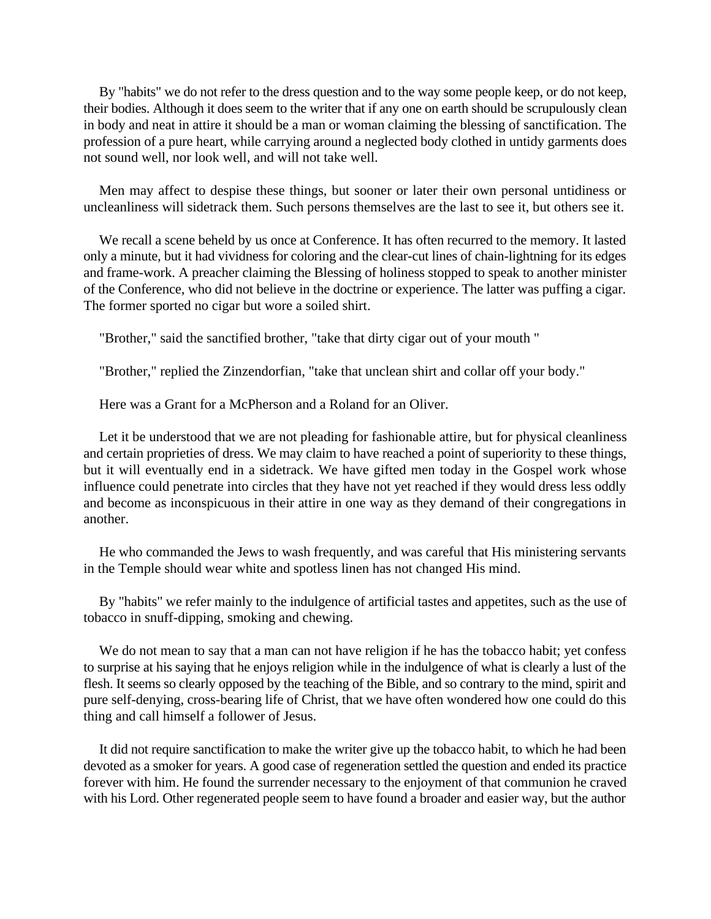By "habits" we do not refer to the dress question and to the way some people keep, or do not keep, their bodies. Although it does seem to the writer that if any one on earth should be scrupulously clean in body and neat in attire it should be a man or woman claiming the blessing of sanctification. The profession of a pure heart, while carrying around a neglected body clothed in untidy garments does not sound well, nor look well, and will not take well.

Men may affect to despise these things, but sooner or later their own personal untidiness or uncleanliness will sidetrack them. Such persons themselves are the last to see it, but others see it.

We recall a scene beheld by us once at Conference. It has often recurred to the memory. It lasted only a minute, but it had vividness for coloring and the clear-cut lines of chain-lightning for its edges and frame-work. A preacher claiming the Blessing of holiness stopped to speak to another minister of the Conference, who did not believe in the doctrine or experience. The latter was puffing a cigar. The former sported no cigar but wore a soiled shirt.

"Brother," said the sanctified brother, "take that dirty cigar out of your mouth "

"Brother," replied the Zinzendorfian, "take that unclean shirt and collar off your body."

Here was a Grant for a McPherson and a Roland for an Oliver.

Let it be understood that we are not pleading for fashionable attire, but for physical cleanliness and certain proprieties of dress. We may claim to have reached a point of superiority to these things, but it will eventually end in a sidetrack. We have gifted men today in the Gospel work whose influence could penetrate into circles that they have not yet reached if they would dress less oddly and become as inconspicuous in their attire in one way as they demand of their congregations in another.

He who commanded the Jews to wash frequently, and was careful that His ministering servants in the Temple should wear white and spotless linen has not changed His mind.

By "habits" we refer mainly to the indulgence of artificial tastes and appetites, such as the use of tobacco in snuff-dipping, smoking and chewing.

We do not mean to say that a man can not have religion if he has the tobacco habit; yet confess to surprise at his saying that he enjoys religion while in the indulgence of what is clearly a lust of the flesh. It seems so clearly opposed by the teaching of the Bible, and so contrary to the mind, spirit and pure self-denying, cross-bearing life of Christ, that we have often wondered how one could do this thing and call himself a follower of Jesus.

It did not require sanctification to make the writer give up the tobacco habit, to which he had been devoted as a smoker for years. A good case of regeneration settled the question and ended its practice forever with him. He found the surrender necessary to the enjoyment of that communion he craved with his Lord. Other regenerated people seem to have found a broader and easier way, but the author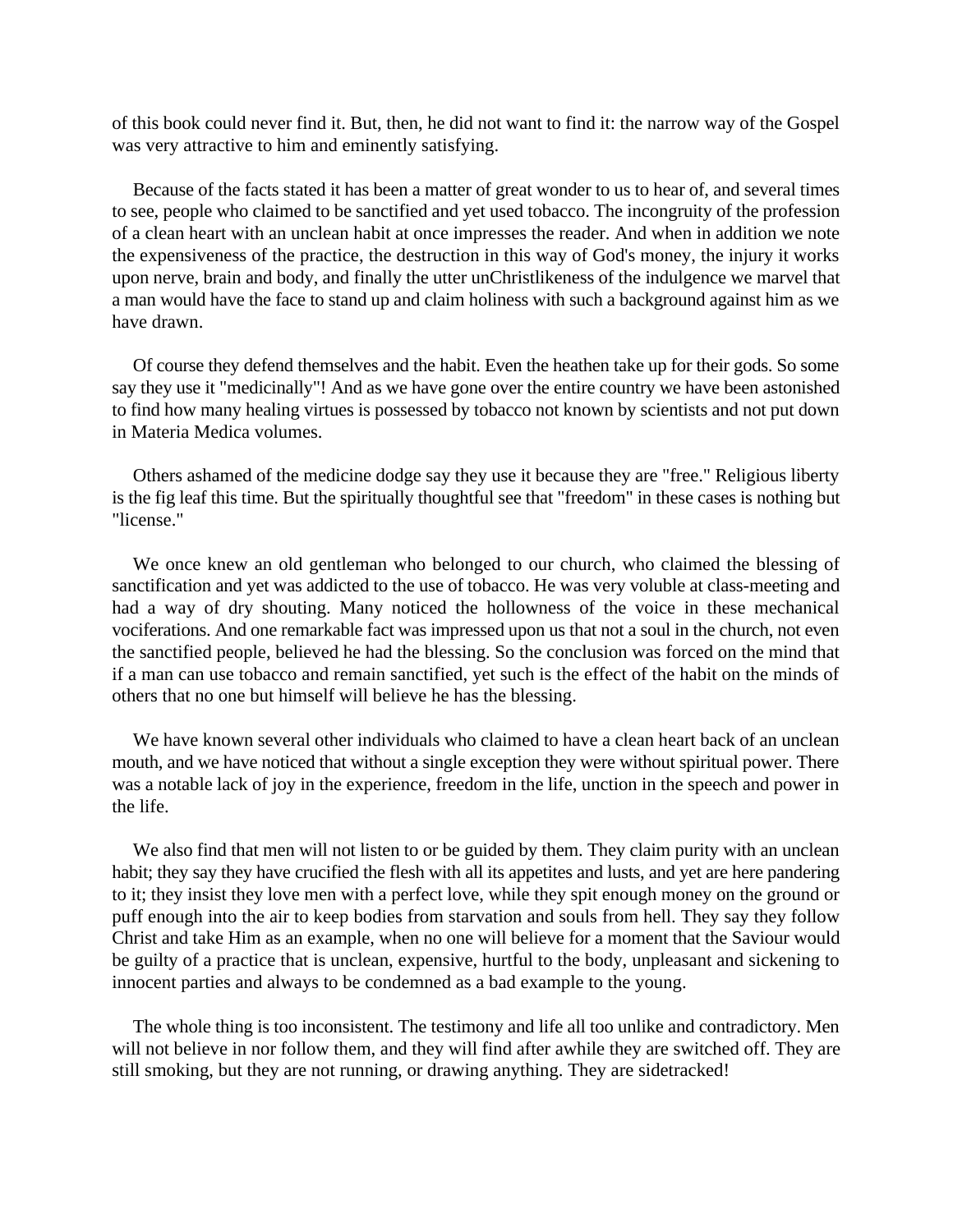of this book could never find it. But, then, he did not want to find it: the narrow way of the Gospel was very attractive to him and eminently satisfying.

Because of the facts stated it has been a matter of great wonder to us to hear of, and several times to see, people who claimed to be sanctified and yet used tobacco. The incongruity of the profession of a clean heart with an unclean habit at once impresses the reader. And when in addition we note the expensiveness of the practice, the destruction in this way of God's money, the injury it works upon nerve, brain and body, and finally the utter unChristlikeness of the indulgence we marvel that a man would have the face to stand up and claim holiness with such a background against him as we have drawn.

Of course they defend themselves and the habit. Even the heathen take up for their gods. So some say they use it "medicinally"! And as we have gone over the entire country we have been astonished to find how many healing virtues is possessed by tobacco not known by scientists and not put down in Materia Medica volumes.

Others ashamed of the medicine dodge say they use it because they are "free." Religious liberty is the fig leaf this time. But the spiritually thoughtful see that "freedom" in these cases is nothing but "license."

We once knew an old gentleman who belonged to our church, who claimed the blessing of sanctification and yet was addicted to the use of tobacco. He was very voluble at class-meeting and had a way of dry shouting. Many noticed the hollowness of the voice in these mechanical vociferations. And one remarkable fact was impressed upon us that not a soul in the church, not even the sanctified people, believed he had the blessing. So the conclusion was forced on the mind that if a man can use tobacco and remain sanctified, yet such is the effect of the habit on the minds of others that no one but himself will believe he has the blessing.

We have known several other individuals who claimed to have a clean heart back of an unclean mouth, and we have noticed that without a single exception they were without spiritual power. There was a notable lack of joy in the experience, freedom in the life, unction in the speech and power in the life.

We also find that men will not listen to or be guided by them. They claim purity with an unclean habit; they say they have crucified the flesh with all its appetites and lusts, and yet are here pandering to it; they insist they love men with a perfect love, while they spit enough money on the ground or puff enough into the air to keep bodies from starvation and souls from hell. They say they follow Christ and take Him as an example, when no one will believe for a moment that the Saviour would be guilty of a practice that is unclean, expensive, hurtful to the body, unpleasant and sickening to innocent parties and always to be condemned as a bad example to the young.

The whole thing is too inconsistent. The testimony and life all too unlike and contradictory. Men will not believe in nor follow them, and they will find after awhile they are switched off. They are still smoking, but they are not running, or drawing anything. They are sidetracked!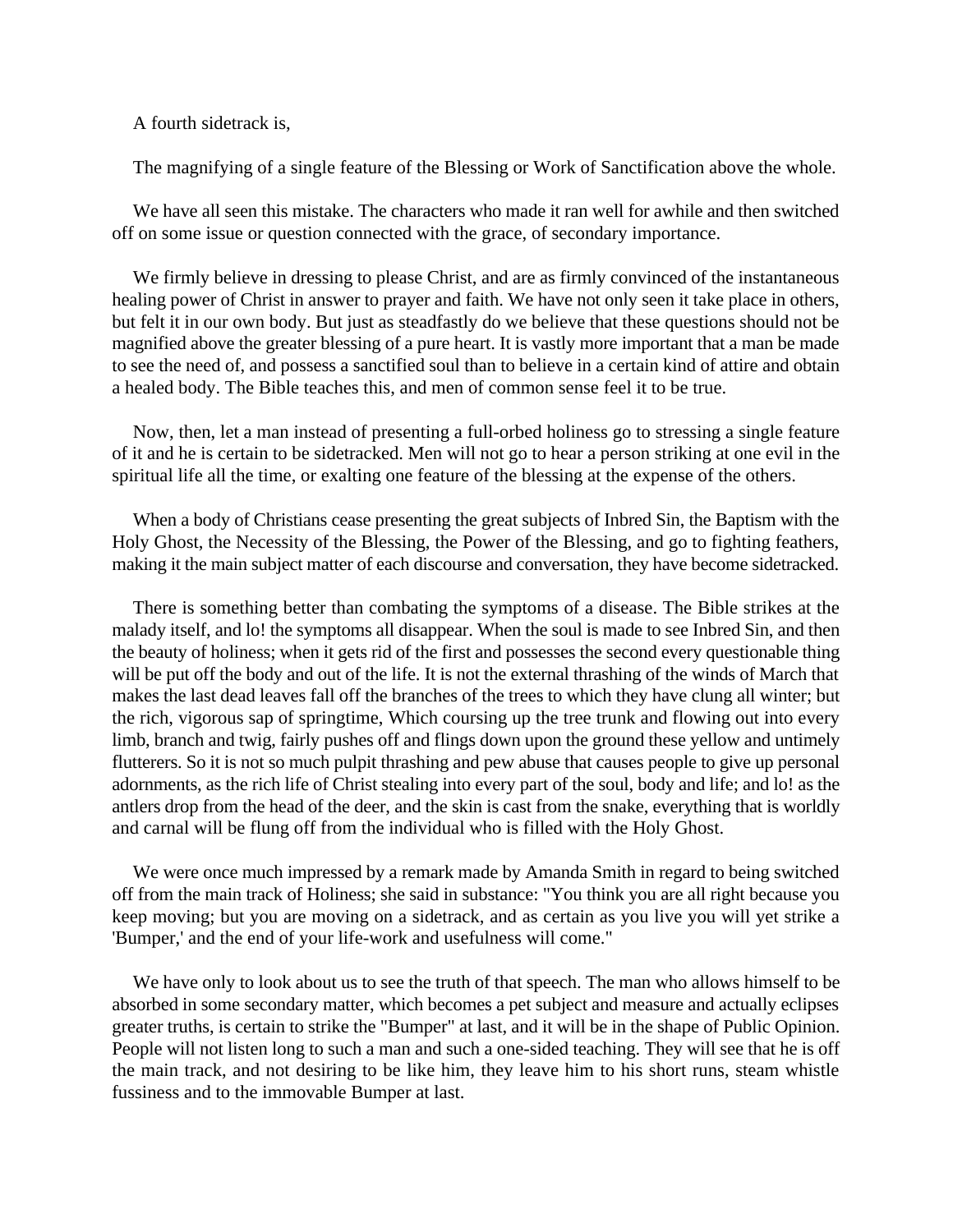A fourth sidetrack is,

The magnifying of a single feature of the Blessing or Work of Sanctification above the whole.

We have all seen this mistake. The characters who made it ran well for awhile and then switched off on some issue or question connected with the grace, of secondary importance.

We firmly believe in dressing to please Christ, and are as firmly convinced of the instantaneous healing power of Christ in answer to prayer and faith. We have not only seen it take place in others, but felt it in our own body. But just as steadfastly do we believe that these questions should not be magnified above the greater blessing of a pure heart. It is vastly more important that a man be made to see the need of, and possess a sanctified soul than to believe in a certain kind of attire and obtain a healed body. The Bible teaches this, and men of common sense feel it to be true.

Now, then, let a man instead of presenting a full-orbed holiness go to stressing a single feature of it and he is certain to be sidetracked. Men will not go to hear a person striking at one evil in the spiritual life all the time, or exalting one feature of the blessing at the expense of the others.

When a body of Christians cease presenting the great subjects of Inbred Sin, the Baptism with the Holy Ghost, the Necessity of the Blessing, the Power of the Blessing, and go to fighting feathers, making it the main subject matter of each discourse and conversation, they have become sidetracked.

There is something better than combating the symptoms of a disease. The Bible strikes at the malady itself, and lo! the symptoms all disappear. When the soul is made to see Inbred Sin, and then the beauty of holiness; when it gets rid of the first and possesses the second every questionable thing will be put off the body and out of the life. It is not the external thrashing of the winds of March that makes the last dead leaves fall off the branches of the trees to which they have clung all winter; but the rich, vigorous sap of springtime, Which coursing up the tree trunk and flowing out into every limb, branch and twig, fairly pushes off and flings down upon the ground these yellow and untimely flutterers. So it is not so much pulpit thrashing and pew abuse that causes people to give up personal adornments, as the rich life of Christ stealing into every part of the soul, body and life; and lo! as the antlers drop from the head of the deer, and the skin is cast from the snake, everything that is worldly and carnal will be flung off from the individual who is filled with the Holy Ghost.

We were once much impressed by a remark made by Amanda Smith in regard to being switched off from the main track of Holiness; she said in substance: "You think you are all right because you keep moving; but you are moving on a sidetrack, and as certain as you live you will yet strike a 'Bumper,' and the end of your life-work and usefulness will come."

We have only to look about us to see the truth of that speech. The man who allows himself to be absorbed in some secondary matter, which becomes a pet subject and measure and actually eclipses greater truths, is certain to strike the "Bumper" at last, and it will be in the shape of Public Opinion. People will not listen long to such a man and such a one-sided teaching. They will see that he is off the main track, and not desiring to be like him, they leave him to his short runs, steam whistle fussiness and to the immovable Bumper at last.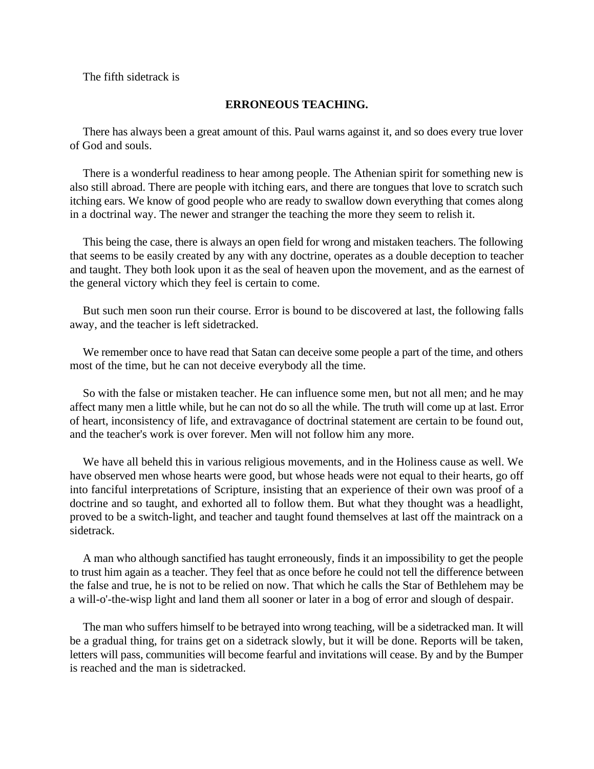The fifth sidetrack is

## ERRONEOUS TEACHING.

There has always been a great amount of this. Paul warns against it, and so does every true lover of God and souls.

There is a wonderful readiness to hear among people. The Athenian spirit for something new is also still abroad. There are people with itching ears, and there are tongues that love to scratch such itching ears. We know of good people who are ready to swallow down everything that comes along in a doctrinal way. The newer and stranger the teaching the more they seem to relish it.

This being the case, there is always an open field for wrong and mistaken teachers. The following that seems to be easily created by any with any doctrine, operates as a double deception to teacher and taught. They both look upon it as the seal of heaven upon the movement, and as the earnest of the general victory which they feel is certain to come.

But such men soon run their course. Error is bound to be discovered at last, the following falls away, and the teacher is left sidetracked.

We remember once to have read that Satan can deceive some people a part of the time, and others most of the time, but he can not deceive everybody all the time.

So with the false or mistaken teacher. He can influence some men, but not all men; and he may affect many men a little while, but he can not do so all the while. The truth will come up at last. Error of heart, inconsistency of life, and extravagance of doctrinal statement are certain to be found out, and the teacher's work is over forever. Men will not follow him any more.

We have all beheld this in various religious movements, and in the Holiness cause as well. We have observed men whose hearts were good, but whose heads were not equal to their hearts, go off into fanciful interpretations of Scripture, insisting that an experience of their own was proof of a doctrine and so taught, and exhorted all to follow them. But what they thought was a headlight, proved to be a switch-light, and teacher and taught found themselves at last off the maintrack on a sidetrack.

A man who although sanctified has taught erroneously, finds it an impossibility to get the people to trust him again as a teacher. They feel that as once before he could not tell the difference between the false and true, he is not to be relied on now. That which he calls the Star of Bethlehem may be a will-o'-the-wisp light and land them all sooner or later in a bog of error and slough of despair.

The man who suffers himself to be betrayed into wrong teaching, will be a sidetracked man. It will be a gradual thing, for trains get on a sidetrack slowly, but it will be done. Reports will be taken, letters will pass, communities will become fearful and invitations will cease. By and by the Bumper is reached and the man is sidetracked.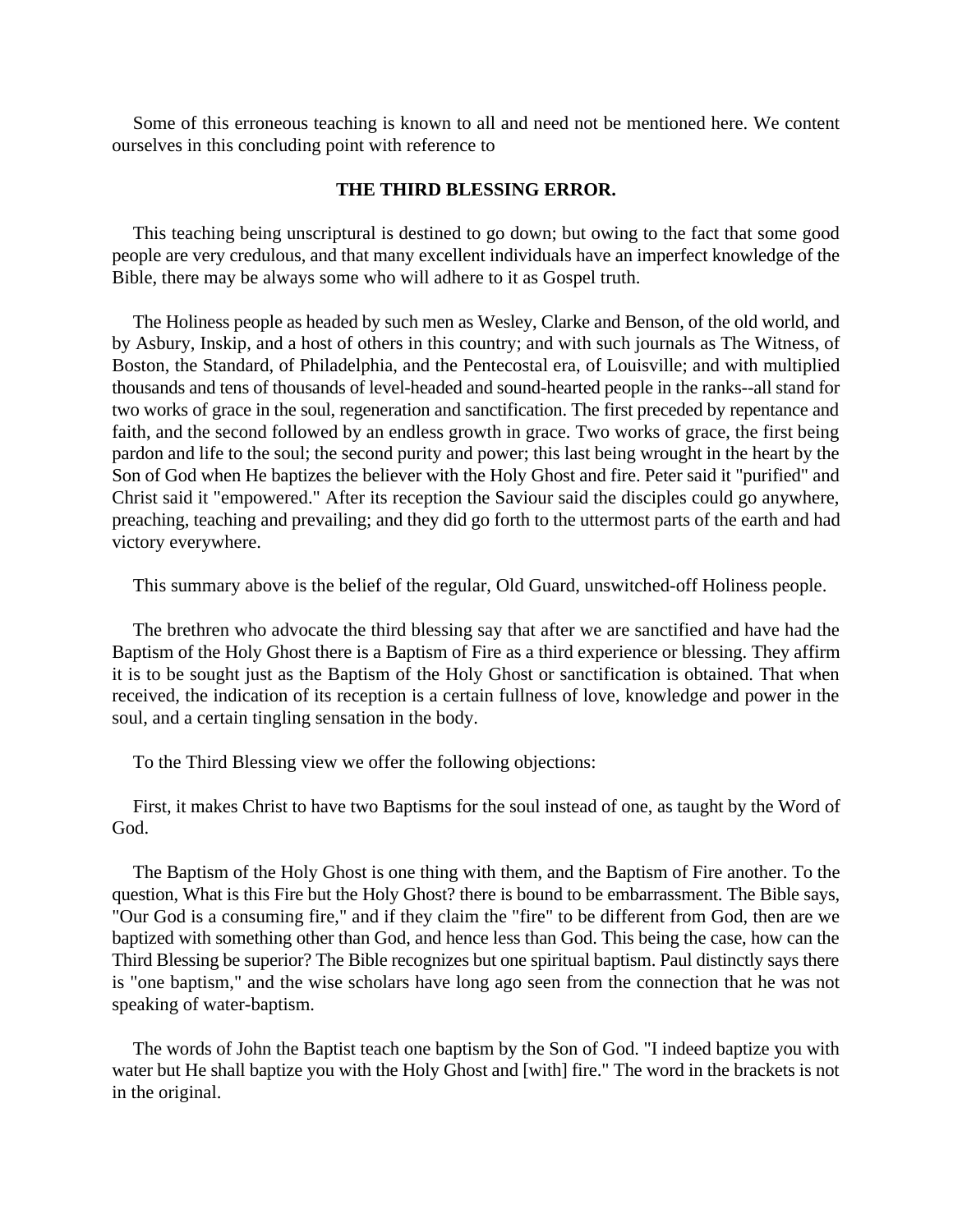Some of this erroneous teaching is known to all and need not be mentioned here. We content ourselves in this concluding point with reference to

### THE THIRD BLESSING ERROR.

This teaching being unscriptural is destined to go down; but owing to the fact that some good people are very credulous, and that many excellent individuals have an imperfect knowledge of the Bible, there may be always some who will adhere to it as Gospel truth.

The Holiness people as headed by such men as Wesley, Clarke and Benson, of the old world, and by Asbury, Inskip, and a host of others in this country; and with such journals as The Witness, of Boston, the Standard, of Philadelphia, and the Pentecostal era, of Louisville; and with multiplied thousands and tens of thousands of level-headed and sound-hearted people in the ranks--all stand for two works of grace in the soul, regeneration and sanctification. The first preceded by repentance and faith, and the second followed by an endless growth in grace. Two works of grace, the first being pardon and life to the soul; the second purity and power; this last being wrought in the heart by the Son of God when He baptizes the believer with the Holy Ghost and fire. Peter said it "purified" and Christ said it "empowered." After its reception the Saviour said the disciples could go anywhere, preaching, teaching and prevailing; and they did go forth to the uttermost parts of the earth and had victory everywhere.

This summary above is the belief of the regular, Old Guard, unswitched-off Holiness people.

The brethren who advocate the third blessing say that after we are sanctified and have had the Baptism of the Holy Ghost there is a Baptism of Fire as a third experience or blessing. They affirm it is to be sought just as the Baptism of the Holy Ghost or sanctification is obtained. That when received, the indication of its reception is a certain fullness of love, knowledge and power in the soul, and a certain tingling sensation in the body.

To the Third Blessing view we offer the following objections:

First, it makes Christ to have two Baptisms for the soul instead of one, as taught by the Word of God.

The Baptism of the Holy Ghost is one thing with them, and the Baptism of Fire another. To the question, What is this Fire but the Holy Ghost? there is bound to be embarrassment. The Bible says, "Our God is a consuming fire," and if they claim the "fire" to be different from God, then are we baptized with something other than God, and hence less than God. This being the case, how can the Third Blessing be superior? The Bible recognizes but one spiritual baptism. Paul distinctly says there is "one baptism," and the wise scholars have long ago seen from the connection that he was not speaking of water-baptism.

The words of John the Baptist teach one baptism by the Son of God. "I indeed baptize you with water but He shall baptize you with the Holy Ghost and [with] fire." The word in the brackets is not in the original.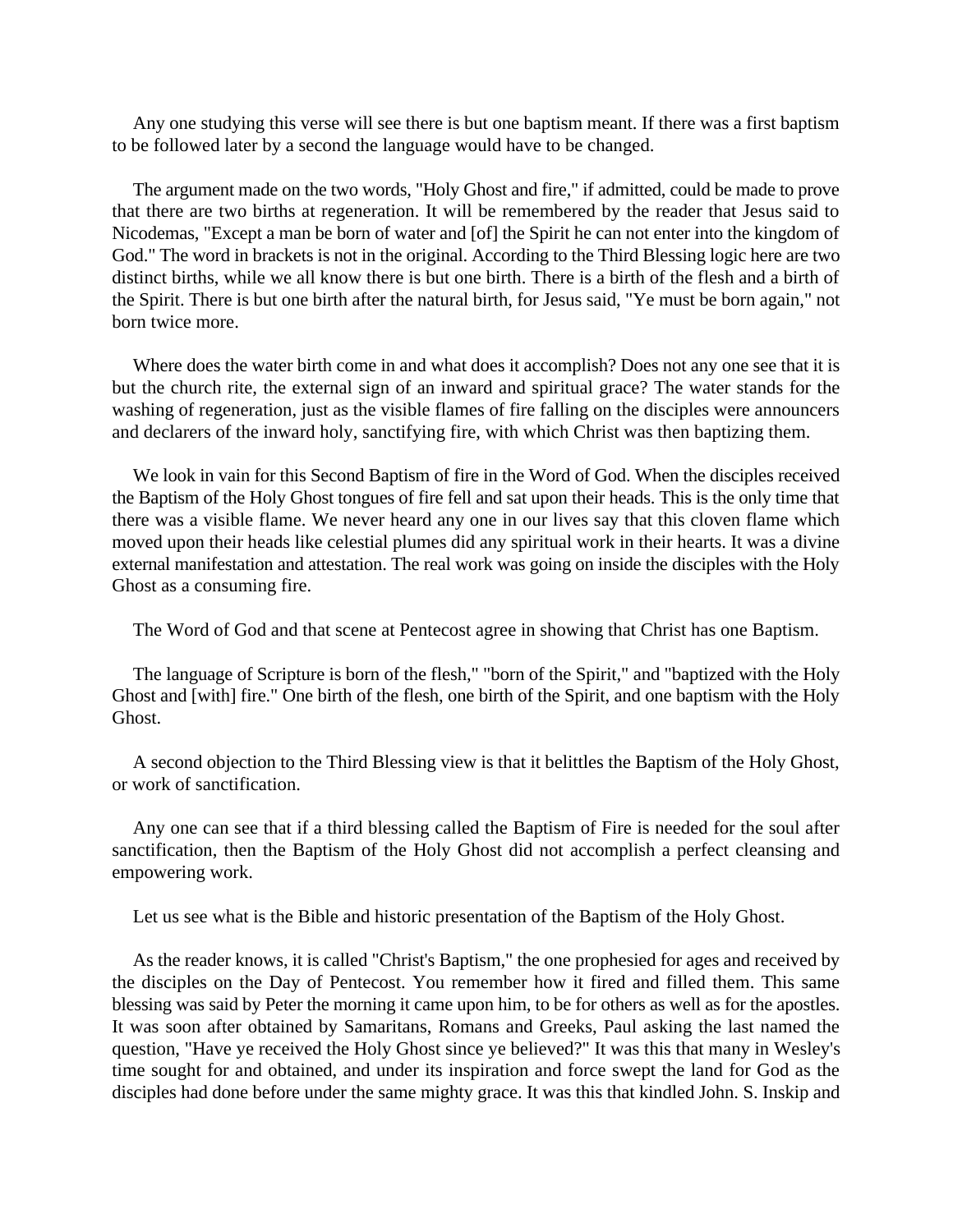Any one studying this verse will see there is but one baptism meant. If there was a first baptism to be followed later by a second the language would have to be changed.

The argument made on the two words, "Holy Ghost and fire," if admitted, could be made to prove that there are two births at regeneration. It will be remembered by the reader that Jesus said to Nicodemas, "Except a man be born of water and [of] the Spirit he can not enter into the kingdom of God." The word in brackets is not in the original. According to the Third Blessing logic here are two distinct births, while we all know there is but one birth. There is a birth of the flesh and a birth of the Spirit. There is but one birth after the natural birth, for Jesus said, "Ye must be born again," not born twice more.

Where does the water birth come in and what does it accomplish? Does not any one see that it is but the church rite, the external sign of an inward and spiritual grace? The water stands for the washing of regeneration, just as the visible flames of fire falling on the disciples were announcers and declarers of the inward holy, sanctifying fire, with which Christ was then baptizing them.

We look in vain for this Second Baptism of fire in the Word of God. When the disciples received the Baptism of the Holy Ghost tongues of fire fell and sat upon their heads. This is the only time that there was a visible flame. We never heard any one in our lives say that this cloven flame which moved upon their heads like celestial plumes did any spiritual work in their hearts. It was a divine external manifestation and attestation. The real work was going on inside the disciples with the Holy Ghost as a consuming fire.

The Word of God and that scene at Pentecost agree in showing that Christ has one Baptism.

The language of Scripture is born of the flesh," "born of the Spirit," and "baptized with the Holy Ghost and [with] fire." One birth of the flesh, one birth of the Spirit, and one baptism with the Holy Ghost.

A second objection to the Third Blessing view is that it belittles the Baptism of the Holy Ghost, or work of sanctification.

Any one can see that if a third blessing called the Baptism of Fire is needed for the soul after sanctification, then the Baptism of the Holy Ghost did not accomplish a perfect cleansing and empowering work.

Let us see what is the Bible and historic presentation of the Baptism of the Holy Ghost.

As the reader knows, it is called "Christ's Baptism," the one prophesied for ages and received by the disciples on the Day of Pentecost. You remember how it fired and filled them. This same blessing was said by Peter the morning it came upon him, to be for others as well as for the apostles. It was soon after obtained by Samaritans, Romans and Greeks, Paul asking the last named the question, "Have ye received the Holy Ghost since ye believed?" It was this that many in Wesley's time sought for and obtained, and under its inspiration and force swept the land for God as the disciples had done before under the same mighty grace. It was this that kindled John. S. Inskip and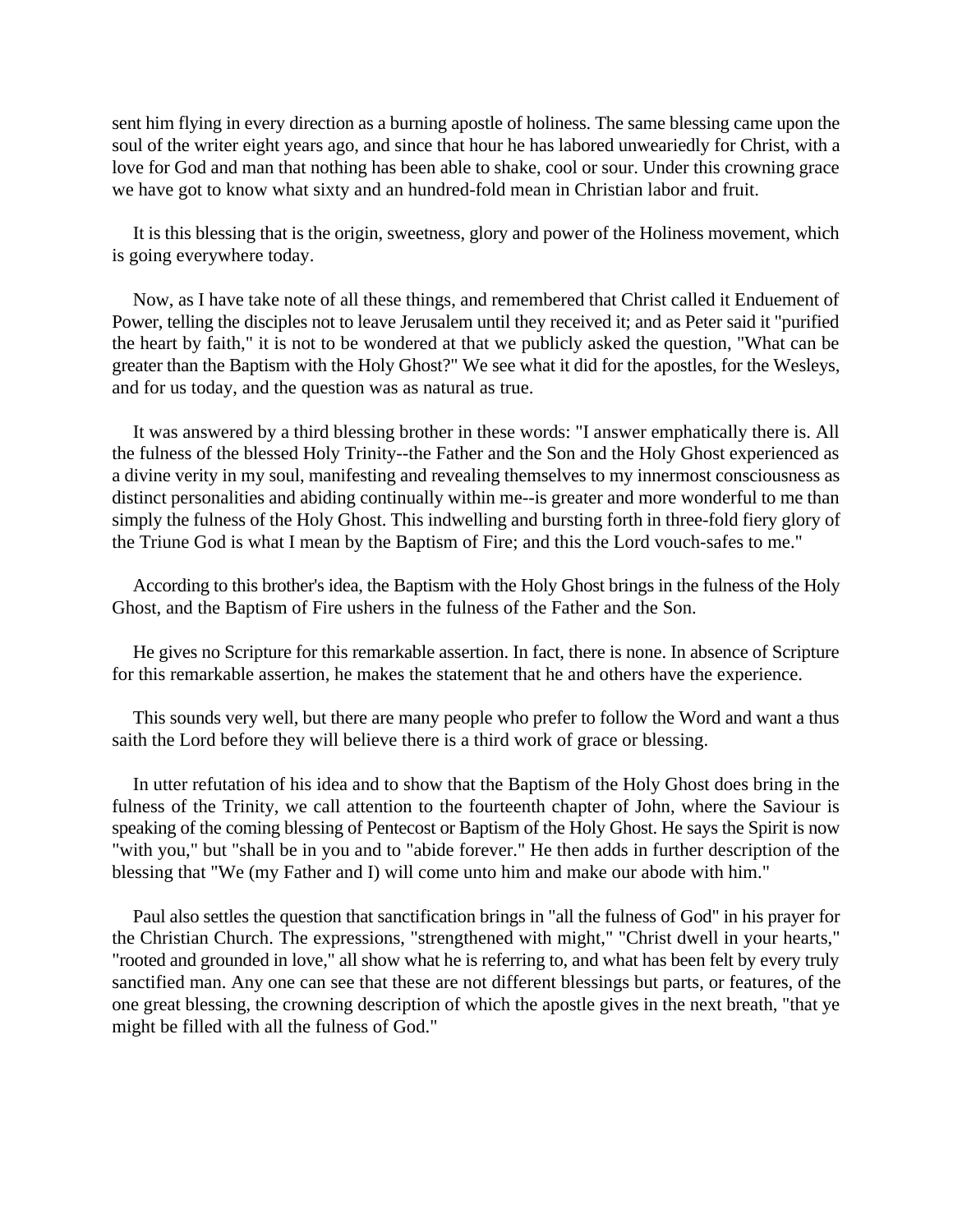sent him flying in every direction as a burning apostle of holiness. The same blessing came upon the soul of the writer eight years ago, and since that hour he has labored unweariedly for Christ, with a love for God and man that nothing has been able to shake, cool or sour. Under this crowning grace we have got to know what sixty and an hundred-fold mean in Christian labor and fruit.

It is this blessing that is the origin, sweetness, glory and power of the Holiness movement, which is going everywhere today.

Now, as I have take note of all these things, and remembered that Christ called it Enduement of Power, telling the disciples not to leave Jerusalem until they received it; and as Peter said it "purified the heart by faith," it is not to be wondered at that we publicly asked the question, "What can be greater than the Baptism with the Holy Ghost?" We see what it did for the apostles, for the Wesleys, and for us today, and the question was as natural as true.

It was answered by a third blessing brother in these words: "I answer emphatically there is. All the fulness of the blessed Holy Trinity--the Father and the Son and the Holy Ghost experienced as a divine verity in my soul, manifesting and revealing themselves to my innermost consciousness as distinct personalities and abiding continually within me--is greater and more wonderful to me than simply the fulness of the Holy Ghost. This indwelling and bursting forth in three-fold fiery glory of the Triune God is what I mean by the Baptism of Fire; and this the Lord vouch-safes to me."

According to this brother's idea, the Baptism with the Holy Ghost brings in the fulness of the Holy Ghost, and the Baptism of Fire ushers in the fulness of the Father and the Son.

He gives no Scripture for this remarkable assertion. In fact, there is none. In absence of Scripture for this remarkable assertion, he makes the statement that he and others have the experience.

This sounds very well, but there are many people who prefer to follow the Word and want a thus saith the Lord before they will believe there is a third work of grace or blessing.

In utter refutation of his idea and to show that the Baptism of the Holy Ghost does bring in the fulness of the Trinity, we call attention to the fourteenth chapter of John, where the Saviour is speaking of the coming blessing of Pentecost or Baptism of the Holy Ghost. He says the Spirit is now "with you," but "shall be in you and to "abide forever." He then adds in further description of the blessing that "We (my Father and I) will come unto him and make our abode with him."

Paul also settles the question that sanctification brings in "all the fulness of God" in his prayer for the Christian Church. The expressions, "strengthened with might," "Christ dwell in your hearts," "rooted and grounded in love," all show what he is referring to, and what has been felt by every truly sanctified man. Any one can see that these are not different blessings but parts, or features, of the one great blessing, the crowning description of which the apostle gives in the next breath, "that ye might be filled with all the fulness of God."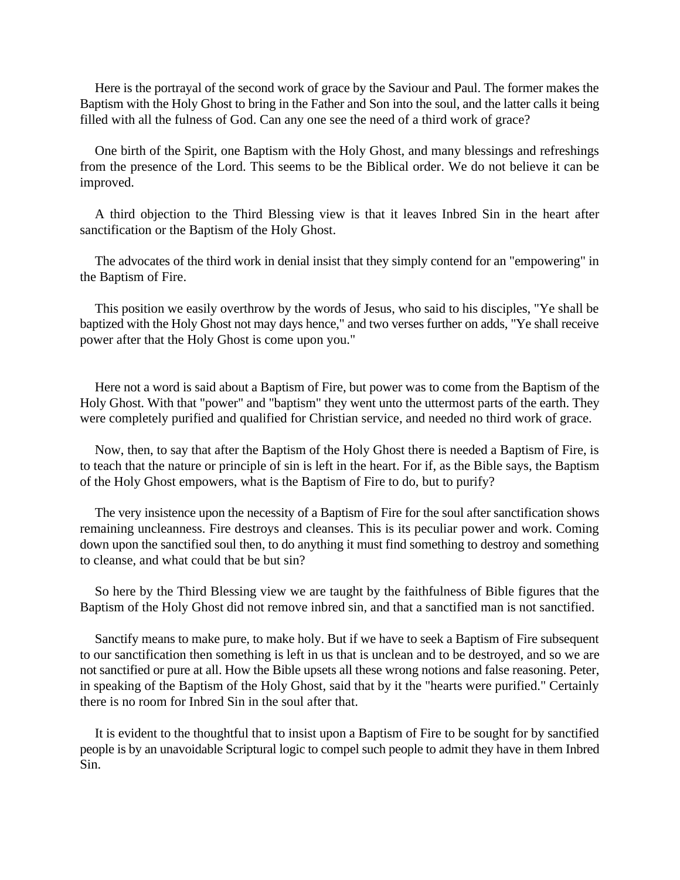Here is the portrayal of the second work of grace by the Saviour and Paul. The former makes the Baptism with the Holy Ghost to bring in the Father and Son into the soul, and the latter calls it being filled with all the fulness of God. Can any one see the need of a third work of grace?

One birth of the Spirit, one Baptism with the Holy Ghost, and many blessings and refreshings from the presence of the Lord. This seems to be the Biblical order. We do not believe it can be improved.

A third objection to the Third Blessing view is that it leaves Inbred Sin in the heart after sanctification or the Baptism of the Holy Ghost.

The advocates of the third work in denial insist that they simply contend for an "empowering" in the Baptism of Fire.

This position we easily overthrow by the words of Jesus, who said to his disciples, "Ye shall be baptized with the Holy Ghost not may days hence," and two verses further on adds, "Ye shall receive power after that the Holy Ghost is come upon you."

Here not a word is said about a Baptism of Fire, but power was to come from the Baptism of the Holy Ghost. With that "power" and "baptism" they went unto the uttermost parts of the earth. They were completely purified and qualified for Christian service, and needed no third work of grace.

Now, then, to say that after the Baptism of the Holy Ghost there is needed a Baptism of Fire, is to teach that the nature or principle of sin is left in the heart. For if, as the Bible says, the Baptism of the Holy Ghost empowers, what is the Baptism of Fire to do, but to purify?

The very insistence upon the necessity of a Baptism of Fire for the soul after sanctification shows remaining uncleanness. Fire destroys and cleanses. This is its peculiar power and work. Coming down upon the sanctified soul then, to do anything it must find something to destroy and something to cleanse, and what could that be but sin?

So here by the Third Blessing view we are taught by the faithfulness of Bible figures that the Baptism of the Holy Ghost did not remove inbred sin, and that a sanctified man is not sanctified.

Sanctify means to make pure, to make holy. But if we have to seek a Baptism of Fire subsequent to our sanctification then something is left in us that is unclean and to be destroyed, and so we are not sanctified or pure at all. How the Bible upsets all these wrong notions and false reasoning. Peter, in speaking of the Baptism of the Holy Ghost, said that by it the "hearts were purified." Certainly there is no room for Inbred Sin in the soul after that.

It is evident to the thoughtful that to insist upon a Baptism of Fire to be sought for by sanctified people is by an unavoidable Scriptural logic to compel such people to admit they have in them Inbred Sin.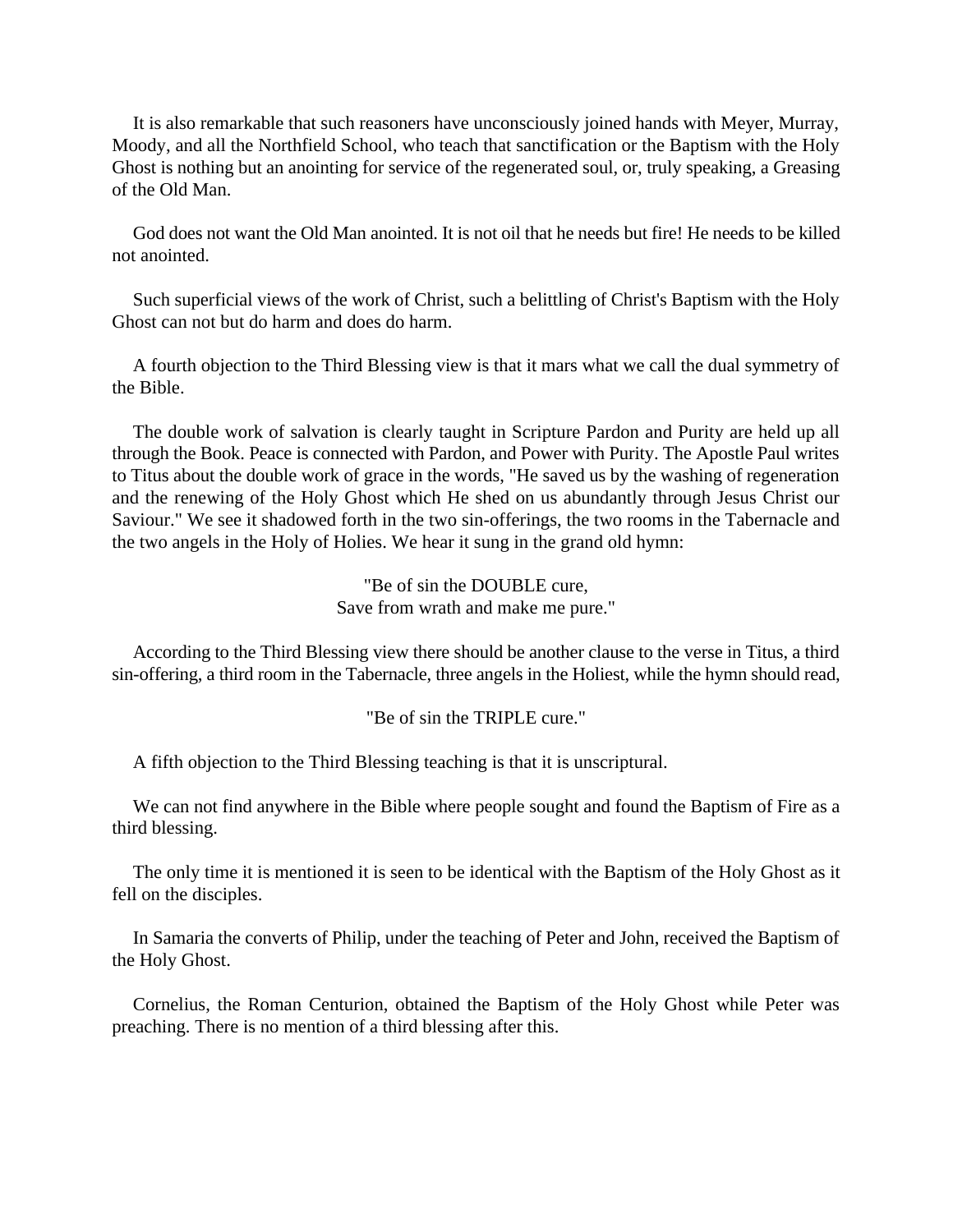It is also remarkable that such reasoners have unconsciously joined hands with Meyer, Murray, Moody, and all the Northfield School, who teach that sanctification or the Baptism with the Holy Ghost is nothing but an anointing for service of the regenerated soul, or, truly speaking, a Greasing of the Old Man.

God does not want the Old Man anointed. It is not oil that he needs but fire! He needs to be killed not anointed.

Such superficial views of the work of Christ, such a belittling of Christ's Baptism with the Holy Ghost can not but do harm and does do harm.

A fourth objection to the Third Blessing view is that it mars what we call the dual symmetry of the Bible.

The double work of salvation is clearly taught in Scripture Pardon and Purity are held up all through the Book. Peace is connected with Pardon, and Power with Purity. The Apostle Paul writes to Titus about the double work of grace in the words, "He saved us by the washing of regeneration and the renewing of the Holy Ghost which He shed on us abundantly through Jesus Christ our Saviour." We see it shadowed forth in the two sin-offerings, the two rooms in the Tabernacle and the two angels in the Holy of Holies. We hear it sung in the grand old hymn:

"Be of sin the DOUBLE cure,
Save from wrath and make me pure."

According to the Third Blessing view there should be another clause to the verse in Titus, a third sin-offering, a third room in the Tabernacle, three angels in the Holiest, while the hymn should read,

"Be of sin the TRIPLE cure."

A fifth objection to the Third Blessing teaching is that it is unscriptural.

We can not find anywhere in the Bible where people sought and found the Baptism of Fire as a third blessing.

The only time it is mentioned it is seen to be identical with the Baptism of the Holy Ghost as it fell on the disciples.

In Samaria the converts of Philip, under the teaching of Peter and John, received the Baptism of the Holy Ghost.

Cornelius, the Roman Centurion, obtained the Baptism of the Holy Ghost while Peter was preaching. There is no mention of a third blessing after this.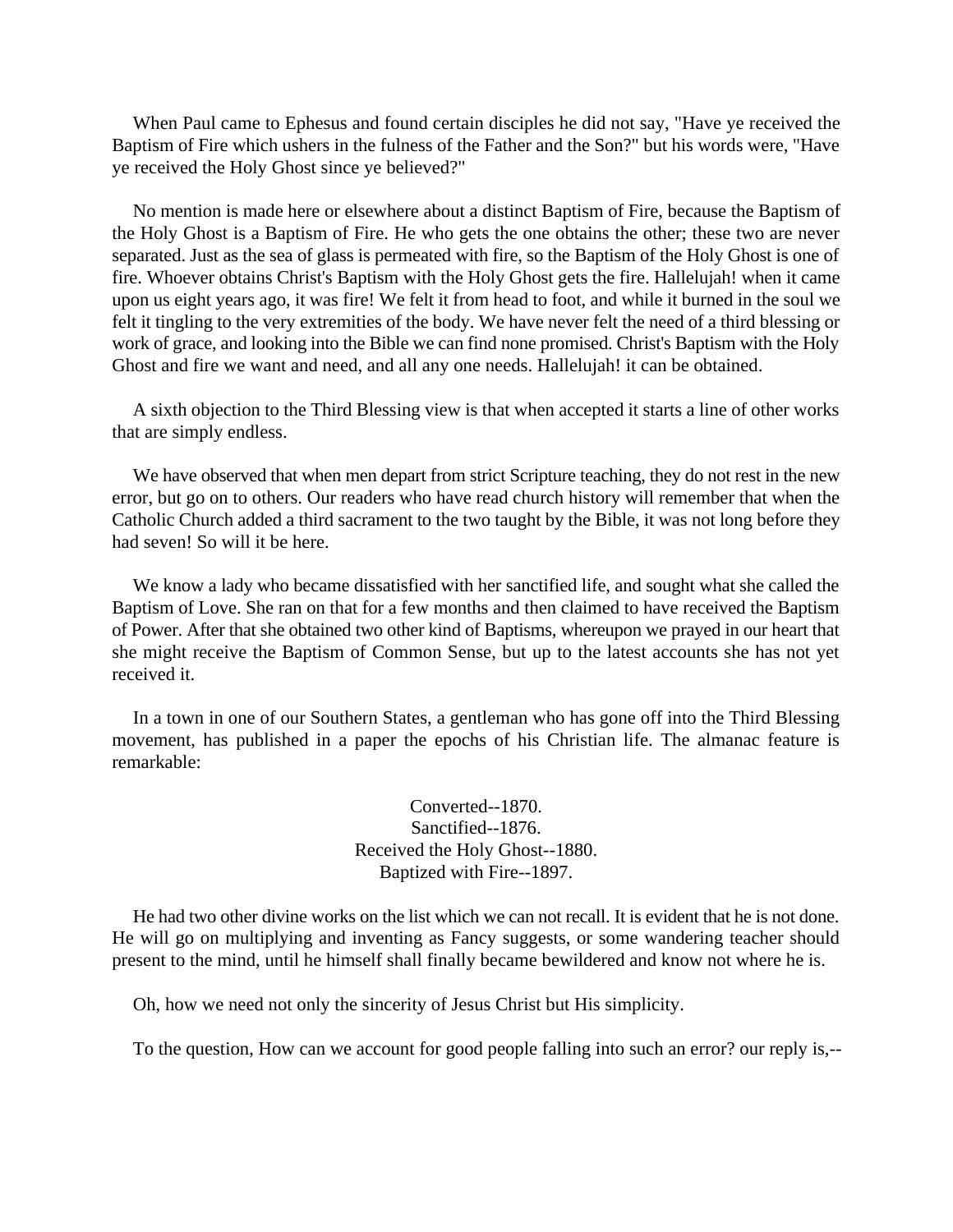When Paul came to Ephesus and found certain disciples he did not say, "Have ye received the Baptism of Fire which ushers in the fulness of the Father and the Son?" but his words were, "Have ye received the Holy Ghost since ye believed?"

No mention is made here or elsewhere about a distinct Baptism of Fire, because the Baptism of the Holy Ghost is a Baptism of Fire. He who gets the one obtains the other; these two are never separated. Just as the sea of glass is permeated with fire, so the Baptism of the Holy Ghost is one of fire. Whoever obtains Christ's Baptism with the Holy Ghost gets the fire. Hallelujah! when it came upon us eight years ago, it was fire! We felt it from head to foot, and while it burned in the soul we felt it tingling to the very extremities of the body. We have never felt the need of a third blessing or work of grace, and looking into the Bible we can find none promised. Christ's Baptism with the Holy Ghost and fire we want and need, and all any one needs. Hallelujah! it can be obtained.

A sixth objection to the Third Blessing view is that when accepted it starts a line of other works that are simply endless.

We have observed that when men depart from strict Scripture teaching, they do not rest in the new error, but go on to others. Our readers who have read church history will remember that when the Catholic Church added a third sacrament to the two taught by the Bible, it was not long before they had seven! So will it be here.

We know a lady who became dissatisfied with her sanctified life, and sought what she called the Baptism of Love. She ran on that for a few months and then claimed to have received the Baptism of Power. After that she obtained two other kind of Baptisms, whereupon we prayed in our heart that she might receive the Baptism of Common Sense, but up to the latest accounts she has not yet received it.

In a town in one of our Southern States, a gentleman who has gone off into the Third Blessing movement, has published in a paper the epochs of his Christian life. The almanac feature is remarkable:

Converted--1870.  
Sanctified--1876.  
Received the Holy Ghost--1880.  
Baptized with Fire--1897.

He had two other divine works on the list which we can not recall. It is evident that he is not done. He will go on multiplying and inventing as Fancy suggests, or some wandering teacher should present to the mind, until he himself shall finally became bewildered and know not where he is.

Oh, how we need not only the sincerity of Jesus Christ but His simplicity.

To the question, How can we account for good people falling into such an error? our reply is,--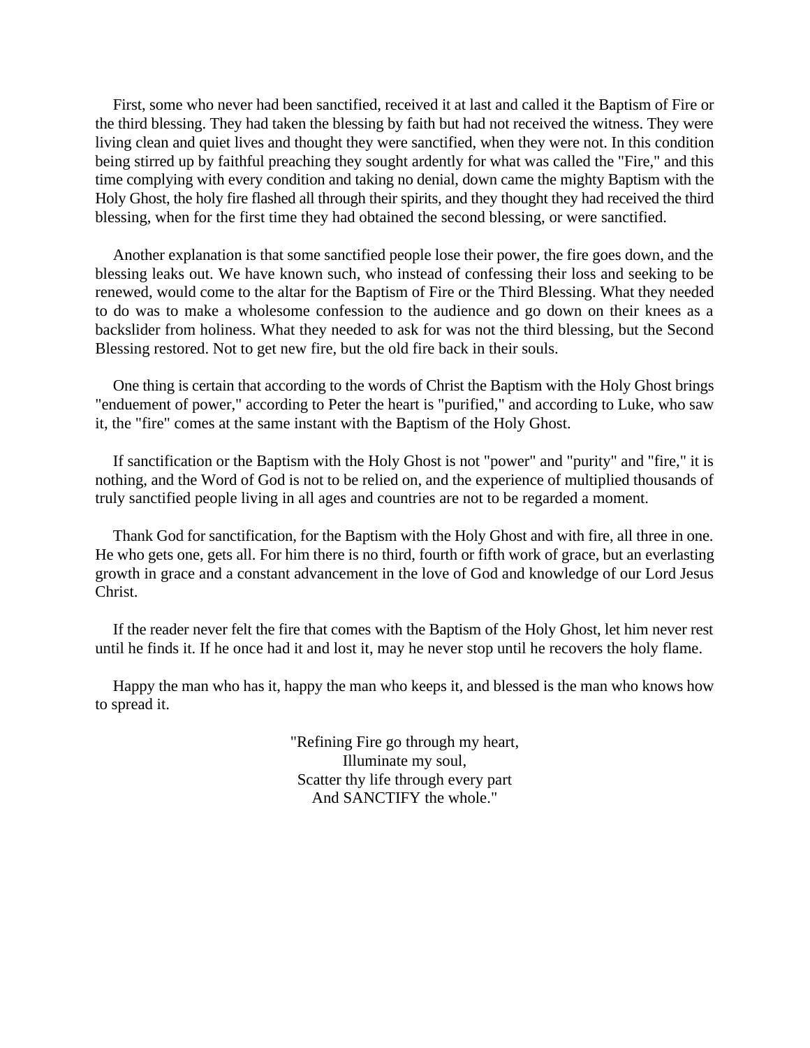First, some who never had been sanctified, received it at last and called it the Baptism of Fire or the third blessing. They had taken the blessing by faith but had not received the witness. They were living clean and quiet lives and thought they were sanctified, when they were not. In this condition being stirred up by faithful preaching they sought ardently for what was called the "Fire," and this time complying with every condition and taking no denial, down came the mighty Baptism with the Holy Ghost, the holy fire flashed all through their spirits, and they thought they had received the third blessing, when for the first time they had obtained the second blessing, or were sanctified.

Another explanation is that some sanctified people lose their power, the fire goes down, and the blessing leaks out. We have known such, who instead of confessing their loss and seeking to be renewed, would come to the altar for the Baptism of Fire or the Third Blessing. What they needed to do was to make a wholesome confession to the audience and go down on their knees as a backslider from holiness. What they needed to ask for was not the third blessing, but the Second Blessing restored. Not to get new fire, but the old fire back in their souls.

One thing is certain that according to the words of Christ the Baptism with the Holy Ghost brings "enduement of power," according to Peter the heart is "purified," and according to Luke, who saw it, the "fire" comes at the same instant with the Baptism of the Holy Ghost.

If sanctification or the Baptism with the Holy Ghost is not "power" and "purity" and "fire," it is nothing, and the Word of God is not to be relied on, and the experience of multiplied thousands of truly sanctified people living in all ages and countries are not to be regarded a moment.

Thank God for sanctification, for the Baptism with the Holy Ghost and with fire, all three in one. He who gets one, gets all. For him there is no third, fourth or fifth work of grace, but an everlasting growth in grace and a constant advancement in the love of God and knowledge of our Lord Jesus Christ.

If the reader never felt the fire that comes with the Baptism of the Holy Ghost, let him never rest until he finds it. If he once had it and lost it, may he never stop until he recovers the holy flame.

Happy the man who has it, happy the man who keeps it, and blessed is the man who knows how to spread it.

"Refining Fire go through my heart,
Illuminate my soul,
Scatter thy life through every part
And SANCTIFY the whole."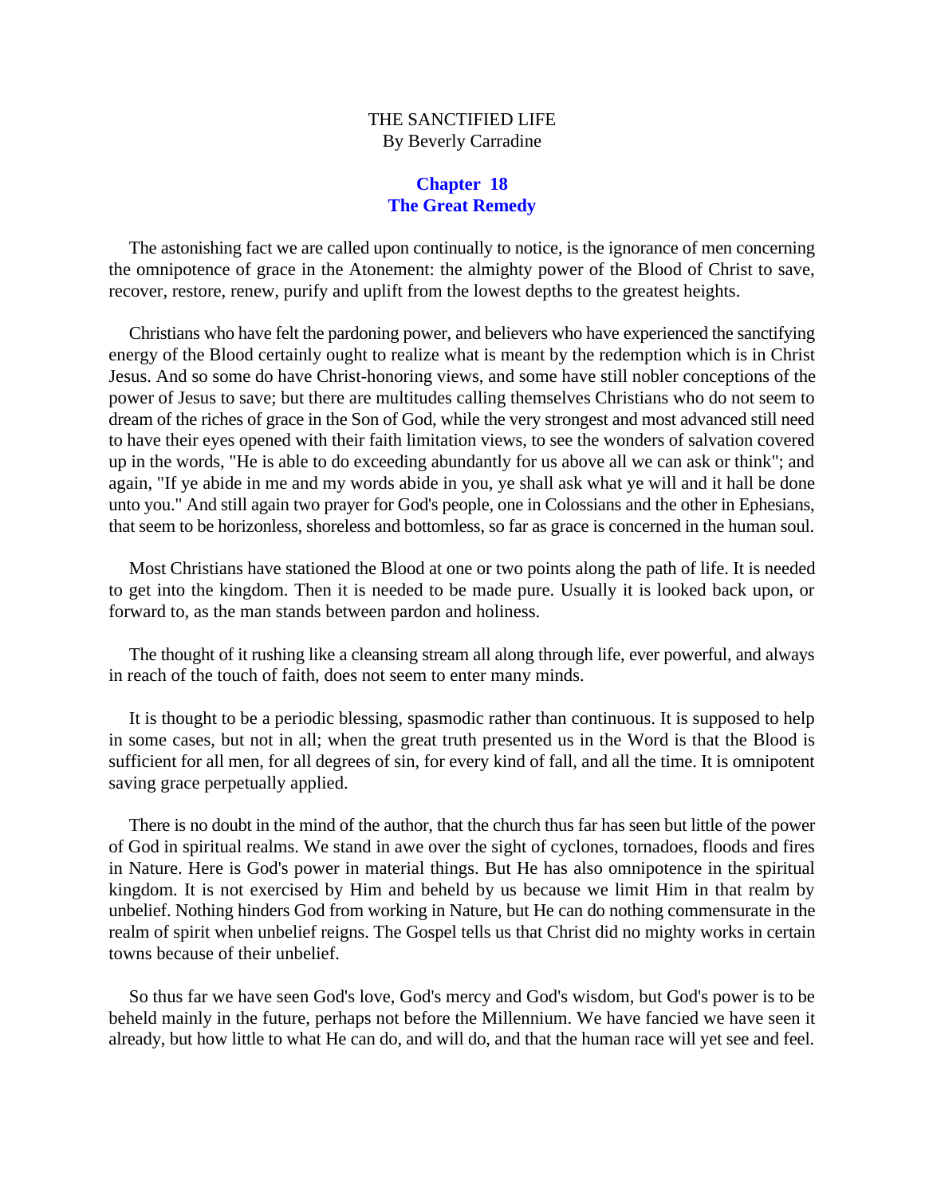THE SANCTIFIED LIFE
By Beverly Carradine

## Chapter 18
## The Great Remedy

The astonishing fact we are called upon continually to notice, is the ignorance of men concerning the omnipotence of grace in the Atonement: the almighty power of the Blood of Christ to save, recover, restore, renew, purify and uplift from the lowest depths to the greatest heights.

Christians who have felt the pardoning power, and believers who have experienced the sanctifying energy of the Blood certainly ought to realize what is meant by the redemption which is in Christ Jesus. And so some do have Christ-honoring views, and some have still nobler conceptions of the power of Jesus to save; but there are multitudes calling themselves Christians who do not seem to dream of the riches of grace in the Son of God, while the very strongest and most advanced still need to have their eyes opened with their faith limitation views, to see the wonders of salvation covered up in the words, "He is able to do exceeding abundantly for us above all we can ask or think"; and again, "If ye abide in me and my words abide in you, ye shall ask what ye will and it hall be done unto you." And still again two prayer for God's people, one in Colossians and the other in Ephesians, that seem to be horizonless, shoreless and bottomless, so far as grace is concerned in the human soul.

Most Christians have stationed the Blood at one or two points along the path of life. It is needed to get into the kingdom. Then it is needed to be made pure. Usually it is looked back upon, or forward to, as the man stands between pardon and holiness.

The thought of it rushing like a cleansing stream all along through life, ever powerful, and always in reach of the touch of faith, does not seem to enter many minds.

It is thought to be a periodic blessing, spasmodic rather than continuous. It is supposed to help in some cases, but not in all; when the great truth presented us in the Word is that the Blood is sufficient for all men, for all degrees of sin, for every kind of fall, and all the time. It is omnipotent saving grace perpetually applied.

There is no doubt in the mind of the author, that the church thus far has seen but little of the power of God in spiritual realms. We stand in awe over the sight of cyclones, tornadoes, floods and fires in Nature. Here is God's power in material things. But He has also omnipotence in the spiritual kingdom. It is not exercised by Him and beheld by us because we limit Him in that realm by unbelief. Nothing hinders God from working in Nature, but He can do nothing commensurate in the realm of spirit when unbelief reigns. The Gospel tells us that Christ did no mighty works in certain towns because of their unbelief.

So thus far we have seen God's love, God's mercy and God's wisdom, but God's power is to be beheld mainly in the future, perhaps not before the Millennium. We have fancied we have seen it already, but how little to what He can do, and will do, and that the human race will yet see and feel.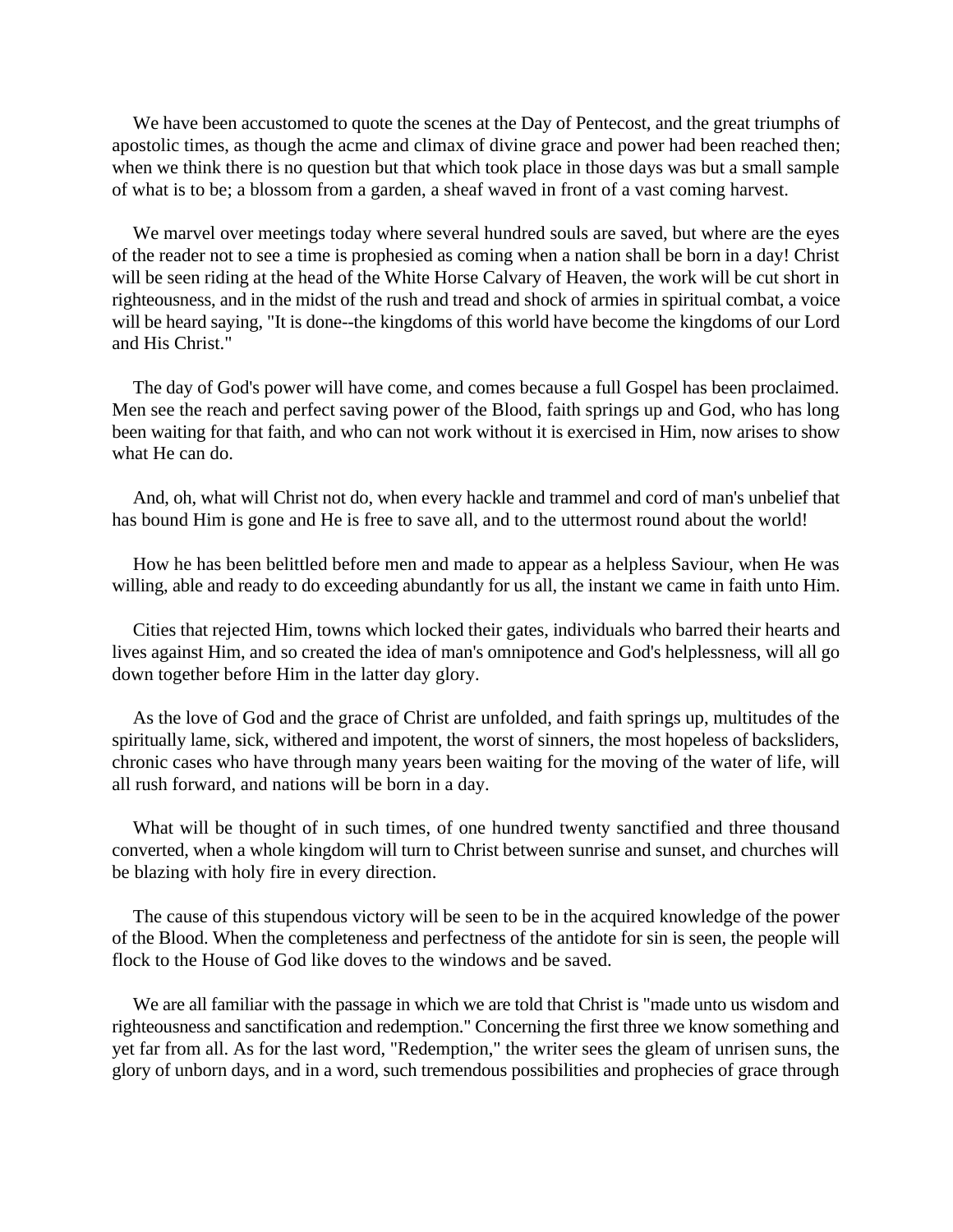We have been accustomed to quote the scenes at the Day of Pentecost, and the great triumphs of apostolic times, as though the acme and climax of divine grace and power had been reached then; when we think there is no question but that which took place in those days was but a small sample of what is to be; a blossom from a garden, a sheaf waved in front of a vast coming harvest.

We marvel over meetings today where several hundred souls are saved, but where are the eyes of the reader not to see a time is prophesied as coming when a nation shall be born in a day! Christ will be seen riding at the head of the White Horse Calvary of Heaven, the work will be cut short in righteousness, and in the midst of the rush and tread and shock of armies in spiritual combat, a voice will be heard saying, "It is done--the kingdoms of this world have become the kingdoms of our Lord and His Christ."

The day of God's power will have come, and comes because a full Gospel has been proclaimed. Men see the reach and perfect saving power of the Blood, faith springs up and God, who has long been waiting for that faith, and who can not work without it is exercised in Him, now arises to show what He can do.

And, oh, what will Christ not do, when every hackle and trammel and cord of man's unbelief that has bound Him is gone and He is free to save all, and to the uttermost round about the world!

How he has been belittled before men and made to appear as a helpless Saviour, when He was willing, able and ready to do exceeding abundantly for us all, the instant we came in faith unto Him.

Cities that rejected Him, towns which locked their gates, individuals who barred their hearts and lives against Him, and so created the idea of man's omnipotence and God's helplessness, will all go down together before Him in the latter day glory.

As the love of God and the grace of Christ are unfolded, and faith springs up, multitudes of the spiritually lame, sick, withered and impotent, the worst of sinners, the most hopeless of backsliders, chronic cases who have through many years been waiting for the moving of the water of life, will all rush forward, and nations will be born in a day.

What will be thought of in such times, of one hundred twenty sanctified and three thousand converted, when a whole kingdom will turn to Christ between sunrise and sunset, and churches will be blazing with holy fire in every direction.

The cause of this stupendous victory will be seen to be in the acquired knowledge of the power of the Blood. When the completeness and perfectness of the antidote for sin is seen, the people will flock to the House of God like doves to the windows and be saved.

We are all familiar with the passage in which we are told that Christ is "made unto us wisdom and righteousness and sanctification and redemption." Concerning the first three we know something and yet far from all. As for the last word, "Redemption," the writer sees the gleam of unrisen suns, the glory of unborn days, and in a word, such tremendous possibilities and prophecies of grace through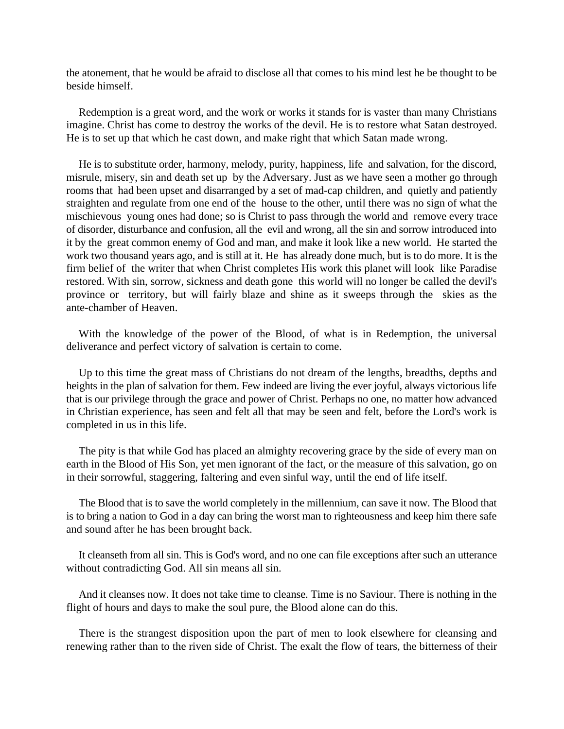the atonement, that he would be afraid to disclose all that comes to his mind lest he be thought to be beside himself.

Redemption is a great word, and the work or works it stands for is vaster than many Christians imagine. Christ has come to destroy the works of the devil. He is to restore what Satan destroyed. He is to set up that which he cast down, and make right that which Satan made wrong.

He is to substitute order, harmony, melody, purity, happiness, life and salvation, for the discord, misrule, misery, sin and death set up by the Adversary. Just as we have seen a mother go through rooms that had been upset and disarranged by a set of mad-cap children, and quietly and patiently straighten and regulate from one end of the house to the other, until there was no sign of what the mischievous young ones had done; so is Christ to pass through the world and remove every trace of disorder, disturbance and confusion, all the evil and wrong, all the sin and sorrow introduced into it by the great common enemy of God and man, and make it look like a new world. He started the work two thousand years ago, and is still at it. He has already done much, but is to do more. It is the firm belief of the writer that when Christ completes His work this planet will look like Paradise restored. With sin, sorrow, sickness and death gone this world will no longer be called the devil's province or territory, but will fairly blaze and shine as it sweeps through the skies as the ante-chamber of Heaven.

With the knowledge of the power of the Blood, of what is in Redemption, the universal deliverance and perfect victory of salvation is certain to come.

Up to this time the great mass of Christians do not dream of the lengths, breadths, depths and heights in the plan of salvation for them. Few indeed are living the ever joyful, always victorious life that is our privilege through the grace and power of Christ. Perhaps no one, no matter how advanced in Christian experience, has seen and felt all that may be seen and felt, before the Lord's work is completed in us in this life.

The pity is that while God has placed an almighty recovering grace by the side of every man on earth in the Blood of His Son, yet men ignorant of the fact, or the measure of this salvation, go on in their sorrowful, staggering, faltering and even sinful way, until the end of life itself.

The Blood that is to save the world completely in the millennium, can save it now. The Blood that is to bring a nation to God in a day can bring the worst man to righteousness and keep him there safe and sound after he has been brought back.

It cleanseth from all sin. This is God's word, and no one can file exceptions after such an utterance without contradicting God. All sin means all sin.

And it cleanses now. It does not take time to cleanse. Time is no Saviour. There is nothing in the flight of hours and days to make the soul pure, the Blood alone can do this.

There is the strangest disposition upon the part of men to look elsewhere for cleansing and renewing rather than to the riven side of Christ. The exalt the flow of tears, the bitterness of their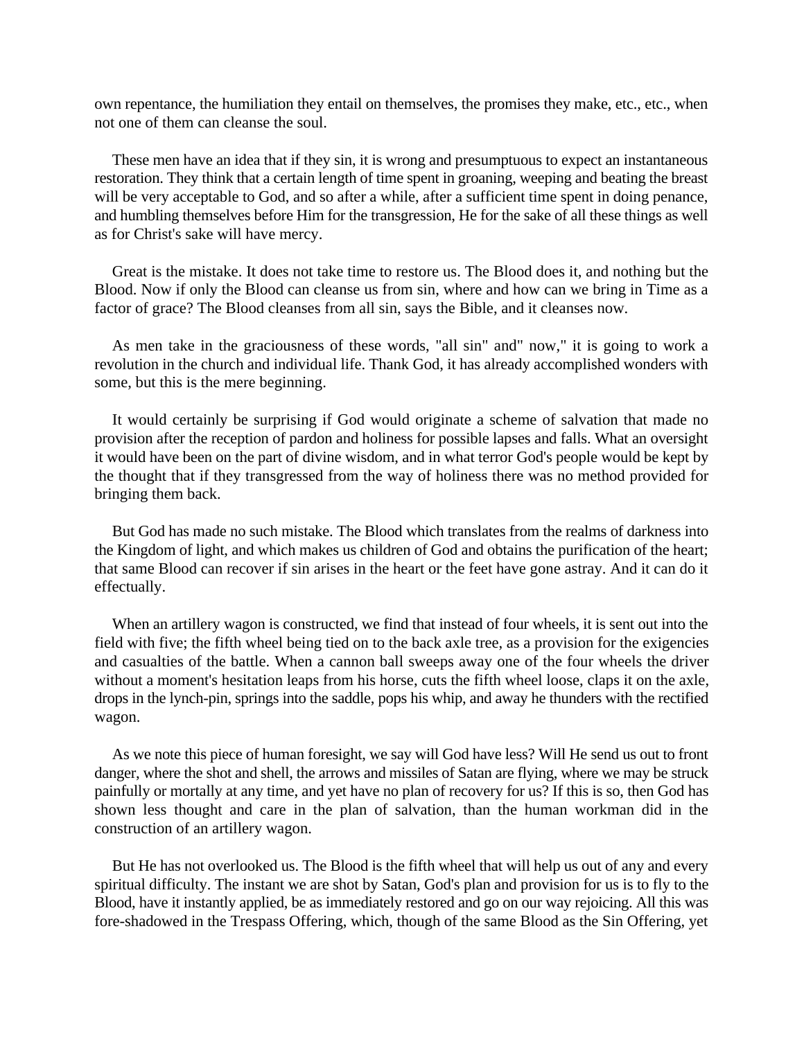own repentance, the humiliation they entail on themselves, the promises they make, etc., etc., when not one of them can cleanse the soul.

These men have an idea that if they sin, it is wrong and presumptuous to expect an instantaneous restoration. They think that a certain length of time spent in groaning, weeping and beating the breast will be very acceptable to God, and so after a while, after a sufficient time spent in doing penance, and humbling themselves before Him for the transgression, He for the sake of all these things as well as for Christ's sake will have mercy.

Great is the mistake. It does not take time to restore us. The Blood does it, and nothing but the Blood. Now if only the Blood can cleanse us from sin, where and how can we bring in Time as a factor of grace? The Blood cleanses from all sin, says the Bible, and it cleanses now.

As men take in the graciousness of these words, "all sin" and" now," it is going to work a revolution in the church and individual life. Thank God, it has already accomplished wonders with some, but this is the mere beginning.

It would certainly be surprising if God would originate a scheme of salvation that made no provision after the reception of pardon and holiness for possible lapses and falls. What an oversight it would have been on the part of divine wisdom, and in what terror God's people would be kept by the thought that if they transgressed from the way of holiness there was no method provided for bringing them back.

But God has made no such mistake. The Blood which translates from the realms of darkness into the Kingdom of light, and which makes us children of God and obtains the purification of the heart; that same Blood can recover if sin arises in the heart or the feet have gone astray. And it can do it effectually.

When an artillery wagon is constructed, we find that instead of four wheels, it is sent out into the field with five; the fifth wheel being tied on to the back axle tree, as a provision for the exigencies and casualties of the battle. When a cannon ball sweeps away one of the four wheels the driver without a moment's hesitation leaps from his horse, cuts the fifth wheel loose, claps it on the axle, drops in the lynch-pin, springs into the saddle, pops his whip, and away he thunders with the rectified wagon.

As we note this piece of human foresight, we say will God have less? Will He send us out to front danger, where the shot and shell, the arrows and missiles of Satan are flying, where we may be struck painfully or mortally at any time, and yet have no plan of recovery for us? If this is so, then God has shown less thought and care in the plan of salvation, than the human workman did in the construction of an artillery wagon.

But He has not overlooked us. The Blood is the fifth wheel that will help us out of any and every spiritual difficulty. The instant we are shot by Satan, God's plan and provision for us is to fly to the Blood, have it instantly applied, be as immediately restored and go on our way rejoicing. All this was fore-shadowed in the Trespass Offering, which, though of the same Blood as the Sin Offering, yet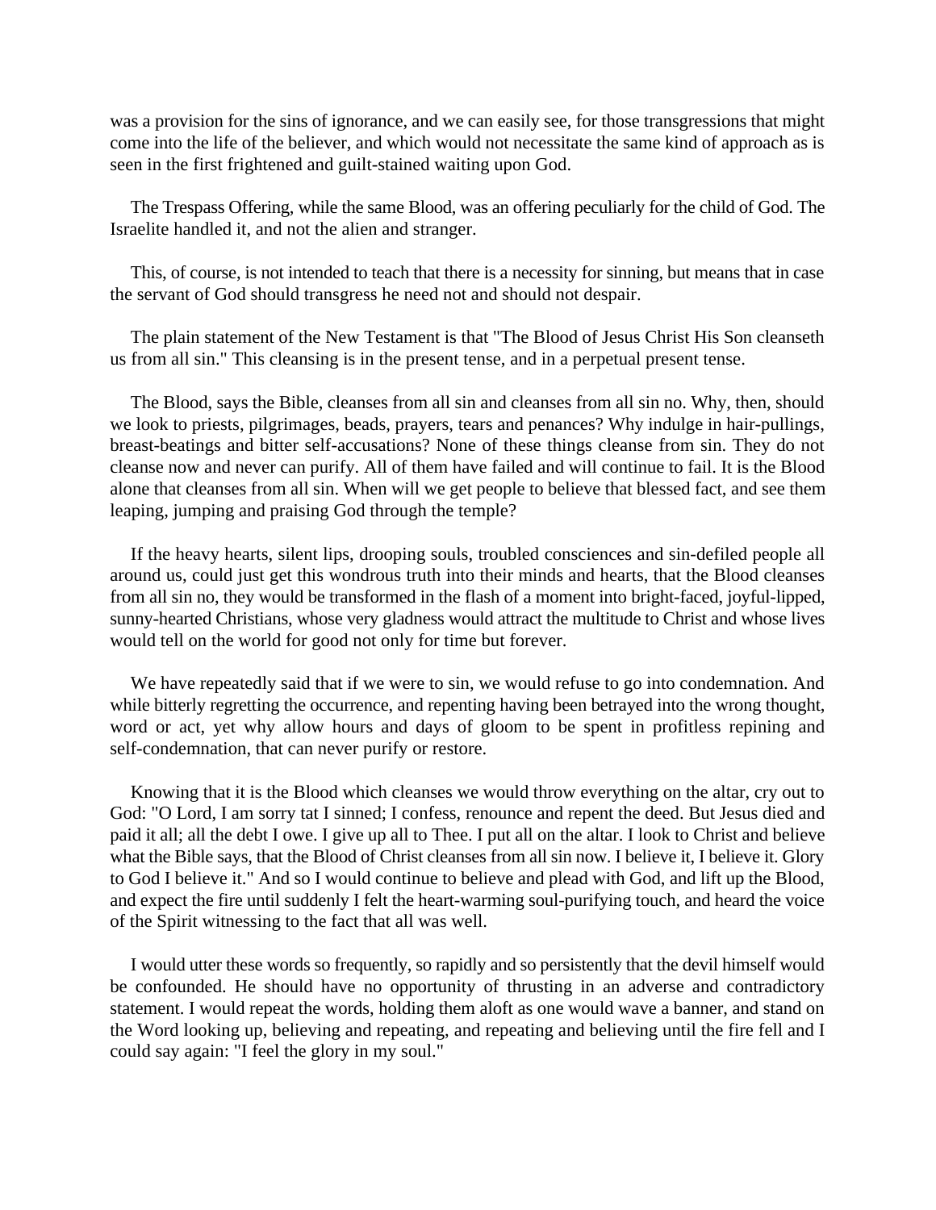was a provision for the sins of ignorance, and we can easily see, for those transgressions that might come into the life of the believer, and which would not necessitate the same kind of approach as is seen in the first frightened and guilt-stained waiting upon God.

The Trespass Offering, while the same Blood, was an offering peculiarly for the child of God. The Israelite handled it, and not the alien and stranger.

This, of course, is not intended to teach that there is a necessity for sinning, but means that in case the servant of God should transgress he need not and should not despair.

The plain statement of the New Testament is that "The Blood of Jesus Christ His Son cleanseth us from all sin." This cleansing is in the present tense, and in a perpetual present tense.

The Blood, says the Bible, cleanses from all sin and cleanses from all sin no. Why, then, should we look to priests, pilgrimages, beads, prayers, tears and penances? Why indulge in hair-pullings, breast-beatings and bitter self-accusations? None of these things cleanse from sin. They do not cleanse now and never can purify. All of them have failed and will continue to fail. It is the Blood alone that cleanses from all sin. When will we get people to believe that blessed fact, and see them leaping, jumping and praising God through the temple?

If the heavy hearts, silent lips, drooping souls, troubled consciences and sin-defiled people all around us, could just get this wondrous truth into their minds and hearts, that the Blood cleanses from all sin no, they would be transformed in the flash of a moment into bright-faced, joyful-lipped, sunny-hearted Christians, whose very gladness would attract the multitude to Christ and whose lives would tell on the world for good not only for time but forever.

We have repeatedly said that if we were to sin, we would refuse to go into condemnation. And while bitterly regretting the occurrence, and repenting having been betrayed into the wrong thought, word or act, yet why allow hours and days of gloom to be spent in profitless repining and self-condemnation, that can never purify or restore.

Knowing that it is the Blood which cleanses we would throw everything on the altar, cry out to God: "O Lord, I am sorry tat I sinned; I confess, renounce and repent the deed. But Jesus died and paid it all; all the debt I owe. I give up all to Thee. I put all on the altar. I look to Christ and believe what the Bible says, that the Blood of Christ cleanses from all sin now. I believe it, I believe it. Glory to God I believe it." And so I would continue to believe and plead with God, and lift up the Blood, and expect the fire until suddenly I felt the heart-warming soul-purifying touch, and heard the voice of the Spirit witnessing to the fact that all was well.

I would utter these words so frequently, so rapidly and so persistently that the devil himself would be confounded. He should have no opportunity of thrusting in an adverse and contradictory statement. I would repeat the words, holding them aloft as one would wave a banner, and stand on the Word looking up, believing and repeating, and repeating and believing until the fire fell and I could say again: "I feel the glory in my soul."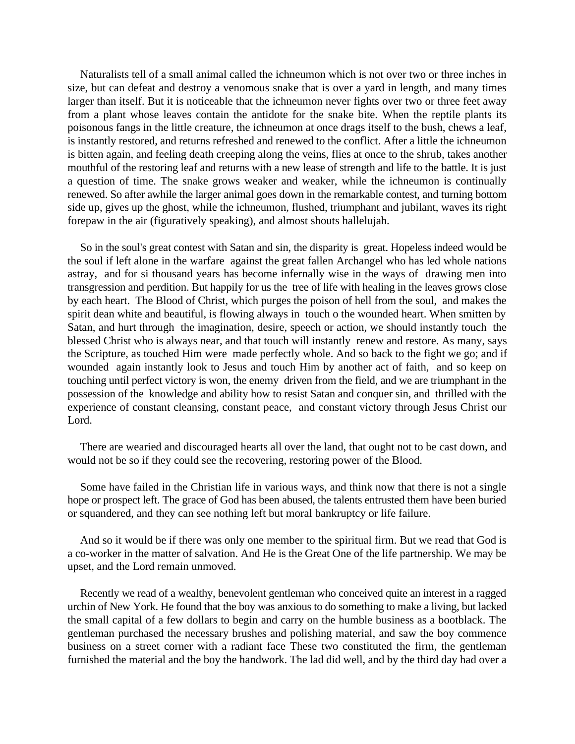Naturalists tell of a small animal called the ichneumon which is not over two or three inches in size, but can defeat and destroy a venomous snake that is over a yard in length, and many times larger than itself. But it is noticeable that the ichneumon never fights over two or three feet away from a plant whose leaves contain the antidote for the snake bite. When the reptile plants its poisonous fangs in the little creature, the ichneumon at once drags itself to the bush, chews a leaf, is instantly restored, and returns refreshed and renewed to the conflict. After a little the ichneumon is bitten again, and feeling death creeping along the veins, flies at once to the shrub, takes another mouthful of the restoring leaf and returns with a new lease of strength and life to the battle. It is just a question of time. The snake grows weaker and weaker, while the ichneumon is continually renewed. So after awhile the larger animal goes down in the remarkable contest, and turning bottom side up, gives up the ghost, while the ichneumon, flushed, triumphant and jubilant, waves its right forepaw in the air (figuratively speaking), and almost shouts hallelujah.

So in the soul's great contest with Satan and sin, the disparity is great. Hopeless indeed would be the soul if left alone in the warfare against the great fallen Archangel who has led whole nations astray, and for si thousand years has become infernally wise in the ways of drawing men into transgression and perdition. But happily for us the tree of life with healing in the leaves grows close by each heart. The Blood of Christ, which purges the poison of hell from the soul, and makes the spirit dean white and beautiful, is flowing always in touch o the wounded heart. When smitten by Satan, and hurt through the imagination, desire, speech or action, we should instantly touch the blessed Christ who is always near, and that touch will instantly renew and restore. As many, says the Scripture, as touched Him were made perfectly whole. And so back to the fight we go; and if wounded again instantly look to Jesus and touch Him by another act of faith, and so keep on touching until perfect victory is won, the enemy driven from the field, and we are triumphant in the possession of the knowledge and ability how to resist Satan and conquer sin, and thrilled with the experience of constant cleansing, constant peace, and constant victory through Jesus Christ our Lord.

There are wearied and discouraged hearts all over the land, that ought not to be cast down, and would not be so if they could see the recovering, restoring power of the Blood.

Some have failed in the Christian life in various ways, and think now that there is not a single hope or prospect left. The grace of God has been abused, the talents entrusted them have been buried or squandered, and they can see nothing left but moral bankruptcy or life failure.

And so it would be if there was only one member to the spiritual firm. But we read that God is a co-worker in the matter of salvation. And He is the Great One of the life partnership. We may be upset, and the Lord remain unmoved.

Recently we read of a wealthy, benevolent gentleman who conceived quite an interest in a ragged urchin of New York. He found that the boy was anxious to do something to make a living, but lacked the small capital of a few dollars to begin and carry on the humble business as a bootblack. The gentleman purchased the necessary brushes and polishing material, and saw the boy commence business on a street corner with a radiant face These two constituted the firm, the gentleman furnished the material and the boy the handwork. The lad did well, and by the third day had over a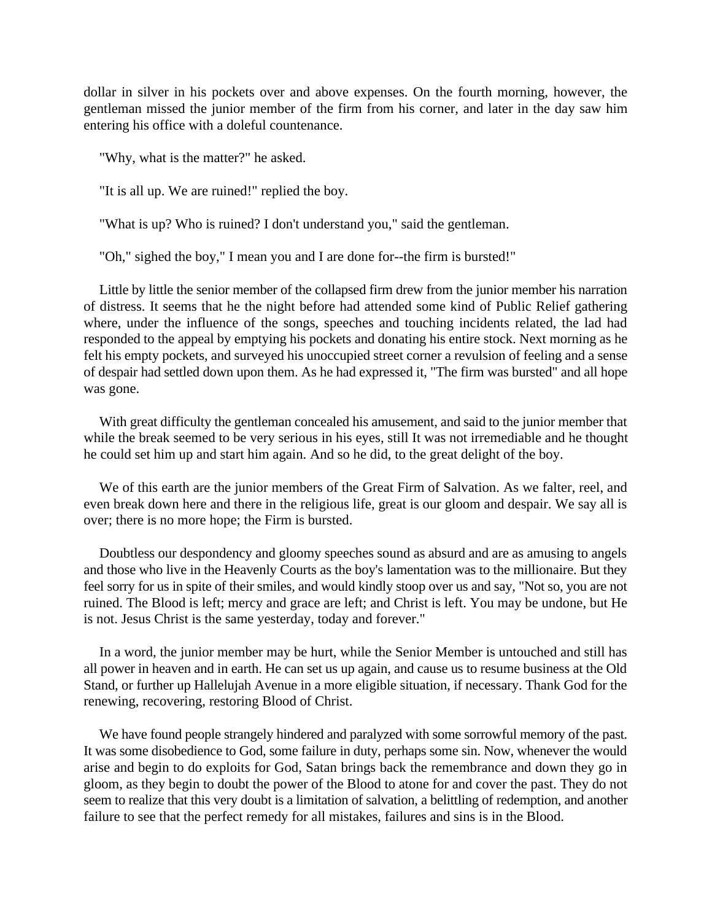dollar in silver in his pockets over and above expenses. On the fourth morning, however, the gentleman missed the junior member of the firm from his corner, and later in the day saw him entering his office with a doleful countenance.

"Why, what is the matter?" he asked.

"It is all up. We are ruined!" replied the boy.

"What is up? Who is ruined? I don't understand you," said the gentleman.

"Oh," sighed the boy," I mean you and I are done for--the firm is bursted!"

Little by little the senior member of the collapsed firm drew from the junior member his narration of distress. It seems that he the night before had attended some kind of Public Relief gathering where, under the influence of the songs, speeches and touching incidents related, the lad had responded to the appeal by emptying his pockets and donating his entire stock. Next morning as he felt his empty pockets, and surveyed his unoccupied street corner a revulsion of feeling and a sense of despair had settled down upon them. As he had expressed it, "The firm was bursted" and all hope was gone.

With great difficulty the gentleman concealed his amusement, and said to the junior member that while the break seemed to be very serious in his eyes, still It was not irremediable and he thought he could set him up and start him again. And so he did, to the great delight of the boy.

We of this earth are the junior members of the Great Firm of Salvation. As we falter, reel, and even break down here and there in the religious life, great is our gloom and despair. We say all is over; there is no more hope; the Firm is bursted.

Doubtless our despondency and gloomy speeches sound as absurd and are as amusing to angels and those who live in the Heavenly Courts as the boy's lamentation was to the millionaire. But they feel sorry for us in spite of their smiles, and would kindly stoop over us and say, "Not so, you are not ruined. The Blood is left; mercy and grace are left; and Christ is left. You may be undone, but He is not. Jesus Christ is the same yesterday, today and forever."

In a word, the junior member may be hurt, while the Senior Member is untouched and still has all power in heaven and in earth. He can set us up again, and cause us to resume business at the Old Stand, or further up Hallelujah Avenue in a more eligible situation, if necessary. Thank God for the renewing, recovering, restoring Blood of Christ.

We have found people strangely hindered and paralyzed with some sorrowful memory of the past. It was some disobedience to God, some failure in duty, perhaps some sin. Now, whenever the would arise and begin to do exploits for God, Satan brings back the remembrance and down they go in gloom, as they begin to doubt the power of the Blood to atone for and cover the past. They do not seem to realize that this very doubt is a limitation of salvation, a belittling of redemption, and another failure to see that the perfect remedy for all mistakes, failures and sins is in the Blood.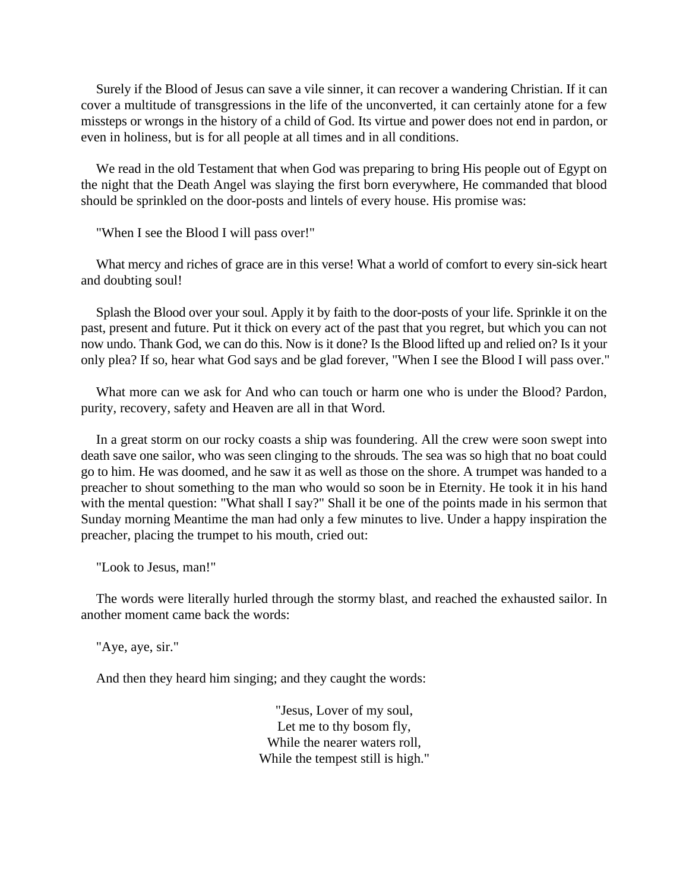Surely if the Blood of Jesus can save a vile sinner, it can recover a wandering Christian. If it can cover a multitude of transgressions in the life of the unconverted, it can certainly atone for a few missteps or wrongs in the history of a child of God. Its virtue and power does not end in pardon, or even in holiness, but is for all people at all times and in all conditions.

We read in the old Testament that when God was preparing to bring His people out of Egypt on the night that the Death Angel was slaying the first born everywhere, He commanded that blood should be sprinkled on the door-posts and lintels of every house. His promise was:

"When I see the Blood I will pass over!"

What mercy and riches of grace are in this verse! What a world of comfort to every sin-sick heart and doubting soul!

Splash the Blood over your soul. Apply it by faith to the door-posts of your life. Sprinkle it on the past, present and future. Put it thick on every act of the past that you regret, but which you can not now undo. Thank God, we can do this. Now is it done? Is the Blood lifted up and relied on? Is it your only plea? If so, hear what God says and be glad forever, "When I see the Blood I will pass over."

What more can we ask for And who can touch or harm one who is under the Blood? Pardon, purity, recovery, safety and Heaven are all in that Word.

In a great storm on our rocky coasts a ship was foundering. All the crew were soon swept into death save one sailor, who was seen clinging to the shrouds. The sea was so high that no boat could go to him. He was doomed, and he saw it as well as those on the shore. A trumpet was handed to a preacher to shout something to the man who would so soon be in Eternity. He took it in his hand with the mental question: "What shall I say?" Shall it be one of the points made in his sermon that Sunday morning Meantime the man had only a few minutes to live. Under a happy inspiration the preacher, placing the trumpet to his mouth, cried out:

"Look to Jesus, man!"

The words were literally hurled through the stormy blast, and reached the exhausted sailor. In another moment came back the words:

"Aye, aye, sir."

And then they heard him singing; and they caught the words:

"Jesus, Lover of my soul,  
Let me to thy bosom fly,  
While the nearer waters roll,  
While the tempest still is high."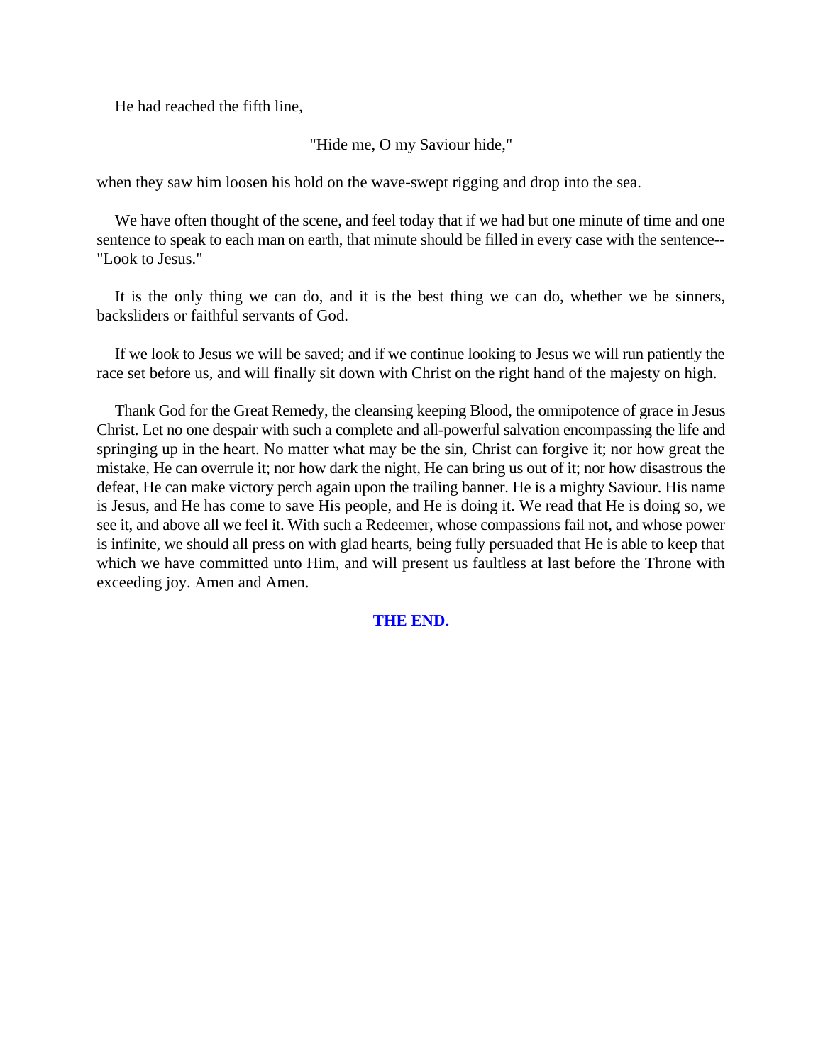He had reached the fifth line,

"Hide me, O my Saviour hide,"

when they saw him loosen his hold on the wave-swept rigging and drop into the sea.

We have often thought of the scene, and feel today that if we had but one minute of time and one sentence to speak to each man on earth, that minute should be filled in every case with the sentence--"Look to Jesus."

It is the only thing we can do, and it is the best thing we can do, whether we be sinners, backsliders or faithful servants of God.

If we look to Jesus we will be saved; and if we continue looking to Jesus we will run patiently the race set before us, and will finally sit down with Christ on the right hand of the majesty on high.

Thank God for the Great Remedy, the cleansing keeping Blood, the omnipotence of grace in Jesus Christ. Let no one despair with such a complete and all-powerful salvation encompassing the life and springing up in the heart. No matter what may be the sin, Christ can forgive it; nor how great the mistake, He can overrule it; nor how dark the night, He can bring us out of it; nor how disastrous the defeat, He can make victory perch again upon the trailing banner. He is a mighty Saviour. His name is Jesus, and He has come to save His people, and He is doing it. We read that He is doing so, we see it, and above all we feel it. With such a Redeemer, whose compassions fail not, and whose power is infinite, we should all press on with glad hearts, being fully persuaded that He is able to keep that which we have committed unto Him, and will present us faultless at last before the Throne with exceeding joy. Amen and Amen.

**THE END.**